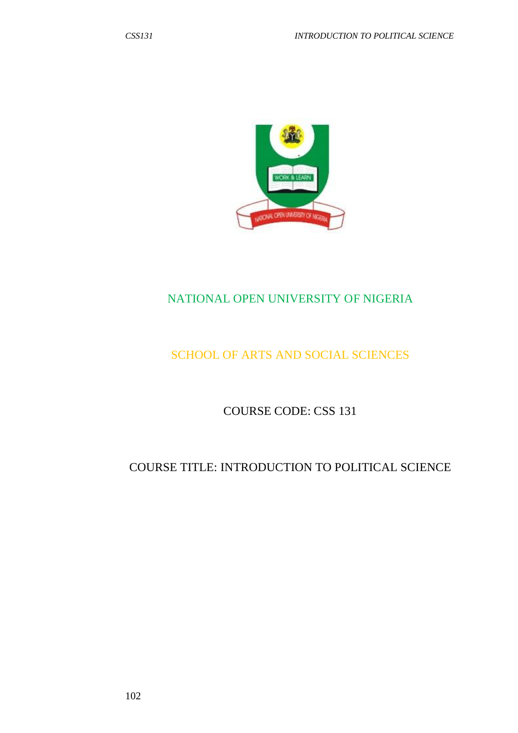NATIONAL OPEN UNIVERSITY OF NIGERIA

SCHOOL OF ARTS AND SOCIAL SCIENCES

COURSE CODE: CSS 131

COURSE TITLE: INTRODUCTION TO POLITICAL SCIENCE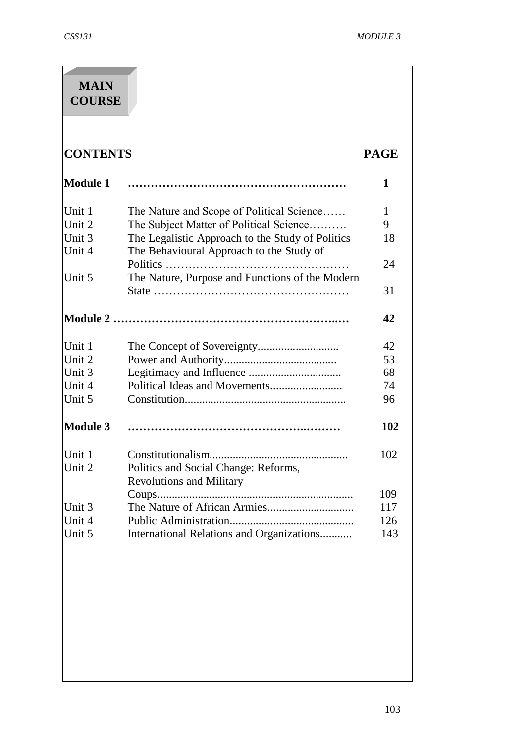# MAIN COURSE

| CONTENTS | | PAGE |
|---|---|---|
| **Module 1** | | **1** |
| Unit 1 | The Nature and Scope of Political Science | 1 |
| Unit 2 | The Subject Matter of Political Science | 9 |
| Unit 3 | The Legalistic Approach to the Study of Politics | 18 |
| Unit 4 | The Behavioural Approach to the Study of Politics | 24 |
| Unit 5 | The Nature, Purpose and Functions of the Modern State | 31 |
| **Module 2** | | **42** |
| Unit 1 | The Concept of Sovereignty | 42 |
| Unit 2 | Power and Authority | 53 |
| Unit 3 | Legitimacy and Influence | 68 |
| Unit 4 | Political Ideas and Movements | 74 |
| Unit 5 | Constitution | 96 |
| **Module 3** | | **102** |
| Unit 1 | Constitutionalism | 102 |
| Unit 2 | Politics and Social Change: Reforms, Revolutions and Military Coups | 109 |
| Unit 3 | The Nature of African Armies | 117 |
| Unit 4 | Public Administration | 126 |
| Unit 5 | International Relations and Organizations | 143 |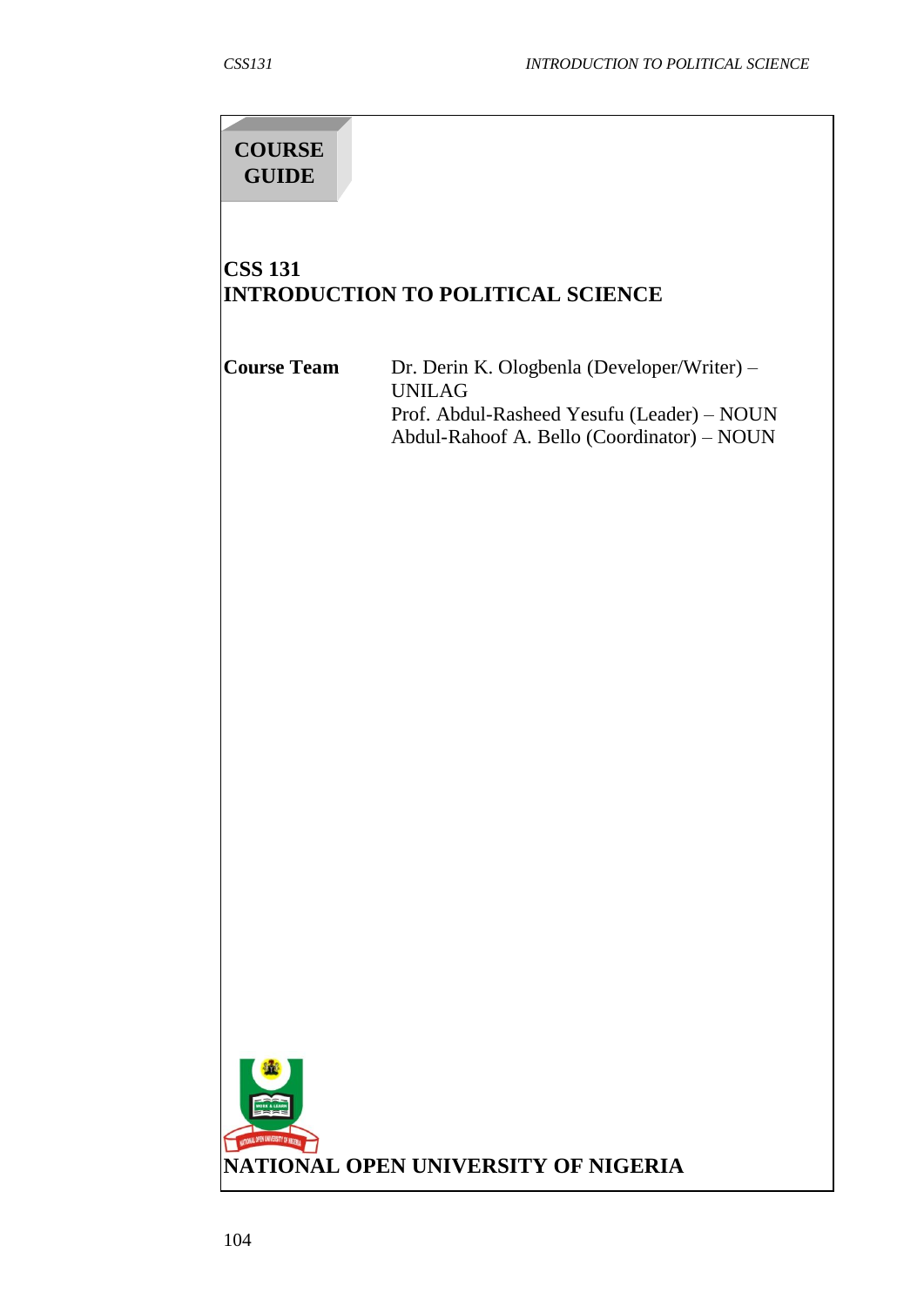**COURSE GUIDE**

# CSS 131
# INTRODUCTION TO POLITICAL SCIENCE

| **Course Team** | Dr. Derin K. Ologbenla (Developer/Writer) – UNILAG |
|---|---|
| | Prof. Abdul-Rasheed Yesufu (Leader) – NOUN |
| | Abdul-Rahoof A. Bello (Coordinator) – NOUN |

**NATIONAL OPEN UNIVERSITY OF NIGERIA**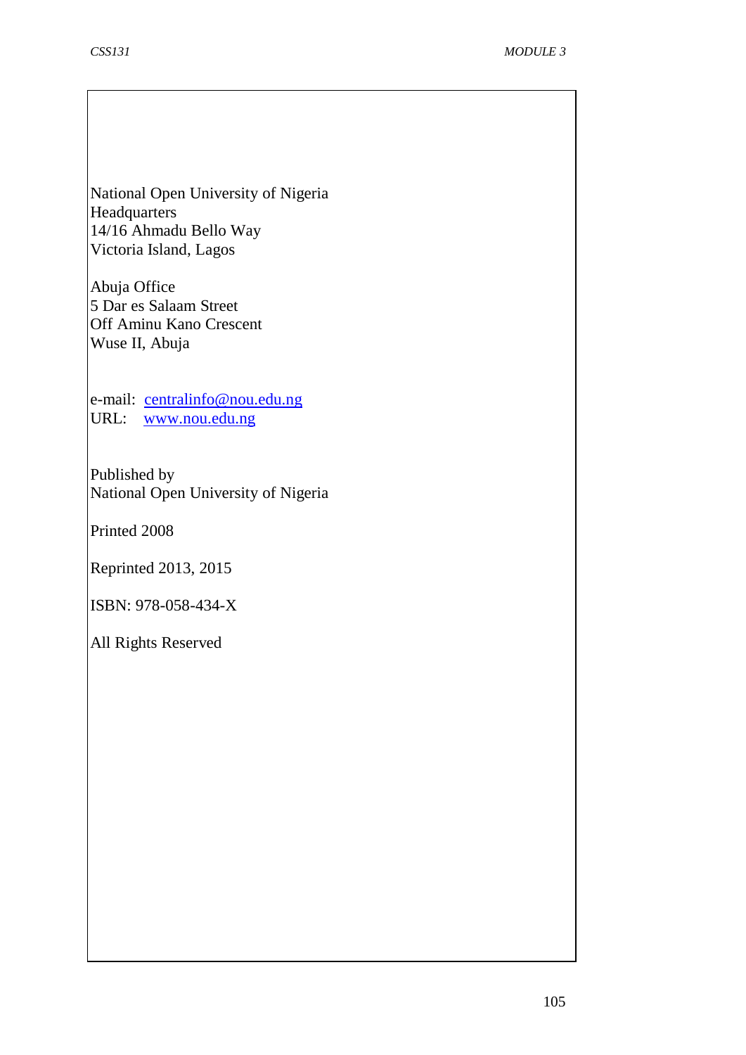National Open University of Nigeria
Headquarters
14/16 Ahmadu Bello Way
Victoria Island, Lagos

Abuja Office
5 Dar es Salaam Street
Off Aminu Kano Crescent
Wuse II, Abuja

e-mail: centralinfo@nou.edu.ng
URL: www.nou.edu.ng

Published by
National Open University of Nigeria

Printed 2008

Reprinted 2013, 2015

ISBN: 978-058-434-X

All Rights Reserved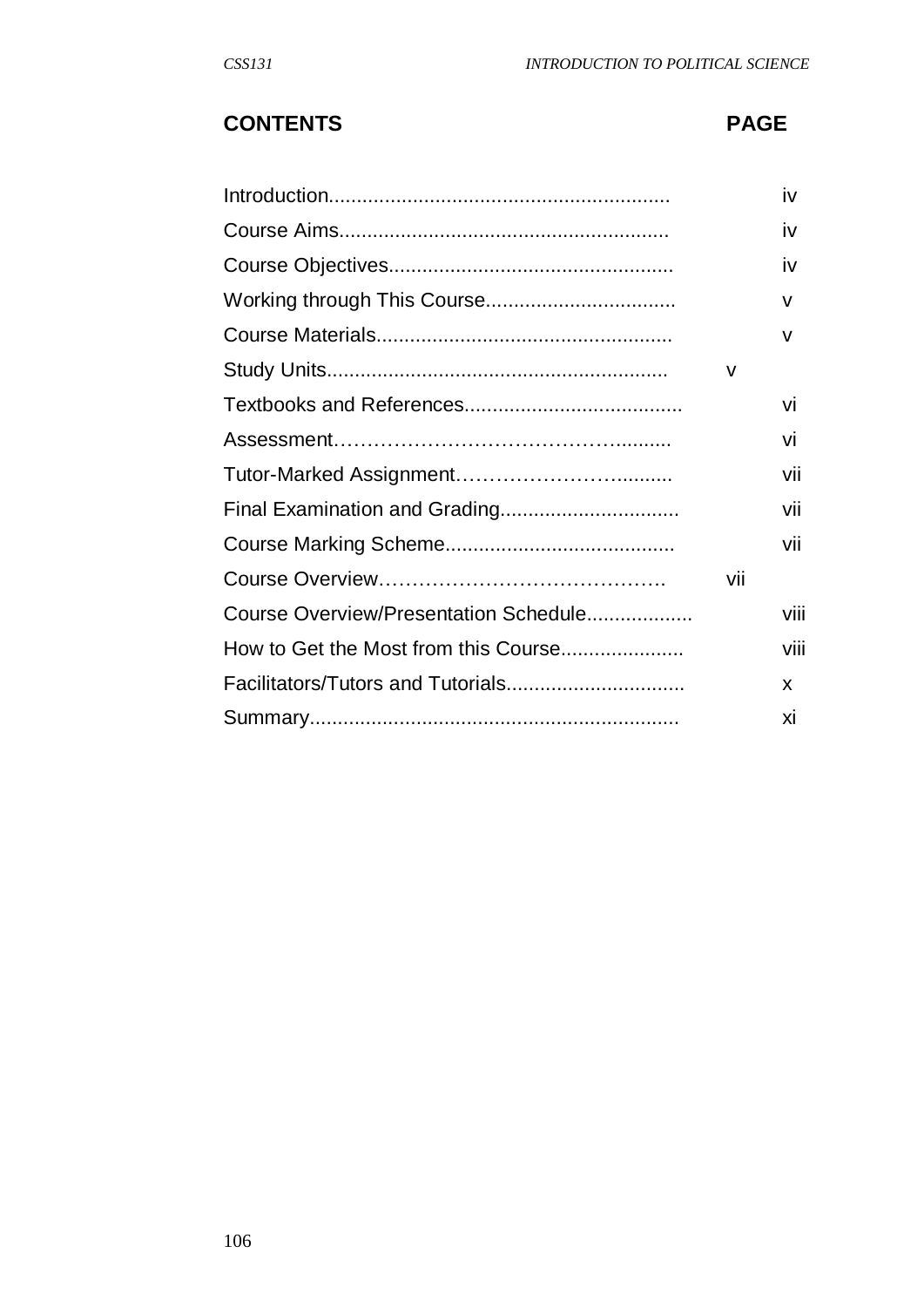| CONTENTS | PAGE |
|---|---|
| Introduction............................................................ | iv |
| Course Aims.......................................................... | iv |
| Course Objectives.................................................. | iv |
| Working through This Course.................................. | v |
| Course Materials.................................................... | v |
| Study Units............................................................ | v |
| Textbooks and References....................................... | vi |
| Assessment……………………………………......... | vi |
| Tutor-Marked Assignment…………………….......... | vii |
| Final Examination and Grading................................ | vii |
| Course Marking Scheme......................................... | vii |
| Course Overview……………………………………. | vii |
| Course Overview/Presentation Schedule.................. | viii |
| How to Get the Most from this Course...................... | viii |
| Facilitators/Tutors and Tutorials............................... | x |
| Summary................................................................. | xi |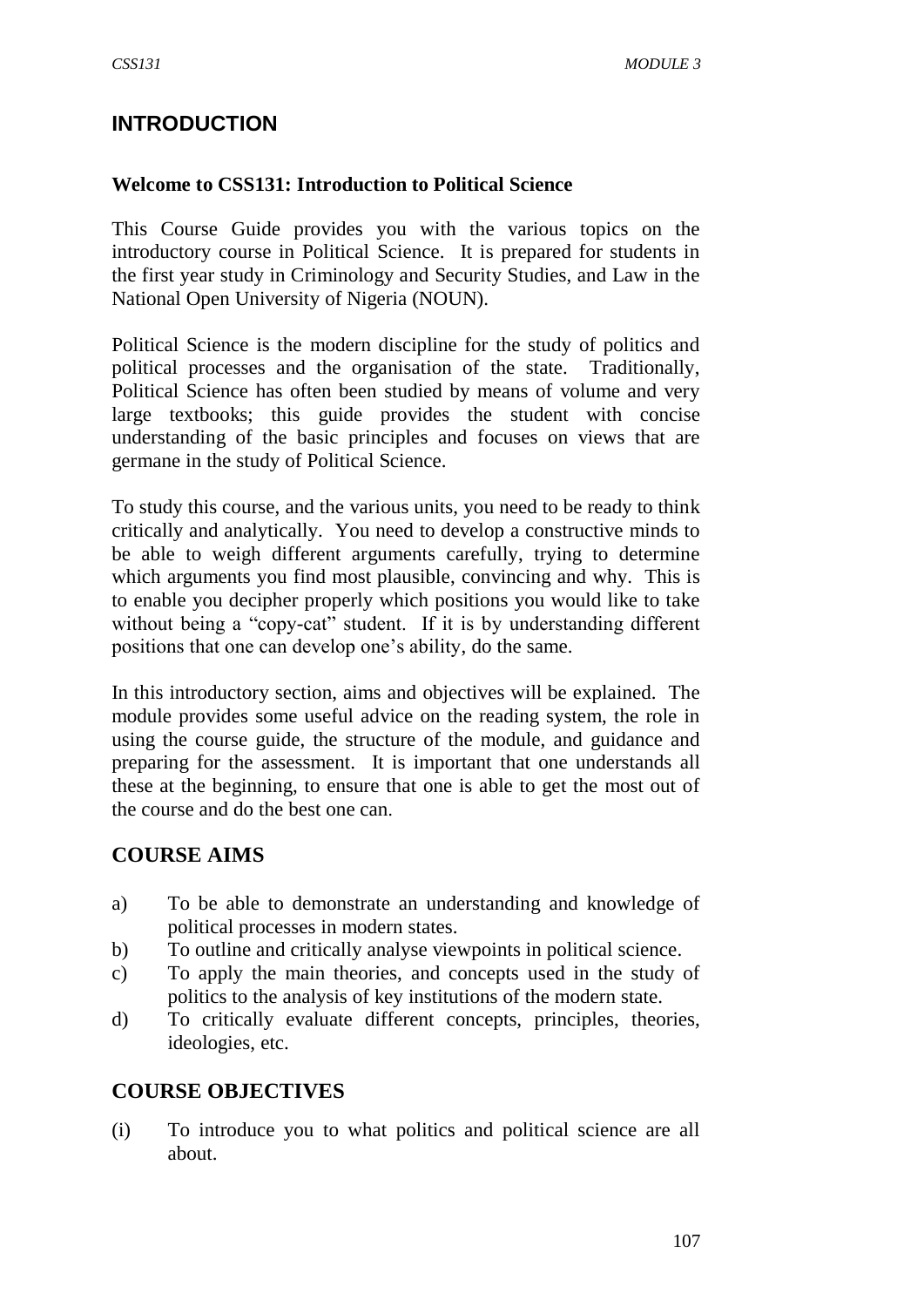## INTRODUCTION

**Welcome to CSS131: Introduction to Political Science**

This Course Guide provides you with the various topics on the introductory course in Political Science. It is prepared for students in the first year study in Criminology and Security Studies, and Law in the National Open University of Nigeria (NOUN).

Political Science is the modern discipline for the study of politics and political processes and the organisation of the state. Traditionally, Political Science has often been studied by means of volume and very large textbooks; this guide provides the student with concise understanding of the basic principles and focuses on views that are germane in the study of Political Science.

To study this course, and the various units, you need to be ready to think critically and analytically. You need to develop a constructive minds to be able to weigh different arguments carefully, trying to determine which arguments you find most plausible, convincing and why. This is to enable you decipher properly which positions you would like to take without being a "copy-cat" student. If it is by understanding different positions that one can develop one's ability, do the same.

In this introductory section, aims and objectives will be explained. The module provides some useful advice on the reading system, the role in using the course guide, the structure of the module, and guidance and preparing for the assessment. It is important that one understands all these at the beginning, to ensure that one is able to get the most out of the course and do the best one can.

## COURSE AIMS

a) To be able to demonstrate an understanding and knowledge of political processes in modern states.
b) To outline and critically analyse viewpoints in political science.
c) To apply the main theories, and concepts used in the study of politics to the analysis of key institutions of the modern state.
d) To critically evaluate different concepts, principles, theories, ideologies, etc.

## COURSE OBJECTIVES

(i) To introduce you to what politics and political science are all about.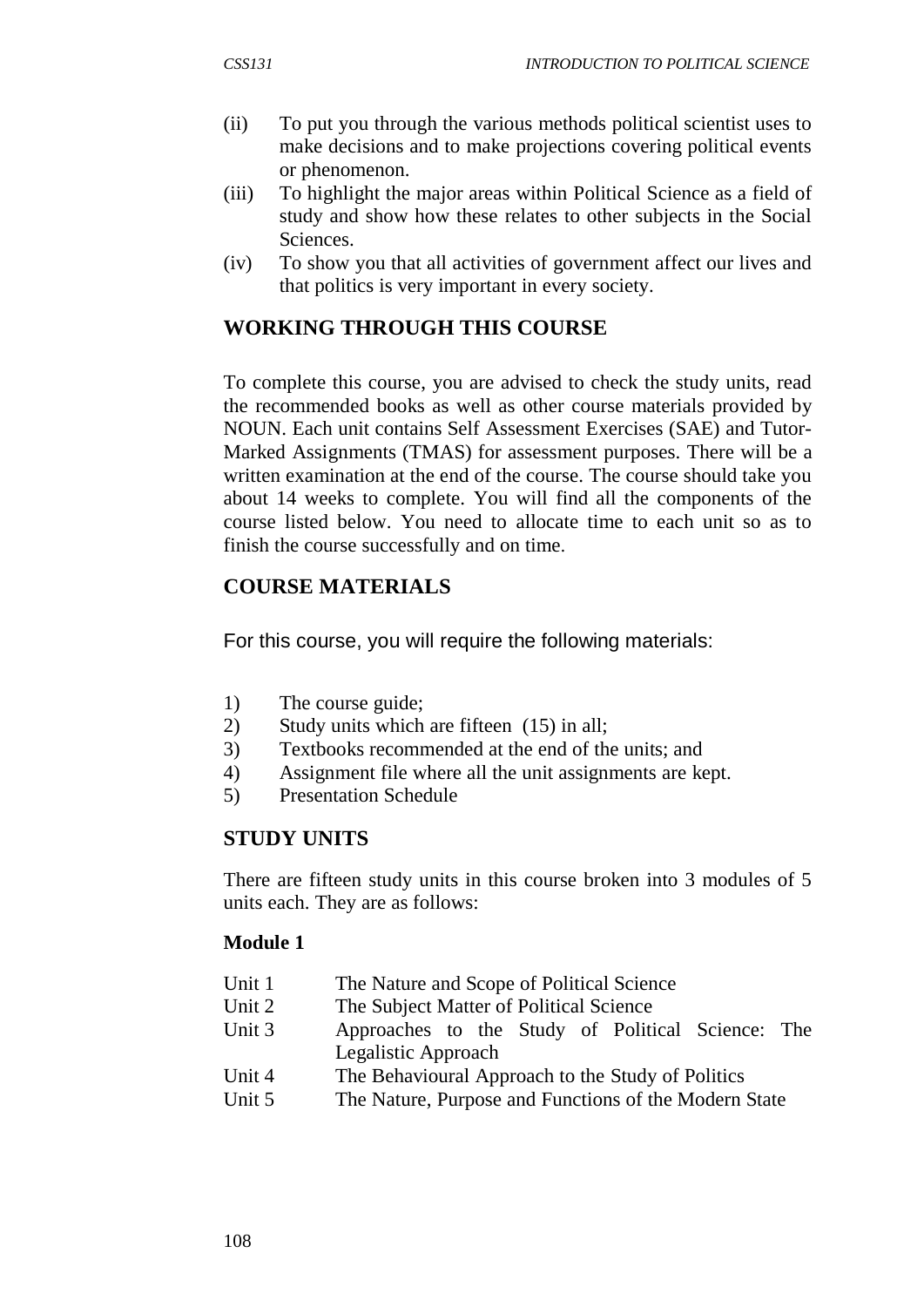(ii) To put you through the various methods political scientist uses to make decisions and to make projections covering political events or phenomenon.

(iii) To highlight the major areas within Political Science as a field of study and show how these relates to other subjects in the Social Sciences.

(iv) To show you that all activities of government affect our lives and that politics is very important in every society.

## WORKING THROUGH THIS COURSE

To complete this course, you are advised to check the study units, read the recommended books as well as other course materials provided by NOUN. Each unit contains Self Assessment Exercises (SAE) and Tutor-Marked Assignments (TMAS) for assessment purposes. There will be a written examination at the end of the course. The course should take you about 14 weeks to complete. You will find all the components of the course listed below. You need to allocate time to each unit so as to finish the course successfully and on time.

## COURSE MATERIALS

For this course, you will require the following materials:

1) The course guide;
2) Study units which are fifteen (15) in all;
3) Textbooks recommended at the end of the units; and
4) Assignment file where all the unit assignments are kept.
5) Presentation Schedule

## STUDY UNITS

There are fifteen study units in this course broken into 3 modules of 5 units each. They are as follows:

**Module 1**

Unit 1 The Nature and Scope of Political Science
Unit 2 The Subject Matter of Political Science
Unit 3 Approaches to the Study of Political Science: The Legalistic Approach
Unit 4 The Behavioural Approach to the Study of Politics
Unit 5 The Nature, Purpose and Functions of the Modern State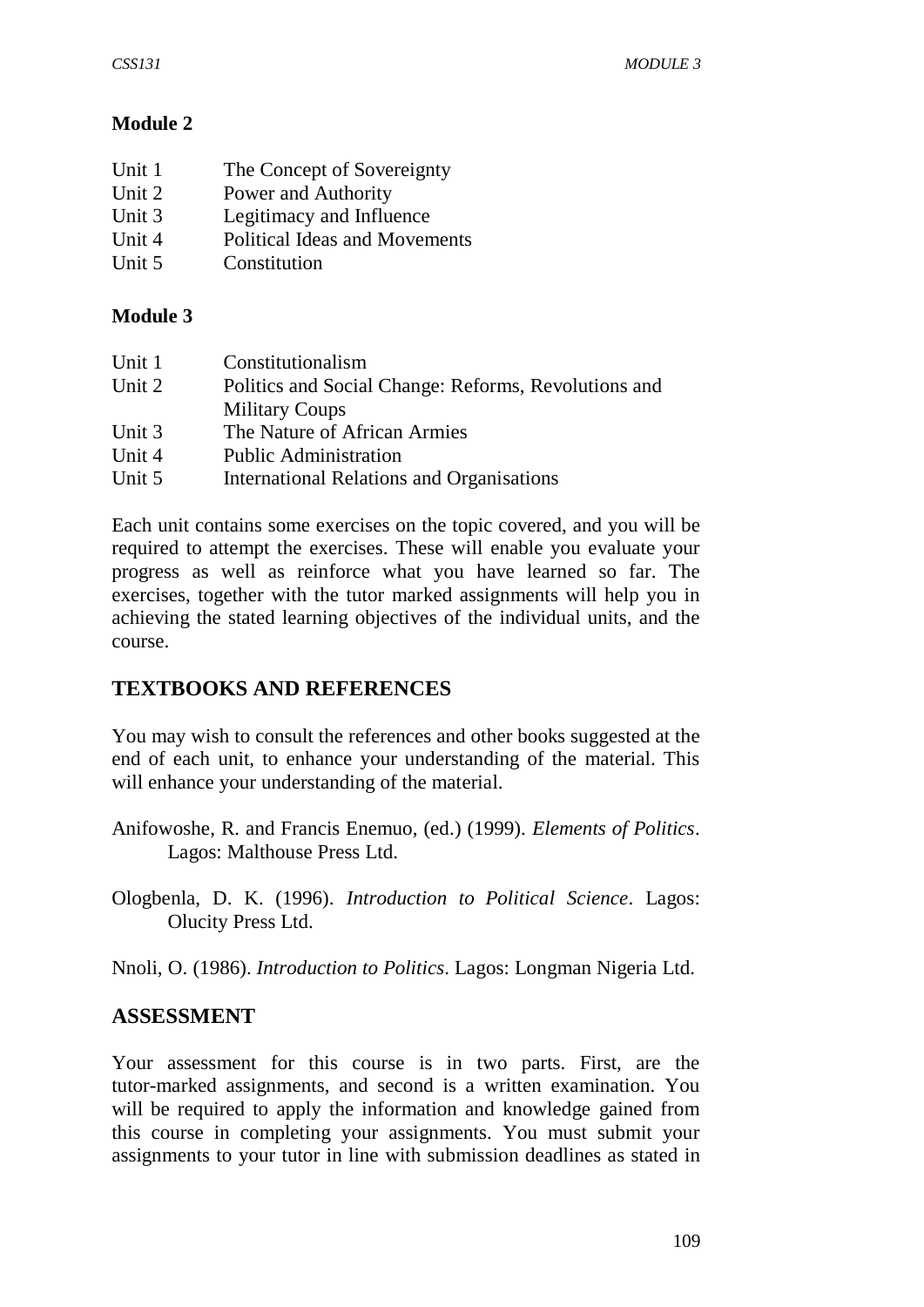**Module 2**

| | |
|---|---|
| Unit 1 | The Concept of Sovereignty |
| Unit 2 | Power and Authority |
| Unit 3 | Legitimacy and Influence |
| Unit 4 | Political Ideas and Movements |
| Unit 5 | Constitution |

**Module 3**

| | |
|---|---|
| Unit 1 | Constitutionalism |
| Unit 2 | Politics and Social Change: Reforms, Revolutions and Military Coups |
| Unit 3 | The Nature of African Armies |
| Unit 4 | Public Administration |
| Unit 5 | International Relations and Organisations |

Each unit contains some exercises on the topic covered, and you will be required to attempt the exercises. These will enable you evaluate your progress as well as reinforce what you have learned so far. The exercises, together with the tutor marked assignments will help you in achieving the stated learning objectives of the individual units, and the course.

## TEXTBOOKS AND REFERENCES

You may wish to consult the references and other books suggested at the end of each unit, to enhance your understanding of the material. This will enhance your understanding of the material.

Anifowoshe, R. and Francis Enemuo, (ed.) (1999). *Elements of Politics*. Lagos: Malthouse Press Ltd.

Ologbenla, D. K. (1996). *Introduction to Political Science*. Lagos: Olucity Press Ltd.

Nnoli, O. (1986). *Introduction to Politics*. Lagos: Longman Nigeria Ltd.

## ASSESSMENT

Your assessment for this course is in two parts. First, are the tutor-marked assignments, and second is a written examination. You will be required to apply the information and knowledge gained from this course in completing your assignments. You must submit your assignments to your tutor in line with submission deadlines as stated in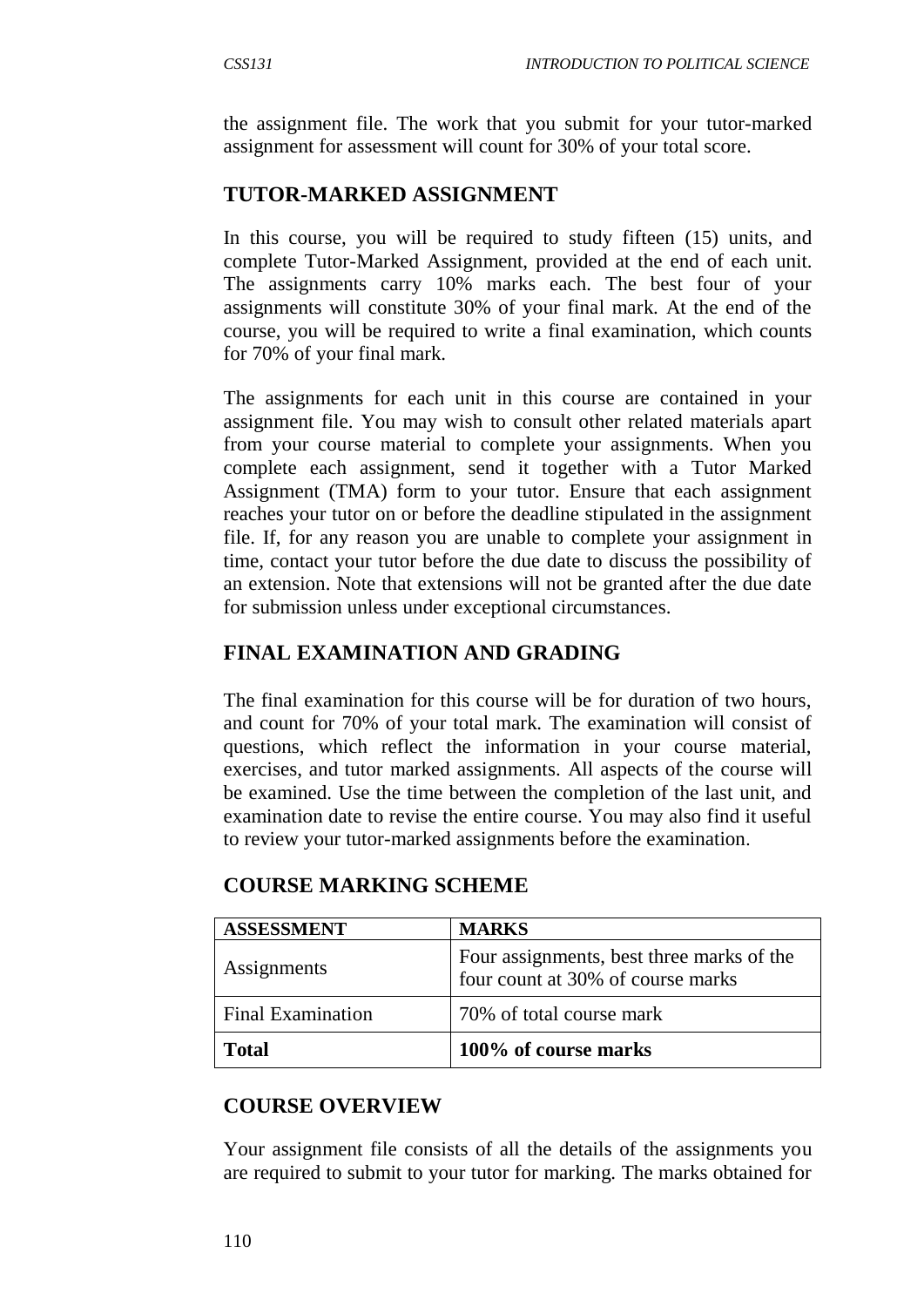the assignment file. The work that you submit for your tutor-marked assignment for assessment will count for 30% of your total score.

## TUTOR-MARKED ASSIGNMENT

In this course, you will be required to study fifteen (15) units, and complete Tutor-Marked Assignment, provided at the end of each unit. The assignments carry 10% marks each. The best four of your assignments will constitute 30% of your final mark. At the end of the course, you will be required to write a final examination, which counts for 70% of your final mark.

The assignments for each unit in this course are contained in your assignment file. You may wish to consult other related materials apart from your course material to complete your assignments. When you complete each assignment, send it together with a Tutor Marked Assignment (TMA) form to your tutor. Ensure that each assignment reaches your tutor on or before the deadline stipulated in the assignment file. If, for any reason you are unable to complete your assignment in time, contact your tutor before the due date to discuss the possibility of an extension. Note that extensions will not be granted after the due date for submission unless under exceptional circumstances.

## FINAL EXAMINATION AND GRADING

The final examination for this course will be for duration of two hours, and count for 70% of your total mark. The examination will consist of questions, which reflect the information in your course material, exercises, and tutor marked assignments. All aspects of the course will be examined. Use the time between the completion of the last unit, and examination date to revise the entire course. You may also find it useful to review your tutor-marked assignments before the examination.

## COURSE MARKING SCHEME

| ASSESSMENT | MARKS |
|---|---|
| Assignments | Four assignments, best three marks of the four count at 30% of course marks |
| Final Examination | 70% of total course mark |
| **Total** | **100% of course marks** |

## COURSE OVERVIEW

Your assignment file consists of all the details of the assignments you are required to submit to your tutor for marking. The marks obtained for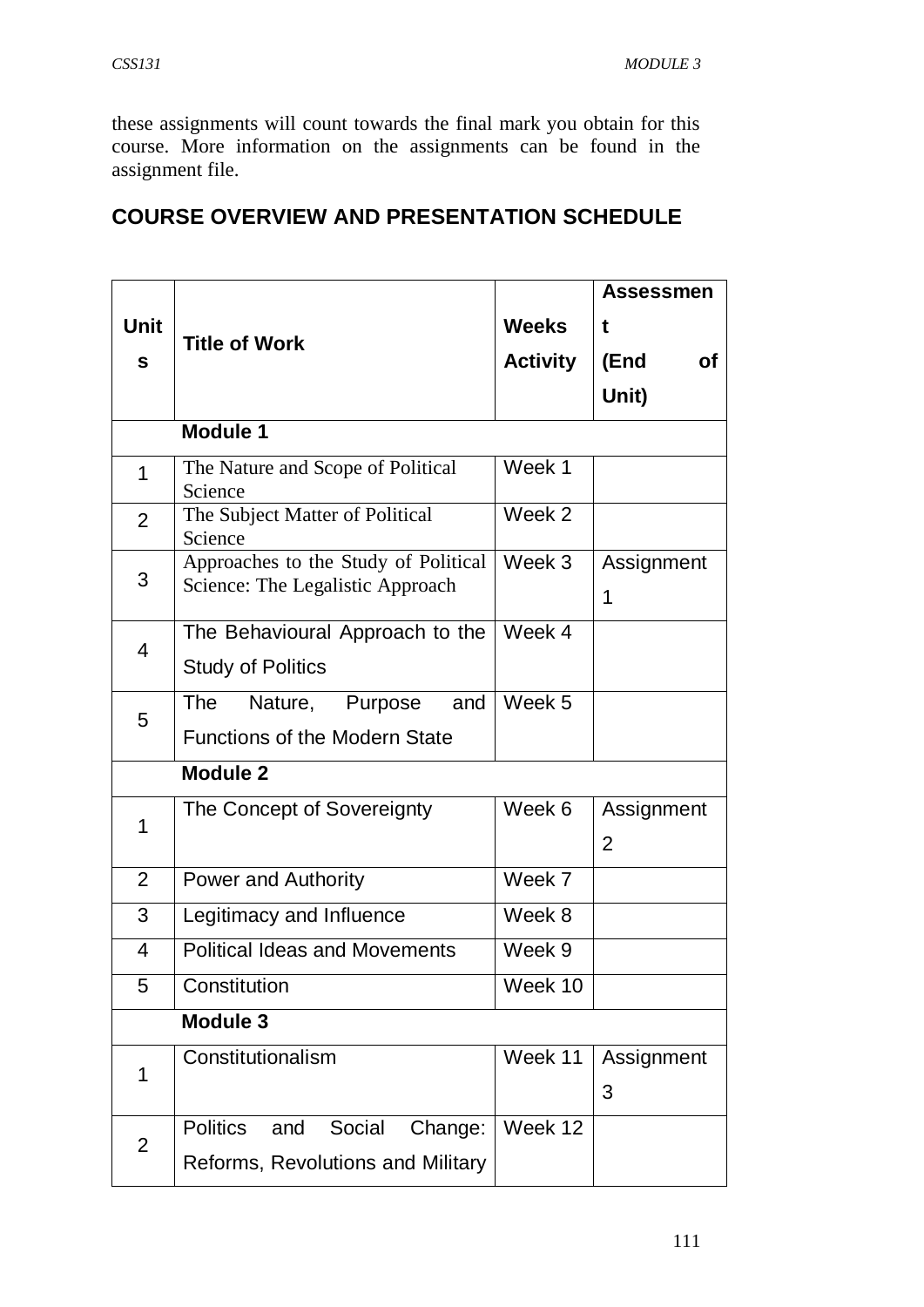these assignments will count towards the final mark you obtain for this course. More information on the assignments can be found in the assignment file.

## COURSE OVERVIEW AND PRESENTATION SCHEDULE

| Units | Title of Work | Weeks Activity | Assessment (End of Unit) |
|---|---|---|---|
| | **Module 1** | | |
| 1 | The Nature and Scope of Political Science | Week 1 | |
| 2 | The Subject Matter of Political Science | Week 2 | |
| 3 | Approaches to the Study of Political Science: The Legalistic Approach | Week 3 | Assignment 1 |
| 4 | The Behavioural Approach to the Study of Politics | Week 4 | |
| 5 | The Nature, Purpose and Functions of the Modern State | Week 5 | |
| | **Module 2** | | |
| 1 | The Concept of Sovereignty | Week 6 | Assignment 2 |
| 2 | Power and Authority | Week 7 | |
| 3 | Legitimacy and Influence | Week 8 | |
| 4 | Political Ideas and Movements | Week 9 | |
| 5 | Constitution | Week 10 | |
| | **Module 3** | | |
| 1 | Constitutionalism | Week 11 | Assignment 3 |
| 2 | Politics and Social Change: Reforms, Revolutions and Military | Week 12 | |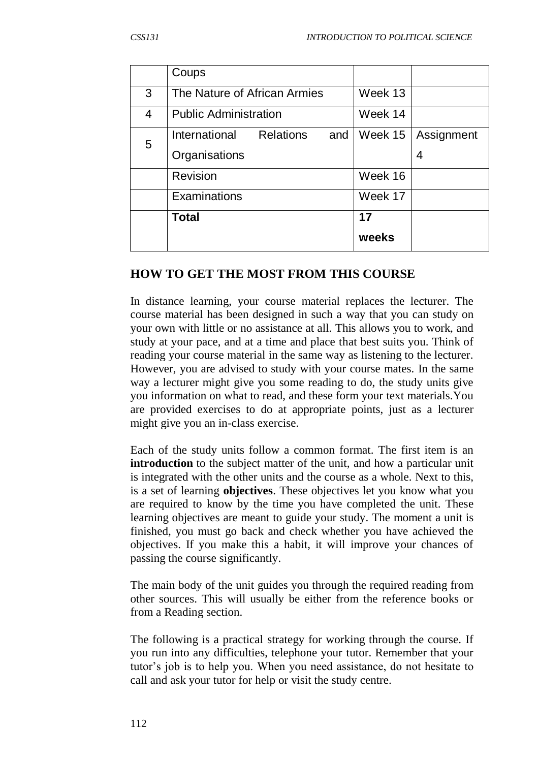| | Coups | | |
|---|---|---|---|
| 3 | The Nature of African Armies | Week 13 | |
| 4 | Public Administration | Week 14 | |
| 5 | International Relations and Organisations | Week 15 | Assignment 4 |
| | Revision | Week 16 | |
| | Examinations | Week 17 | |
| | **Total** | **17 weeks** | |

## HOW TO GET THE MOST FROM THIS COURSE

In distance learning, your course material replaces the lecturer. The course material has been designed in such a way that you can study on your own with little or no assistance at all. This allows you to work, and study at your pace, and at a time and place that best suits you. Think of reading your course material in the same way as listening to the lecturer. However, you are advised to study with your course mates. In the same way a lecturer might give you some reading to do, the study units give you information on what to read, and these form your text materials.You are provided exercises to do at appropriate points, just as a lecturer might give you an in-class exercise.

Each of the study units follow a common format. The first item is an **introduction** to the subject matter of the unit, and how a particular unit is integrated with the other units and the course as a whole. Next to this, is a set of learning **objectives**. These objectives let you know what you are required to know by the time you have completed the unit. These learning objectives are meant to guide your study. The moment a unit is finished, you must go back and check whether you have achieved the objectives. If you make this a habit, it will improve your chances of passing the course significantly.

The main body of the unit guides you through the required reading from other sources. This will usually be either from the reference books or from a Reading section.

The following is a practical strategy for working through the course. If you run into any difficulties, telephone your tutor. Remember that your tutor's job is to help you. When you need assistance, do not hesitate to call and ask your tutor for help or visit the study centre.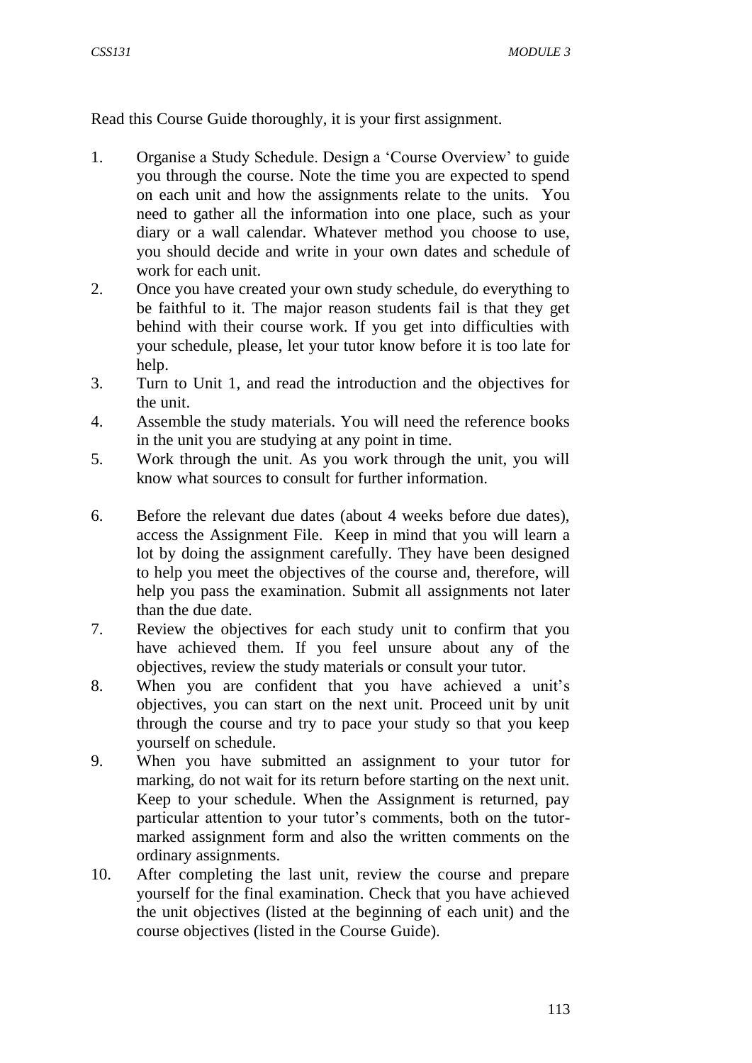Read this Course Guide thoroughly, it is your first assignment.

1. Organise a Study Schedule. Design a 'Course Overview' to guide you through the course. Note the time you are expected to spend on each unit and how the assignments relate to the units. You need to gather all the information into one place, such as your diary or a wall calendar. Whatever method you choose to use, you should decide and write in your own dates and schedule of work for each unit.
2. Once you have created your own study schedule, do everything to be faithful to it. The major reason students fail is that they get behind with their course work. If you get into difficulties with your schedule, please, let your tutor know before it is too late for help.
3. Turn to Unit 1, and read the introduction and the objectives for the unit.
4. Assemble the study materials. You will need the reference books in the unit you are studying at any point in time.
5. Work through the unit. As you work through the unit, you will know what sources to consult for further information.
6. Before the relevant due dates (about 4 weeks before due dates), access the Assignment File. Keep in mind that you will learn a lot by doing the assignment carefully. They have been designed to help you meet the objectives of the course and, therefore, will help you pass the examination. Submit all assignments not later than the due date.
7. Review the objectives for each study unit to confirm that you have achieved them. If you feel unsure about any of the objectives, review the study materials or consult your tutor.
8. When you are confident that you have achieved a unit's objectives, you can start on the next unit. Proceed unit by unit through the course and try to pace your study so that you keep yourself on schedule.
9. When you have submitted an assignment to your tutor for marking, do not wait for its return before starting on the next unit. Keep to your schedule. When the Assignment is returned, pay particular attention to your tutor's comments, both on the tutor-marked assignment form and also the written comments on the ordinary assignments.
10. After completing the last unit, review the course and prepare yourself for the final examination. Check that you have achieved the unit objectives (listed at the beginning of each unit) and the course objectives (listed in the Course Guide).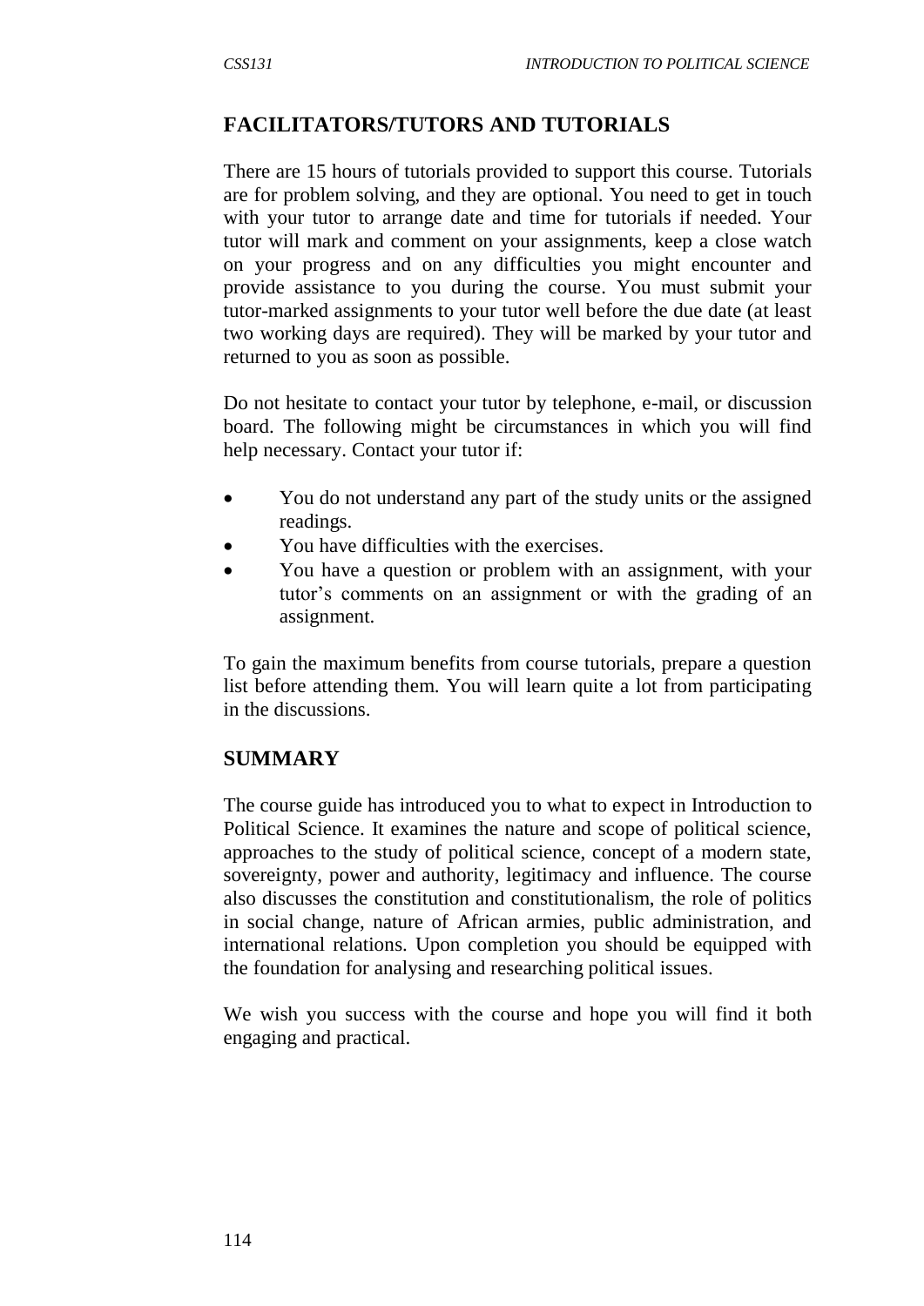## FACILITATORS/TUTORS AND TUTORIALS

There are 15 hours of tutorials provided to support this course. Tutorials are for problem solving, and they are optional. You need to get in touch with your tutor to arrange date and time for tutorials if needed. Your tutor will mark and comment on your assignments, keep a close watch on your progress and on any difficulties you might encounter and provide assistance to you during the course. You must submit your tutor-marked assignments to your tutor well before the due date (at least two working days are required). They will be marked by your tutor and returned to you as soon as possible.

Do not hesitate to contact your tutor by telephone, e-mail, or discussion board. The following might be circumstances in which you will find help necessary. Contact your tutor if:

- You do not understand any part of the study units or the assigned readings.
- You have difficulties with the exercises.
- You have a question or problem with an assignment, with your tutor's comments on an assignment or with the grading of an assignment.

To gain the maximum benefits from course tutorials, prepare a question list before attending them. You will learn quite a lot from participating in the discussions.

## SUMMARY

The course guide has introduced you to what to expect in Introduction to Political Science. It examines the nature and scope of political science, approaches to the study of political science, concept of a modern state, sovereignty, power and authority, legitimacy and influence. The course also discusses the constitution and constitutionalism, the role of politics in social change, nature of African armies, public administration, and international relations. Upon completion you should be equipped with the foundation for analysing and researching political issues.

We wish you success with the course and hope you will find it both engaging and practical.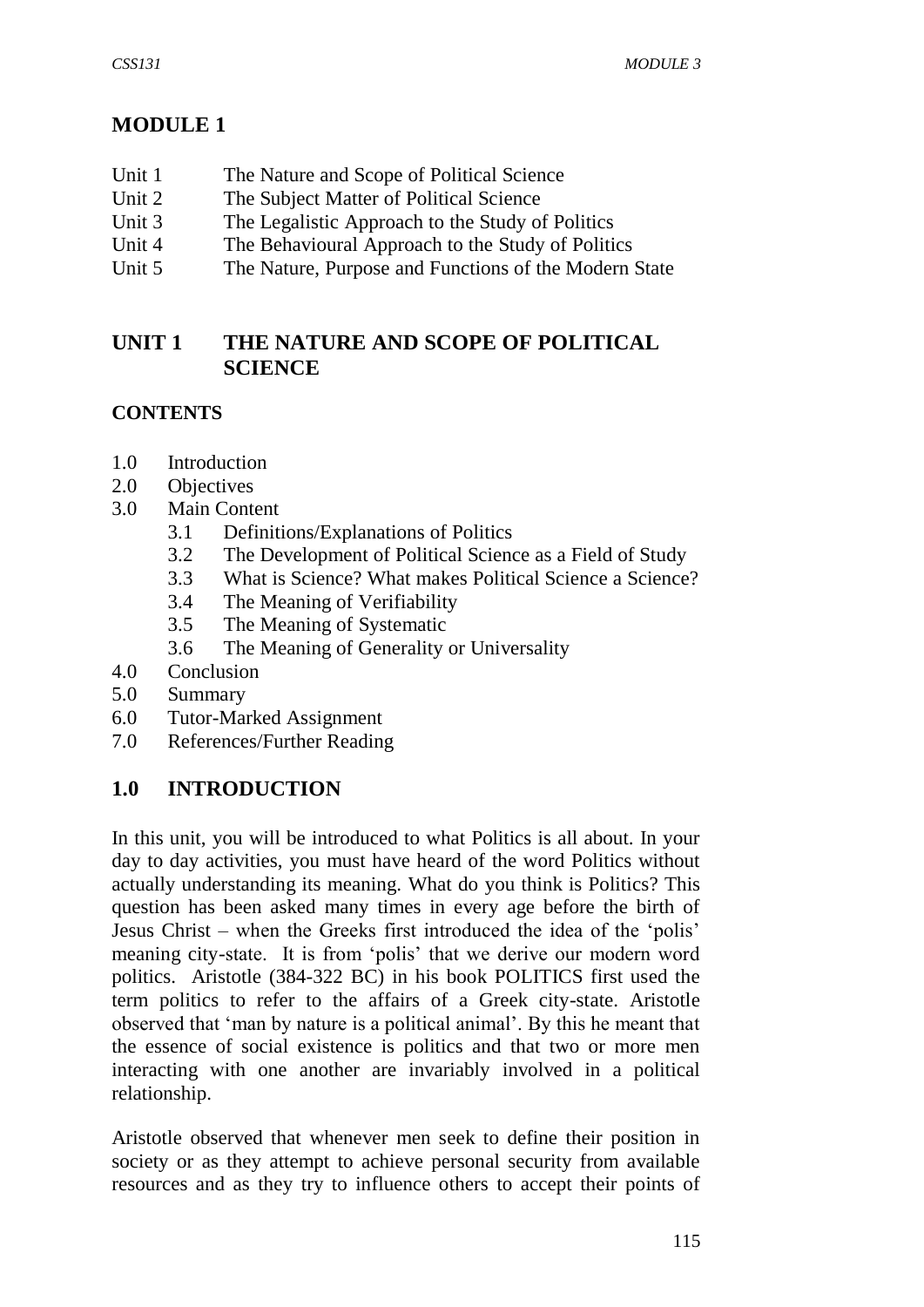# MODULE 1

Unit 1 The Nature and Scope of Political Science
Unit 2 The Subject Matter of Political Science
Unit 3 The Legalistic Approach to the Study of Politics
Unit 4 The Behavioural Approach to the Study of Politics
Unit 5 The Nature, Purpose and Functions of the Modern State

## UNIT 1 THE NATURE AND SCOPE OF POLITICAL SCIENCE

### CONTENTS

1.0 Introduction
2.0 Objectives
3.0 Main Content
- 3.1 Definitions/Explanations of Politics
- 3.2 The Development of Political Science as a Field of Study
- 3.3 What is Science? What makes Political Science a Science?
- 3.4 The Meaning of Verifiability
- 3.5 The Meaning of Systematic
- 3.6 The Meaning of Generality or Universality

4.0 Conclusion
5.0 Summary
6.0 Tutor-Marked Assignment
7.0 References/Further Reading

## 1.0 INTRODUCTION

In this unit, you will be introduced to what Politics is all about. In your day to day activities, you must have heard of the word Politics without actually understanding its meaning. What do you think is Politics? This question has been asked many times in every age before the birth of Jesus Christ – when the Greeks first introduced the idea of the 'polis' meaning city-state. It is from 'polis' that we derive our modern word politics. Aristotle (384-322 BC) in his book POLITICS first used the term politics to refer to the affairs of a Greek city-state. Aristotle observed that 'man by nature is a political animal'. By this he meant that the essence of social existence is politics and that two or more men interacting with one another are invariably involved in a political relationship.

Aristotle observed that whenever men seek to define their position in society or as they attempt to achieve personal security from available resources and as they try to influence others to accept their points of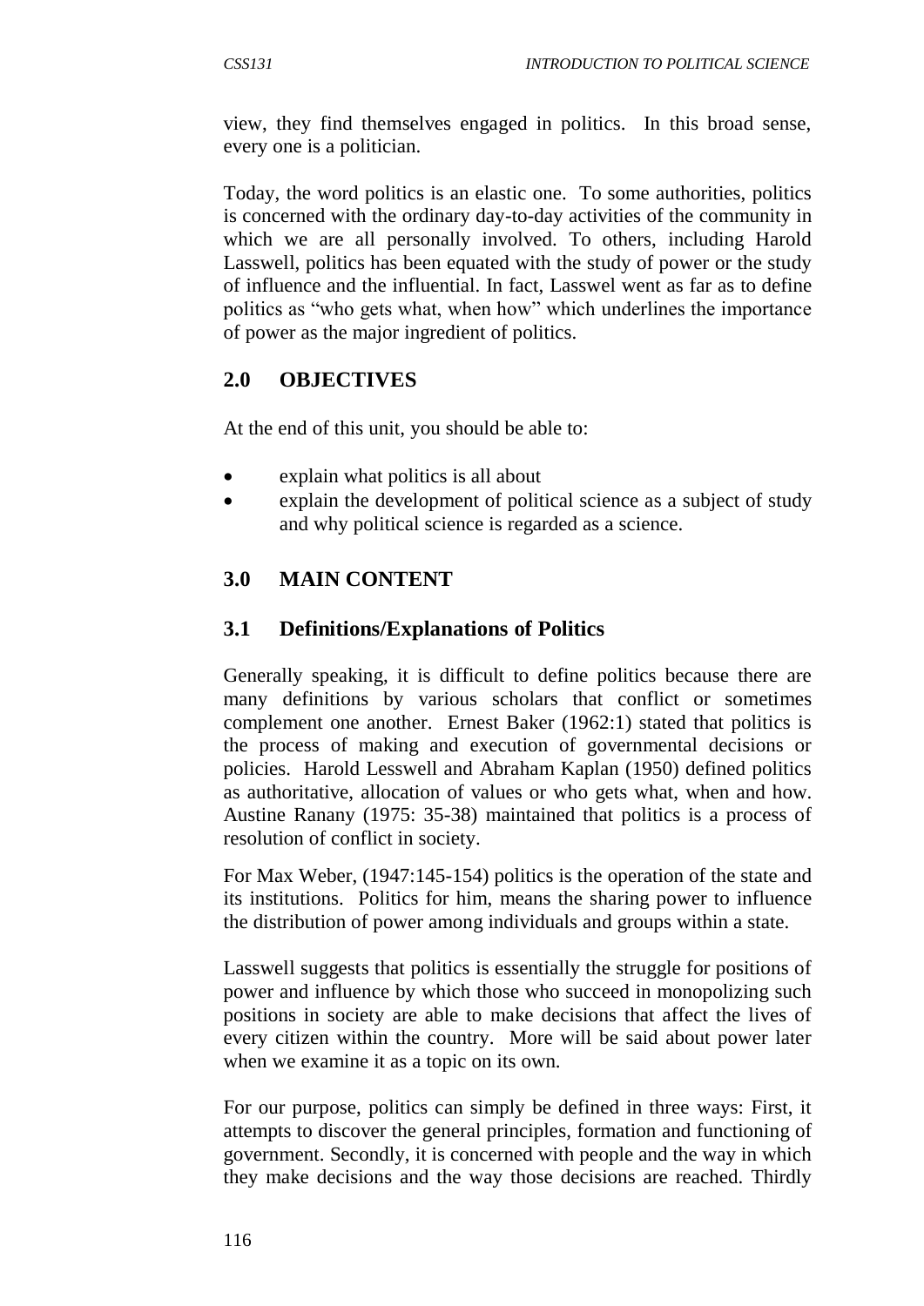view, they find themselves engaged in politics. In this broad sense, every one is a politician.

Today, the word politics is an elastic one. To some authorities, politics is concerned with the ordinary day-to-day activities of the community in which we are all personally involved. To others, including Harold Lasswell, politics has been equated with the study of power or the study of influence and the influential. In fact, Lasswel went as far as to define politics as "who gets what, when how" which underlines the importance of power as the major ingredient of politics.

## 2.0 OBJECTIVES

At the end of this unit, you should be able to:

- explain what politics is all about
- explain the development of political science as a subject of study and why political science is regarded as a science.

## 3.0 MAIN CONTENT

### 3.1 Definitions/Explanations of Politics

Generally speaking, it is difficult to define politics because there are many definitions by various scholars that conflict or sometimes complement one another. Ernest Baker (1962:1) stated that politics is the process of making and execution of governmental decisions or policies. Harold Lesswell and Abraham Kaplan (1950) defined politics as authoritative, allocation of values or who gets what, when and how. Austine Ranany (1975: 35-38) maintained that politics is a process of resolution of conflict in society.

For Max Weber, (1947:145-154) politics is the operation of the state and its institutions. Politics for him, means the sharing power to influence the distribution of power among individuals and groups within a state.

Lasswell suggests that politics is essentially the struggle for positions of power and influence by which those who succeed in monopolizing such positions in society are able to make decisions that affect the lives of every citizen within the country. More will be said about power later when we examine it as a topic on its own.

For our purpose, politics can simply be defined in three ways: First, it attempts to discover the general principles, formation and functioning of government. Secondly, it is concerned with people and the way in which they make decisions and the way those decisions are reached. Thirdly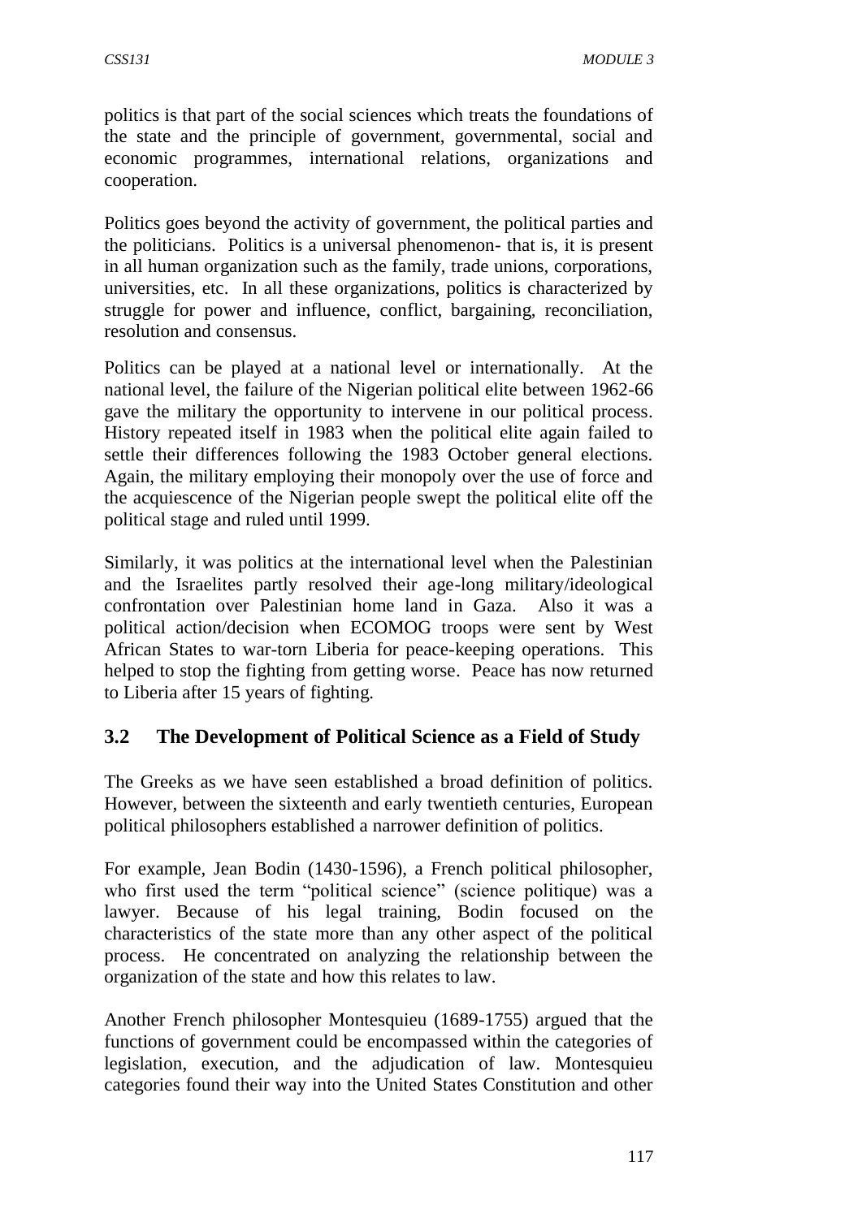politics is that part of the social sciences which treats the foundations of the state and the principle of government, governmental, social and economic programmes, international relations, organizations and cooperation.

Politics goes beyond the activity of government, the political parties and the politicians. Politics is a universal phenomenon- that is, it is present in all human organization such as the family, trade unions, corporations, universities, etc. In all these organizations, politics is characterized by struggle for power and influence, conflict, bargaining, reconciliation, resolution and consensus.

Politics can be played at a national level or internationally. At the national level, the failure of the Nigerian political elite between 1962-66 gave the military the opportunity to intervene in our political process. History repeated itself in 1983 when the political elite again failed to settle their differences following the 1983 October general elections. Again, the military employing their monopoly over the use of force and the acquiescence of the Nigerian people swept the political elite off the political stage and ruled until 1999.

Similarly, it was politics at the international level when the Palestinian and the Israelites partly resolved their age-long military/ideological confrontation over Palestinian home land in Gaza. Also it was a political action/decision when ECOMOG troops were sent by West African States to war-torn Liberia for peace-keeping operations. This helped to stop the fighting from getting worse. Peace has now returned to Liberia after 15 years of fighting.

## 3.2 The Development of Political Science as a Field of Study

The Greeks as we have seen established a broad definition of politics. However, between the sixteenth and early twentieth centuries, European political philosophers established a narrower definition of politics.

For example, Jean Bodin (1430-1596), a French political philosopher, who first used the term "political science" (science politique) was a lawyer. Because of his legal training, Bodin focused on the characteristics of the state more than any other aspect of the political process. He concentrated on analyzing the relationship between the organization of the state and how this relates to law.

Another French philosopher Montesquieu (1689-1755) argued that the functions of government could be encompassed within the categories of legislation, execution, and the adjudication of law. Montesquieu categories found their way into the United States Constitution and other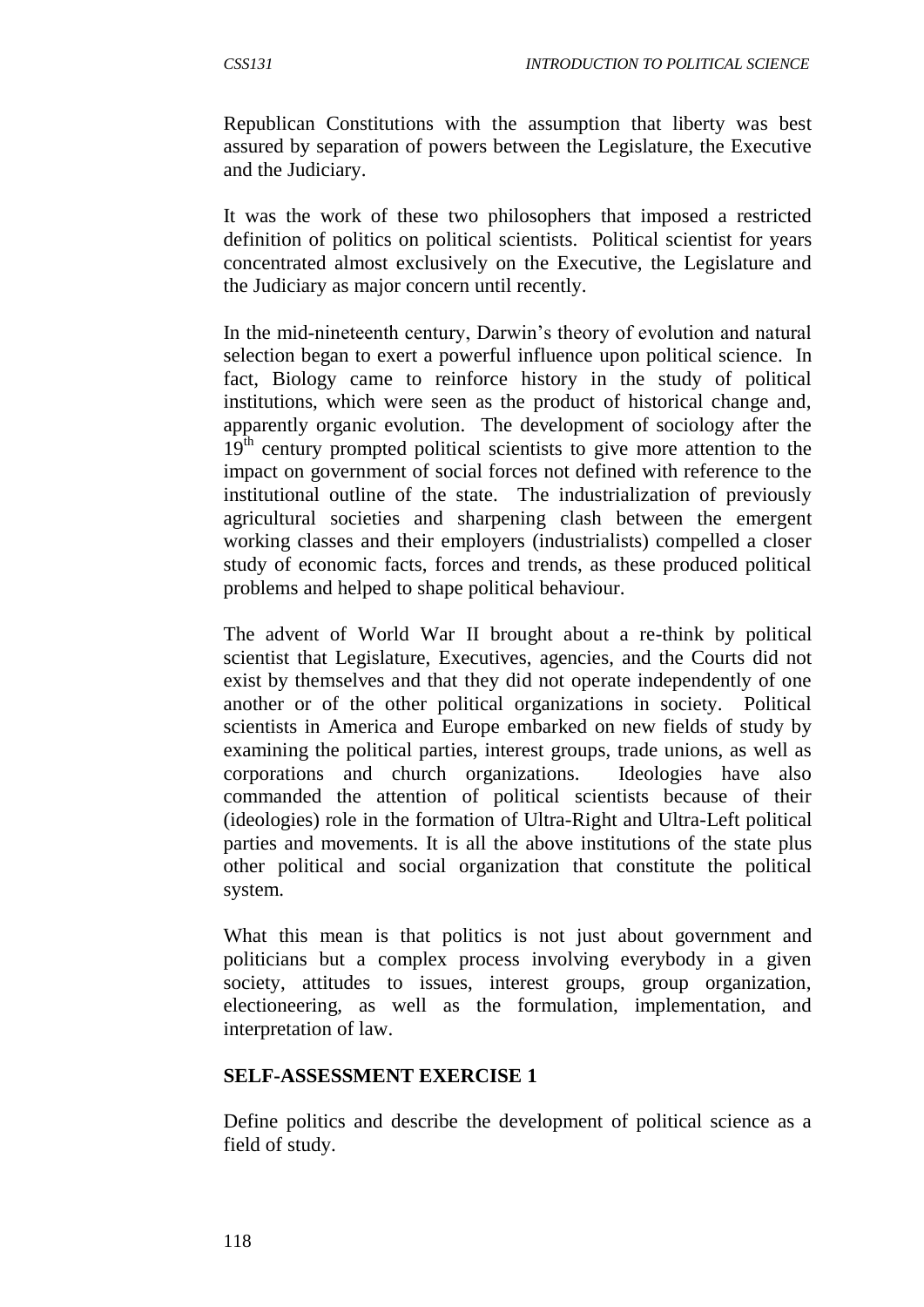Republican Constitutions with the assumption that liberty was best assured by separation of powers between the Legislature, the Executive and the Judiciary.

It was the work of these two philosophers that imposed a restricted definition of politics on political scientists. Political scientist for years concentrated almost exclusively on the Executive, the Legislature and the Judiciary as major concern until recently.

In the mid-nineteenth century, Darwin's theory of evolution and natural selection began to exert a powerful influence upon political science. In fact, Biology came to reinforce history in the study of political institutions, which were seen as the product of historical change and, apparently organic evolution. The development of sociology after the $19^{th}$ century prompted political scientists to give more attention to the impact on government of social forces not defined with reference to the institutional outline of the state. The industrialization of previously agricultural societies and sharpening clash between the emergent working classes and their employers (industrialists) compelled a closer study of economic facts, forces and trends, as these produced political problems and helped to shape political behaviour.

The advent of World War II brought about a re-think by political scientist that Legislature, Executives, agencies, and the Courts did not exist by themselves and that they did not operate independently of one another or of the other political organizations in society. Political scientists in America and Europe embarked on new fields of study by examining the political parties, interest groups, trade unions, as well as corporations and church organizations. Ideologies have also commanded the attention of political scientists because of their (ideologies) role in the formation of Ultra-Right and Ultra-Left political parties and movements. It is all the above institutions of the state plus other political and social organization that constitute the political system.

What this mean is that politics is not just about government and politicians but a complex process involving everybody in a given society, attitudes to issues, interest groups, group organization, electioneering, as well as the formulation, implementation, and interpretation of law.

**SELF-ASSESSMENT EXERCISE 1**

Define politics and describe the development of political science as a field of study.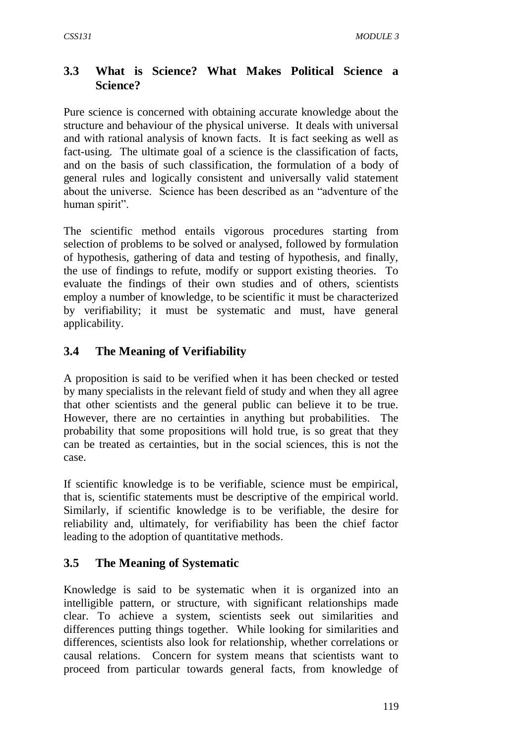## 3.3 What is Science? What Makes Political Science a Science?

Pure science is concerned with obtaining accurate knowledge about the structure and behaviour of the physical universe. It deals with universal and with rational analysis of known facts. It is fact seeking as well as fact-using. The ultimate goal of a science is the classification of facts, and on the basis of such classification, the formulation of a body of general rules and logically consistent and universally valid statement about the universe. Science has been described as an "adventure of the human spirit".

The scientific method entails vigorous procedures starting from selection of problems to be solved or analysed, followed by formulation of hypothesis, gathering of data and testing of hypothesis, and finally, the use of findings to refute, modify or support existing theories. To evaluate the findings of their own studies and of others, scientists employ a number of knowledge, to be scientific it must be characterized by verifiability; it must be systematic and must, have general applicability.

## 3.4 The Meaning of Verifiability

A proposition is said to be verified when it has been checked or tested by many specialists in the relevant field of study and when they all agree that other scientists and the general public can believe it to be true. However, there are no certainties in anything but probabilities. The probability that some propositions will hold true, is so great that they can be treated as certainties, but in the social sciences, this is not the case.

If scientific knowledge is to be verifiable, science must be empirical, that is, scientific statements must be descriptive of the empirical world. Similarly, if scientific knowledge is to be verifiable, the desire for reliability and, ultimately, for verifiability has been the chief factor leading to the adoption of quantitative methods.

## 3.5 The Meaning of Systematic

Knowledge is said to be systematic when it is organized into an intelligible pattern, or structure, with significant relationships made clear. To achieve a system, scientists seek out similarities and differences putting things together. While looking for similarities and differences, scientists also look for relationship, whether correlations or causal relations. Concern for system means that scientists want to proceed from particular towards general facts, from knowledge of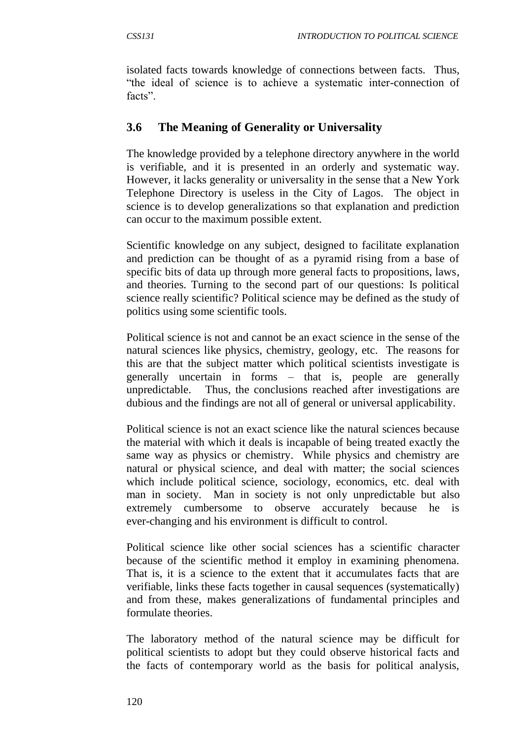isolated facts towards knowledge of connections between facts. Thus, "the ideal of science is to achieve a systematic inter-connection of facts".

### 3.6 The Meaning of Generality or Universality

The knowledge provided by a telephone directory anywhere in the world is verifiable, and it is presented in an orderly and systematic way. However, it lacks generality or universality in the sense that a New York Telephone Directory is useless in the City of Lagos. The object in science is to develop generalizations so that explanation and prediction can occur to the maximum possible extent.

Scientific knowledge on any subject, designed to facilitate explanation and prediction can be thought of as a pyramid rising from a base of specific bits of data up through more general facts to propositions, laws, and theories. Turning to the second part of our questions: Is political science really scientific? Political science may be defined as the study of politics using some scientific tools.

Political science is not and cannot be an exact science in the sense of the natural sciences like physics, chemistry, geology, etc. The reasons for this are that the subject matter which political scientists investigate is generally uncertain in forms – that is, people are generally unpredictable. Thus, the conclusions reached after investigations are dubious and the findings are not all of general or universal applicability.

Political science is not an exact science like the natural sciences because the material with which it deals is incapable of being treated exactly the same way as physics or chemistry. While physics and chemistry are natural or physical science, and deal with matter; the social sciences which include political science, sociology, economics, etc. deal with man in society. Man in society is not only unpredictable but also extremely cumbersome to observe accurately because he is ever-changing and his environment is difficult to control.

Political science like other social sciences has a scientific character because of the scientific method it employ in examining phenomena. That is, it is a science to the extent that it accumulates facts that are verifiable, links these facts together in causal sequences (systematically) and from these, makes generalizations of fundamental principles and formulate theories.

The laboratory method of the natural science may be difficult for political scientists to adopt but they could observe historical facts and the facts of contemporary world as the basis for political analysis,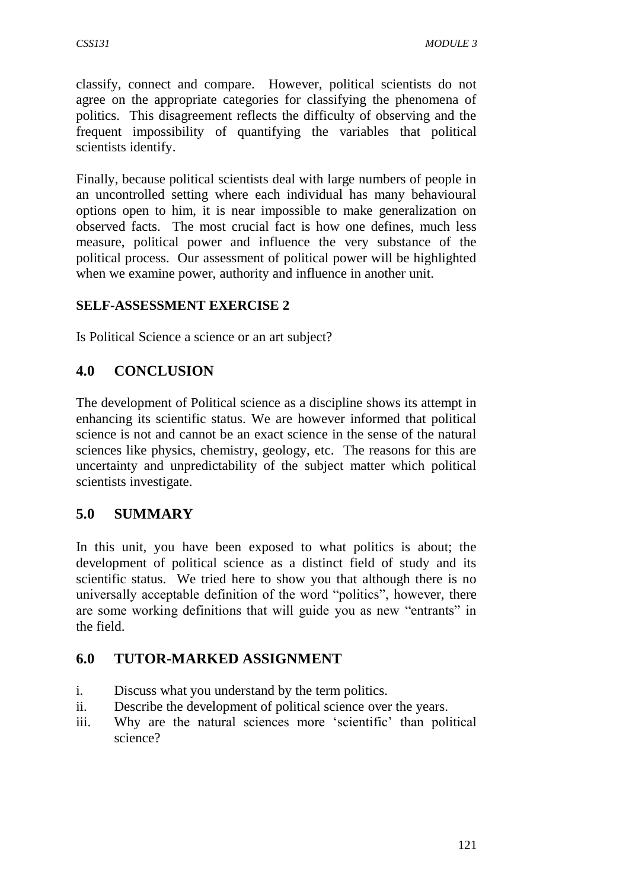classify, connect and compare. However, political scientists do not agree on the appropriate categories for classifying the phenomena of politics. This disagreement reflects the difficulty of observing and the frequent impossibility of quantifying the variables that political scientists identify.

Finally, because political scientists deal with large numbers of people in an uncontrolled setting where each individual has many behavioural options open to him, it is near impossible to make generalization on observed facts. The most crucial fact is how one defines, much less measure, political power and influence the very substance of the political process. Our assessment of political power will be highlighted when we examine power, authority and influence in another unit.

**SELF-ASSESSMENT EXERCISE 2**

Is Political Science a science or an art subject?

## 4.0 CONCLUSION

The development of Political science as a discipline shows its attempt in enhancing its scientific status. We are however informed that political science is not and cannot be an exact science in the sense of the natural sciences like physics, chemistry, geology, etc. The reasons for this are uncertainty and unpredictability of the subject matter which political scientists investigate.

## 5.0 SUMMARY

In this unit, you have been exposed to what politics is about; the development of political science as a distinct field of study and its scientific status. We tried here to show you that although there is no universally acceptable definition of the word "politics", however, there are some working definitions that will guide you as new "entrants" in the field.

## 6.0 TUTOR-MARKED ASSIGNMENT

i. Discuss what you understand by the term politics.
ii. Describe the development of political science over the years.
iii. Why are the natural sciences more 'scientific' than political science?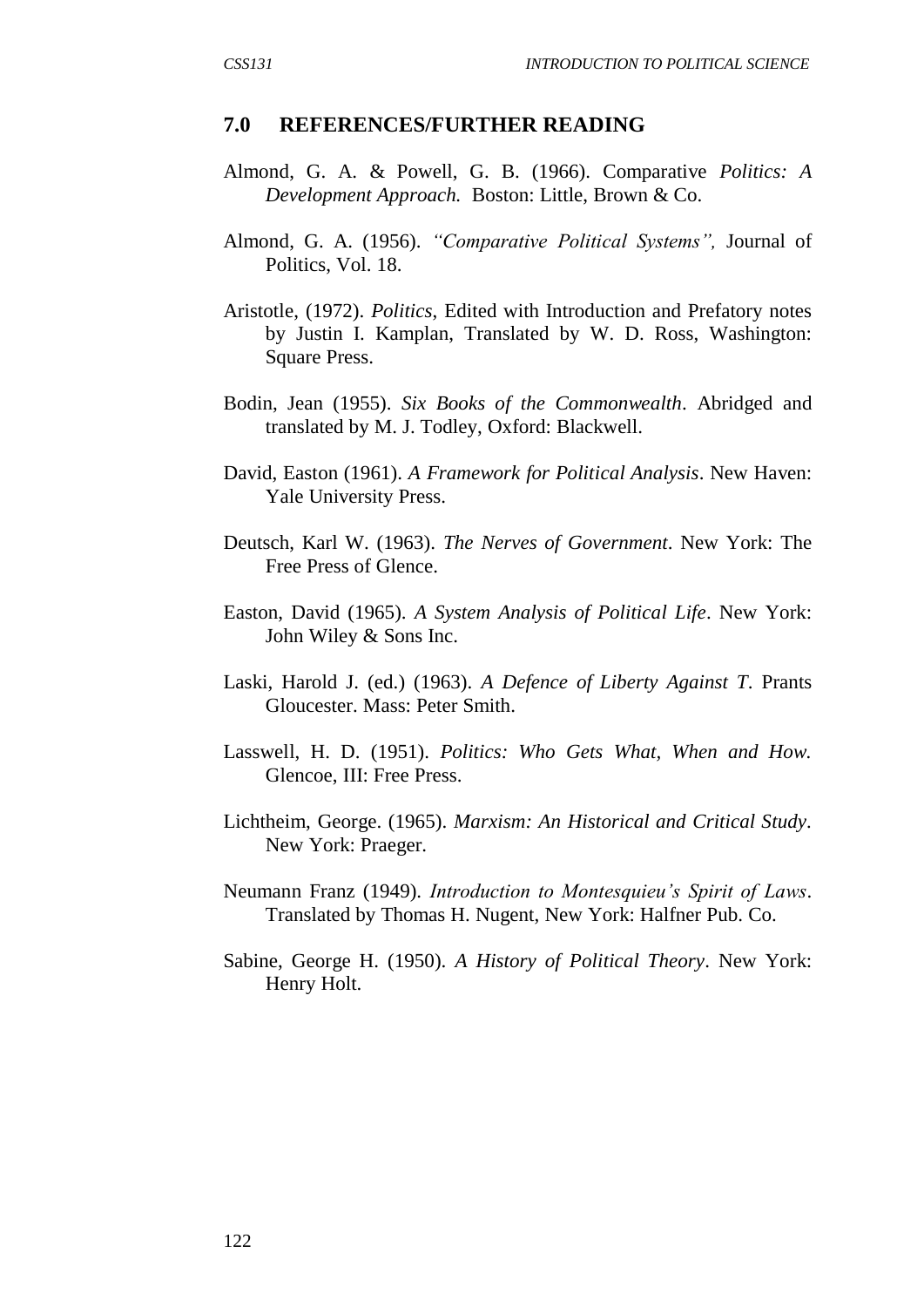## 7.0 REFERENCES/FURTHER READING

Almond, G. A. & Powell, G. B. (1966). Comparative *Politics: A Development Approach.* Boston: Little, Brown & Co.

Almond, G. A. (1956). *"Comparative Political Systems",* Journal of Politics, Vol. 18.

Aristotle, (1972). *Politics,* Edited with Introduction and Prefatory notes by Justin I. Kamplan, Translated by W. D. Ross, Washington: Square Press.

Bodin, Jean (1955). *Six Books of the Commonwealth*. Abridged and translated by M. J. Todley, Oxford: Blackwell.

David, Easton (1961). *A Framework for Political Analysis*. New Haven: Yale University Press.

Deutsch, Karl W. (1963). *The Nerves of Government*. New York: The Free Press of Glence.

Easton, David (1965). *A System Analysis of Political Life*. New York: John Wiley & Sons Inc.

Laski, Harold J. (ed.) (1963). *A Defence of Liberty Against T*. Prants Gloucester. Mass: Peter Smith.

Lasswell, H. D. (1951). *Politics: Who Gets What, When and How.* Glencoe, III: Free Press.

Lichtheim, George. (1965). *Marxism: An Historical and Critical Study*. New York: Praeger.

Neumann Franz (1949). *Introduction to Montesquieu's Spirit of Laws*. Translated by Thomas H. Nugent, New York: Halfner Pub. Co.

Sabine, George H. (1950). *A History of Political Theory*. New York: Henry Holt.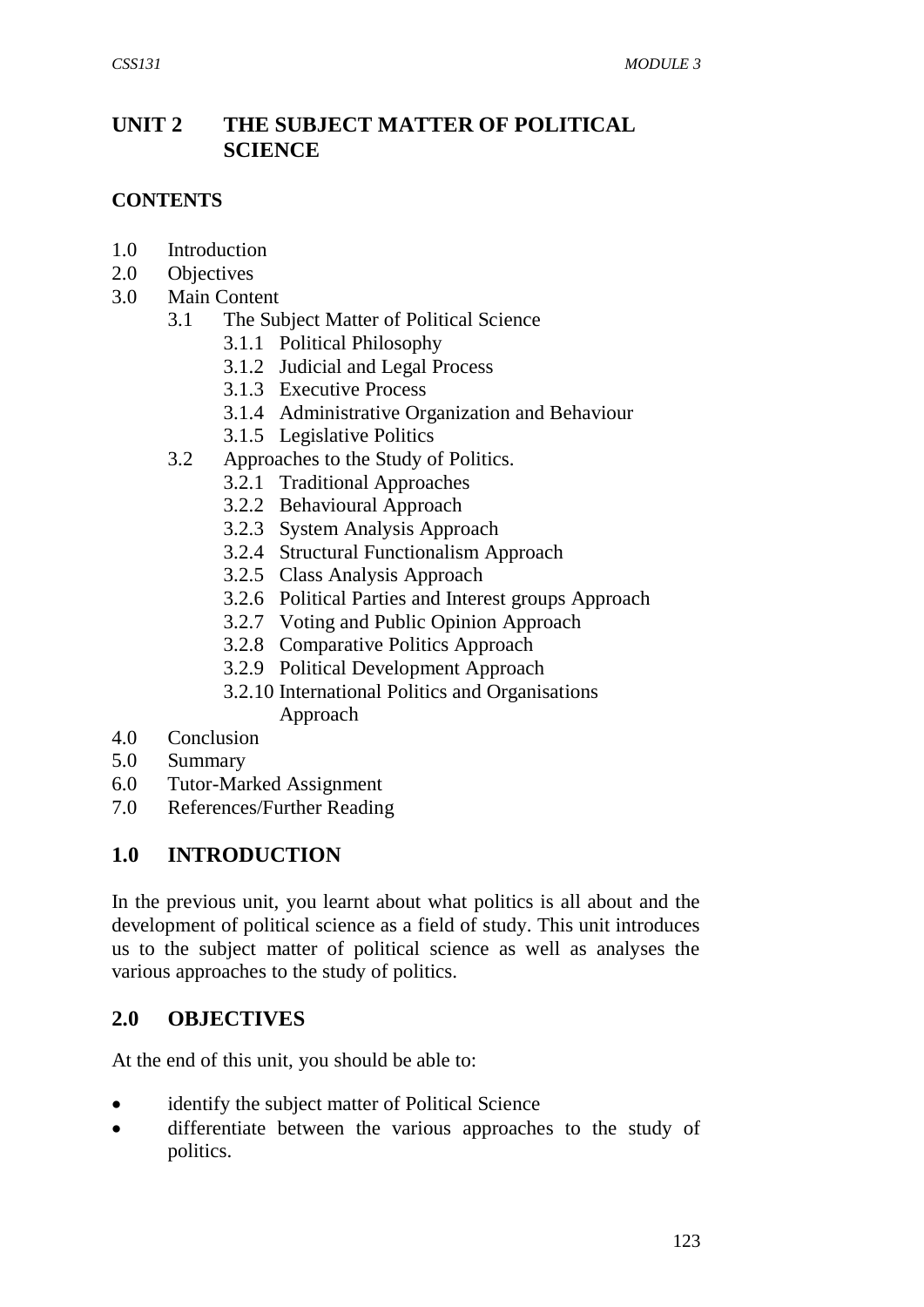# UNIT 2 THE SUBJECT MATTER OF POLITICAL SCIENCE

## CONTENTS

1.0 Introduction
2.0 Objectives
3.0 Main Content
   3.1 The Subject Matter of Political Science
      3.1.1 Political Philosophy
      3.1.2 Judicial and Legal Process
      3.1.3 Executive Process
      3.1.4 Administrative Organization and Behaviour
      3.1.5 Legislative Politics
   3.2 Approaches to the Study of Politics.
      3.2.1 Traditional Approaches
      3.2.2 Behavioural Approach
      3.2.3 System Analysis Approach
      3.2.4 Structural Functionalism Approach
      3.2.5 Class Analysis Approach
      3.2.6 Political Parties and Interest groups Approach
      3.2.7 Voting and Public Opinion Approach
      3.2.8 Comparative Politics Approach
      3.2.9 Political Development Approach
      3.2.10 International Politics and Organisations Approach
4.0 Conclusion
5.0 Summary
6.0 Tutor-Marked Assignment
7.0 References/Further Reading

## 1.0 INTRODUCTION

In the previous unit, you learnt about what politics is all about and the development of political science as a field of study. This unit introduces us to the subject matter of political science as well as analyses the various approaches to the study of politics.

## 2.0 OBJECTIVES

At the end of this unit, you should be able to:

- identify the subject matter of Political Science
- differentiate between the various approaches to the study of politics.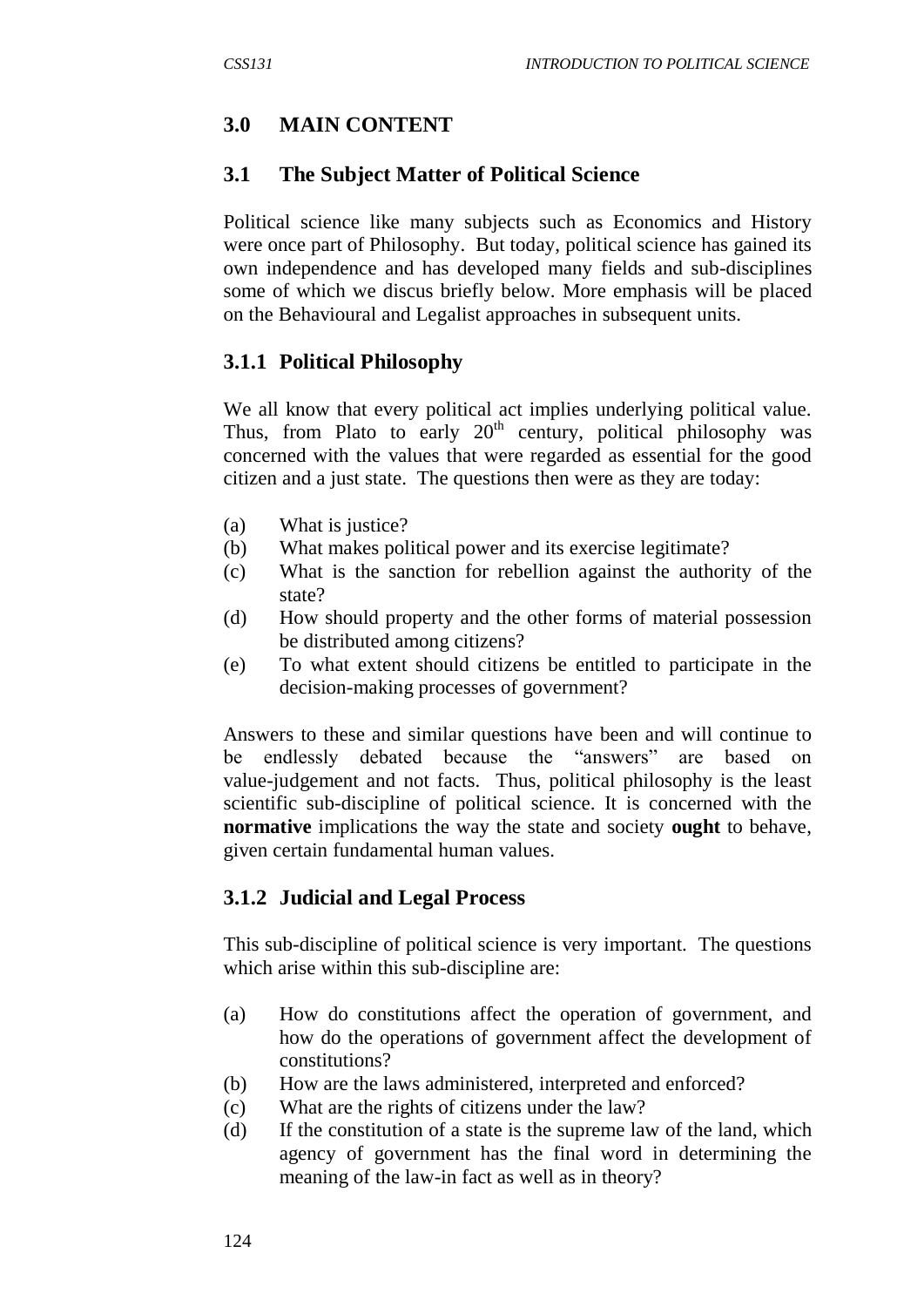## 3.0 MAIN CONTENT

### 3.1 The Subject Matter of Political Science

Political science like many subjects such as Economics and History were once part of Philosophy. But today, political science has gained its own independence and has developed many fields and sub-disciplines some of which we discus briefly below. More emphasis will be placed on the Behavioural and Legalist approaches in subsequent units.

#### 3.1.1 Political Philosophy

We all know that every political act implies underlying political value. Thus, from Plato to early 20th century, political philosophy was concerned with the values that were regarded as essential for the good citizen and a just state. The questions then were as they are today:

(a) What is justice?
(b) What makes political power and its exercise legitimate?
(c) What is the sanction for rebellion against the authority of the state?
(d) How should property and the other forms of material possession be distributed among citizens?
(e) To what extent should citizens be entitled to participate in the decision-making processes of government?

Answers to these and similar questions have been and will continue to be endlessly debated because the "answers" are based on value-judgement and not facts. Thus, political philosophy is the least scientific sub-discipline of political science. It is concerned with the **normative** implications the way the state and society **ought** to behave, given certain fundamental human values.

#### 3.1.2 Judicial and Legal Process

This sub-discipline of political science is very important. The questions which arise within this sub-discipline are:

(a) How do constitutions affect the operation of government, and how do the operations of government affect the development of constitutions?
(b) How are the laws administered, interpreted and enforced?
(c) What are the rights of citizens under the law?
(d) If the constitution of a state is the supreme law of the land, which agency of government has the final word in determining the meaning of the law-in fact as well as in theory?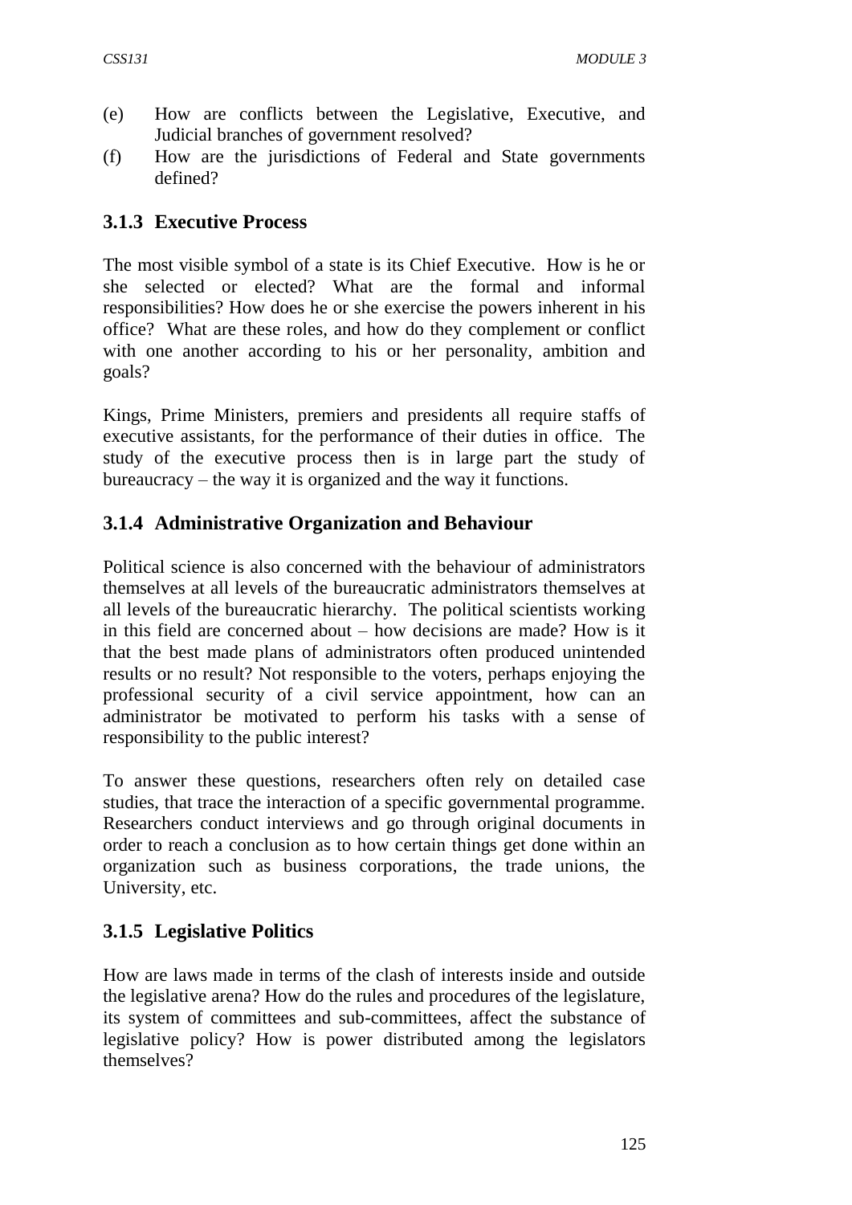(e) How are conflicts between the Legislative, Executive, and Judicial branches of government resolved?

(f) How are the jurisdictions of Federal and State governments defined?

### 3.1.3 Executive Process

The most visible symbol of a state is its Chief Executive. How is he or she selected or elected? What are the formal and informal responsibilities? How does he or she exercise the powers inherent in his office? What are these roles, and how do they complement or conflict with one another according to his or her personality, ambition and goals?

Kings, Prime Ministers, premiers and presidents all require staffs of executive assistants, for the performance of their duties in office. The study of the executive process then is in large part the study of bureaucracy – the way it is organized and the way it functions.

### 3.1.4 Administrative Organization and Behaviour

Political science is also concerned with the behaviour of administrators themselves at all levels of the bureaucratic administrators themselves at all levels of the bureaucratic hierarchy. The political scientists working in this field are concerned about – how decisions are made? How is it that the best made plans of administrators often produced unintended results or no result? Not responsible to the voters, perhaps enjoying the professional security of a civil service appointment, how can an administrator be motivated to perform his tasks with a sense of responsibility to the public interest?

To answer these questions, researchers often rely on detailed case studies, that trace the interaction of a specific governmental programme. Researchers conduct interviews and go through original documents in order to reach a conclusion as to how certain things get done within an organization such as business corporations, the trade unions, the University, etc.

### 3.1.5 Legislative Politics

How are laws made in terms of the clash of interests inside and outside the legislative arena? How do the rules and procedures of the legislature, its system of committees and sub-committees, affect the substance of legislative policy? How is power distributed among the legislators themselves?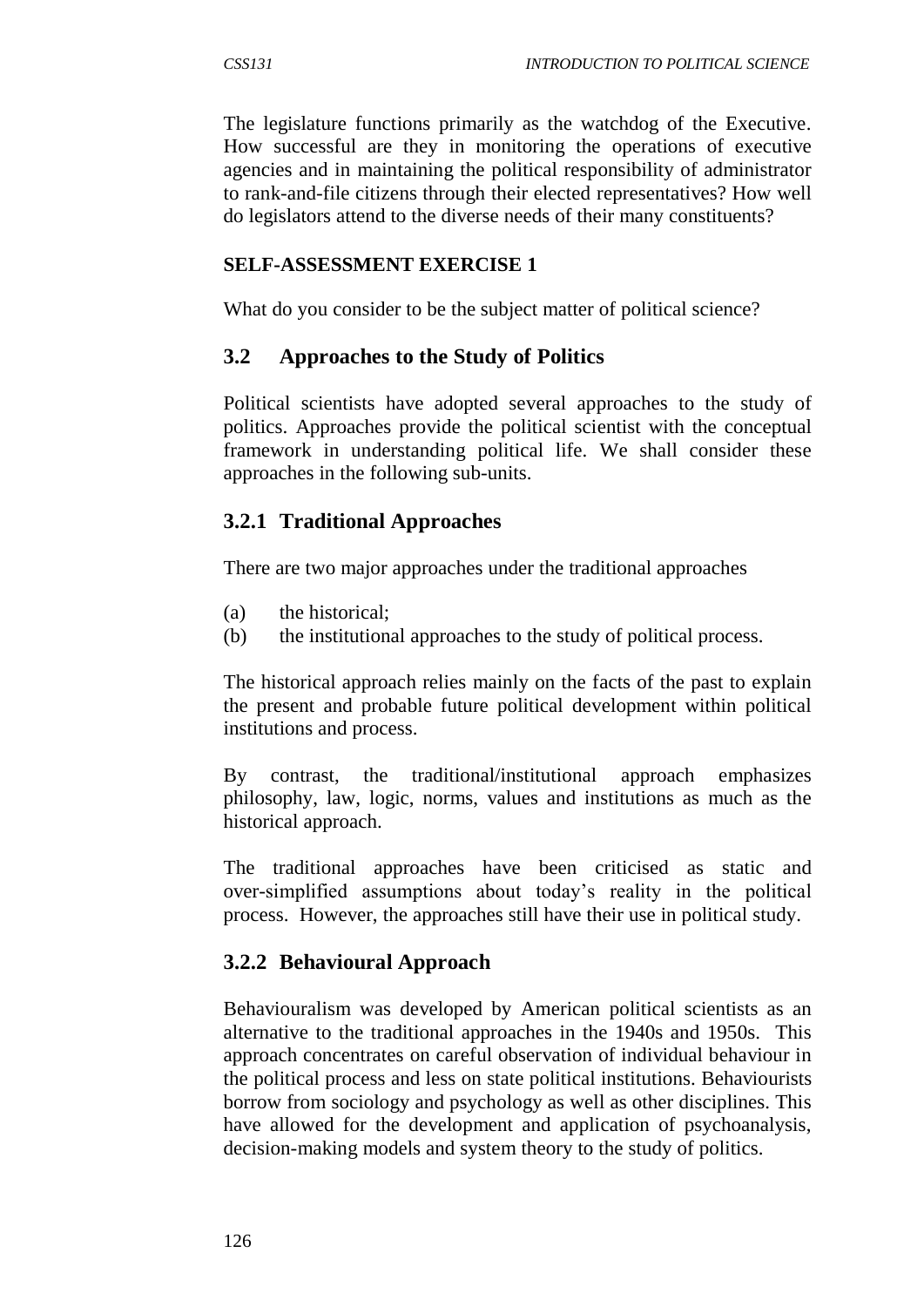The legislature functions primarily as the watchdog of the Executive. How successful are they in monitoring the operations of executive agencies and in maintaining the political responsibility of administrator to rank-and-file citizens through their elected representatives? How well do legislators attend to the diverse needs of their many constituents?

**SELF-ASSESSMENT EXERCISE 1**

What do you consider to be the subject matter of political science?

## 3.2 Approaches to the Study of Politics

Political scientists have adopted several approaches to the study of politics. Approaches provide the political scientist with the conceptual framework in understanding political life. We shall consider these approaches in the following sub-units.

### 3.2.1 Traditional Approaches

There are two major approaches under the traditional approaches

(a) the historical;
(b) the institutional approaches to the study of political process.

The historical approach relies mainly on the facts of the past to explain the present and probable future political development within political institutions and process.

By contrast, the traditional/institutional approach emphasizes philosophy, law, logic, norms, values and institutions as much as the historical approach.

The traditional approaches have been criticised as static and over-simplified assumptions about today's reality in the political process. However, the approaches still have their use in political study.

### 3.2.2 Behavioural Approach

Behaviouralism was developed by American political scientists as an alternative to the traditional approaches in the 1940s and 1950s. This approach concentrates on careful observation of individual behaviour in the political process and less on state political institutions. Behaviourists borrow from sociology and psychology as well as other disciplines. This have allowed for the development and application of psychoanalysis, decision-making models and system theory to the study of politics.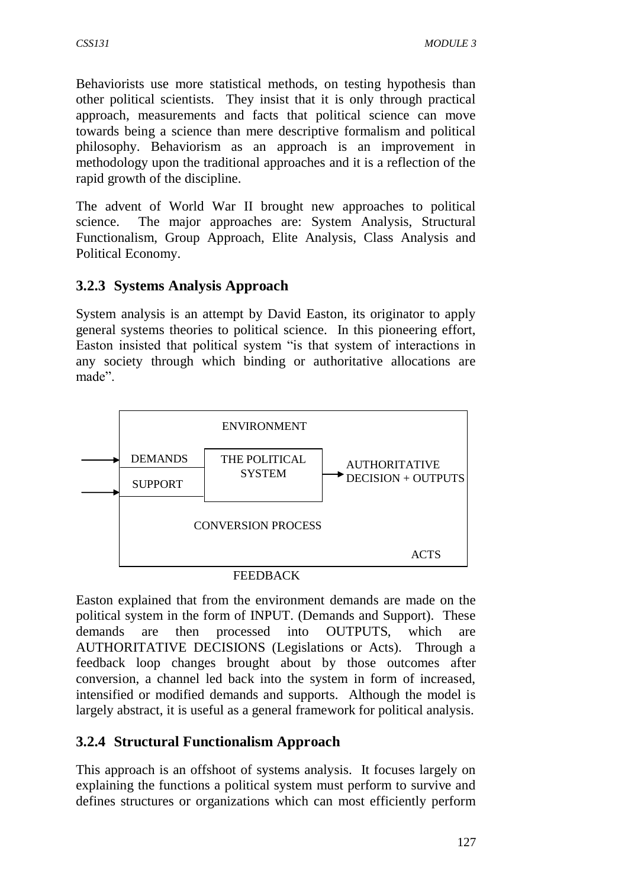Behaviorists use more statistical methods, on testing hypothesis than other political scientists. They insist that it is only through practical approach, measurements and facts that political science can move towards being a science than mere descriptive formalism and political philosophy. Behaviorism as an approach is an improvement in methodology upon the traditional approaches and it is a reflection of the rapid growth of the discipline.

The advent of World War II brought new approaches to political science. The major approaches are: System Analysis, Structural Functionalism, Group Approach, Elite Analysis, Class Analysis and Political Economy.

### 3.2.3 Systems Analysis Approach

System analysis is an attempt by David Easton, its originator to apply general systems theories to political science. In this pioneering effort, Easton insisted that political system "is that system of interactions in any society through which binding or authoritative allocations are made".

ENVIRONMENT

DEMANDS → THE POLITICAL SYSTEM → AUTHORITATIVE DECISION + OUTPUTS

SUPPORT →

CONVERSION PROCESS

ACTS

FEEDBACK

Easton explained that from the environment demands are made on the political system in the form of INPUT. (Demands and Support). These demands are then processed into OUTPUTS, which are AUTHORITATIVE DECISIONS (Legislations or Acts). Through a feedback loop changes brought about by those outcomes after conversion, a channel led back into the system in form of increased, intensified or modified demands and supports. Although the model is largely abstract, it is useful as a general framework for political analysis.

### 3.2.4 Structural Functionalism Approach

This approach is an offshoot of systems analysis. It focuses largely on explaining the functions a political system must perform to survive and defines structures or organizations which can most efficiently perform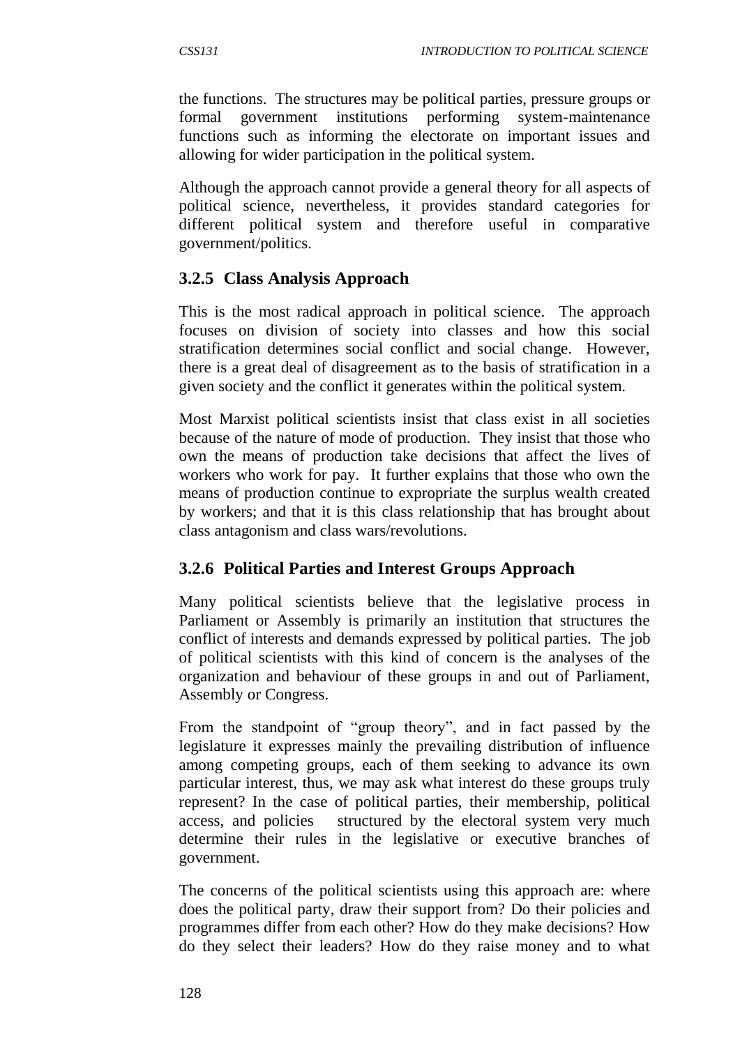the functions. The structures may be political parties, pressure groups or formal government institutions performing system-maintenance functions such as informing the electorate on important issues and allowing for wider participation in the political system.

Although the approach cannot provide a general theory for all aspects of political science, nevertheless, it provides standard categories for different political system and therefore useful in comparative government/politics.

### 3.2.5 Class Analysis Approach

This is the most radical approach in political science. The approach focuses on division of society into classes and how this social stratification determines social conflict and social change. However, there is a great deal of disagreement as to the basis of stratification in a given society and the conflict it generates within the political system.

Most Marxist political scientists insist that class exist in all societies because of the nature of mode of production. They insist that those who own the means of production take decisions that affect the lives of workers who work for pay. It further explains that those who own the means of production continue to expropriate the surplus wealth created by workers; and that it is this class relationship that has brought about class antagonism and class wars/revolutions.

### 3.2.6 Political Parties and Interest Groups Approach

Many political scientists believe that the legislative process in Parliament or Assembly is primarily an institution that structures the conflict of interests and demands expressed by political parties. The job of political scientists with this kind of concern is the analyses of the organization and behaviour of these groups in and out of Parliament, Assembly or Congress.

From the standpoint of "group theory", and in fact passed by the legislature it expresses mainly the prevailing distribution of influence among competing groups, each of them seeking to advance its own particular interest, thus, we may ask what interest do these groups truly represent? In the case of political parties, their membership, political access, and policies structured by the electoral system very much determine their rules in the legislative or executive branches of government.

The concerns of the political scientists using this approach are: where does the political party, draw their support from? Do their policies and programmes differ from each other? How do they make decisions? How do they select their leaders? How do they raise money and to what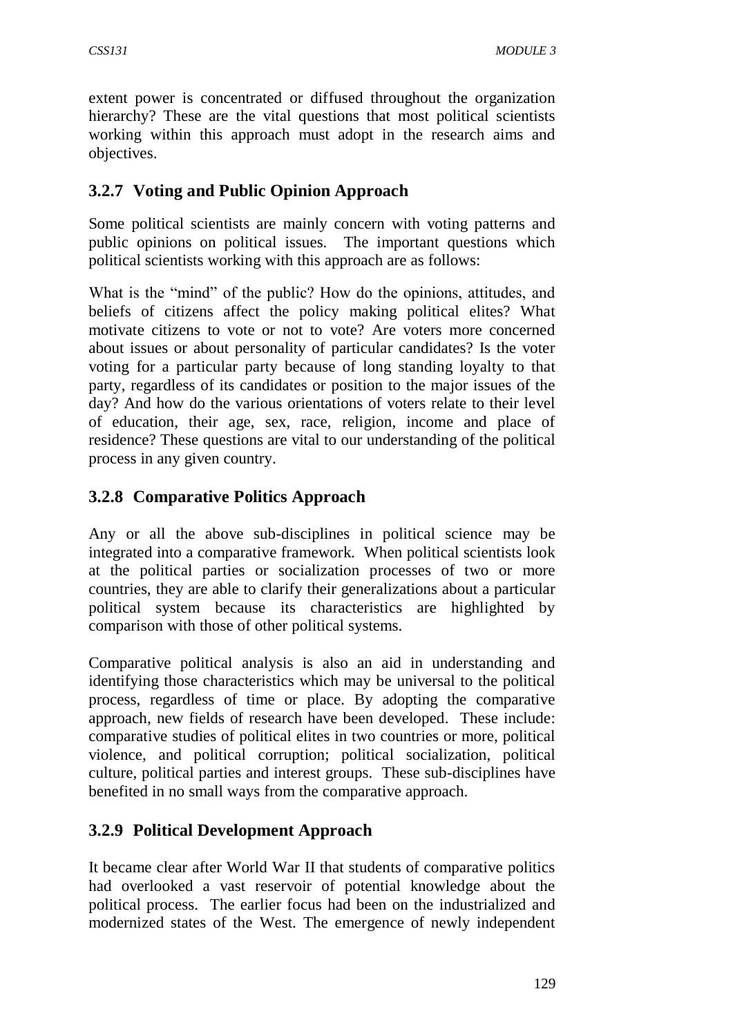extent power is concentrated or diffused throughout the organization hierarchy? These are the vital questions that most political scientists working within this approach must adopt in the research aims and objectives.

### 3.2.7 Voting and Public Opinion Approach

Some political scientists are mainly concern with voting patterns and public opinions on political issues. The important questions which political scientists working with this approach are as follows:

What is the "mind" of the public? How do the opinions, attitudes, and beliefs of citizens affect the policy making political elites? What motivate citizens to vote or not to vote? Are voters more concerned about issues or about personality of particular candidates? Is the voter voting for a particular party because of long standing loyalty to that party, regardless of its candidates or position to the major issues of the day? And how do the various orientations of voters relate to their level of education, their age, sex, race, religion, income and place of residence? These questions are vital to our understanding of the political process in any given country.

### 3.2.8 Comparative Politics Approach

Any or all the above sub-disciplines in political science may be integrated into a comparative framework. When political scientists look at the political parties or socialization processes of two or more countries, they are able to clarify their generalizations about a particular political system because its characteristics are highlighted by comparison with those of other political systems.

Comparative political analysis is also an aid in understanding and identifying those characteristics which may be universal to the political process, regardless of time or place. By adopting the comparative approach, new fields of research have been developed. These include: comparative studies of political elites in two countries or more, political violence, and political corruption; political socialization, political culture, political parties and interest groups. These sub-disciplines have benefited in no small ways from the comparative approach.

### 3.2.9 Political Development Approach

It became clear after World War II that students of comparative politics had overlooked a vast reservoir of potential knowledge about the political process. The earlier focus had been on the industrialized and modernized states of the West. The emergence of newly independent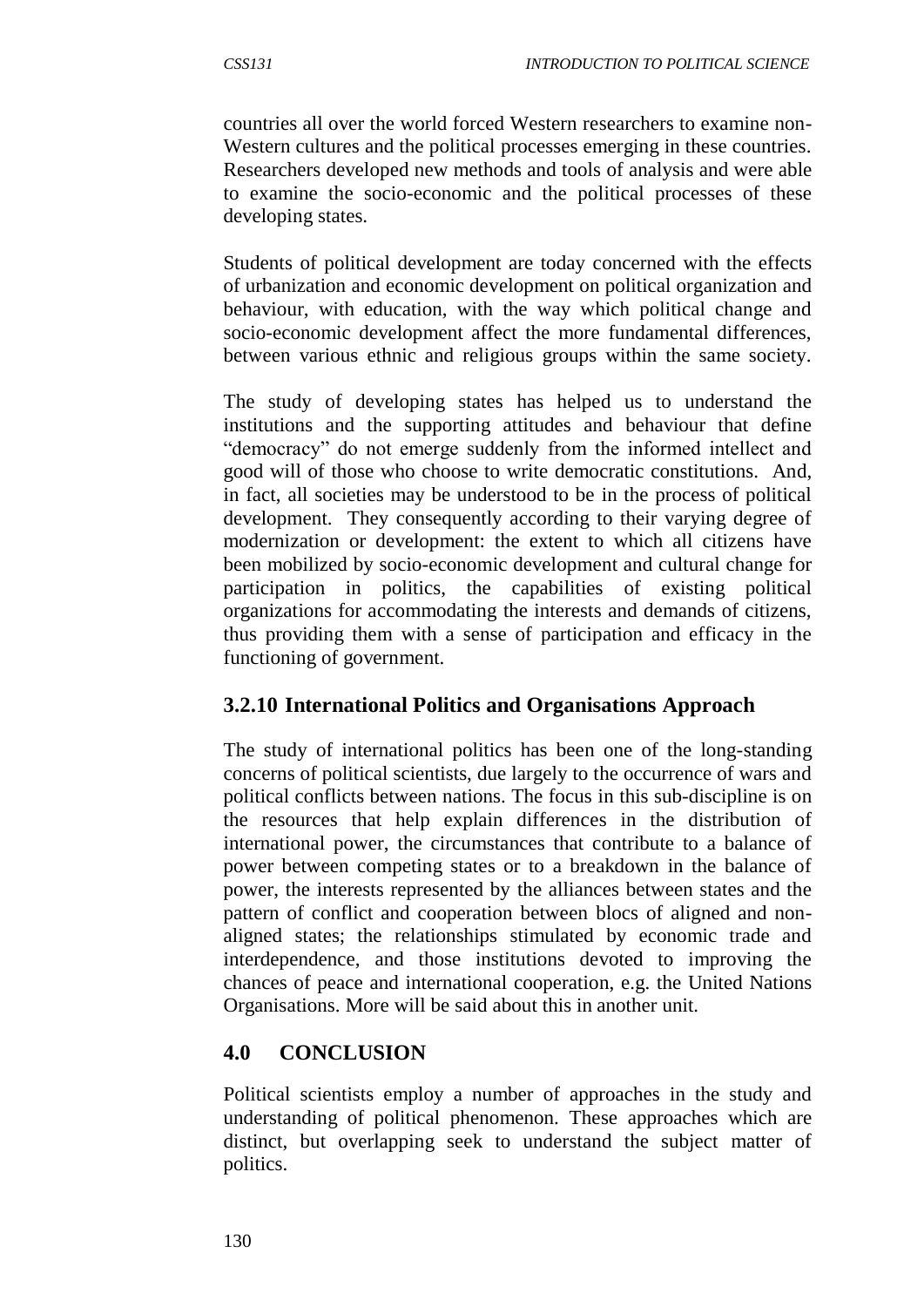countries all over the world forced Western researchers to examine non-Western cultures and the political processes emerging in these countries. Researchers developed new methods and tools of analysis and were able to examine the socio-economic and the political processes of these developing states.

Students of political development are today concerned with the effects of urbanization and economic development on political organization and behaviour, with education, with the way which political change and socio-economic development affect the more fundamental differences, between various ethnic and religious groups within the same society.

The study of developing states has helped us to understand the institutions and the supporting attitudes and behaviour that define "democracy" do not emerge suddenly from the informed intellect and good will of those who choose to write democratic constitutions. And, in fact, all societies may be understood to be in the process of political development. They consequently according to their varying degree of modernization or development: the extent to which all citizens have been mobilized by socio-economic development and cultural change for participation in politics, the capabilities of existing political organizations for accommodating the interests and demands of citizens, thus providing them with a sense of participation and efficacy in the functioning of government.

### 3.2.10 International Politics and Organisations Approach

The study of international politics has been one of the long-standing concerns of political scientists, due largely to the occurrence of wars and political conflicts between nations. The focus in this sub-discipline is on the resources that help explain differences in the distribution of international power, the circumstances that contribute to a balance of power between competing states or to a breakdown in the balance of power, the interests represented by the alliances between states and the pattern of conflict and cooperation between blocs of aligned and non-aligned states; the relationships stimulated by economic trade and interdependence, and those institutions devoted to improving the chances of peace and international cooperation, e.g. the United Nations Organisations. More will be said about this in another unit.

## 4.0 CONCLUSION

Political scientists employ a number of approaches in the study and understanding of political phenomenon. These approaches which are distinct, but overlapping seek to understand the subject matter of politics.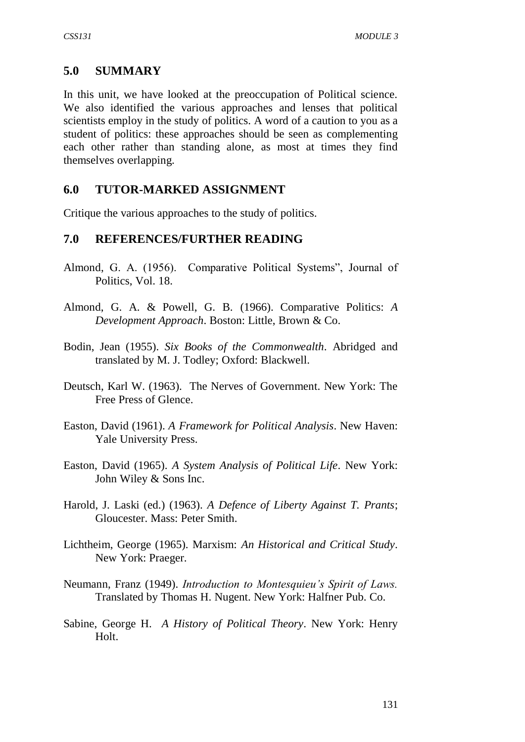## 5.0 SUMMARY

In this unit, we have looked at the preoccupation of Political science. We also identified the various approaches and lenses that political scientists employ in the study of politics. A word of a caution to you as a student of politics: these approaches should be seen as complementing each other rather than standing alone, as most at times they find themselves overlapping.

## 6.0 TUTOR-MARKED ASSIGNMENT

Critique the various approaches to the study of politics.

## 7.0 REFERENCES/FURTHER READING

Almond, G. A. (1956). Comparative Political Systems", Journal of Politics, Vol. 18.

Almond, G. A. & Powell, G. B. (1966). Comparative Politics: *A Development Approach*. Boston: Little, Brown & Co.

Bodin, Jean (1955). *Six Books of the Commonwealth*. Abridged and translated by M. J. Todley; Oxford: Blackwell.

Deutsch, Karl W. (1963). The Nerves of Government. New York: The Free Press of Glence.

Easton, David (1961). *A Framework for Political Analysis*. New Haven: Yale University Press.

Easton, David (1965). *A System Analysis of Political Life*. New York: John Wiley & Sons Inc.

Harold, J. Laski (ed.) (1963). *A Defence of Liberty Against T. Prants*; Gloucester. Mass: Peter Smith.

Lichtheim, George (1965). Marxism: *An Historical and Critical Study*. New York: Praeger.

Neumann, Franz (1949). *Introduction to Montesquieu's Spirit of Laws.* Translated by Thomas H. Nugent. New York: Halfner Pub. Co.

Sabine, George H. *A History of Political Theory*. New York: Henry Holt.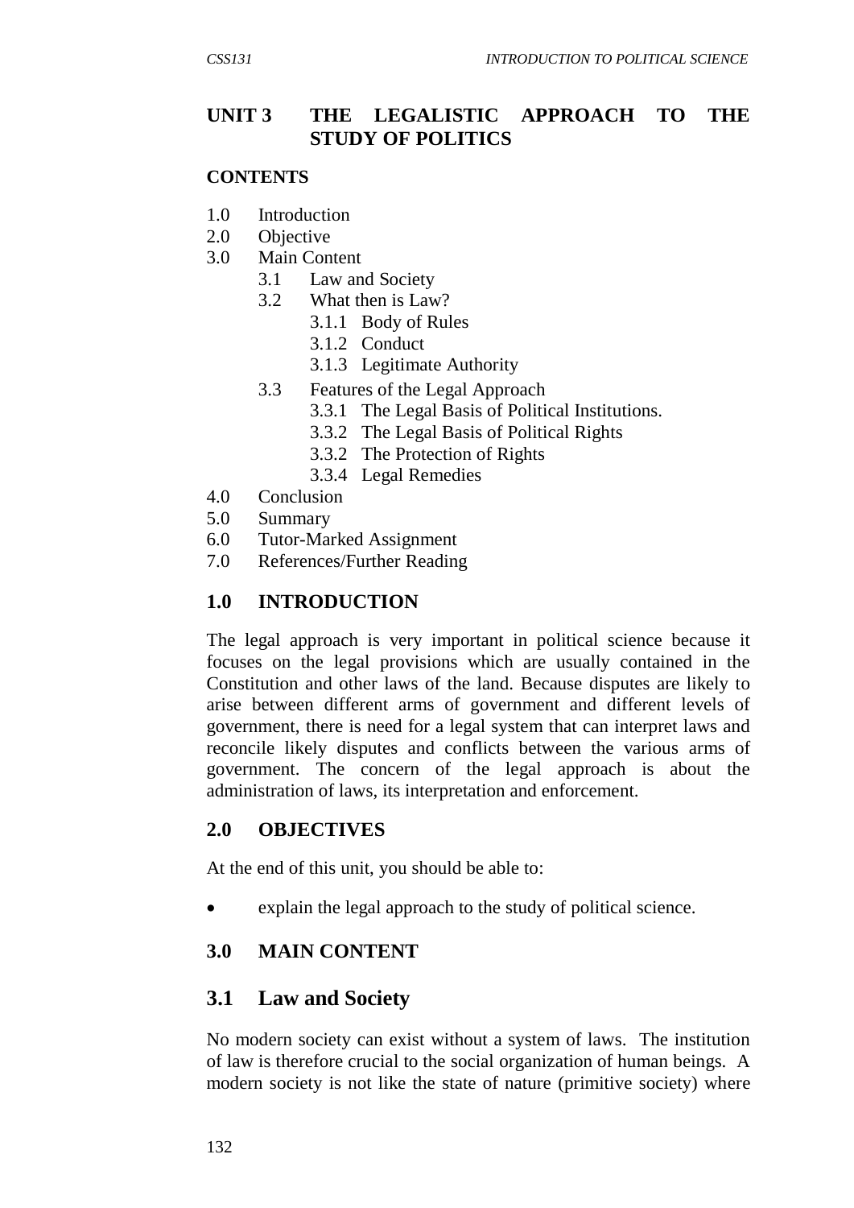## UNIT 3 THE LEGALISTIC APPROACH TO THE STUDY OF POLITICS

**CONTENTS**

1.0 Introduction
2.0 Objective
3.0 Main Content
    3.1 Law and Society
    3.2 What then is Law?
        3.1.1 Body of Rules
        3.1.2 Conduct
        3.1.3 Legitimate Authority
    3.3 Features of the Legal Approach
        3.3.1 The Legal Basis of Political Institutions.
        3.3.2 The Legal Basis of Political Rights
        3.3.2 The Protection of Rights
        3.3.4 Legal Remedies
4.0 Conclusion
5.0 Summary
6.0 Tutor-Marked Assignment
7.0 References/Further Reading

### 1.0 INTRODUCTION

The legal approach is very important in political science because it focuses on the legal provisions which are usually contained in the Constitution and other laws of the land. Because disputes are likely to arise between different arms of government and different levels of government, there is need for a legal system that can interpret laws and reconcile likely disputes and conflicts between the various arms of government. The concern of the legal approach is about the administration of laws, its interpretation and enforcement.

### 2.0 OBJECTIVES

At the end of this unit, you should be able to:

- explain the legal approach to the study of political science.

### 3.0 MAIN CONTENT

### 3.1 Law and Society

No modern society can exist without a system of laws. The institution of law is therefore crucial to the social organization of human beings. A modern society is not like the state of nature (primitive society) where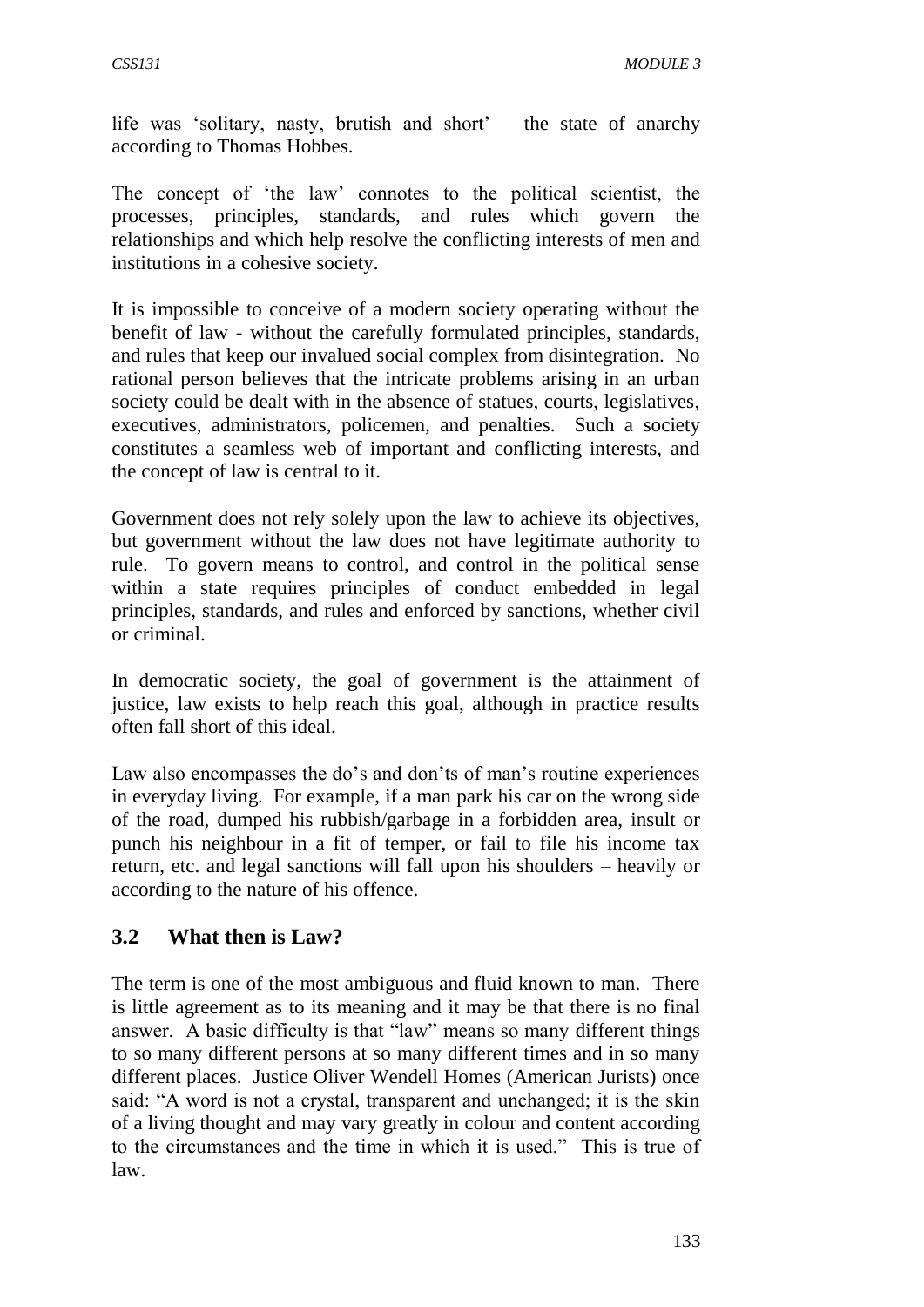life was 'solitary, nasty, brutish and short' – the state of anarchy according to Thomas Hobbes.

The concept of 'the law' connotes to the political scientist, the processes, principles, standards, and rules which govern the relationships and which help resolve the conflicting interests of men and institutions in a cohesive society.

It is impossible to conceive of a modern society operating without the benefit of law - without the carefully formulated principles, standards, and rules that keep our invalued social complex from disintegration. No rational person believes that the intricate problems arising in an urban society could be dealt with in the absence of statues, courts, legislatives, executives, administrators, policemen, and penalties. Such a society constitutes a seamless web of important and conflicting interests, and the concept of law is central to it.

Government does not rely solely upon the law to achieve its objectives, but government without the law does not have legitimate authority to rule. To govern means to control, and control in the political sense within a state requires principles of conduct embedded in legal principles, standards, and rules and enforced by sanctions, whether civil or criminal.

In democratic society, the goal of government is the attainment of justice, law exists to help reach this goal, although in practice results often fall short of this ideal.

Law also encompasses the do's and don'ts of man's routine experiences in everyday living. For example, if a man park his car on the wrong side of the road, dumped his rubbish/garbage in a forbidden area, insult or punch his neighbour in a fit of temper, or fail to file his income tax return, etc. and legal sanctions will fall upon his shoulders – heavily or according to the nature of his offence.

## 3.2 What then is Law?

The term is one of the most ambiguous and fluid known to man. There is little agreement as to its meaning and it may be that there is no final answer. A basic difficulty is that "law" means so many different things to so many different persons at so many different times and in so many different places. Justice Oliver Wendell Homes (American Jurists) once said: "A word is not a crystal, transparent and unchanged; it is the skin of a living thought and may vary greatly in colour and content according to the circumstances and the time in which it is used." This is true of law.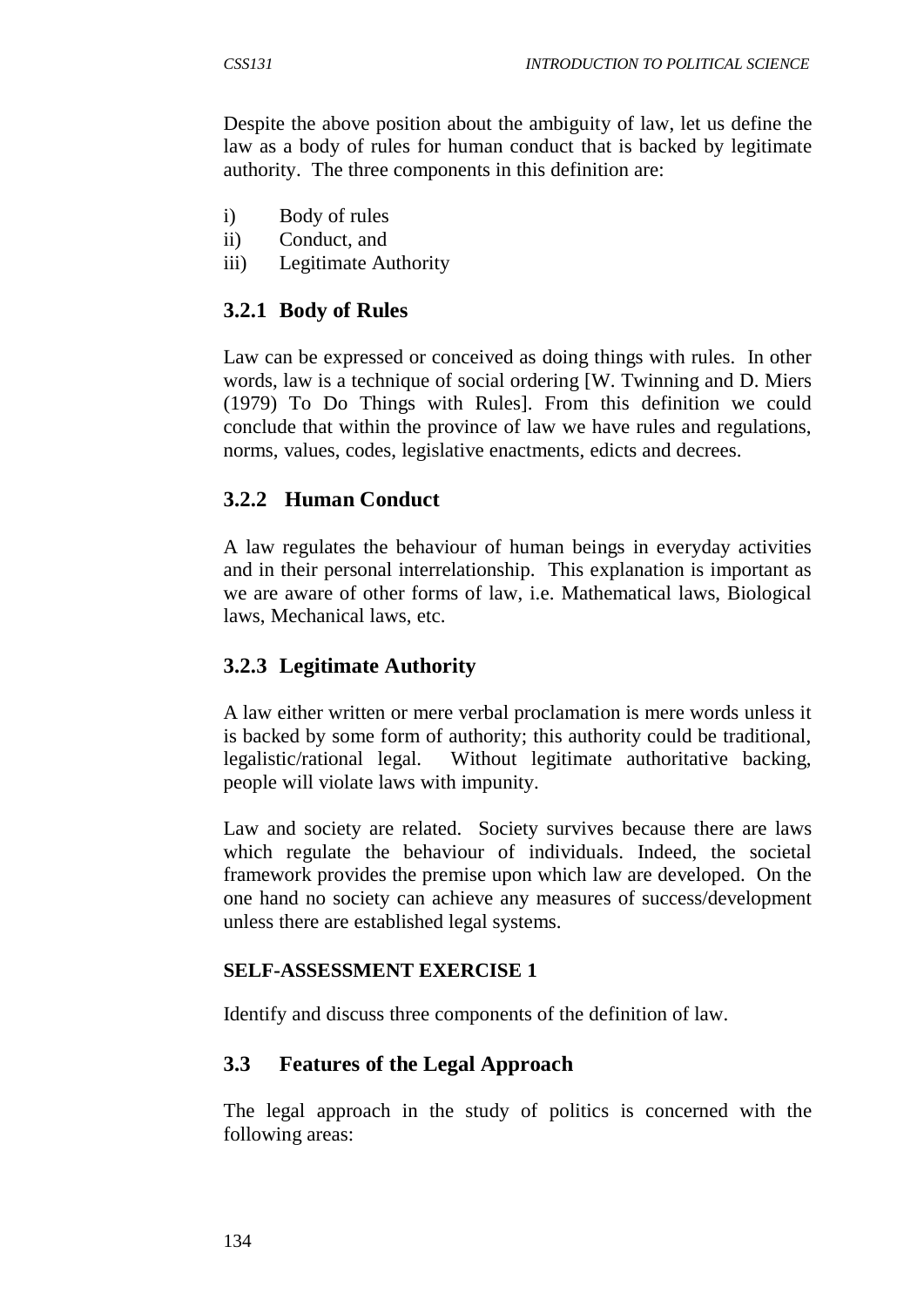Despite the above position about the ambiguity of law, let us define the law as a body of rules for human conduct that is backed by legitimate authority. The three components in this definition are:

i) Body of rules
ii) Conduct, and
iii) Legitimate Authority

### 3.2.1 Body of Rules

Law can be expressed or conceived as doing things with rules. In other words, law is a technique of social ordering [W. Twinning and D. Miers (1979) To Do Things with Rules]. From this definition we could conclude that within the province of law we have rules and regulations, norms, values, codes, legislative enactments, edicts and decrees.

### 3.2.2 Human Conduct

A law regulates the behaviour of human beings in everyday activities and in their personal interrelationship. This explanation is important as we are aware of other forms of law, i.e. Mathematical laws, Biological laws, Mechanical laws, etc.

### 3.2.3 Legitimate Authority

A law either written or mere verbal proclamation is mere words unless it is backed by some form of authority; this authority could be traditional, legalistic/rational legal. Without legitimate authoritative backing, people will violate laws with impunity.

Law and society are related. Society survives because there are laws which regulate the behaviour of individuals. Indeed, the societal framework provides the premise upon which law are developed. On the one hand no society can achieve any measures of success/development unless there are established legal systems.

**SELF-ASSESSMENT EXERCISE 1**

Identify and discuss three components of the definition of law.

## 3.3 Features of the Legal Approach

The legal approach in the study of politics is concerned with the following areas: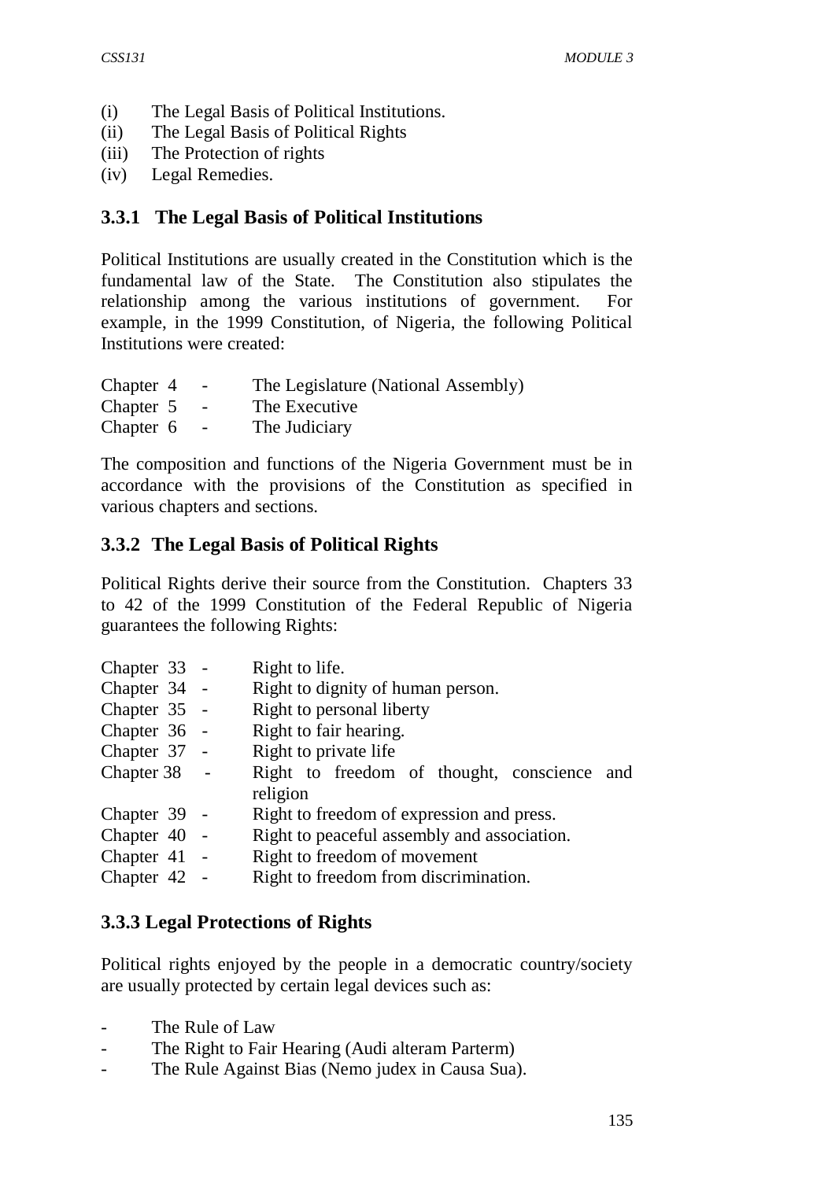(i) The Legal Basis of Political Institutions.
(ii) The Legal Basis of Political Rights
(iii) The Protection of rights
(iv) Legal Remedies.

### 3.3.1 The Legal Basis of Political Institutions

Political Institutions are usually created in the Constitution which is the fundamental law of the State. The Constitution also stipulates the relationship among the various institutions of government. For example, in the 1999 Constitution, of Nigeria, the following Political Institutions were created:

| | | |
|---|---|---|
| Chapter 4 | - | The Legislature (National Assembly) |
| Chapter 5 | - | The Executive |
| Chapter 6 | - | The Judiciary |

The composition and functions of the Nigeria Government must be in accordance with the provisions of the Constitution as specified in various chapters and sections.

### 3.3.2 The Legal Basis of Political Rights

Political Rights derive their source from the Constitution. Chapters 33 to 42 of the 1999 Constitution of the Federal Republic of Nigeria guarantees the following Rights:

| | | |
|---|---|---|
| Chapter 33 | - | Right to life. |
| Chapter 34 | - | Right to dignity of human person. |
| Chapter 35 | - | Right to personal liberty |
| Chapter 36 | - | Right to fair hearing. |
| Chapter 37 | - | Right to private life |
| Chapter 38 | - | Right to freedom of thought, conscience and religion |
| Chapter 39 | - | Right to freedom of expression and press. |
| Chapter 40 | - | Right to peaceful assembly and association. |
| Chapter 41 | - | Right to freedom of movement |
| Chapter 42 | - | Right to freedom from discrimination. |

### 3.3.3 Legal Protections of Rights

Political rights enjoyed by the people in a democratic country/society are usually protected by certain legal devices such as:

- The Rule of Law
- The Right to Fair Hearing (Audi alteram Parterm)
- The Rule Against Bias (Nemo judex in Causa Sua).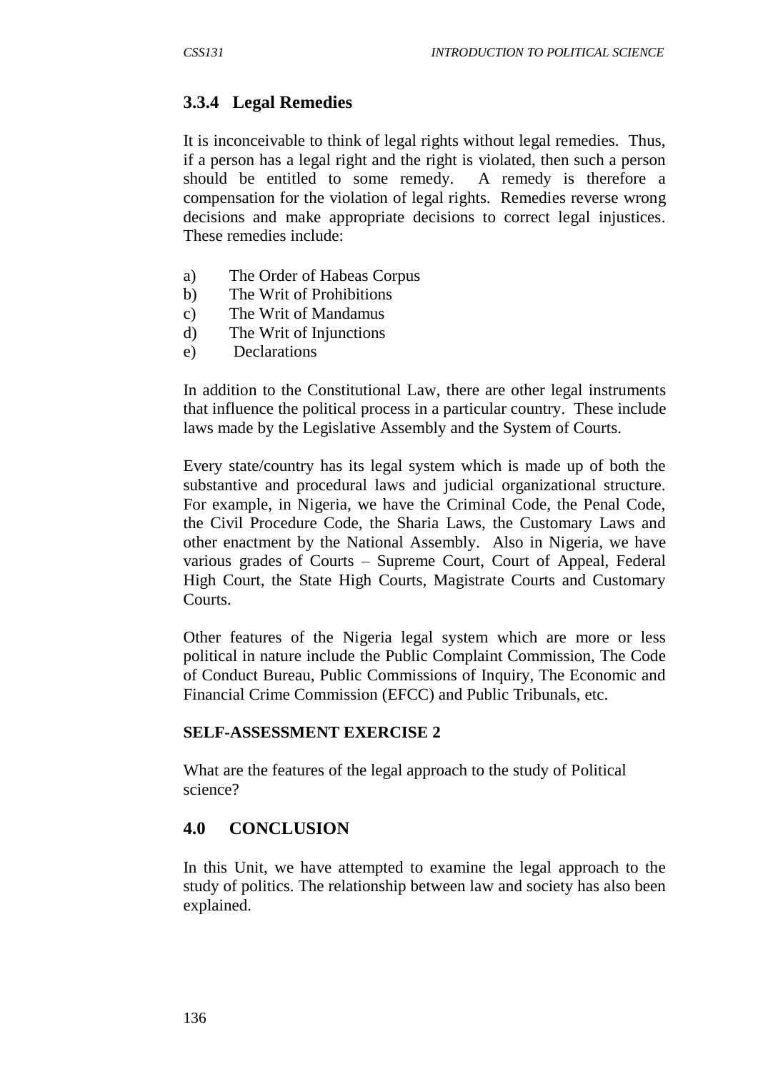### 3.3.4 Legal Remedies

It is inconceivable to think of legal rights without legal remedies. Thus, if a person has a legal right and the right is violated, then such a person should be entitled to some remedy. A remedy is therefore a compensation for the violation of legal rights. Remedies reverse wrong decisions and make appropriate decisions to correct legal injustices. These remedies include:

a) The Order of Habeas Corpus
b) The Writ of Prohibitions
c) The Writ of Mandamus
d) The Writ of Injunctions
e) Declarations

In addition to the Constitutional Law, there are other legal instruments that influence the political process in a particular country. These include laws made by the Legislative Assembly and the System of Courts.

Every state/country has its legal system which is made up of both the substantive and procedural laws and judicial organizational structure. For example, in Nigeria, we have the Criminal Code, the Penal Code, the Civil Procedure Code, the Sharia Laws, the Customary Laws and other enactment by the National Assembly. Also in Nigeria, we have various grades of Courts – Supreme Court, Court of Appeal, Federal High Court, the State High Courts, Magistrate Courts and Customary Courts.

Other features of the Nigeria legal system which are more or less political in nature include the Public Complaint Commission, The Code of Conduct Bureau, Public Commissions of Inquiry, The Economic and Financial Crime Commission (EFCC) and Public Tribunals, etc.

**SELF-ASSESSMENT EXERCISE 2**

What are the features of the legal approach to the study of Political science?

## 4.0 CONCLUSION

In this Unit, we have attempted to examine the legal approach to the study of politics. The relationship between law and society has also been explained.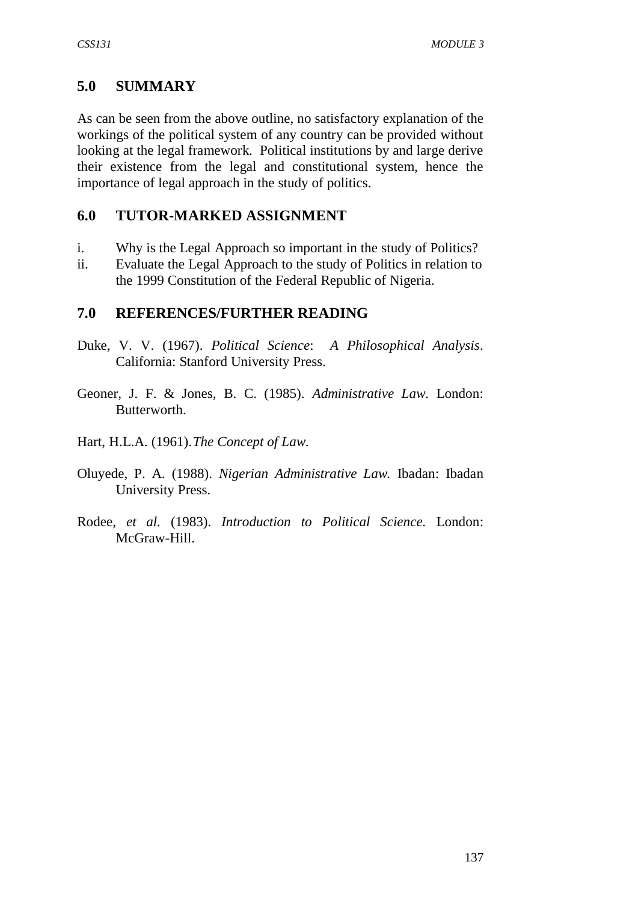## 5.0 SUMMARY

As can be seen from the above outline, no satisfactory explanation of the workings of the political system of any country can be provided without looking at the legal framework. Political institutions by and large derive their existence from the legal and constitutional system, hence the importance of legal approach in the study of politics.

## 6.0 TUTOR-MARKED ASSIGNMENT

i. Why is the Legal Approach so important in the study of Politics?
ii. Evaluate the Legal Approach to the study of Politics in relation to the 1999 Constitution of the Federal Republic of Nigeria.

## 7.0 REFERENCES/FURTHER READING

Duke, V. V. (1967). *Political Science*: *A Philosophical Analysis*. California: Stanford University Press.

Geoner, J. F. & Jones, B. C. (1985). *Administrative Law.* London: Butterworth.

Hart, H.L.A. (1961).*The Concept of Law.*

Oluyede, P. A. (1988). *Nigerian Administrative Law.* Ibadan: Ibadan University Press.

Rodee, *et al.* (1983). *Introduction to Political Science.* London: McGraw-Hill.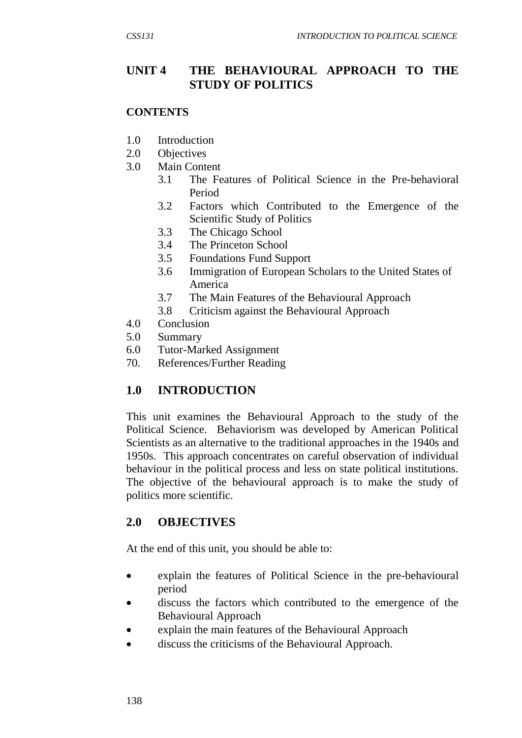## UNIT 4 THE BEHAVIOURAL APPROACH TO THE STUDY OF POLITICS

**CONTENTS**

1.0 Introduction
2.0 Objectives
3.0 Main Content
   3.1 The Features of Political Science in the Pre-behavioral Period
   3.2 Factors which Contributed to the Emergence of the Scientific Study of Politics
   3.3 The Chicago School
   3.4 The Princeton School
   3.5 Foundations Fund Support
   3.6 Immigration of European Scholars to the United States of America
   3.7 The Main Features of the Behavioural Approach
   3.8 Criticism against the Behavioural Approach
4.0 Conclusion
5.0 Summary
6.0 Tutor-Marked Assignment
70. References/Further Reading

## 1.0 INTRODUCTION

This unit examines the Behavioural Approach to the study of the Political Science. Behaviorism was developed by American Political Scientists as an alternative to the traditional approaches in the 1940s and 1950s. This approach concentrates on careful observation of individual behaviour in the political process and less on state political institutions. The objective of the behavioural approach is to make the study of politics more scientific.

## 2.0 OBJECTIVES

At the end of this unit, you should be able to:

- explain the features of Political Science in the pre-behavioural period
- discuss the factors which contributed to the emergence of the Behavioural Approach
- explain the main features of the Behavioural Approach
- discuss the criticisms of the Behavioural Approach.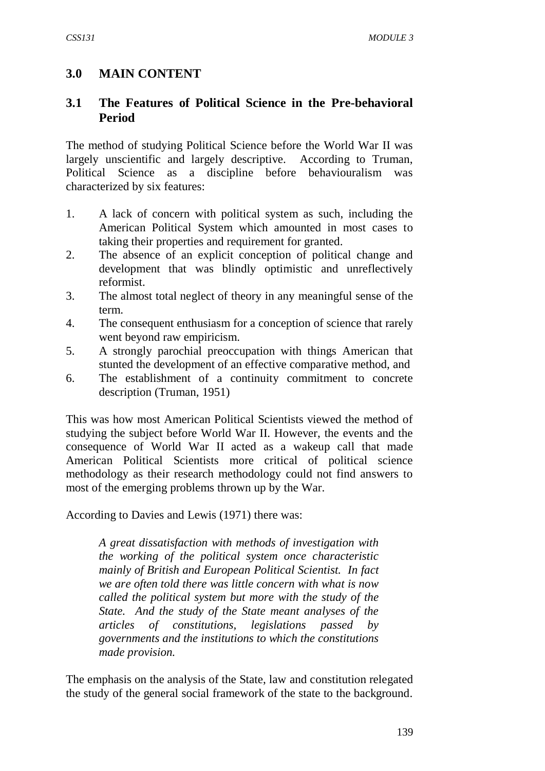## 3.0 MAIN CONTENT

### 3.1 The Features of Political Science in the Pre-behavioral Period

The method of studying Political Science before the World War II was largely unscientific and largely descriptive. According to Truman, Political Science as a discipline before behaviouralism was characterized by six features:

1. A lack of concern with political system as such, including the American Political System which amounted in most cases to taking their properties and requirement for granted.
2. The absence of an explicit conception of political change and development that was blindly optimistic and unreflectively reformist.
3. The almost total neglect of theory in any meaningful sense of the term.
4. The consequent enthusiasm for a conception of science that rarely went beyond raw empiricism.
5. A strongly parochial preoccupation with things American that stunted the development of an effective comparative method, and
6. The establishment of a continuity commitment to concrete description (Truman, 1951)

This was how most American Political Scientists viewed the method of studying the subject before World War II. However, the events and the consequence of World War II acted as a wakeup call that made American Political Scientists more critical of political science methodology as their research methodology could not find answers to most of the emerging problems thrown up by the War.

According to Davies and Lewis (1971) there was:

> *A great dissatisfaction with methods of investigation with the working of the political system once characteristic mainly of British and European Political Scientist. In fact we are often told there was little concern with what is now called the political system but more with the study of the State. And the study of the State meant analyses of the articles of constitutions, legislations passed by governments and the institutions to which the constitutions made provision.*

The emphasis on the analysis of the State, law and constitution relegated the study of the general social framework of the state to the background.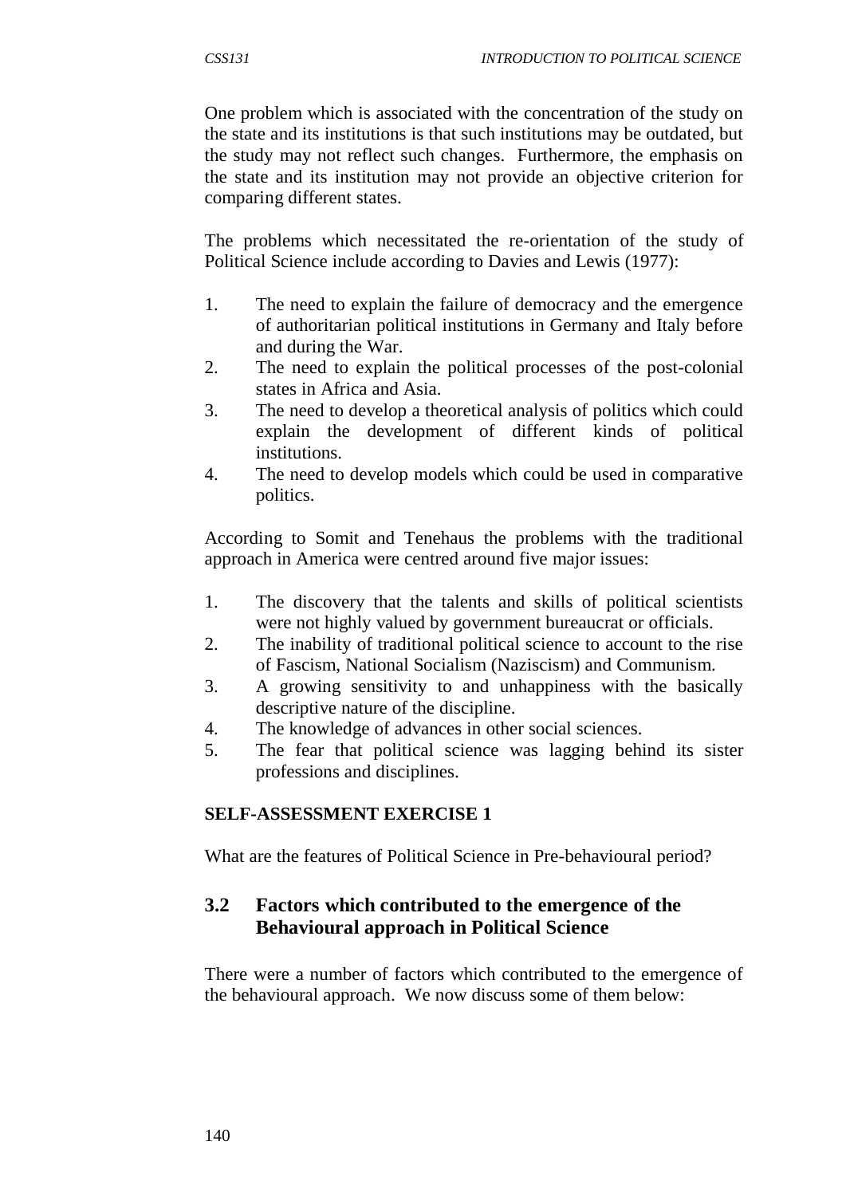One problem which is associated with the concentration of the study on the state and its institutions is that such institutions may be outdated, but the study may not reflect such changes. Furthermore, the emphasis on the state and its institution may not provide an objective criterion for comparing different states.

The problems which necessitated the re-orientation of the study of Political Science include according to Davies and Lewis (1977):

1. The need to explain the failure of democracy and the emergence of authoritarian political institutions in Germany and Italy before and during the War.
2. The need to explain the political processes of the post-colonial states in Africa and Asia.
3. The need to develop a theoretical analysis of politics which could explain the development of different kinds of political institutions.
4. The need to develop models which could be used in comparative politics.

According to Somit and Tenehaus the problems with the traditional approach in America were centred around five major issues:

1. The discovery that the talents and skills of political scientists were not highly valued by government bureaucrat or officials.
2. The inability of traditional political science to account to the rise of Fascism, National Socialism (Naziscism) and Communism.
3. A growing sensitivity to and unhappiness with the basically descriptive nature of the discipline.
4. The knowledge of advances in other social sciences.
5. The fear that political science was lagging behind its sister professions and disciplines.

**SELF-ASSESSMENT EXERCISE 1**

What are the features of Political Science in Pre-behavioural period?

## 3.2 Factors which contributed to the emergence of the Behavioural approach in Political Science

There were a number of factors which contributed to the emergence of the behavioural approach. We now discuss some of them below: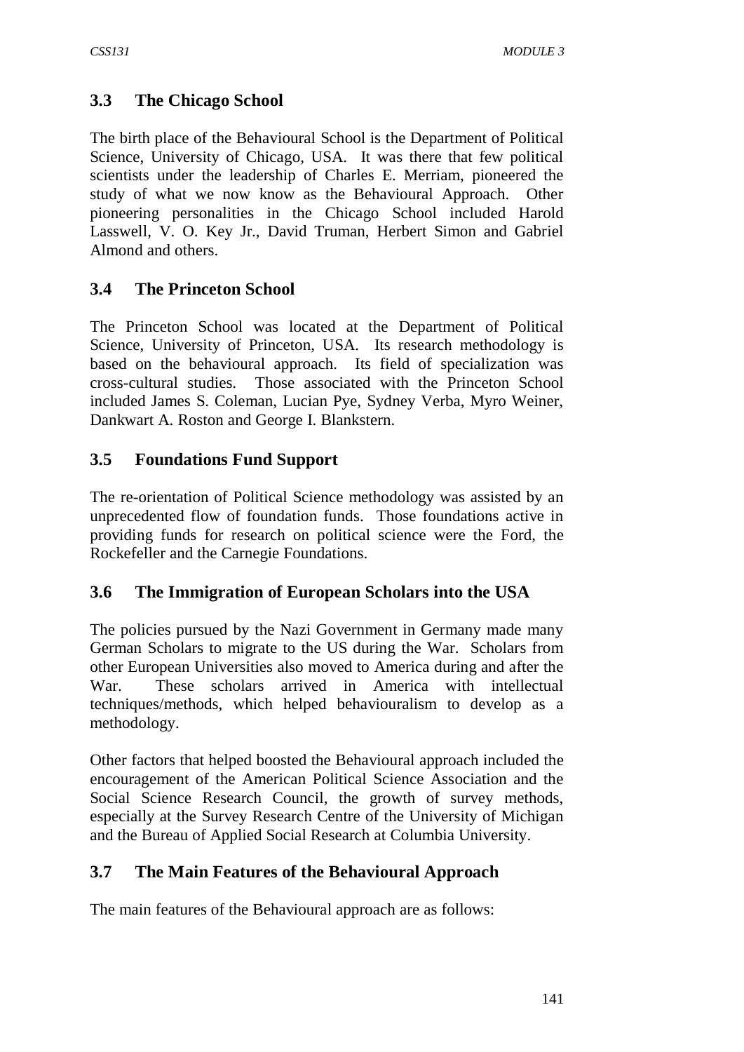### 3.3 The Chicago School

The birth place of the Behavioural School is the Department of Political Science, University of Chicago, USA. It was there that few political scientists under the leadership of Charles E. Merriam, pioneered the study of what we now know as the Behavioural Approach. Other pioneering personalities in the Chicago School included Harold Lasswell, V. O. Key Jr., David Truman, Herbert Simon and Gabriel Almond and others.

### 3.4 The Princeton School

The Princeton School was located at the Department of Political Science, University of Princeton, USA. Its research methodology is based on the behavioural approach. Its field of specialization was cross-cultural studies. Those associated with the Princeton School included James S. Coleman, Lucian Pye, Sydney Verba, Myro Weiner, Dankwart A. Roston and George I. Blankstern.

### 3.5 Foundations Fund Support

The re-orientation of Political Science methodology was assisted by an unprecedented flow of foundation funds. Those foundations active in providing funds for research on political science were the Ford, the Rockefeller and the Carnegie Foundations.

### 3.6 The Immigration of European Scholars into the USA

The policies pursued by the Nazi Government in Germany made many German Scholars to migrate to the US during the War. Scholars from other European Universities also moved to America during and after the War. These scholars arrived in America with intellectual techniques/methods, which helped behaviouralism to develop as a methodology.

Other factors that helped boosted the Behavioural approach included the encouragement of the American Political Science Association and the Social Science Research Council, the growth of survey methods, especially at the Survey Research Centre of the University of Michigan and the Bureau of Applied Social Research at Columbia University.

### 3.7 The Main Features of the Behavioural Approach

The main features of the Behavioural approach are as follows: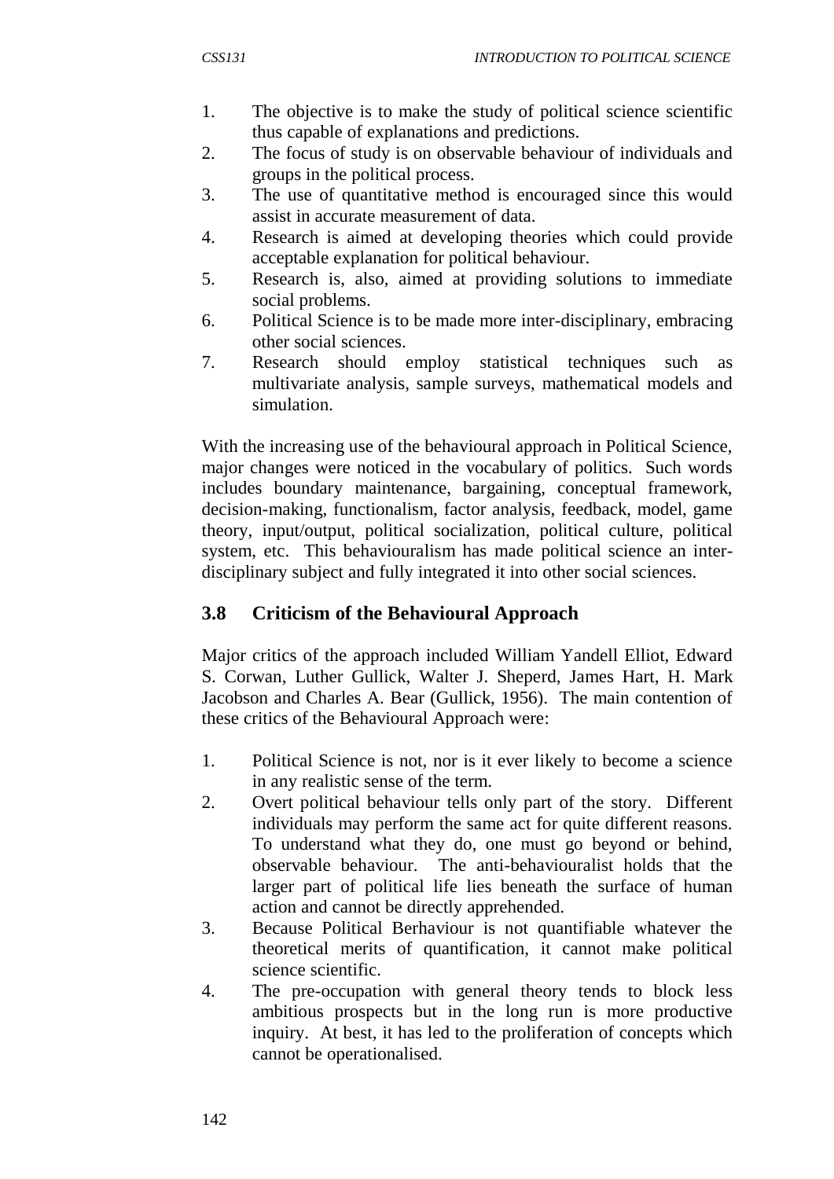1. The objective is to make the study of political science scientific thus capable of explanations and predictions.
2. The focus of study is on observable behaviour of individuals and groups in the political process.
3. The use of quantitative method is encouraged since this would assist in accurate measurement of data.
4. Research is aimed at developing theories which could provide acceptable explanation for political behaviour.
5. Research is, also, aimed at providing solutions to immediate social problems.
6. Political Science is to be made more inter-disciplinary, embracing other social sciences.
7. Research should employ statistical techniques such as multivariate analysis, sample surveys, mathematical models and simulation.

With the increasing use of the behavioural approach in Political Science, major changes were noticed in the vocabulary of politics. Such words includes boundary maintenance, bargaining, conceptual framework, decision-making, functionalism, factor analysis, feedback, model, game theory, input/output, political socialization, political culture, political system, etc. This behaviouralism has made political science an inter-disciplinary subject and fully integrated it into other social sciences.

## 3.8 Criticism of the Behavioural Approach

Major critics of the approach included William Yandell Elliot, Edward S. Corwan, Luther Gullick, Walter J. Sheperd, James Hart, H. Mark Jacobson and Charles A. Bear (Gullick, 1956). The main contention of these critics of the Behavioural Approach were:

1. Political Science is not, nor is it ever likely to become a science in any realistic sense of the term.
2. Overt political behaviour tells only part of the story. Different individuals may perform the same act for quite different reasons. To understand what they do, one must go beyond or behind, observable behaviour. The anti-behaviouralist holds that the larger part of political life lies beneath the surface of human action and cannot be directly apprehended.
3. Because Political Berhaviour is not quantifiable whatever the theoretical merits of quantification, it cannot make political science scientific.
4. The pre-occupation with general theory tends to block less ambitious prospects but in the long run is more productive inquiry. At best, it has led to the proliferation of concepts which cannot be operationalised.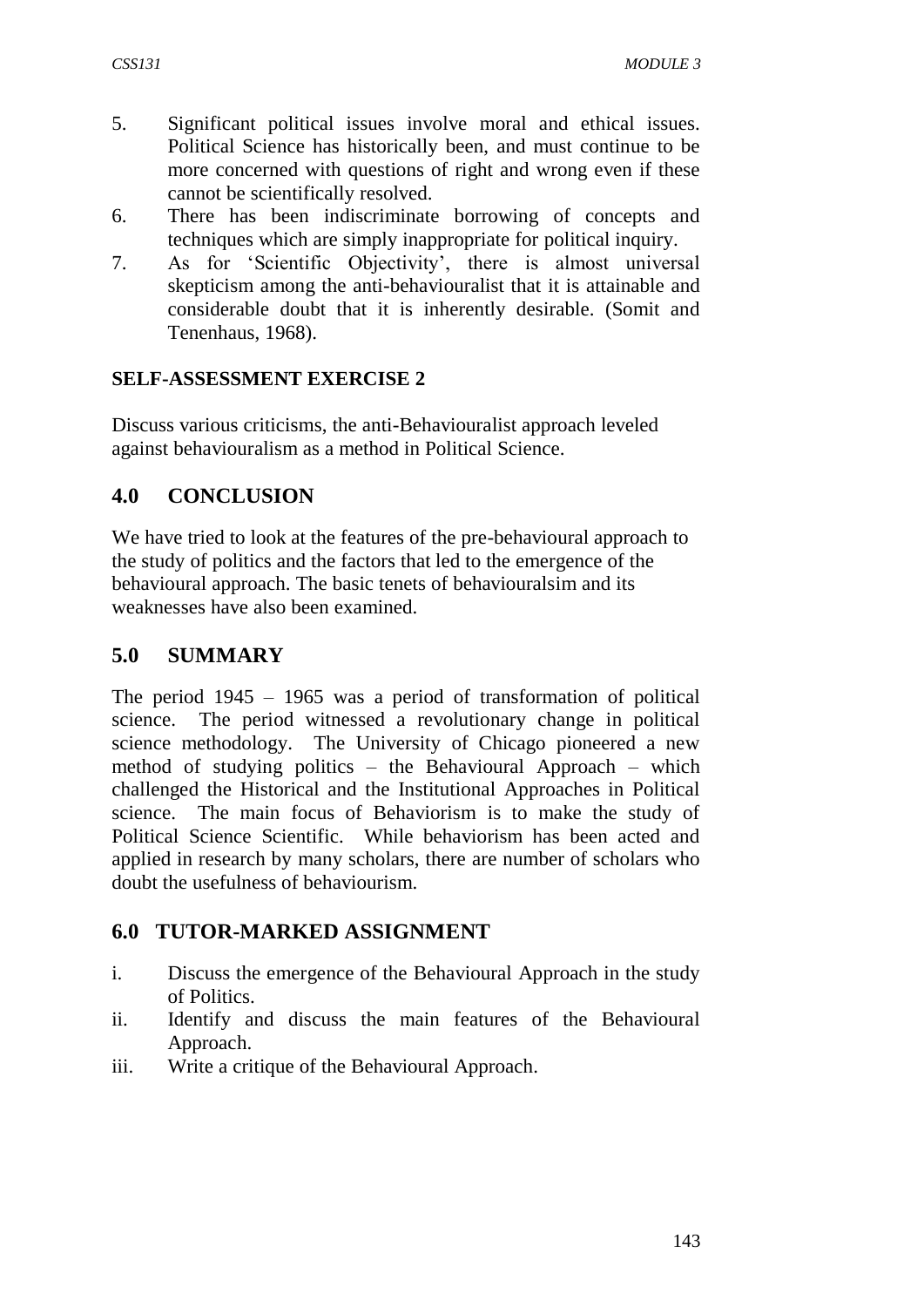5. Significant political issues involve moral and ethical issues. Political Science has historically been, and must continue to be more concerned with questions of right and wrong even if these cannot be scientifically resolved.
6. There has been indiscriminate borrowing of concepts and techniques which are simply inappropriate for political inquiry.
7. As for 'Scientific Objectivity', there is almost universal skepticism among the anti-behaviouralist that it is attainable and considerable doubt that it is inherently desirable. (Somit and Tenenhaus, 1968).

**SELF-ASSESSMENT EXERCISE 2**

Discuss various criticisms, the anti-Behaviouralist approach leveled against behaviouralism as a method in Political Science.

## 4.0 CONCLUSION

We have tried to look at the features of the pre-behavioural approach to the study of politics and the factors that led to the emergence of the behavioural approach. The basic tenets of behaviouralsim and its weaknesses have also been examined.

## 5.0 SUMMARY

The period 1945 – 1965 was a period of transformation of political science. The period witnessed a revolutionary change in political science methodology. The University of Chicago pioneered a new method of studying politics – the Behavioural Approach – which challenged the Historical and the Institutional Approaches in Political science. The main focus of Behaviorism is to make the study of Political Science Scientific. While behaviorism has been acted and applied in research by many scholars, there are number of scholars who doubt the usefulness of behaviourism.

## 6.0 TUTOR-MARKED ASSIGNMENT

i. Discuss the emergence of the Behavioural Approach in the study of Politics.
ii. Identify and discuss the main features of the Behavioural Approach.
iii. Write a critique of the Behavioural Approach.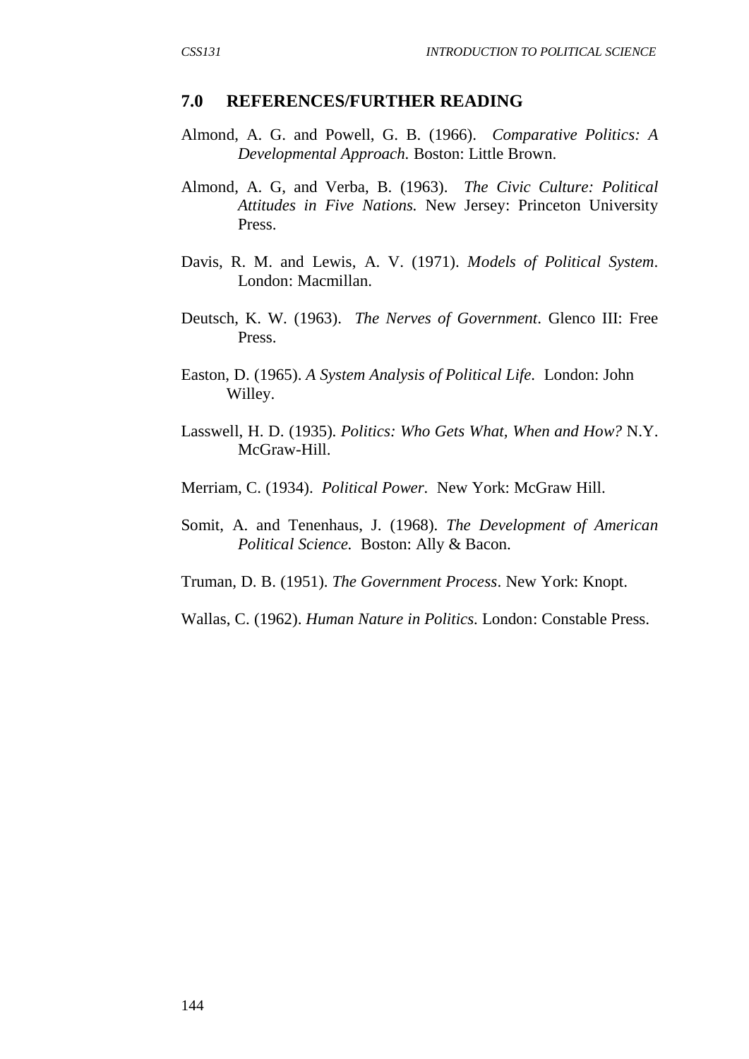## 7.0 REFERENCES/FURTHER READING

Almond, A. G. and Powell, G. B. (1966). *Comparative Politics: A Developmental Approach.* Boston: Little Brown.

Almond, A. G, and Verba, B. (1963). *The Civic Culture: Political Attitudes in Five Nations.* New Jersey: Princeton University Press.

Davis, R. M. and Lewis, A. V. (1971). *Models of Political System*. London: Macmillan.

Deutsch, K. W. (1963). *The Nerves of Government*. Glenco III: Free Press.

Easton, D. (1965). *A System Analysis of Political Life.* London: John Willey.

Lasswell, H. D. (1935). *Politics: Who Gets What, When and How?* N.Y. McGraw-Hill.

Merriam, C. (1934). *Political Power.* New York: McGraw Hill.

Somit, A. and Tenenhaus, J. (1968). *The Development of American Political Science.* Boston: Ally & Bacon.

Truman, D. B. (1951). *The Government Process*. New York: Knopt.

Wallas, C. (1962). *Human Nature in Politics*. London: Constable Press.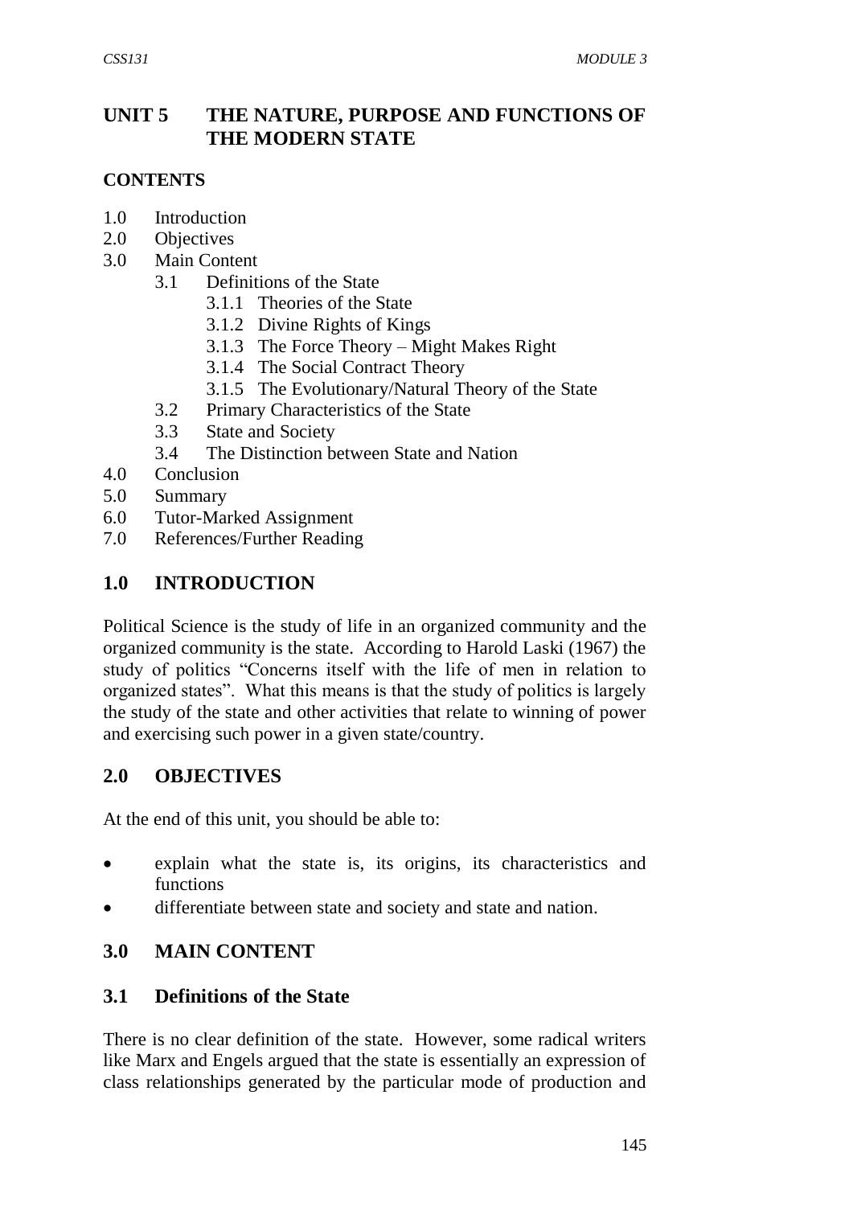# UNIT 5 THE NATURE, PURPOSE AND FUNCTIONS OF THE MODERN STATE

## CONTENTS

- 1.0 Introduction
- 2.0 Objectives
- 3.0 Main Content
  - 3.1 Definitions of the State
    - 3.1.1 Theories of the State
    - 3.1.2 Divine Rights of Kings
    - 3.1.3 The Force Theory – Might Makes Right
    - 3.1.4 The Social Contract Theory
    - 3.1.5 The Evolutionary/Natural Theory of the State
  - 3.2 Primary Characteristics of the State
  - 3.3 State and Society
  - 3.4 The Distinction between State and Nation
- 4.0 Conclusion
- 5.0 Summary
- 6.0 Tutor-Marked Assignment
- 7.0 References/Further Reading

## 1.0 INTRODUCTION

Political Science is the study of life in an organized community and the organized community is the state. According to Harold Laski (1967) the study of politics "Concerns itself with the life of men in relation to organized states". What this means is that the study of politics is largely the study of the state and other activities that relate to winning of power and exercising such power in a given state/country.

## 2.0 OBJECTIVES

At the end of this unit, you should be able to:

- explain what the state is, its origins, its characteristics and functions
- differentiate between state and society and state and nation.

## 3.0 MAIN CONTENT

### 3.1 Definitions of the State

There is no clear definition of the state. However, some radical writers like Marx and Engels argued that the state is essentially an expression of class relationships generated by the particular mode of production and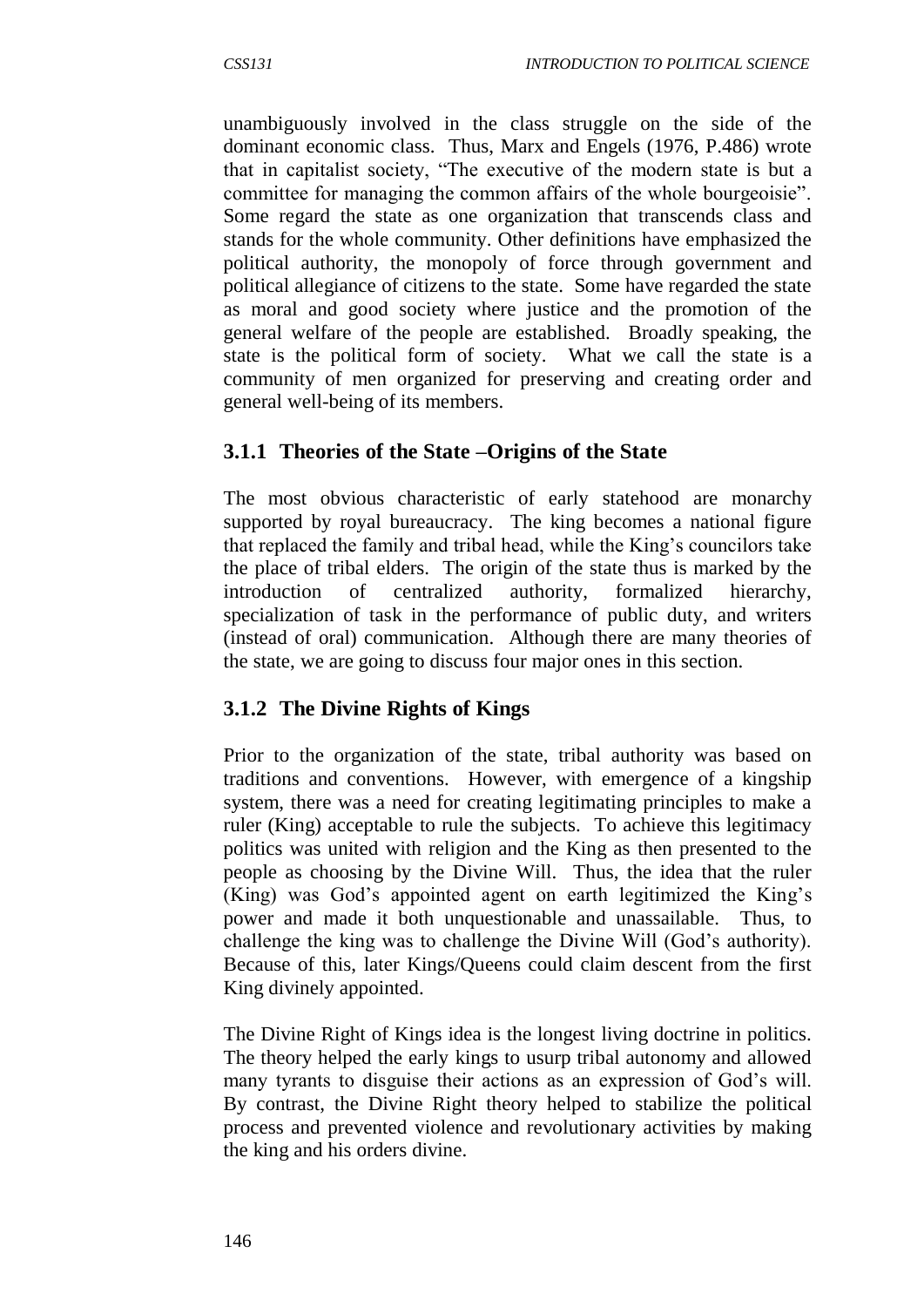unambiguously involved in the class struggle on the side of the dominant economic class. Thus, Marx and Engels (1976, P.486) wrote that in capitalist society, "The executive of the modern state is but a committee for managing the common affairs of the whole bourgeoisie". Some regard the state as one organization that transcends class and stands for the whole community. Other definitions have emphasized the political authority, the monopoly of force through government and political allegiance of citizens to the state. Some have regarded the state as moral and good society where justice and the promotion of the general welfare of the people are established. Broadly speaking, the state is the political form of society. What we call the state is a community of men organized for preserving and creating order and general well-being of its members.

### 3.1.1 Theories of the State –Origins of the State

The most obvious characteristic of early statehood are monarchy supported by royal bureaucracy. The king becomes a national figure that replaced the family and tribal head, while the King's councilors take the place of tribal elders. The origin of the state thus is marked by the introduction of centralized authority, formalized hierarchy, specialization of task in the performance of public duty, and writers (instead of oral) communication. Although there are many theories of the state, we are going to discuss four major ones in this section.

### 3.1.2 The Divine Rights of Kings

Prior to the organization of the state, tribal authority was based on traditions and conventions. However, with emergence of a kingship system, there was a need for creating legitimating principles to make a ruler (King) acceptable to rule the subjects. To achieve this legitimacy politics was united with religion and the King as then presented to the people as choosing by the Divine Will. Thus, the idea that the ruler (King) was God's appointed agent on earth legitimized the King's power and made it both unquestionable and unassailable. Thus, to challenge the king was to challenge the Divine Will (God's authority). Because of this, later Kings/Queens could claim descent from the first King divinely appointed.

The Divine Right of Kings idea is the longest living doctrine in politics. The theory helped the early kings to usurp tribal autonomy and allowed many tyrants to disguise their actions as an expression of God's will. By contrast, the Divine Right theory helped to stabilize the political process and prevented violence and revolutionary activities by making the king and his orders divine.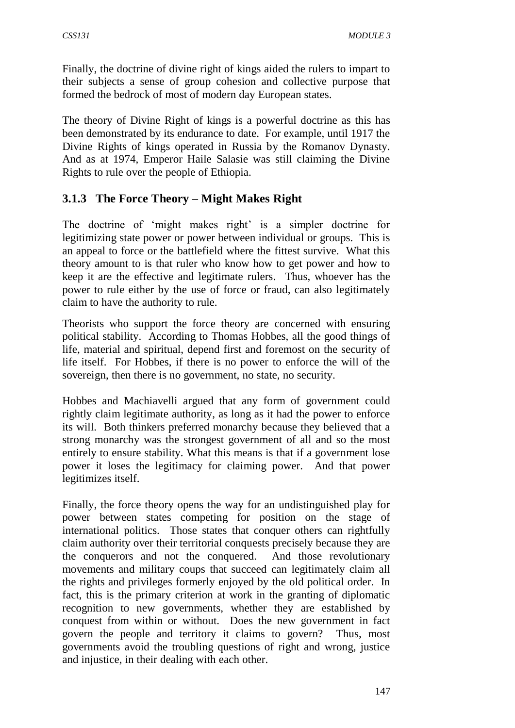Finally, the doctrine of divine right of kings aided the rulers to impart to their subjects a sense of group cohesion and collective purpose that formed the bedrock of most of modern day European states.

The theory of Divine Right of kings is a powerful doctrine as this has been demonstrated by its endurance to date. For example, until 1917 the Divine Rights of kings operated in Russia by the Romanov Dynasty. And as at 1974, Emperor Haile Salasie was still claiming the Divine Rights to rule over the people of Ethiopia.

### 3.1.3 The Force Theory – Might Makes Right

The doctrine of 'might makes right' is a simpler doctrine for legitimizing state power or power between individual or groups. This is an appeal to force or the battlefield where the fittest survive. What this theory amount to is that ruler who know how to get power and how to keep it are the effective and legitimate rulers. Thus, whoever has the power to rule either by the use of force or fraud, can also legitimately claim to have the authority to rule.

Theorists who support the force theory are concerned with ensuring political stability. According to Thomas Hobbes, all the good things of life, material and spiritual, depend first and foremost on the security of life itself. For Hobbes, if there is no power to enforce the will of the sovereign, then there is no government, no state, no security.

Hobbes and Machiavelli argued that any form of government could rightly claim legitimate authority, as long as it had the power to enforce its will. Both thinkers preferred monarchy because they believed that a strong monarchy was the strongest government of all and so the most entirely to ensure stability. What this means is that if a government lose power it loses the legitimacy for claiming power. And that power legitimizes itself.

Finally, the force theory opens the way for an undistinguished play for power between states competing for position on the stage of international politics. Those states that conquer others can rightfully claim authority over their territorial conquests precisely because they are the conquerors and not the conquered. And those revolutionary movements and military coups that succeed can legitimately claim all the rights and privileges formerly enjoyed by the old political order. In fact, this is the primary criterion at work in the granting of diplomatic recognition to new governments, whether they are established by conquest from within or without. Does the new government in fact govern the people and territory it claims to govern? Thus, most governments avoid the troubling questions of right and wrong, justice and injustice, in their dealing with each other.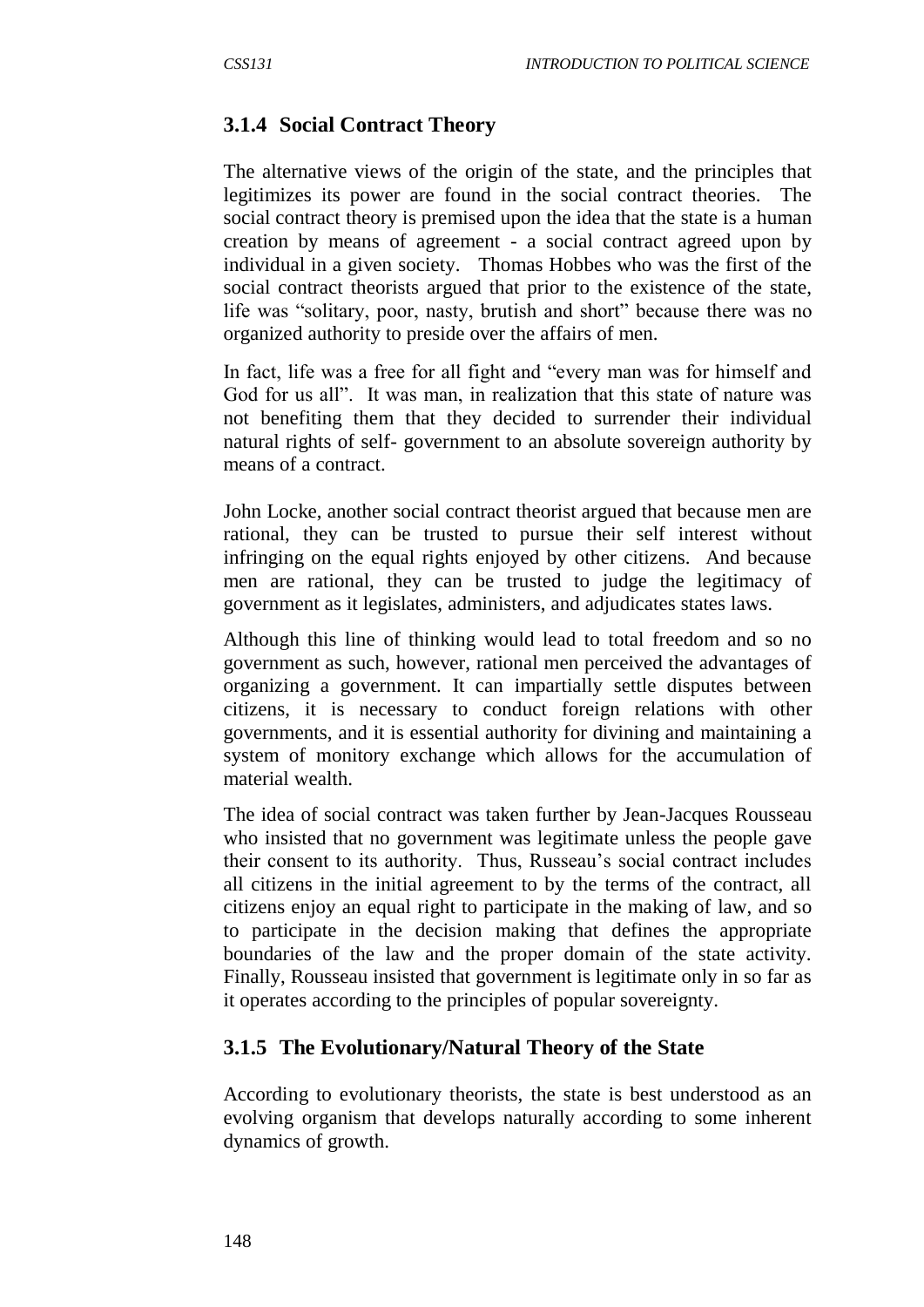### 3.1.4 Social Contract Theory

The alternative views of the origin of the state, and the principles that legitimizes its power are found in the social contract theories. The social contract theory is premised upon the idea that the state is a human creation by means of agreement - a social contract agreed upon by individual in a given society. Thomas Hobbes who was the first of the social contract theorists argued that prior to the existence of the state, life was "solitary, poor, nasty, brutish and short" because there was no organized authority to preside over the affairs of men.

In fact, life was a free for all fight and "every man was for himself and God for us all". It was man, in realization that this state of nature was not benefiting them that they decided to surrender their individual natural rights of self- government to an absolute sovereign authority by means of a contract.

John Locke, another social contract theorist argued that because men are rational, they can be trusted to pursue their self interest without infringing on the equal rights enjoyed by other citizens. And because men are rational, they can be trusted to judge the legitimacy of government as it legislates, administers, and adjudicates states laws.

Although this line of thinking would lead to total freedom and so no government as such, however, rational men perceived the advantages of organizing a government. It can impartially settle disputes between citizens, it is necessary to conduct foreign relations with other governments, and it is essential authority for divining and maintaining a system of monitory exchange which allows for the accumulation of material wealth.

The idea of social contract was taken further by Jean-Jacques Rousseau who insisted that no government was legitimate unless the people gave their consent to its authority. Thus, Russeau's social contract includes all citizens in the initial agreement to by the terms of the contract, all citizens enjoy an equal right to participate in the making of law, and so to participate in the decision making that defines the appropriate boundaries of the law and the proper domain of the state activity. Finally, Rousseau insisted that government is legitimate only in so far as it operates according to the principles of popular sovereignty.

### 3.1.5 The Evolutionary/Natural Theory of the State

According to evolutionary theorists, the state is best understood as an evolving organism that develops naturally according to some inherent dynamics of growth.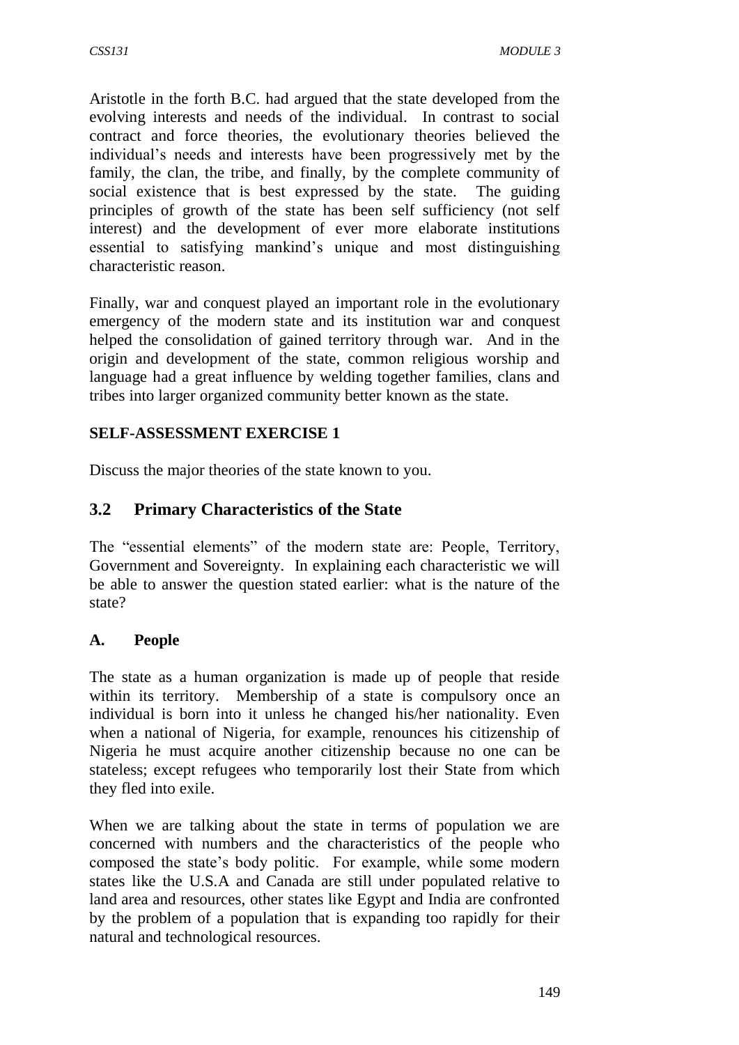Aristotle in the forth B.C. had argued that the state developed from the evolving interests and needs of the individual. In contrast to social contract and force theories, the evolutionary theories believed the individual's needs and interests have been progressively met by the family, the clan, the tribe, and finally, by the complete community of social existence that is best expressed by the state. The guiding principles of growth of the state has been self sufficiency (not self interest) and the development of ever more elaborate institutions essential to satisfying mankind's unique and most distinguishing characteristic reason.

Finally, war and conquest played an important role in the evolutionary emergency of the modern state and its institution war and conquest helped the consolidation of gained territory through war. And in the origin and development of the state, common religious worship and language had a great influence by welding together families, clans and tribes into larger organized community better known as the state.

**SELF-ASSESSMENT EXERCISE 1**

Discuss the major theories of the state known to you.

## 3.2 Primary Characteristics of the State

The "essential elements" of the modern state are: People, Territory, Government and Sovereignty. In explaining each characteristic we will be able to answer the question stated earlier: what is the nature of the state?

### A. People

The state as a human organization is made up of people that reside within its territory. Membership of a state is compulsory once an individual is born into it unless he changed his/her nationality. Even when a national of Nigeria, for example, renounces his citizenship of Nigeria he must acquire another citizenship because no one can be stateless; except refugees who temporarily lost their State from which they fled into exile.

When we are talking about the state in terms of population we are concerned with numbers and the characteristics of the people who composed the state's body politic. For example, while some modern states like the U.S.A and Canada are still under populated relative to land area and resources, other states like Egypt and India are confronted by the problem of a population that is expanding too rapidly for their natural and technological resources.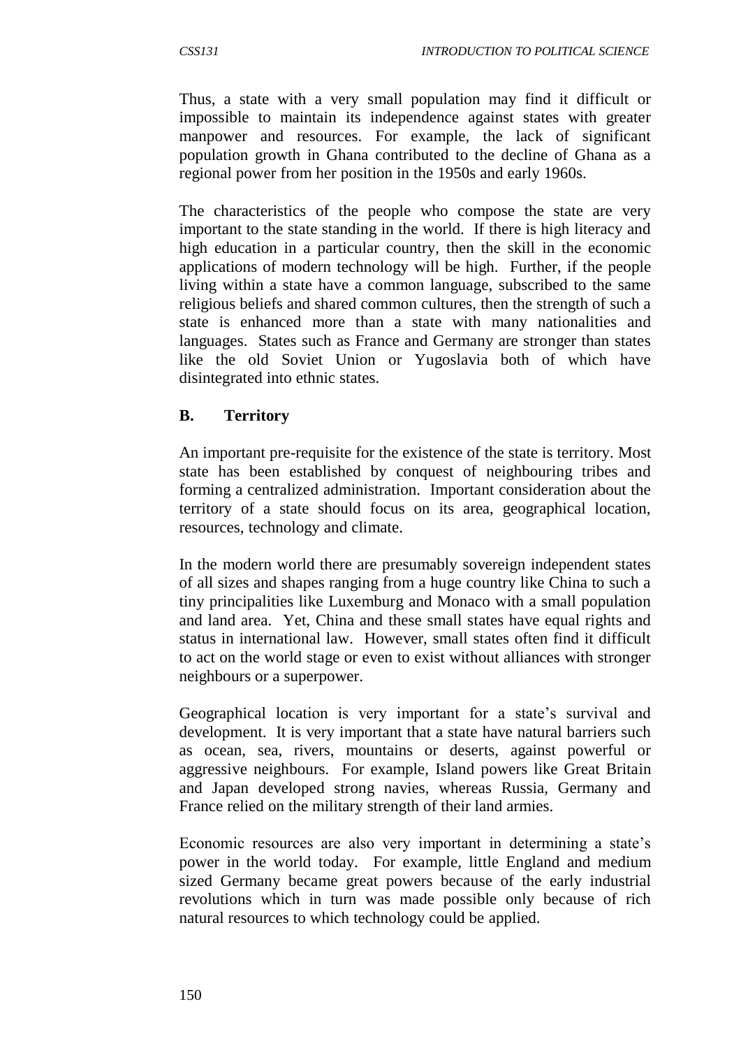Thus, a state with a very small population may find it difficult or impossible to maintain its independence against states with greater manpower and resources. For example, the lack of significant population growth in Ghana contributed to the decline of Ghana as a regional power from her position in the 1950s and early 1960s.

The characteristics of the people who compose the state are very important to the state standing in the world. If there is high literacy and high education in a particular country, then the skill in the economic applications of modern technology will be high. Further, if the people living within a state have a common language, subscribed to the same religious beliefs and shared common cultures, then the strength of such a state is enhanced more than a state with many nationalities and languages. States such as France and Germany are stronger than states like the old Soviet Union or Yugoslavia both of which have disintegrated into ethnic states.

### B. Territory

An important pre-requisite for the existence of the state is territory. Most state has been established by conquest of neighbouring tribes and forming a centralized administration. Important consideration about the territory of a state should focus on its area, geographical location, resources, technology and climate.

In the modern world there are presumably sovereign independent states of all sizes and shapes ranging from a huge country like China to such a tiny principalities like Luxemburg and Monaco with a small population and land area. Yet, China and these small states have equal rights and status in international law. However, small states often find it difficult to act on the world stage or even to exist without alliances with stronger neighbours or a superpower.

Geographical location is very important for a state's survival and development. It is very important that a state have natural barriers such as ocean, sea, rivers, mountains or deserts, against powerful or aggressive neighbours. For example, Island powers like Great Britain and Japan developed strong navies, whereas Russia, Germany and France relied on the military strength of their land armies.

Economic resources are also very important in determining a state's power in the world today. For example, little England and medium sized Germany became great powers because of the early industrial revolutions which in turn was made possible only because of rich natural resources to which technology could be applied.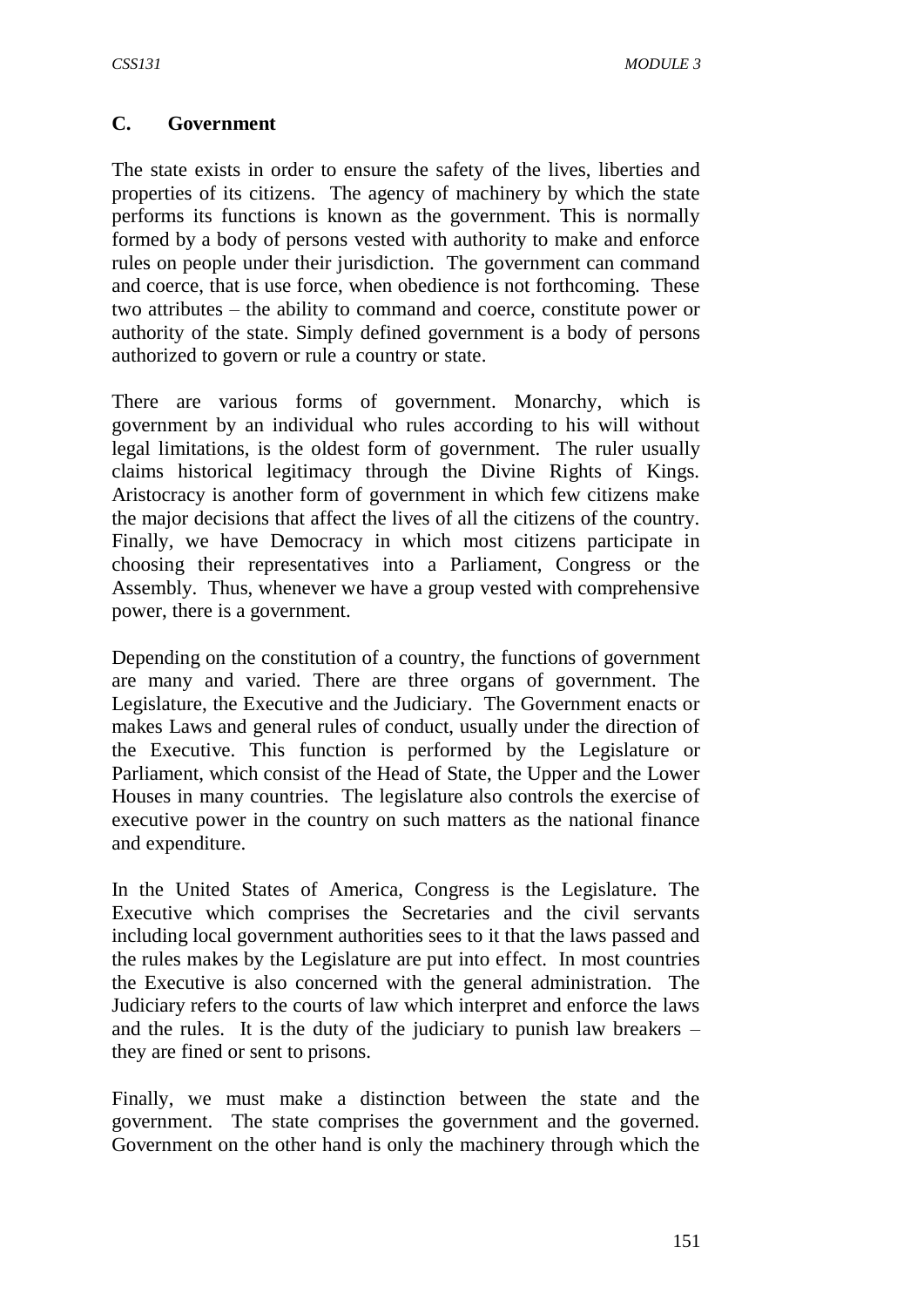### C. Government

The state exists in order to ensure the safety of the lives, liberties and properties of its citizens. The agency of machinery by which the state performs its functions is known as the government. This is normally formed by a body of persons vested with authority to make and enforce rules on people under their jurisdiction. The government can command and coerce, that is use force, when obedience is not forthcoming. These two attributes – the ability to command and coerce, constitute power or authority of the state. Simply defined government is a body of persons authorized to govern or rule a country or state.

There are various forms of government. Monarchy, which is government by an individual who rules according to his will without legal limitations, is the oldest form of government. The ruler usually claims historical legitimacy through the Divine Rights of Kings. Aristocracy is another form of government in which few citizens make the major decisions that affect the lives of all the citizens of the country. Finally, we have Democracy in which most citizens participate in choosing their representatives into a Parliament, Congress or the Assembly. Thus, whenever we have a group vested with comprehensive power, there is a government.

Depending on the constitution of a country, the functions of government are many and varied. There are three organs of government. The Legislature, the Executive and the Judiciary. The Government enacts or makes Laws and general rules of conduct, usually under the direction of the Executive. This function is performed by the Legislature or Parliament, which consist of the Head of State, the Upper and the Lower Houses in many countries. The legislature also controls the exercise of executive power in the country on such matters as the national finance and expenditure.

In the United States of America, Congress is the Legislature. The Executive which comprises the Secretaries and the civil servants including local government authorities sees to it that the laws passed and the rules makes by the Legislature are put into effect. In most countries the Executive is also concerned with the general administration. The Judiciary refers to the courts of law which interpret and enforce the laws and the rules. It is the duty of the judiciary to punish law breakers – they are fined or sent to prisons.

Finally, we must make a distinction between the state and the government. The state comprises the government and the governed. Government on the other hand is only the machinery through which the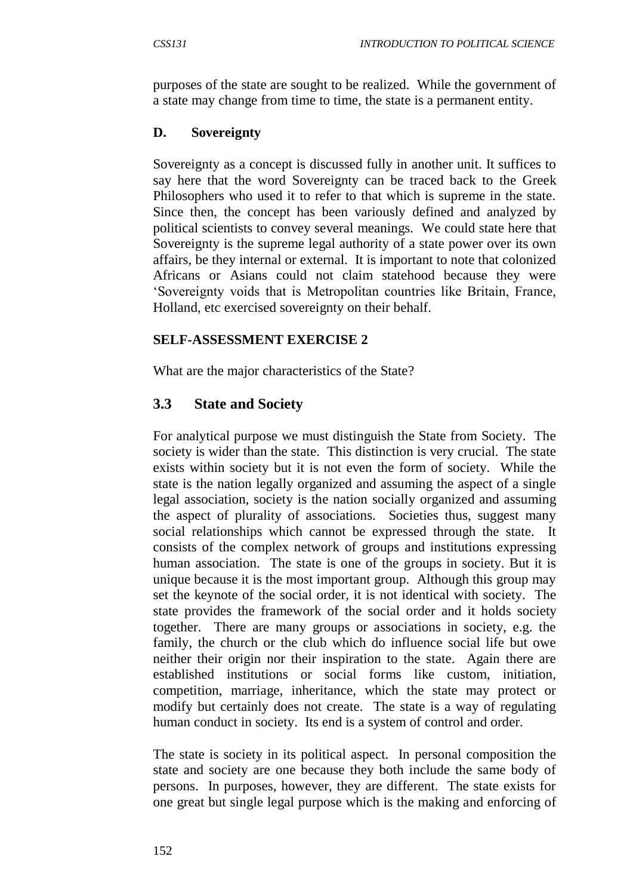purposes of the state are sought to be realized. While the government of a state may change from time to time, the state is a permanent entity.

#### D. Sovereignty

Sovereignty as a concept is discussed fully in another unit. It suffices to say here that the word Sovereignty can be traced back to the Greek Philosophers who used it to refer to that which is supreme in the state. Since then, the concept has been variously defined and analyzed by political scientists to convey several meanings. We could state here that Sovereignty is the supreme legal authority of a state power over its own affairs, be they internal or external. It is important to note that colonized Africans or Asians could not claim statehood because they were 'Sovereignty voids that is Metropolitan countries like Britain, France, Holland, etc exercised sovereignty on their behalf.

**SELF-ASSESSMENT EXERCISE 2**

What are the major characteristics of the State?

## 3.3 State and Society

For analytical purpose we must distinguish the State from Society. The society is wider than the state. This distinction is very crucial. The state exists within society but it is not even the form of society. While the state is the nation legally organized and assuming the aspect of a single legal association, society is the nation socially organized and assuming the aspect of plurality of associations. Societies thus, suggest many social relationships which cannot be expressed through the state. It consists of the complex network of groups and institutions expressing human association. The state is one of the groups in society. But it is unique because it is the most important group. Although this group may set the keynote of the social order, it is not identical with society. The state provides the framework of the social order and it holds society together. There are many groups or associations in society, e.g. the family, the church or the club which do influence social life but owe neither their origin nor their inspiration to the state. Again there are established institutions or social forms like custom, initiation, competition, marriage, inheritance, which the state may protect or modify but certainly does not create. The state is a way of regulating human conduct in society. Its end is a system of control and order.

The state is society in its political aspect. In personal composition the state and society are one because they both include the same body of persons. In purposes, however, they are different. The state exists for one great but single legal purpose which is the making and enforcing of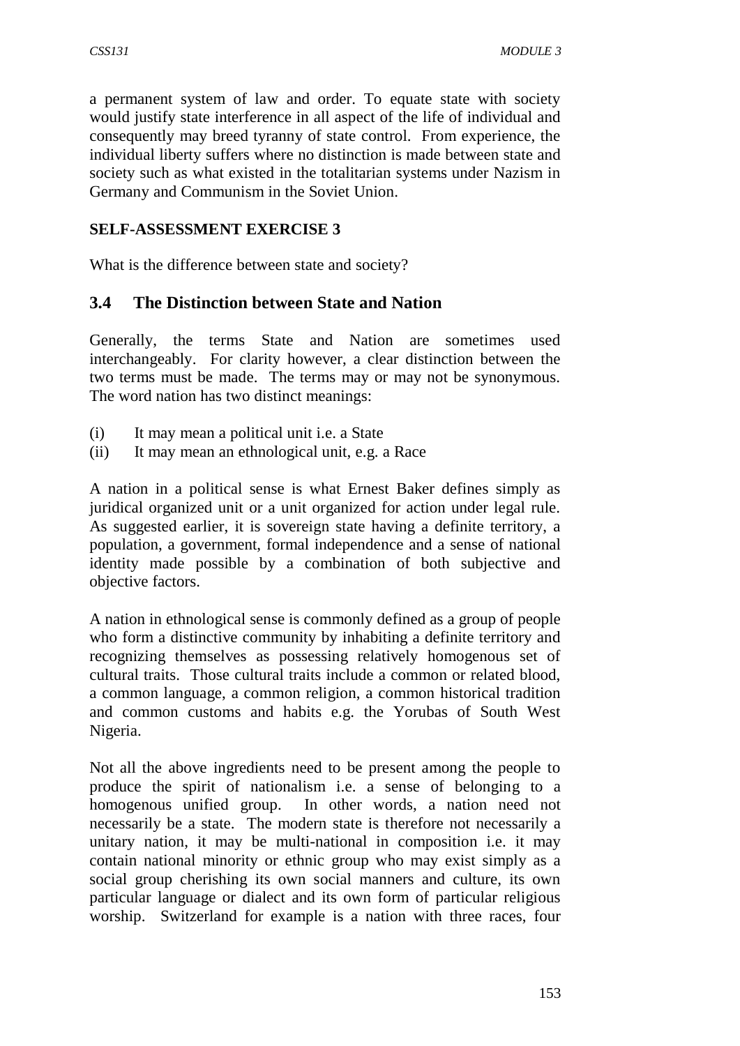a permanent system of law and order. To equate state with society would justify state interference in all aspect of the life of individual and consequently may breed tyranny of state control. From experience, the individual liberty suffers where no distinction is made between state and society such as what existed in the totalitarian systems under Nazism in Germany and Communism in the Soviet Union.

**SELF-ASSESSMENT EXERCISE 3**

What is the difference between state and society?

## 3.4 The Distinction between State and Nation

Generally, the terms State and Nation are sometimes used interchangeably. For clarity however, a clear distinction between the two terms must be made. The terms may or may not be synonymous. The word nation has two distinct meanings:

(i) It may mean a political unit i.e. a State
(ii) It may mean an ethnological unit, e.g. a Race

A nation in a political sense is what Ernest Baker defines simply as juridical organized unit or a unit organized for action under legal rule. As suggested earlier, it is sovereign state having a definite territory, a population, a government, formal independence and a sense of national identity made possible by a combination of both subjective and objective factors.

A nation in ethnological sense is commonly defined as a group of people who form a distinctive community by inhabiting a definite territory and recognizing themselves as possessing relatively homogenous set of cultural traits. Those cultural traits include a common or related blood, a common language, a common religion, a common historical tradition and common customs and habits e.g. the Yorubas of South West Nigeria.

Not all the above ingredients need to be present among the people to produce the spirit of nationalism i.e. a sense of belonging to a homogenous unified group. In other words, a nation need not necessarily be a state. The modern state is therefore not necessarily a unitary nation, it may be multi-national in composition i.e. it may contain national minority or ethnic group who may exist simply as a social group cherishing its own social manners and culture, its own particular language or dialect and its own form of particular religious worship. Switzerland for example is a nation with three races, four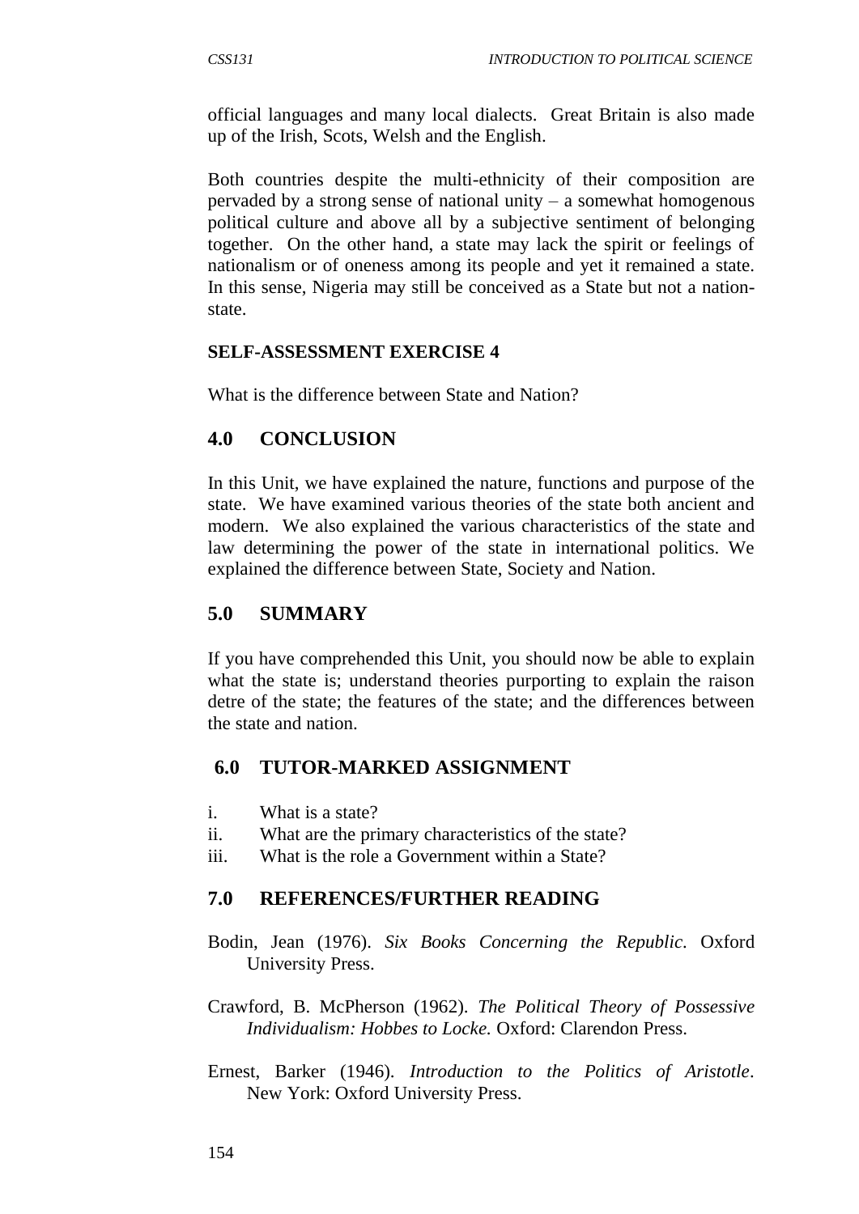official languages and many local dialects. Great Britain is also made up of the Irish, Scots, Welsh and the English.

Both countries despite the multi-ethnicity of their composition are pervaded by a strong sense of national unity – a somewhat homogenous political culture and above all by a subjective sentiment of belonging together. On the other hand, a state may lack the spirit or feelings of nationalism or of oneness among its people and yet it remained a state. In this sense, Nigeria may still be conceived as a State but not a nation-state.

**SELF-ASSESSMENT EXERCISE 4**

What is the difference between State and Nation?

## 4.0 CONCLUSION

In this Unit, we have explained the nature, functions and purpose of the state. We have examined various theories of the state both ancient and modern. We also explained the various characteristics of the state and law determining the power of the state in international politics. We explained the difference between State, Society and Nation.

## 5.0 SUMMARY

If you have comprehended this Unit, you should now be able to explain what the state is; understand theories purporting to explain the raison detre of the state; the features of the state; and the differences between the state and nation.

## 6.0 TUTOR-MARKED ASSIGNMENT

i. What is a state?
ii. What are the primary characteristics of the state?
iii. What is the role a Government within a State?

## 7.0 REFERENCES/FURTHER READING

Bodin, Jean (1976). *Six Books Concerning the Republic.* Oxford University Press.

Crawford, B. McPherson (1962). *The Political Theory of Possessive Individualism: Hobbes to Locke.* Oxford: Clarendon Press.

Ernest, Barker (1946). *Introduction to the Politics of Aristotle*. New York: Oxford University Press.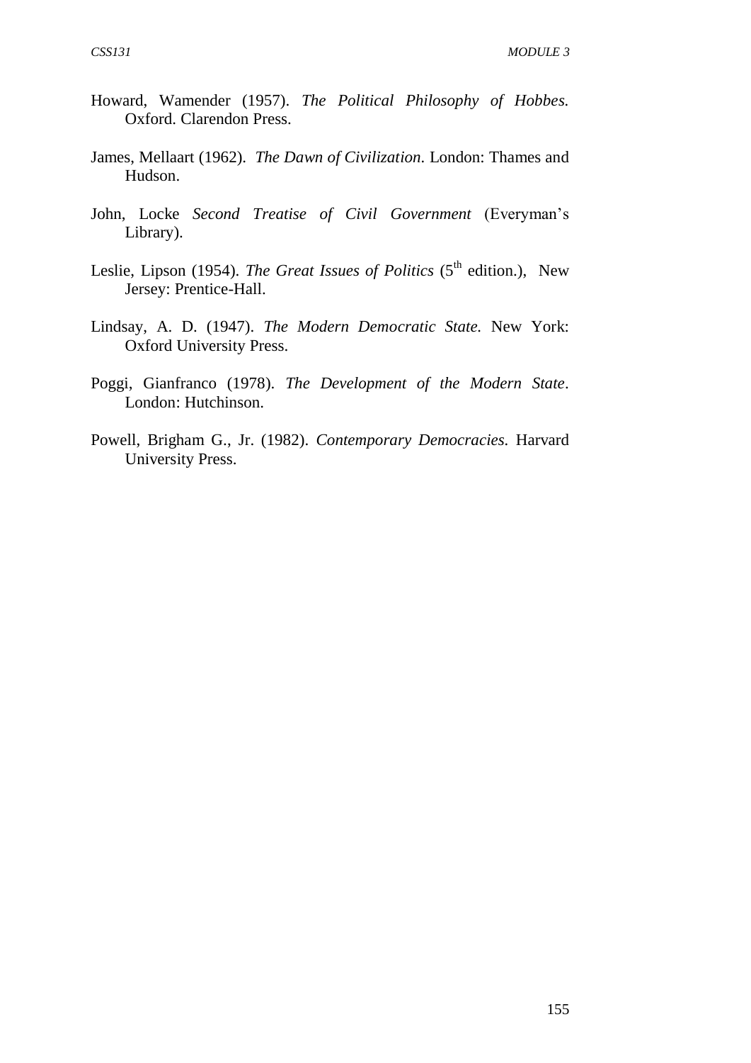Howard, Wamender (1957). *The Political Philosophy of Hobbes*. Oxford. Clarendon Press.

James, Mellaart (1962). *The Dawn of Civilization*. London: Thames and Hudson.

John, Locke *Second Treatise of Civil Government* (Everyman's Library).

Leslie, Lipson (1954). *The Great Issues of Politics* ($5^{th}$ edition.), New Jersey: Prentice-Hall.

Lindsay, A. D. (1947). *The Modern Democratic State.* New York: Oxford University Press.

Poggi, Gianfranco (1978). *The Development of the Modern State*. London: Hutchinson.

Powell, Brigham G., Jr. (1982). *Contemporary Democracies.* Harvard University Press.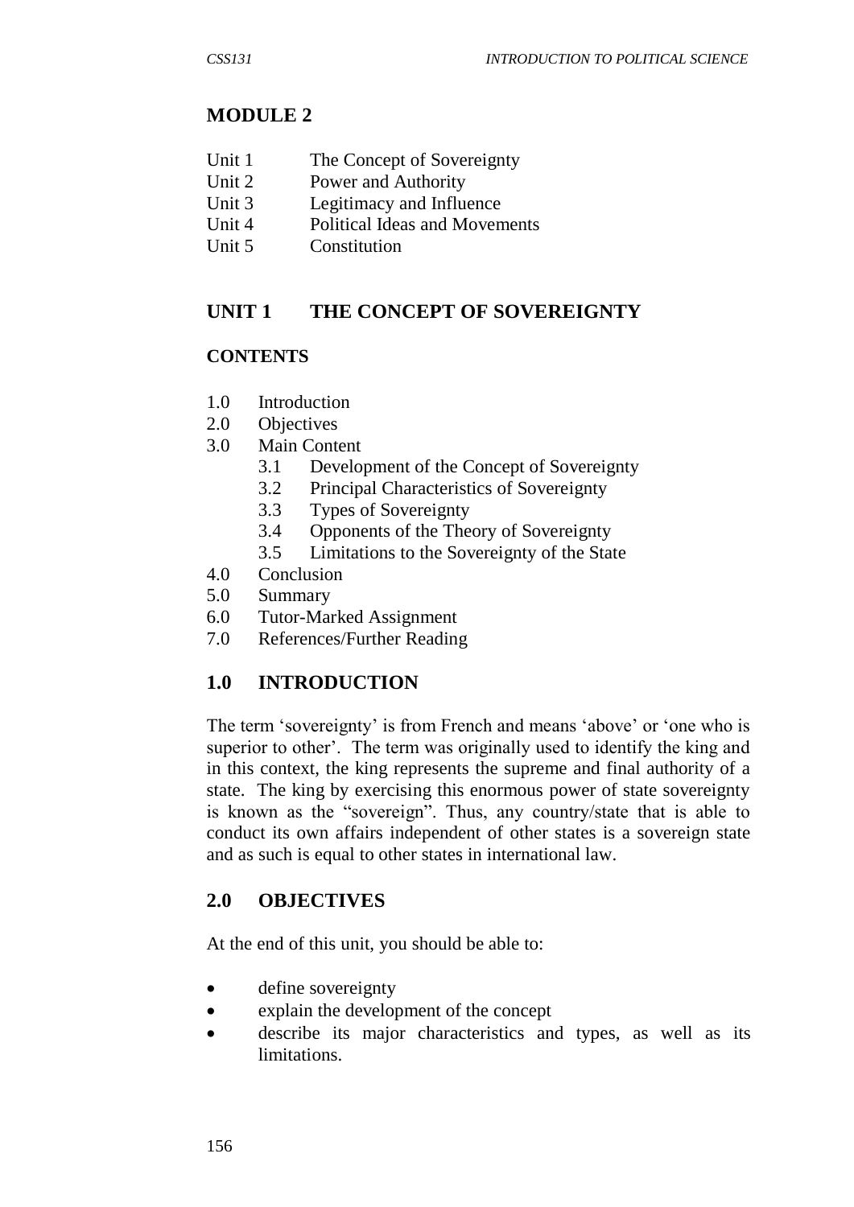## MODULE 2

- Unit 1 The Concept of Sovereignty
- Unit 2 Power and Authority
- Unit 3 Legitimacy and Influence
- Unit 4 Political Ideas and Movements
- Unit 5 Constitution

## UNIT 1 THE CONCEPT OF SOVEREIGNTY

### CONTENTS

- 1.0 Introduction
- 2.0 Objectives
- 3.0 Main Content
  - 3.1 Development of the Concept of Sovereignty
  - 3.2 Principal Characteristics of Sovereignty
  - 3.3 Types of Sovereignty
  - 3.4 Opponents of the Theory of Sovereignty
  - 3.5 Limitations to the Sovereignty of the State
- 4.0 Conclusion
- 5.0 Summary
- 6.0 Tutor-Marked Assignment
- 7.0 References/Further Reading

## 1.0 INTRODUCTION

The term 'sovereignty' is from French and means 'above' or 'one who is superior to other'. The term was originally used to identify the king and in this context, the king represents the supreme and final authority of a state. The king by exercising this enormous power of state sovereignty is known as the "sovereign". Thus, any country/state that is able to conduct its own affairs independent of other states is a sovereign state and as such is equal to other states in international law.

## 2.0 OBJECTIVES

At the end of this unit, you should be able to:

- define sovereignty
- explain the development of the concept
- describe its major characteristics and types, as well as its limitations.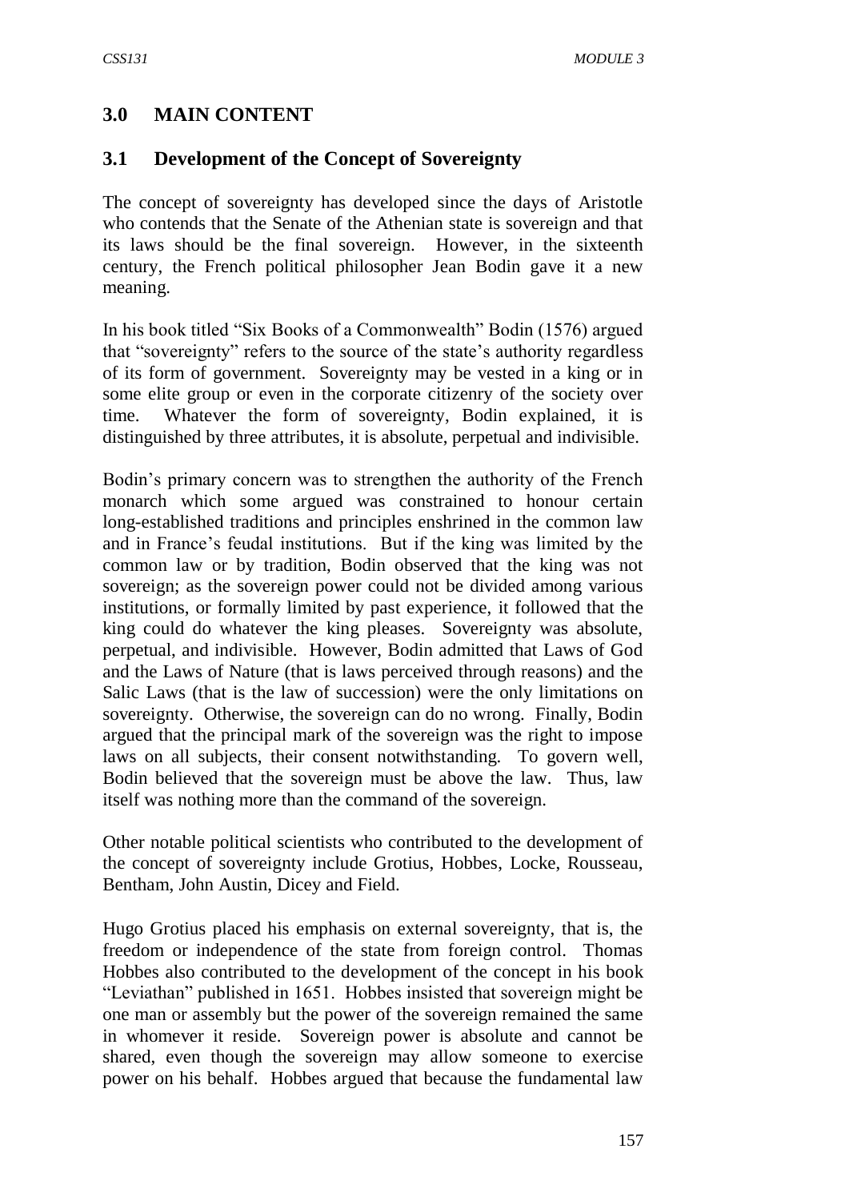## 3.0 MAIN CONTENT

### 3.1 Development of the Concept of Sovereignty

The concept of sovereignty has developed since the days of Aristotle who contends that the Senate of the Athenian state is sovereign and that its laws should be the final sovereign. However, in the sixteenth century, the French political philosopher Jean Bodin gave it a new meaning.

In his book titled "Six Books of a Commonwealth" Bodin (1576) argued that "sovereignty" refers to the source of the state's authority regardless of its form of government. Sovereignty may be vested in a king or in some elite group or even in the corporate citizenry of the society over time. Whatever the form of sovereignty, Bodin explained, it is distinguished by three attributes, it is absolute, perpetual and indivisible.

Bodin's primary concern was to strengthen the authority of the French monarch which some argued was constrained to honour certain long-established traditions and principles enshrined in the common law and in France's feudal institutions. But if the king was limited by the common law or by tradition, Bodin observed that the king was not sovereign; as the sovereign power could not be divided among various institutions, or formally limited by past experience, it followed that the king could do whatever the king pleases. Sovereignty was absolute, perpetual, and indivisible. However, Bodin admitted that Laws of God and the Laws of Nature (that is laws perceived through reasons) and the Salic Laws (that is the law of succession) were the only limitations on sovereignty. Otherwise, the sovereign can do no wrong. Finally, Bodin argued that the principal mark of the sovereign was the right to impose laws on all subjects, their consent notwithstanding. To govern well, Bodin believed that the sovereign must be above the law. Thus, law itself was nothing more than the command of the sovereign.

Other notable political scientists who contributed to the development of the concept of sovereignty include Grotius, Hobbes, Locke, Rousseau, Bentham, John Austin, Dicey and Field.

Hugo Grotius placed his emphasis on external sovereignty, that is, the freedom or independence of the state from foreign control. Thomas Hobbes also contributed to the development of the concept in his book "Leviathan" published in 1651. Hobbes insisted that sovereign might be one man or assembly but the power of the sovereign remained the same in whomever it reside. Sovereign power is absolute and cannot be shared, even though the sovereign may allow someone to exercise power on his behalf. Hobbes argued that because the fundamental law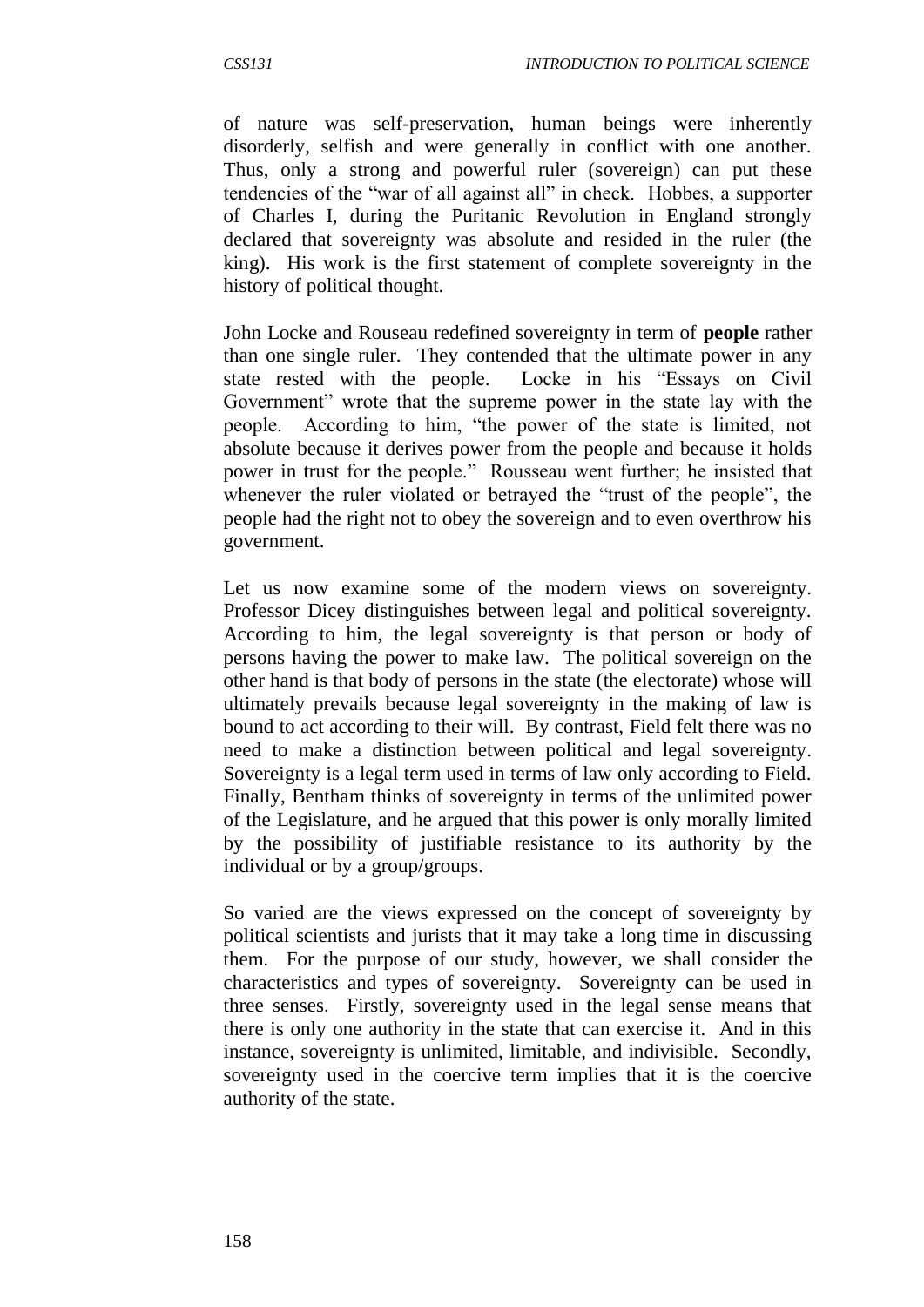of nature was self-preservation, human beings were inherently disorderly, selfish and were generally in conflict with one another. Thus, only a strong and powerful ruler (sovereign) can put these tendencies of the "war of all against all" in check. Hobbes, a supporter of Charles I, during the Puritanic Revolution in England strongly declared that sovereignty was absolute and resided in the ruler (the king). His work is the first statement of complete sovereignty in the history of political thought.

John Locke and Rouseau redefined sovereignty in term of **people** rather than one single ruler. They contended that the ultimate power in any state rested with the people. Locke in his "Essays on Civil Government" wrote that the supreme power in the state lay with the people. According to him, "the power of the state is limited, not absolute because it derives power from the people and because it holds power in trust for the people." Rousseau went further; he insisted that whenever the ruler violated or betrayed the "trust of the people", the people had the right not to obey the sovereign and to even overthrow his government.

Let us now examine some of the modern views on sovereignty. Professor Dicey distinguishes between legal and political sovereignty. According to him, the legal sovereignty is that person or body of persons having the power to make law. The political sovereign on the other hand is that body of persons in the state (the electorate) whose will ultimately prevails because legal sovereignty in the making of law is bound to act according to their will. By contrast, Field felt there was no need to make a distinction between political and legal sovereignty. Sovereignty is a legal term used in terms of law only according to Field. Finally, Bentham thinks of sovereignty in terms of the unlimited power of the Legislature, and he argued that this power is only morally limited by the possibility of justifiable resistance to its authority by the individual or by a group/groups.

So varied are the views expressed on the concept of sovereignty by political scientists and jurists that it may take a long time in discussing them. For the purpose of our study, however, we shall consider the characteristics and types of sovereignty. Sovereignty can be used in three senses. Firstly, sovereignty used in the legal sense means that there is only one authority in the state that can exercise it. And in this instance, sovereignty is unlimited, limitable, and indivisible. Secondly, sovereignty used in the coercive term implies that it is the coercive authority of the state.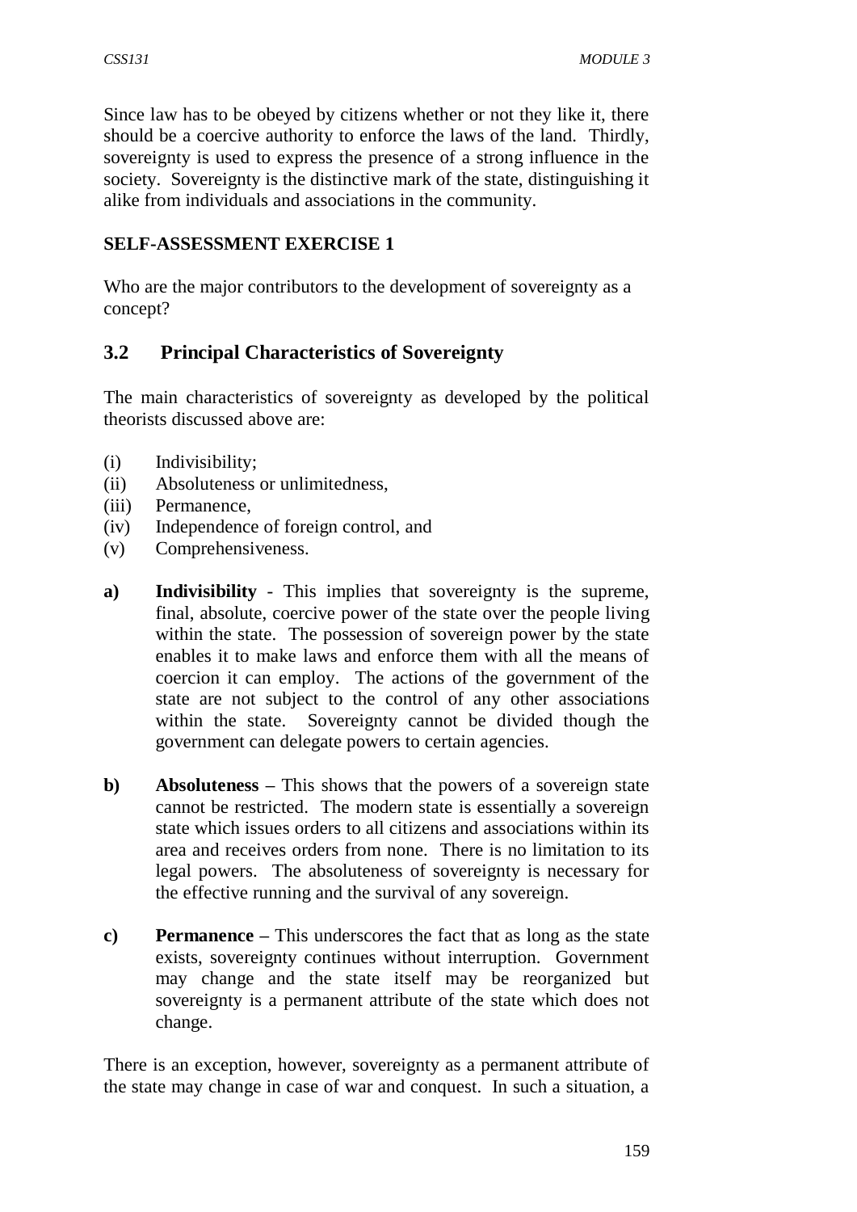Since law has to be obeyed by citizens whether or not they like it, there should be a coercive authority to enforce the laws of the land. Thirdly, sovereignty is used to express the presence of a strong influence in the society. Sovereignty is the distinctive mark of the state, distinguishing it alike from individuals and associations in the community.

**SELF-ASSESSMENT EXERCISE 1**

Who are the major contributors to the development of sovereignty as a concept?

### 3.2 Principal Characteristics of Sovereignty

The main characteristics of sovereignty as developed by the political theorists discussed above are:

(i) Indivisibility;
(ii) Absoluteness or unlimitedness,
(iii) Permanence,
(iv) Independence of foreign control, and
(v) Comprehensiveness.

**a) Indivisibility** - This implies that sovereignty is the supreme, final, absolute, coercive power of the state over the people living within the state. The possession of sovereign power by the state enables it to make laws and enforce them with all the means of coercion it can employ. The actions of the government of the state are not subject to the control of any other associations within the state. Sovereignty cannot be divided though the government can delegate powers to certain agencies.

**b) Absoluteness** – This shows that the powers of a sovereign state cannot be restricted. The modern state is essentially a sovereign state which issues orders to all citizens and associations within its area and receives orders from none. There is no limitation to its legal powers. The absoluteness of sovereignty is necessary for the effective running and the survival of any sovereign.

**c) Permanence** – This underscores the fact that as long as the state exists, sovereignty continues without interruption. Government may change and the state itself may be reorganized but sovereignty is a permanent attribute of the state which does not change.

There is an exception, however, sovereignty as a permanent attribute of the state may change in case of war and conquest. In such a situation, a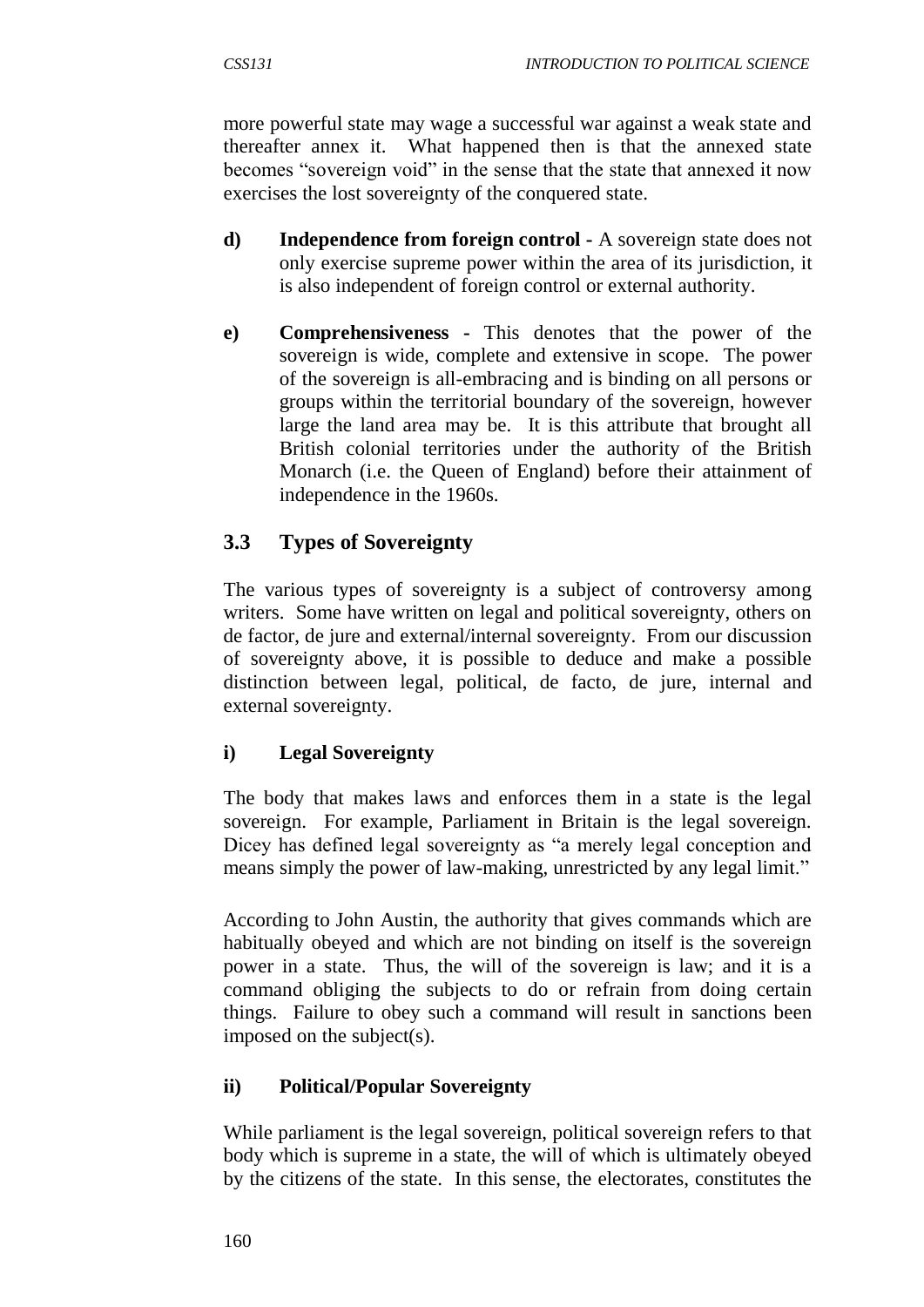more powerful state may wage a successful war against a weak state and thereafter annex it. What happened then is that the annexed state becomes "sovereign void" in the sense that the state that annexed it now exercises the lost sovereignty of the conquered state.

d) **Independence from foreign control -** A sovereign state does not only exercise supreme power within the area of its jurisdiction, it is also independent of foreign control or external authority.

e) **Comprehensiveness -** This denotes that the power of the sovereign is wide, complete and extensive in scope. The power of the sovereign is all-embracing and is binding on all persons or groups within the territorial boundary of the sovereign, however large the land area may be. It is this attribute that brought all British colonial territories under the authority of the British Monarch (i.e. the Queen of England) before their attainment of independence in the 1960s.

## 3.3 Types of Sovereignty

The various types of sovereignty is a subject of controversy among writers. Some have written on legal and political sovereignty, others on de factor, de jure and external/internal sovereignty. From our discussion of sovereignty above, it is possible to deduce and make a possible distinction between legal, political, de facto, de jure, internal and external sovereignty.

### i) Legal Sovereignty

The body that makes laws and enforces them in a state is the legal sovereign. For example, Parliament in Britain is the legal sovereign. Dicey has defined legal sovereignty as "a merely legal conception and means simply the power of law-making, unrestricted by any legal limit."

According to John Austin, the authority that gives commands which are habitually obeyed and which are not binding on itself is the sovereign power in a state. Thus, the will of the sovereign is law; and it is a command obliging the subjects to do or refrain from doing certain things. Failure to obey such a command will result in sanctions been imposed on the subject(s).

### ii) Political/Popular Sovereignty

While parliament is the legal sovereign, political sovereign refers to that body which is supreme in a state, the will of which is ultimately obeyed by the citizens of the state. In this sense, the electorates, constitutes the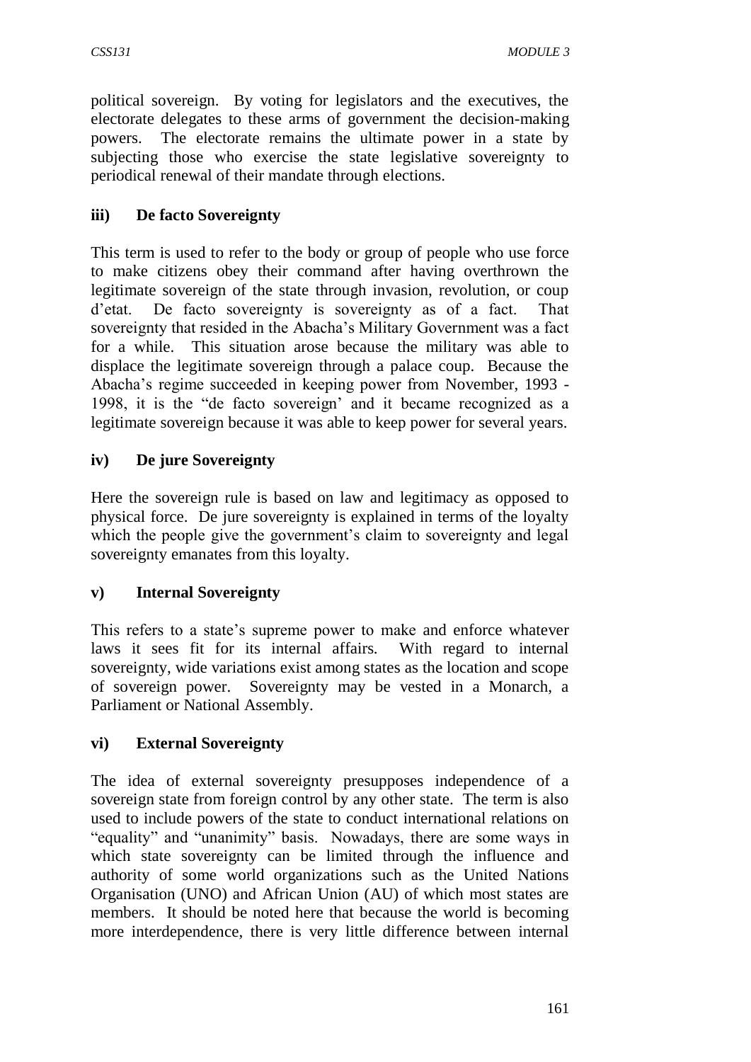political sovereign. By voting for legislators and the executives, the electorate delegates to these arms of government the decision-making powers. The electorate remains the ultimate power in a state by subjecting those who exercise the state legislative sovereignty to periodical renewal of their mandate through elections.

### iii) De facto Sovereignty

This term is used to refer to the body or group of people who use force to make citizens obey their command after having overthrown the legitimate sovereign of the state through invasion, revolution, or coup d'etat. De facto sovereignty is sovereignty as of a fact. That sovereignty that resided in the Abacha's Military Government was a fact for a while. This situation arose because the military was able to displace the legitimate sovereign through a palace coup. Because the Abacha's regime succeeded in keeping power from November, 1993 - 1998, it is the "de facto sovereign' and it became recognized as a legitimate sovereign because it was able to keep power for several years.

### iv) De jure Sovereignty

Here the sovereign rule is based on law and legitimacy as opposed to physical force. De jure sovereignty is explained in terms of the loyalty which the people give the government's claim to sovereignty and legal sovereignty emanates from this loyalty.

### v) Internal Sovereignty

This refers to a state's supreme power to make and enforce whatever laws it sees fit for its internal affairs. With regard to internal sovereignty, wide variations exist among states as the location and scope of sovereign power. Sovereignty may be vested in a Monarch, a Parliament or National Assembly.

### vi) External Sovereignty

The idea of external sovereignty presupposes independence of a sovereign state from foreign control by any other state. The term is also used to include powers of the state to conduct international relations on "equality" and "unanimity" basis. Nowadays, there are some ways in which state sovereignty can be limited through the influence and authority of some world organizations such as the United Nations Organisation (UNO) and African Union (AU) of which most states are members. It should be noted here that because the world is becoming more interdependence, there is very little difference between internal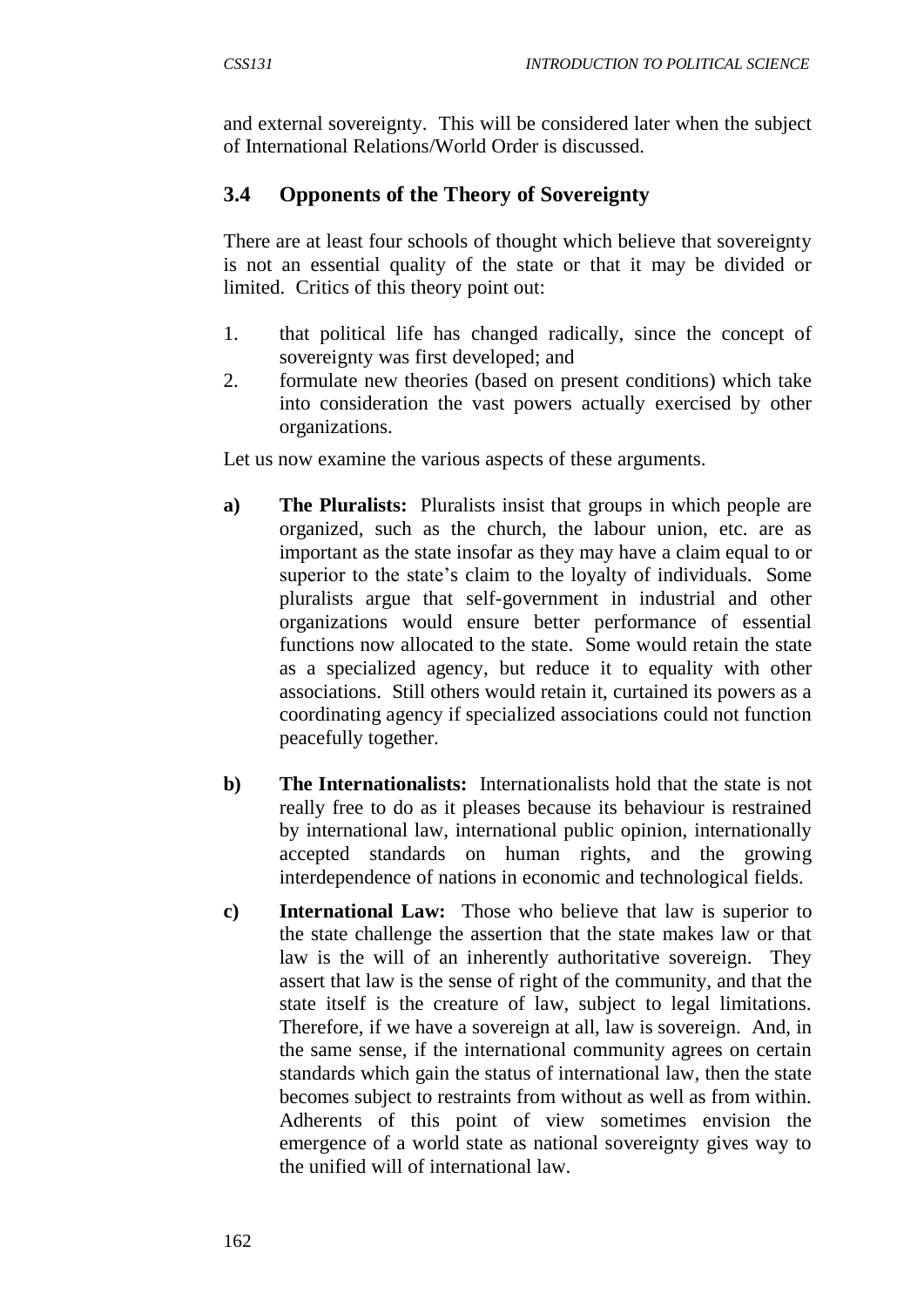and external sovereignty. This will be considered later when the subject of International Relations/World Order is discussed.

## 3.4 Opponents of the Theory of Sovereignty

There are at least four schools of thought which believe that sovereignty is not an essential quality of the state or that it may be divided or limited. Critics of this theory point out:

1. that political life has changed radically, since the concept of sovereignty was first developed; and
2. formulate new theories (based on present conditions) which take into consideration the vast powers actually exercised by other organizations.

Let us now examine the various aspects of these arguments.

a) **The Pluralists:** Pluralists insist that groups in which people are organized, such as the church, the labour union, etc. are as important as the state insofar as they may have a claim equal to or superior to the state's claim to the loyalty of individuals. Some pluralists argue that self-government in industrial and other organizations would ensure better performance of essential functions now allocated to the state. Some would retain the state as a specialized agency, but reduce it to equality with other associations. Still others would retain it, curtained its powers as a coordinating agency if specialized associations could not function peacefully together.

b) **The Internationalists:** Internationalists hold that the state is not really free to do as it pleases because its behaviour is restrained by international law, international public opinion, internationally accepted standards on human rights, and the growing interdependence of nations in economic and technological fields.

c) **International Law:** Those who believe that law is superior to the state challenge the assertion that the state makes law or that law is the will of an inherently authoritative sovereign. They assert that law is the sense of right of the community, and that the state itself is the creature of law, subject to legal limitations. Therefore, if we have a sovereign at all, law is sovereign. And, in the same sense, if the international community agrees on certain standards which gain the status of international law, then the state becomes subject to restraints from without as well as from within. Adherents of this point of view sometimes envision the emergence of a world state as national sovereignty gives way to the unified will of international law.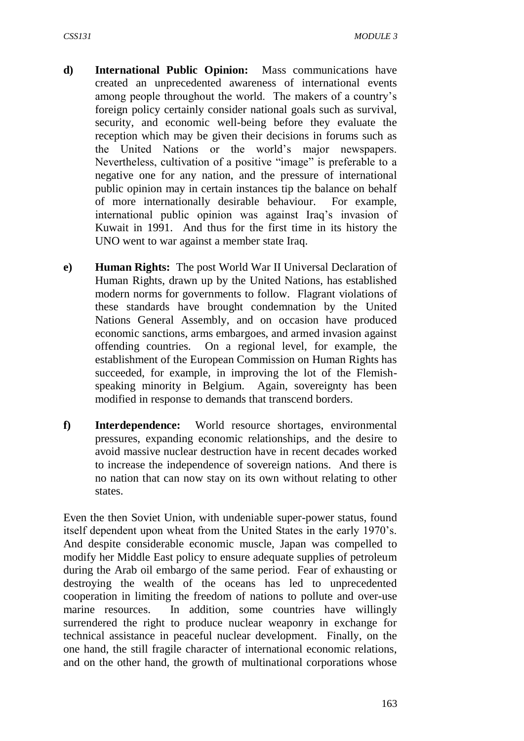d) **International Public Opinion:** Mass communications have created an unprecedented awareness of international events among people throughout the world. The makers of a country's foreign policy certainly consider national goals such as survival, security, and economic well-being before they evaluate the reception which may be given their decisions in forums such as the United Nations or the world's major newspapers. Nevertheless, cultivation of a positive "image" is preferable to a negative one for any nation, and the pressure of international public opinion may in certain instances tip the balance on behalf of more internationally desirable behaviour. For example, international public opinion was against Iraq's invasion of Kuwait in 1991. And thus for the first time in its history the UNO went to war against a member state Iraq.

e) **Human Rights:** The post World War II Universal Declaration of Human Rights, drawn up by the United Nations, has established modern norms for governments to follow. Flagrant violations of these standards have brought condemnation by the United Nations General Assembly, and on occasion have produced economic sanctions, arms embargoes, and armed invasion against offending countries. On a regional level, for example, the establishment of the European Commission on Human Rights has succeeded, for example, in improving the lot of the Flemish-speaking minority in Belgium. Again, sovereignty has been modified in response to demands that transcend borders.

f) **Interdependence:** World resource shortages, environmental pressures, expanding economic relationships, and the desire to avoid massive nuclear destruction have in recent decades worked to increase the independence of sovereign nations. And there is no nation that can now stay on its own without relating to other states.

Even the then Soviet Union, with undeniable super-power status, found itself dependent upon wheat from the United States in the early 1970's. And despite considerable economic muscle, Japan was compelled to modify her Middle East policy to ensure adequate supplies of petroleum during the Arab oil embargo of the same period. Fear of exhausting or destroying the wealth of the oceans has led to unprecedented cooperation in limiting the freedom of nations to pollute and over-use marine resources. In addition, some countries have willingly surrendered the right to produce nuclear weaponry in exchange for technical assistance in peaceful nuclear development. Finally, on the one hand, the still fragile character of international economic relations, and on the other hand, the growth of multinational corporations whose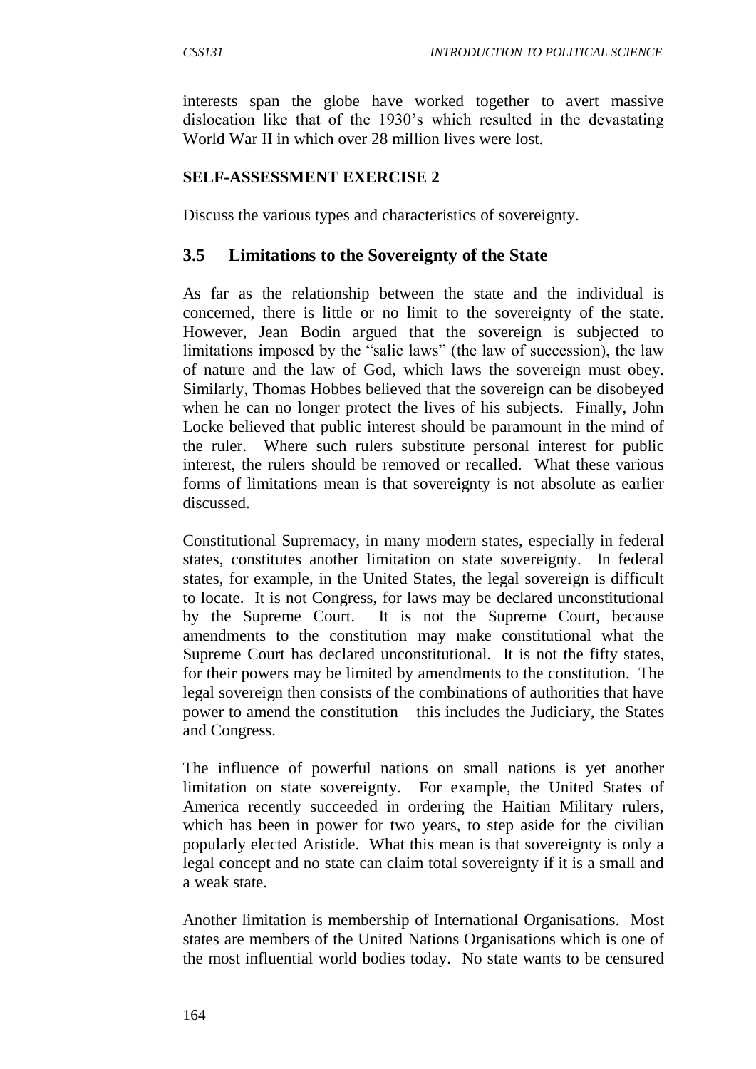interests span the globe have worked together to avert massive dislocation like that of the 1930's which resulted in the devastating World War II in which over 28 million lives were lost.

**SELF-ASSESSMENT EXERCISE 2**

Discuss the various types and characteristics of sovereignty.

## 3.5 Limitations to the Sovereignty of the State

As far as the relationship between the state and the individual is concerned, there is little or no limit to the sovereignty of the state. However, Jean Bodin argued that the sovereign is subjected to limitations imposed by the "salic laws" (the law of succession), the law of nature and the law of God, which laws the sovereign must obey. Similarly, Thomas Hobbes believed that the sovereign can be disobeyed when he can no longer protect the lives of his subjects. Finally, John Locke believed that public interest should be paramount in the mind of the ruler. Where such rulers substitute personal interest for public interest, the rulers should be removed or recalled. What these various forms of limitations mean is that sovereignty is not absolute as earlier discussed.

Constitutional Supremacy, in many modern states, especially in federal states, constitutes another limitation on state sovereignty. In federal states, for example, in the United States, the legal sovereign is difficult to locate. It is not Congress, for laws may be declared unconstitutional by the Supreme Court. It is not the Supreme Court, because amendments to the constitution may make constitutional what the Supreme Court has declared unconstitutional. It is not the fifty states, for their powers may be limited by amendments to the constitution. The legal sovereign then consists of the combinations of authorities that have power to amend the constitution – this includes the Judiciary, the States and Congress.

The influence of powerful nations on small nations is yet another limitation on state sovereignty. For example, the United States of America recently succeeded in ordering the Haitian Military rulers, which has been in power for two years, to step aside for the civilian popularly elected Aristide. What this mean is that sovereignty is only a legal concept and no state can claim total sovereignty if it is a small and a weak state.

Another limitation is membership of International Organisations. Most states are members of the United Nations Organisations which is one of the most influential world bodies today. No state wants to be censured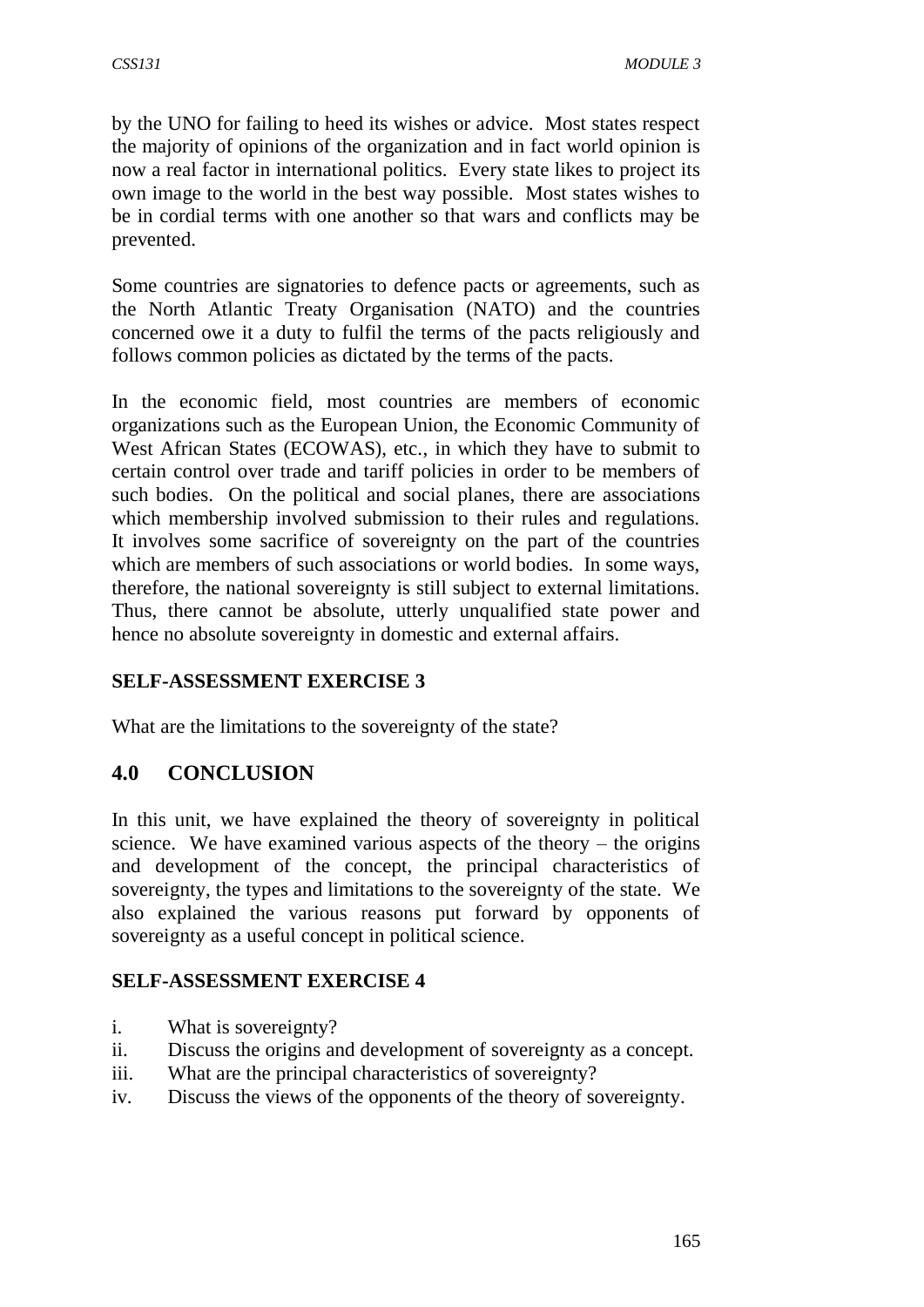by the UNO for failing to heed its wishes or advice. Most states respect the majority of opinions of the organization and in fact world opinion is now a real factor in international politics. Every state likes to project its own image to the world in the best way possible. Most states wishes to be in cordial terms with one another so that wars and conflicts may be prevented.

Some countries are signatories to defence pacts or agreements, such as the North Atlantic Treaty Organisation (NATO) and the countries concerned owe it a duty to fulfil the terms of the pacts religiously and follows common policies as dictated by the terms of the pacts.

In the economic field, most countries are members of economic organizations such as the European Union, the Economic Community of West African States (ECOWAS), etc., in which they have to submit to certain control over trade and tariff policies in order to be members of such bodies. On the political and social planes, there are associations which membership involved submission to their rules and regulations. It involves some sacrifice of sovereignty on the part of the countries which are members of such associations or world bodies. In some ways, therefore, the national sovereignty is still subject to external limitations. Thus, there cannot be absolute, utterly unqualified state power and hence no absolute sovereignty in domestic and external affairs.

### SELF-ASSESSMENT EXERCISE 3

What are the limitations to the sovereignty of the state?

## 4.0 CONCLUSION

In this unit, we have explained the theory of sovereignty in political science. We have examined various aspects of the theory – the origins and development of the concept, the principal characteristics of sovereignty, the types and limitations to the sovereignty of the state. We also explained the various reasons put forward by opponents of sovereignty as a useful concept in political science.

### SELF-ASSESSMENT EXERCISE 4

i. What is sovereignty?
ii. Discuss the origins and development of sovereignty as a concept.
iii. What are the principal characteristics of sovereignty?
iv. Discuss the views of the opponents of the theory of sovereignty.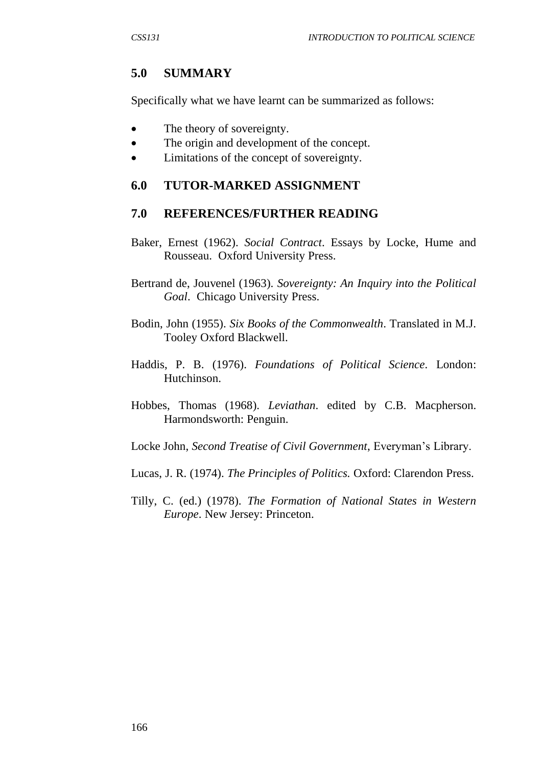## 5.0 SUMMARY

Specifically what we have learnt can be summarized as follows:

- The theory of sovereignty.
- The origin and development of the concept.
- Limitations of the concept of sovereignty.

## 6.0 TUTOR-MARKED ASSIGNMENT

## 7.0 REFERENCES/FURTHER READING

Baker, Ernest (1962). *Social Contract*. Essays by Locke, Hume and Rousseau. Oxford University Press.

Bertrand de, Jouvenel (1963). *Sovereignty: An Inquiry into the Political Goal*. Chicago University Press.

Bodin, John (1955). *Six Books of the Commonwealth*. Translated in M.J. Tooley Oxford Blackwell.

Haddis, P. B. (1976). *Foundations of Political Science*. London: Hutchinson.

Hobbes, Thomas (1968). *Leviathan*. edited by C.B. Macpherson. Harmondsworth: Penguin.

Locke John, *Second Treatise of Civil Government*, Everyman's Library.

Lucas, J. R. (1974). *The Principles of Politics.* Oxford: Clarendon Press.

Tilly, C. (ed.) (1978). *The Formation of National States in Western Europe*. New Jersey: Princeton.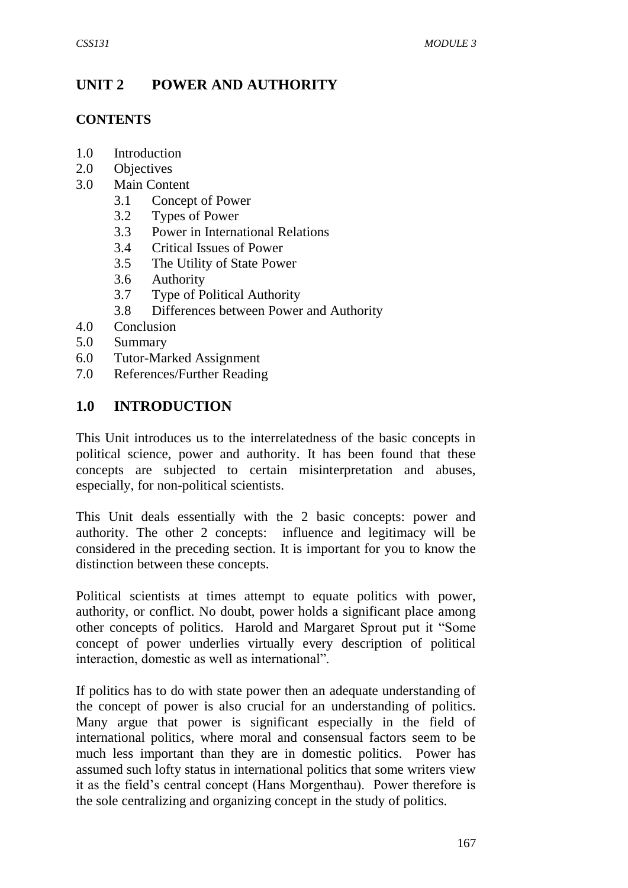## UNIT 2 POWER AND AUTHORITY

**CONTENTS**

1.0 Introduction
2.0 Objectives
3.0 Main Content
    3.1 Concept of Power
    3.2 Types of Power
    3.3 Power in International Relations
    3.4 Critical Issues of Power
    3.5 The Utility of State Power
    3.6 Authority
    3.7 Type of Political Authority
    3.8 Differences between Power and Authority
4.0 Conclusion
5.0 Summary
6.0 Tutor-Marked Assignment
7.0 References/Further Reading

## 1.0 INTRODUCTION

This Unit introduces us to the interrelatedness of the basic concepts in political science, power and authority. It has been found that these concepts are subjected to certain misinterpretation and abuses, especially, for non-political scientists.

This Unit deals essentially with the 2 basic concepts: power and authority. The other 2 concepts: influence and legitimacy will be considered in the preceding section. It is important for you to know the distinction between these concepts.

Political scientists at times attempt to equate politics with power, authority, or conflict. No doubt, power holds a significant place among other concepts of politics. Harold and Margaret Sprout put it "Some concept of power underlies virtually every description of political interaction, domestic as well as international".

If politics has to do with state power then an adequate understanding of the concept of power is also crucial for an understanding of politics. Many argue that power is significant especially in the field of international politics, where moral and consensual factors seem to be much less important than they are in domestic politics. Power has assumed such lofty status in international politics that some writers view it as the field's central concept (Hans Morgenthau). Power therefore is the sole centralizing and organizing concept in the study of politics.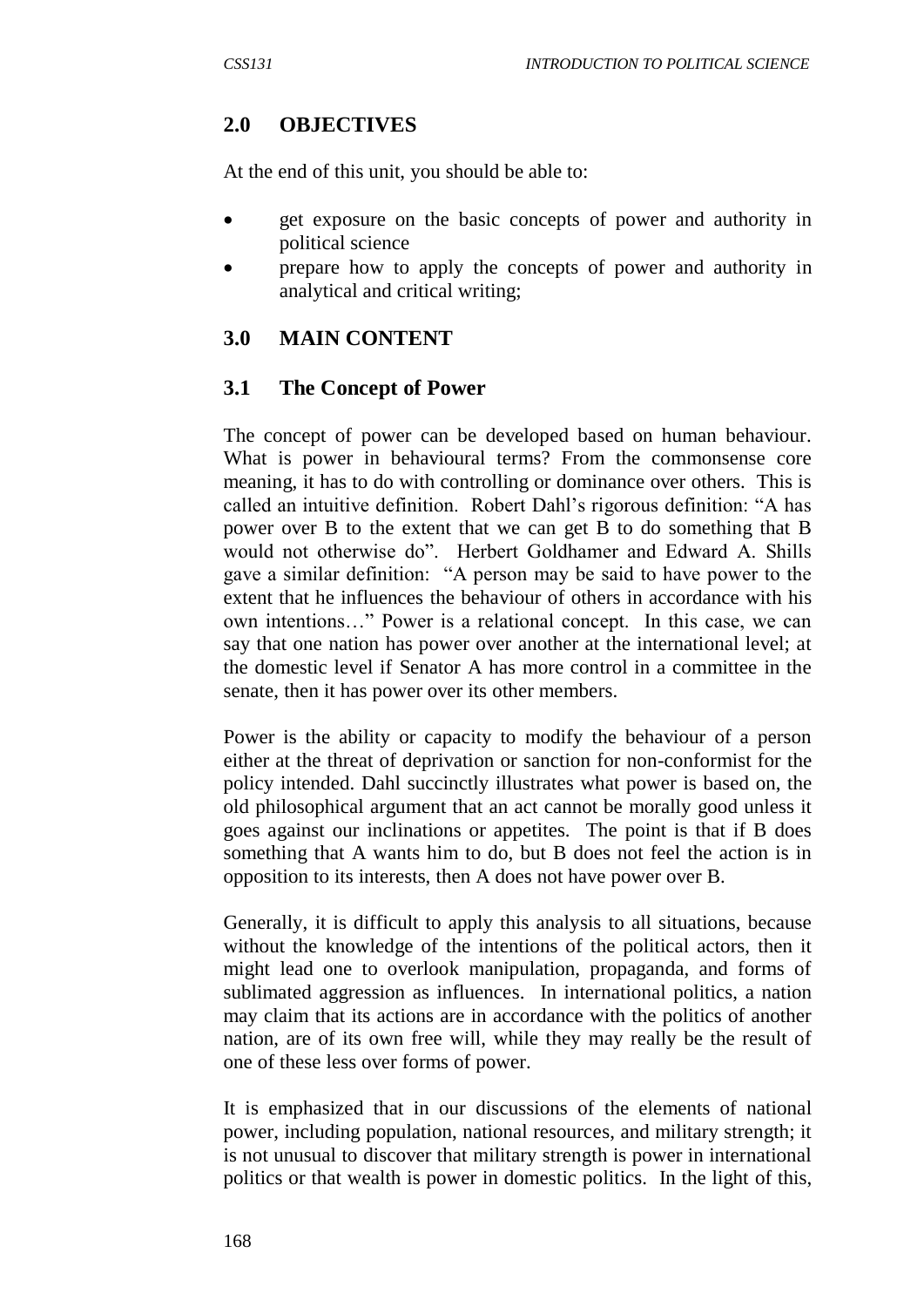## 2.0 OBJECTIVES

At the end of this unit, you should be able to:

- get exposure on the basic concepts of power and authority in political science
- prepare how to apply the concepts of power and authority in analytical and critical writing;

## 3.0 MAIN CONTENT

### 3.1 The Concept of Power

The concept of power can be developed based on human behaviour. What is power in behavioural terms? From the commonsense core meaning, it has to do with controlling or dominance over others. This is called an intuitive definition. Robert Dahl's rigorous definition: "A has power over B to the extent that we can get B to do something that B would not otherwise do". Herbert Goldhamer and Edward A. Shills gave a similar definition: "A person may be said to have power to the extent that he influences the behaviour of others in accordance with his own intentions…" Power is a relational concept. In this case, we can say that one nation has power over another at the international level; at the domestic level if Senator A has more control in a committee in the senate, then it has power over its other members.

Power is the ability or capacity to modify the behaviour of a person either at the threat of deprivation or sanction for non-conformist for the policy intended. Dahl succinctly illustrates what power is based on, the old philosophical argument that an act cannot be morally good unless it goes against our inclinations or appetites. The point is that if B does something that A wants him to do, but B does not feel the action is in opposition to its interests, then A does not have power over B.

Generally, it is difficult to apply this analysis to all situations, because without the knowledge of the intentions of the political actors, then it might lead one to overlook manipulation, propaganda, and forms of sublimated aggression as influences. In international politics, a nation may claim that its actions are in accordance with the politics of another nation, are of its own free will, while they may really be the result of one of these less over forms of power.

It is emphasized that in our discussions of the elements of national power, including population, national resources, and military strength; it is not unusual to discover that military strength is power in international politics or that wealth is power in domestic politics. In the light of this,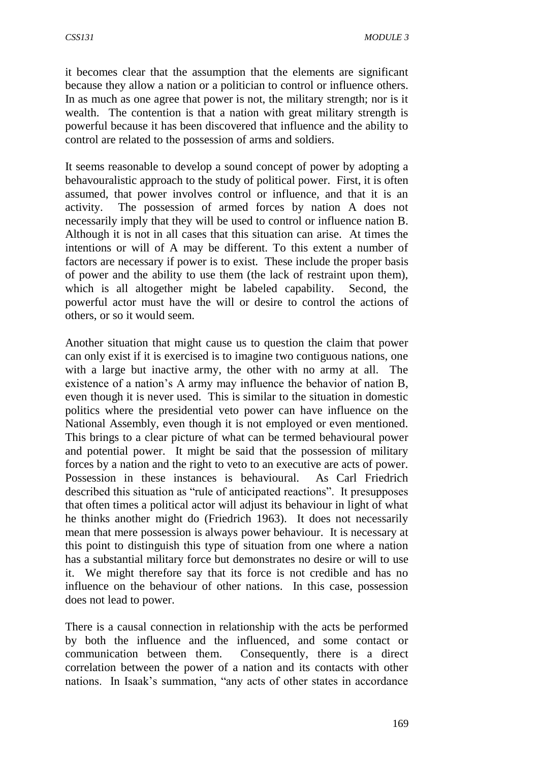it becomes clear that the assumption that the elements are significant because they allow a nation or a politician to control or influence others. In as much as one agree that power is not, the military strength; nor is it wealth. The contention is that a nation with great military strength is powerful because it has been discovered that influence and the ability to control are related to the possession of arms and soldiers.

It seems reasonable to develop a sound concept of power by adopting a behavouralistic approach to the study of political power. First, it is often assumed, that power involves control or influence, and that it is an activity. The possession of armed forces by nation A does not necessarily imply that they will be used to control or influence nation B. Although it is not in all cases that this situation can arise. At times the intentions or will of A may be different. To this extent a number of factors are necessary if power is to exist. These include the proper basis of power and the ability to use them (the lack of restraint upon them), which is all altogether might be labeled capability. Second, the powerful actor must have the will or desire to control the actions of others, or so it would seem.

Another situation that might cause us to question the claim that power can only exist if it is exercised is to imagine two contiguous nations, one with a large but inactive army, the other with no army at all. The existence of a nation's A army may influence the behavior of nation B, even though it is never used. This is similar to the situation in domestic politics where the presidential veto power can have influence on the National Assembly, even though it is not employed or even mentioned. This brings to a clear picture of what can be termed behavioural power and potential power. It might be said that the possession of military forces by a nation and the right to veto to an executive are acts of power. Possession in these instances is behavioural. As Carl Friedrich described this situation as "rule of anticipated reactions". It presupposes that often times a political actor will adjust its behaviour in light of what he thinks another might do (Friedrich 1963). It does not necessarily mean that mere possession is always power behaviour. It is necessary at this point to distinguish this type of situation from one where a nation has a substantial military force but demonstrates no desire or will to use it. We might therefore say that its force is not credible and has no influence on the behaviour of other nations. In this case, possession does not lead to power.

There is a causal connection in relationship with the acts be performed by both the influence and the influenced, and some contact or communication between them. Consequently, there is a direct correlation between the power of a nation and its contacts with other nations. In Isaak's summation, "any acts of other states in accordance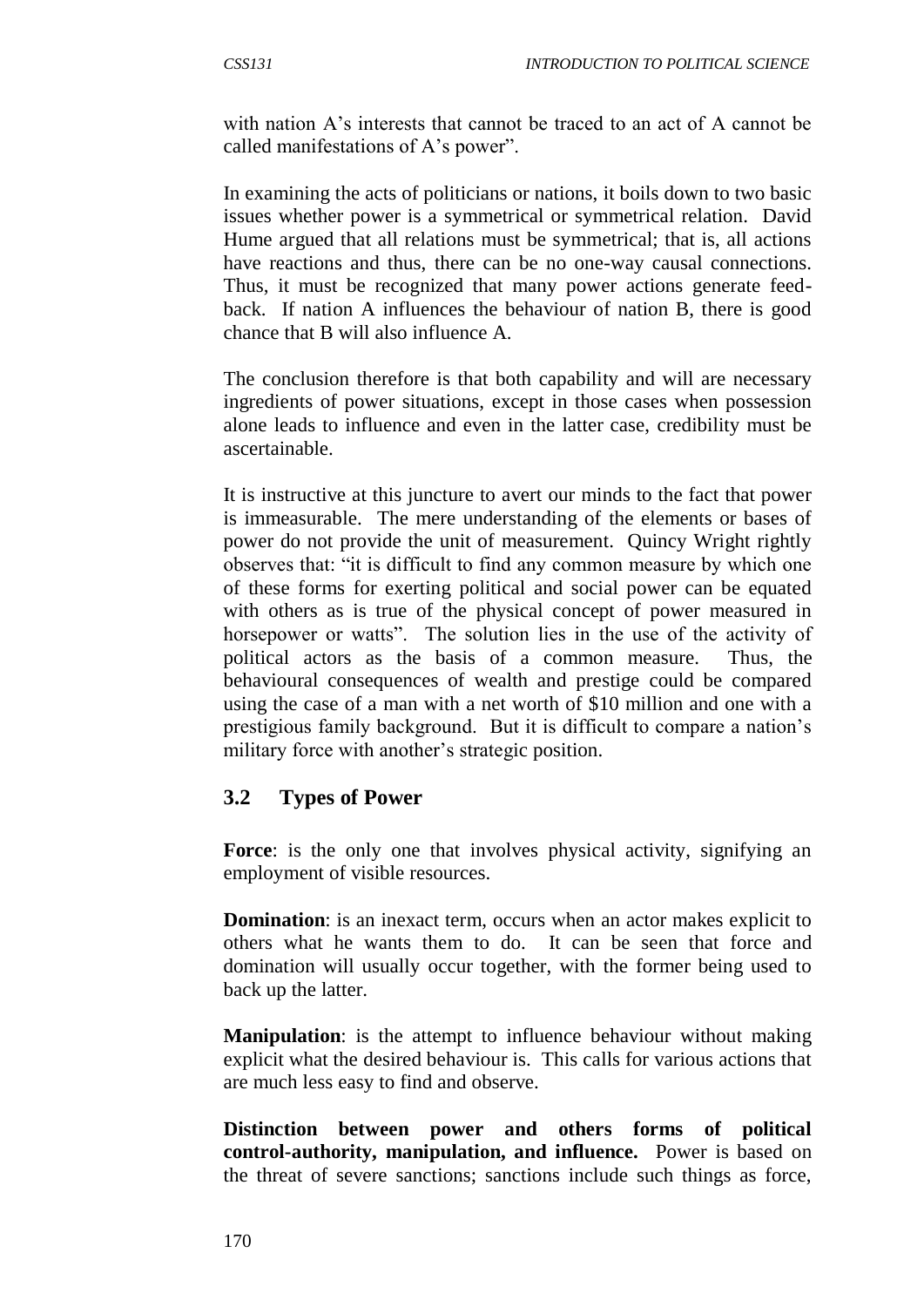with nation A's interests that cannot be traced to an act of A cannot be called manifestations of A's power".

In examining the acts of politicians or nations, it boils down to two basic issues whether power is a symmetrical or symmetrical relation. David Hume argued that all relations must be symmetrical; that is, all actions have reactions and thus, there can be no one-way causal connections. Thus, it must be recognized that many power actions generate feed-back. If nation A influences the behaviour of nation B, there is good chance that B will also influence A.

The conclusion therefore is that both capability and will are necessary ingredients of power situations, except in those cases when possession alone leads to influence and even in the latter case, credibility must be ascertainable.

It is instructive at this juncture to avert our minds to the fact that power is immeasurable. The mere understanding of the elements or bases of power do not provide the unit of measurement. Quincy Wright rightly observes that: "it is difficult to find any common measure by which one of these forms for exerting political and social power can be equated with others as is true of the physical concept of power measured in horsepower or watts". The solution lies in the use of the activity of political actors as the basis of a common measure. Thus, the behavioural consequences of wealth and prestige could be compared using the case of a man with a net worth of $10 million and one with a prestigious family background. But it is difficult to compare a nation's military force with another's strategic position.

## 3.2 Types of Power

**Force**: is the only one that involves physical activity, signifying an employment of visible resources.

**Domination**: is an inexact term, occurs when an actor makes explicit to others what he wants them to do. It can be seen that force and domination will usually occur together, with the former being used to back up the latter.

**Manipulation**: is the attempt to influence behaviour without making explicit what the desired behaviour is. This calls for various actions that are much less easy to find and observe.

**Distinction between power and others forms of political control-authority, manipulation, and influence.** Power is based on the threat of severe sanctions; sanctions include such things as force,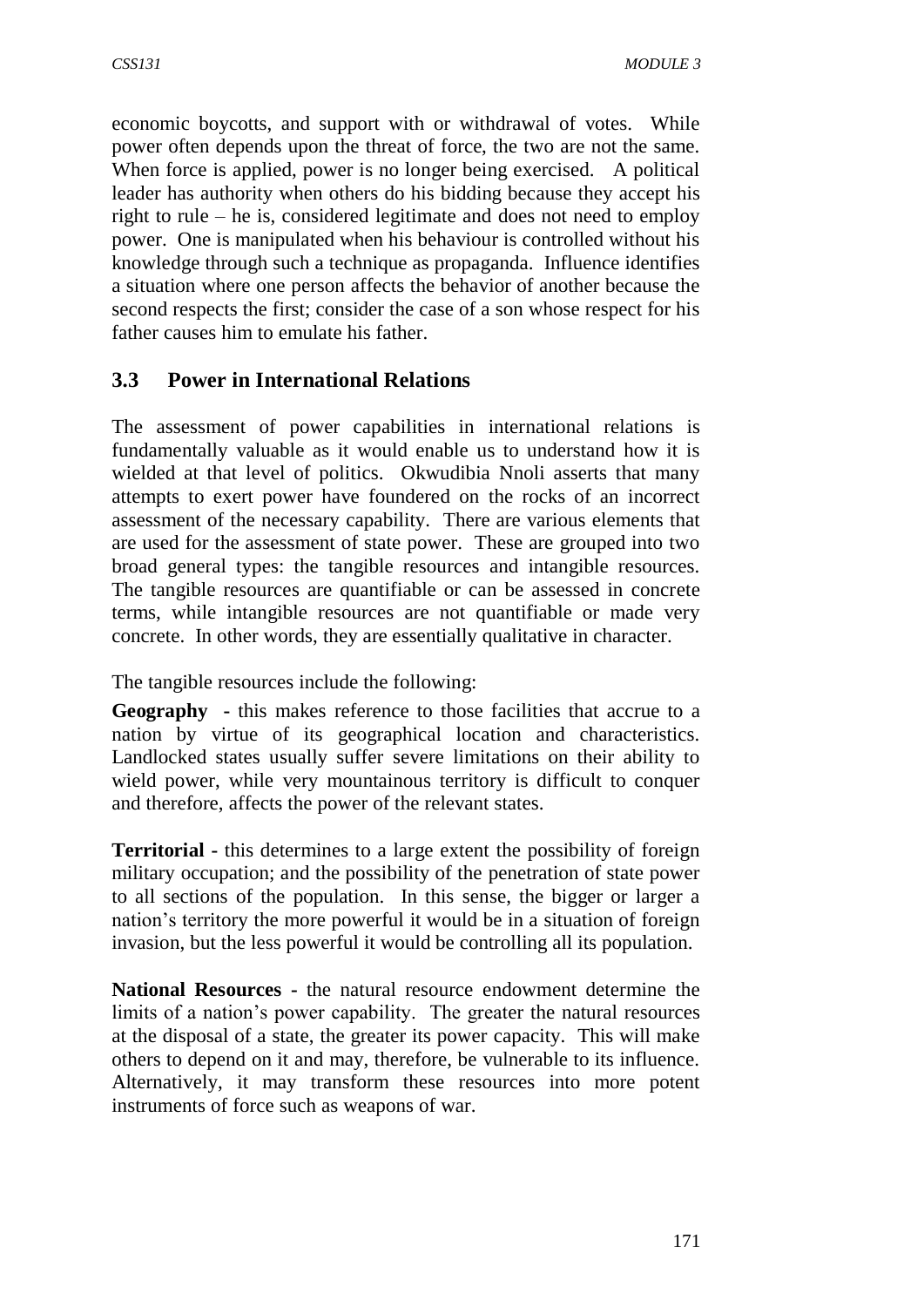economic boycotts, and support with or withdrawal of votes. While power often depends upon the threat of force, the two are not the same. When force is applied, power is no longer being exercised. A political leader has authority when others do his bidding because they accept his right to rule – he is, considered legitimate and does not need to employ power. One is manipulated when his behaviour is controlled without his knowledge through such a technique as propaganda. Influence identifies a situation where one person affects the behavior of another because the second respects the first; consider the case of a son whose respect for his father causes him to emulate his father.

### 3.3 Power in International Relations

The assessment of power capabilities in international relations is fundamentally valuable as it would enable us to understand how it is wielded at that level of politics. Okwudibia Nnoli asserts that many attempts to exert power have foundered on the rocks of an incorrect assessment of the necessary capability. There are various elements that are used for the assessment of state power. These are grouped into two broad general types: the tangible resources and intangible resources. The tangible resources are quantifiable or can be assessed in concrete terms, while intangible resources are not quantifiable or made very concrete. In other words, they are essentially qualitative in character.

The tangible resources include the following:

**Geography -** this makes reference to those facilities that accrue to a nation by virtue of its geographical location and characteristics. Landlocked states usually suffer severe limitations on their ability to wield power, while very mountainous territory is difficult to conquer and therefore, affects the power of the relevant states.

**Territorial -** this determines to a large extent the possibility of foreign military occupation; and the possibility of the penetration of state power to all sections of the population. In this sense, the bigger or larger a nation's territory the more powerful it would be in a situation of foreign invasion, but the less powerful it would be controlling all its population.

**National Resources -** the natural resource endowment determine the limits of a nation's power capability. The greater the natural resources at the disposal of a state, the greater its power capacity. This will make others to depend on it and may, therefore, be vulnerable to its influence. Alternatively, it may transform these resources into more potent instruments of force such as weapons of war.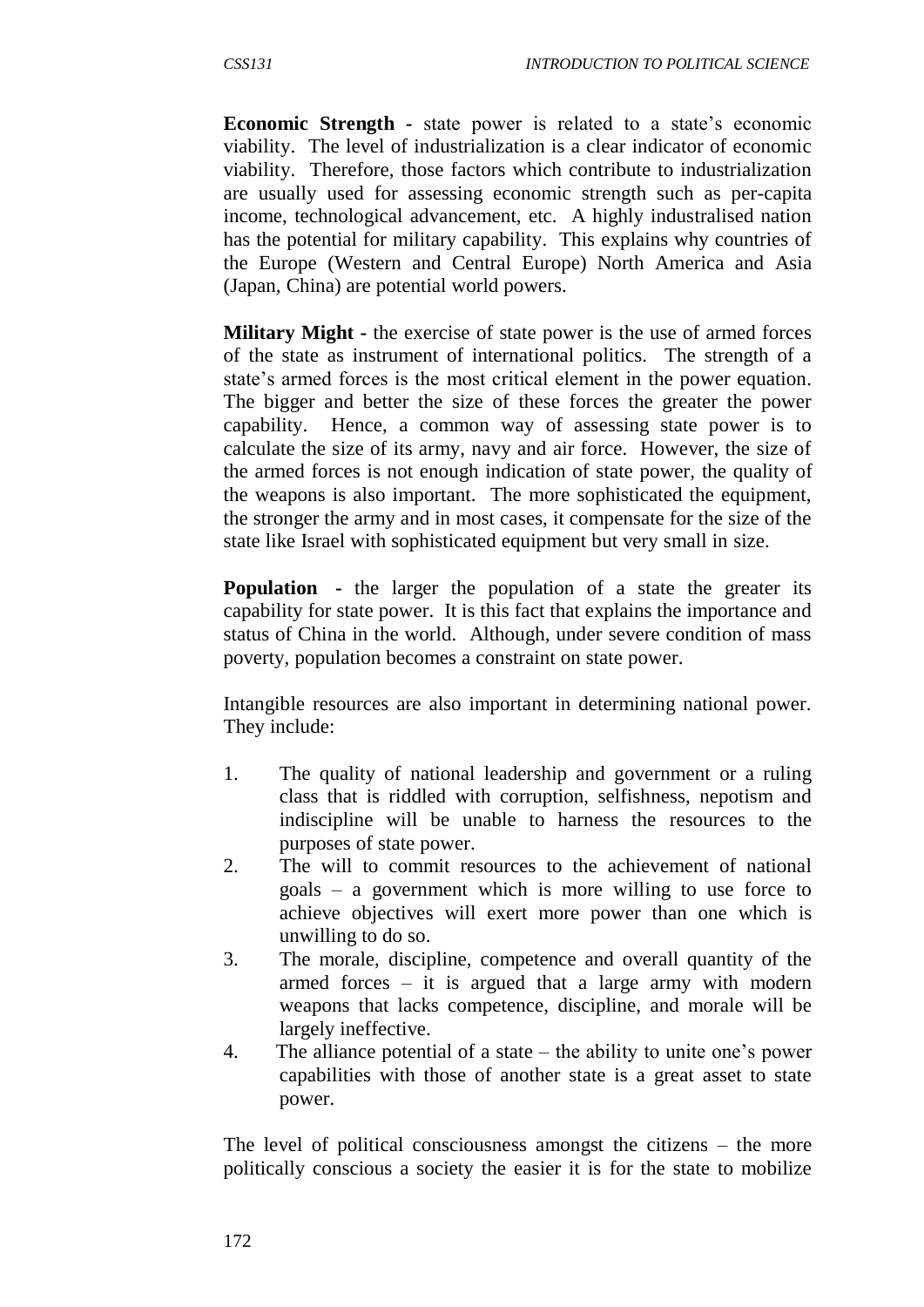**Economic Strength -** state power is related to a state's economic viability. The level of industrialization is a clear indicator of economic viability. Therefore, those factors which contribute to industrialization are usually used for assessing economic strength such as per-capita income, technological advancement, etc. A highly industralised nation has the potential for military capability. This explains why countries of the Europe (Western and Central Europe) North America and Asia (Japan, China) are potential world powers.

**Military Might -** the exercise of state power is the use of armed forces of the state as instrument of international politics. The strength of a state's armed forces is the most critical element in the power equation. The bigger and better the size of these forces the greater the power capability. Hence, a common way of assessing state power is to calculate the size of its army, navy and air force. However, the size of the armed forces is not enough indication of state power, the quality of the weapons is also important. The more sophisticated the equipment, the stronger the army and in most cases, it compensate for the size of the state like Israel with sophisticated equipment but very small in size.

**Population -** the larger the population of a state the greater its capability for state power. It is this fact that explains the importance and status of China in the world. Although, under severe condition of mass poverty, population becomes a constraint on state power.

Intangible resources are also important in determining national power. They include:

1. The quality of national leadership and government or a ruling class that is riddled with corruption, selfishness, nepotism and indiscipline will be unable to harness the resources to the purposes of state power.
2. The will to commit resources to the achievement of national goals – a government which is more willing to use force to achieve objectives will exert more power than one which is unwilling to do so.
3. The morale, discipline, competence and overall quantity of the armed forces – it is argued that a large army with modern weapons that lacks competence, discipline, and morale will be largely ineffective.
4. The alliance potential of a state – the ability to unite one's power capabilities with those of another state is a great asset to state power.

The level of political consciousness amongst the citizens – the more politically conscious a society the easier it is for the state to mobilize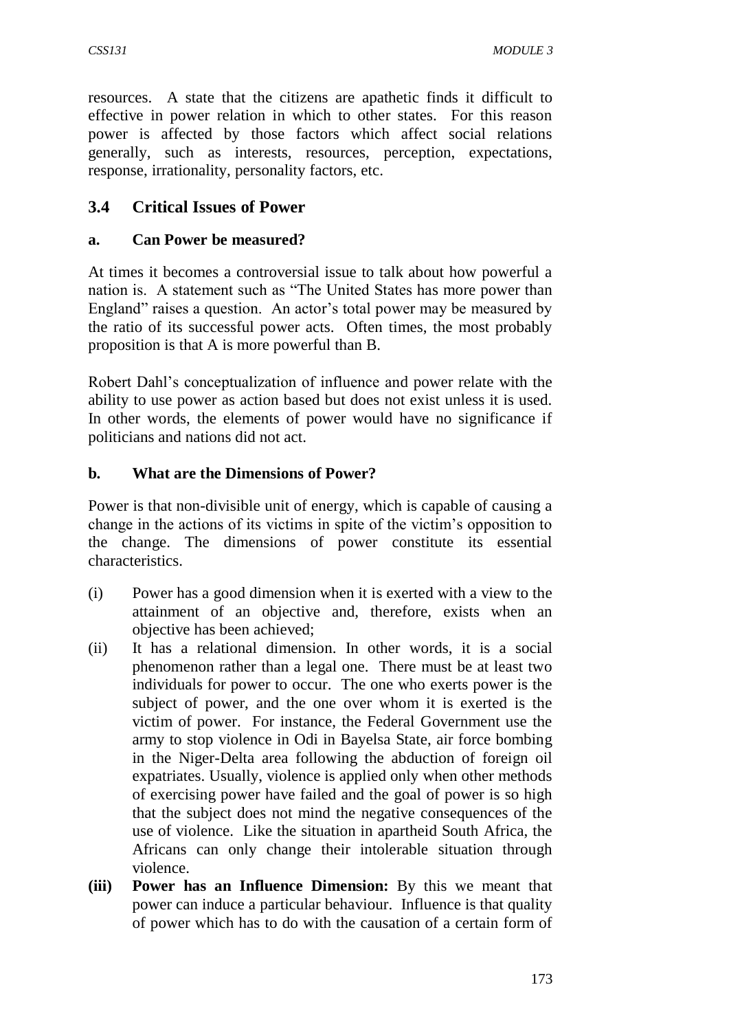resources. A state that the citizens are apathetic finds it difficult to effective in power relation in which to other states. For this reason power is affected by those factors which affect social relations generally, such as interests, resources, perception, expectations, response, irrationality, personality factors, etc.

## 3.4 Critical Issues of Power

### a. Can Power be measured?

At times it becomes a controversial issue to talk about how powerful a nation is. A statement such as "The United States has more power than England" raises a question. An actor's total power may be measured by the ratio of its successful power acts. Often times, the most probably proposition is that A is more powerful than B.

Robert Dahl's conceptualization of influence and power relate with the ability to use power as action based but does not exist unless it is used. In other words, the elements of power would have no significance if politicians and nations did not act.

### b. What are the Dimensions of Power?

Power is that non-divisible unit of energy, which is capable of causing a change in the actions of its victims in spite of the victim's opposition to the change. The dimensions of power constitute its essential characteristics.

(i) Power has a good dimension when it is exerted with a view to the attainment of an objective and, therefore, exists when an objective has been achieved;

(ii) It has a relational dimension. In other words, it is a social phenomenon rather than a legal one. There must be at least two individuals for power to occur. The one who exerts power is the subject of power, and the one over whom it is exerted is the victim of power. For instance, the Federal Government use the army to stop violence in Odi in Bayelsa State, air force bombing in the Niger-Delta area following the abduction of foreign oil expatriates. Usually, violence is applied only when other methods of exercising power have failed and the goal of power is so high that the subject does not mind the negative consequences of the use of violence. Like the situation in apartheid South Africa, the Africans can only change their intolerable situation through violence.

**(iii) Power has an Influence Dimension:** By this we meant that power can induce a particular behaviour. Influence is that quality of power which has to do with the causation of a certain form of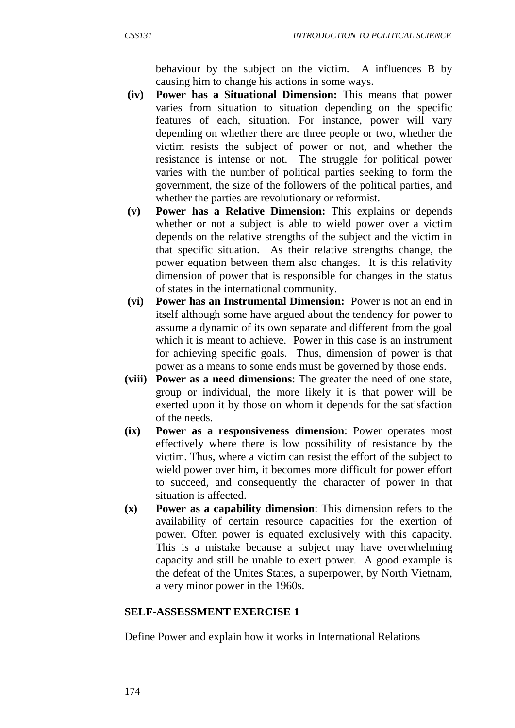behaviour by the subject on the victim. A influences B by causing him to change his actions in some ways.

**(iv) Power has a Situational Dimension:** This means that power varies from situation to situation depending on the specific features of each, situation. For instance, power will vary depending on whether there are three people or two, whether the victim resists the subject of power or not, and whether the resistance is intense or not. The struggle for political power varies with the number of political parties seeking to form the government, the size of the followers of the political parties, and whether the parties are revolutionary or reformist.

**(v) Power has a Relative Dimension:** This explains or depends whether or not a subject is able to wield power over a victim depends on the relative strengths of the subject and the victim in that specific situation. As their relative strengths change, the power equation between them also changes. It is this relativity dimension of power that is responsible for changes in the status of states in the international community.

**(vi) Power has an Instrumental Dimension:** Power is not an end in itself although some have argued about the tendency for power to assume a dynamic of its own separate and different from the goal which it is meant to achieve. Power in this case is an instrument for achieving specific goals. Thus, dimension of power is that power as a means to some ends must be governed by those ends.

**(viii) Power as a need dimensions**: The greater the need of one state, group or individual, the more likely it is that power will be exerted upon it by those on whom it depends for the satisfaction of the needs.

**(ix) Power as a responsiveness dimension**: Power operates most effectively where there is low possibility of resistance by the victim. Thus, where a victim can resist the effort of the subject to wield power over him, it becomes more difficult for power effort to succeed, and consequently the character of power in that situation is affected.

**(x) Power as a capability dimension**: This dimension refers to the availability of certain resource capacities for the exertion of power. Often power is equated exclusively with this capacity. This is a mistake because a subject may have overwhelming capacity and still be unable to exert power. A good example is the defeat of the Unites States, a superpower, by North Vietnam, a very minor power in the 1960s.

**SELF-ASSESSMENT EXERCISE 1**

Define Power and explain how it works in International Relations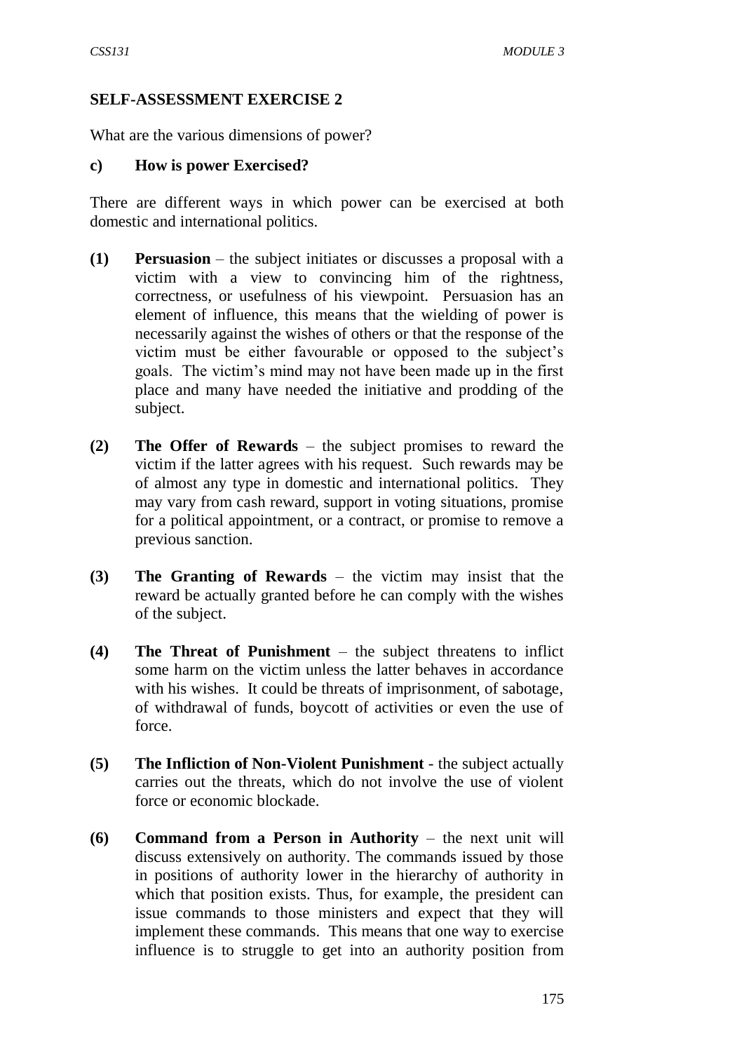**SELF-ASSESSMENT EXERCISE 2**

What are the various dimensions of power?

**c) How is power Exercised?**

There are different ways in which power can be exercised at both domestic and international politics.

**(1) Persuasion** – the subject initiates or discusses a proposal with a victim with a view to convincing him of the rightness, correctness, or usefulness of his viewpoint. Persuasion has an element of influence, this means that the wielding of power is necessarily against the wishes of others or that the response of the victim must be either favourable or opposed to the subject's goals. The victim's mind may not have been made up in the first place and many have needed the initiative and prodding of the subject.

**(2) The Offer of Rewards** – the subject promises to reward the victim if the latter agrees with his request. Such rewards may be of almost any type in domestic and international politics. They may vary from cash reward, support in voting situations, promise for a political appointment, or a contract, or promise to remove a previous sanction.

**(3) The Granting of Rewards** – the victim may insist that the reward be actually granted before he can comply with the wishes of the subject.

**(4) The Threat of Punishment** – the subject threatens to inflict some harm on the victim unless the latter behaves in accordance with his wishes. It could be threats of imprisonment, of sabotage, of withdrawal of funds, boycott of activities or even the use of force.

**(5) The Infliction of Non-Violent Punishment** - the subject actually carries out the threats, which do not involve the use of violent force or economic blockade.

**(6) Command from a Person in Authority** – the next unit will discuss extensively on authority. The commands issued by those in positions of authority lower in the hierarchy of authority in which that position exists. Thus, for example, the president can issue commands to those ministers and expect that they will implement these commands. This means that one way to exercise influence is to struggle to get into an authority position from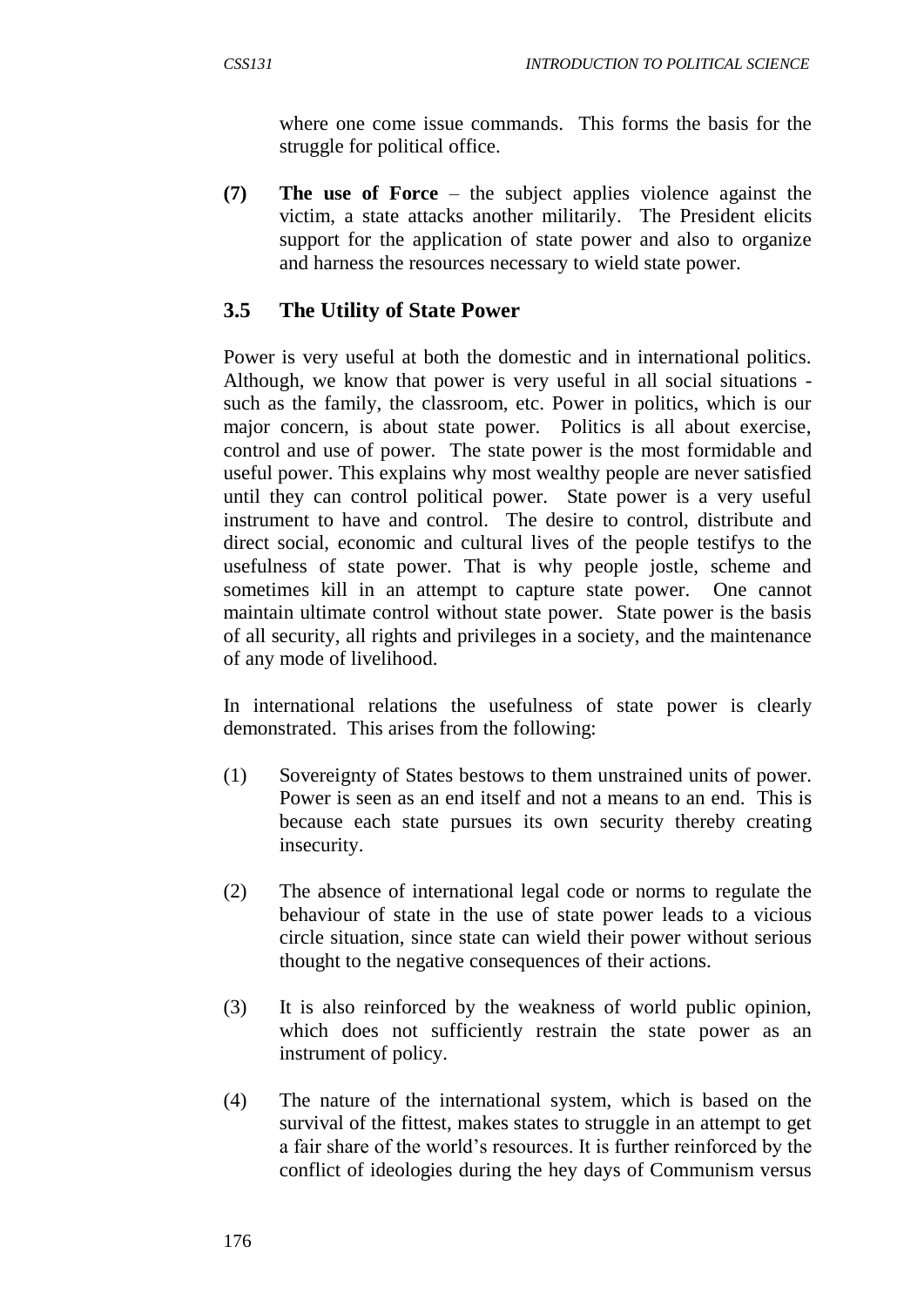where one come issue commands. This forms the basis for the struggle for political office.

**(7) The use of Force** – the subject applies violence against the victim, a state attacks another militarily. The President elicits support for the application of state power and also to organize and harness the resources necessary to wield state power.

### 3.5 The Utility of State Power

Power is very useful at both the domestic and in international politics. Although, we know that power is very useful in all social situations - such as the family, the classroom, etc. Power in politics, which is our major concern, is about state power. Politics is all about exercise, control and use of power. The state power is the most formidable and useful power. This explains why most wealthy people are never satisfied until they can control political power. State power is a very useful instrument to have and control. The desire to control, distribute and direct social, economic and cultural lives of the people testifys to the usefulness of state power. That is why people jostle, scheme and sometimes kill in an attempt to capture state power. One cannot maintain ultimate control without state power. State power is the basis of all security, all rights and privileges in a society, and the maintenance of any mode of livelihood.

In international relations the usefulness of state power is clearly demonstrated. This arises from the following:

(1) Sovereignty of States bestows to them unstrained units of power. Power is seen as an end itself and not a means to an end. This is because each state pursues its own security thereby creating insecurity.

(2) The absence of international legal code or norms to regulate the behaviour of state in the use of state power leads to a vicious circle situation, since state can wield their power without serious thought to the negative consequences of their actions.

(3) It is also reinforced by the weakness of world public opinion, which does not sufficiently restrain the state power as an instrument of policy.

(4) The nature of the international system, which is based on the survival of the fittest, makes states to struggle in an attempt to get a fair share of the world's resources. It is further reinforced by the conflict of ideologies during the hey days of Communism versus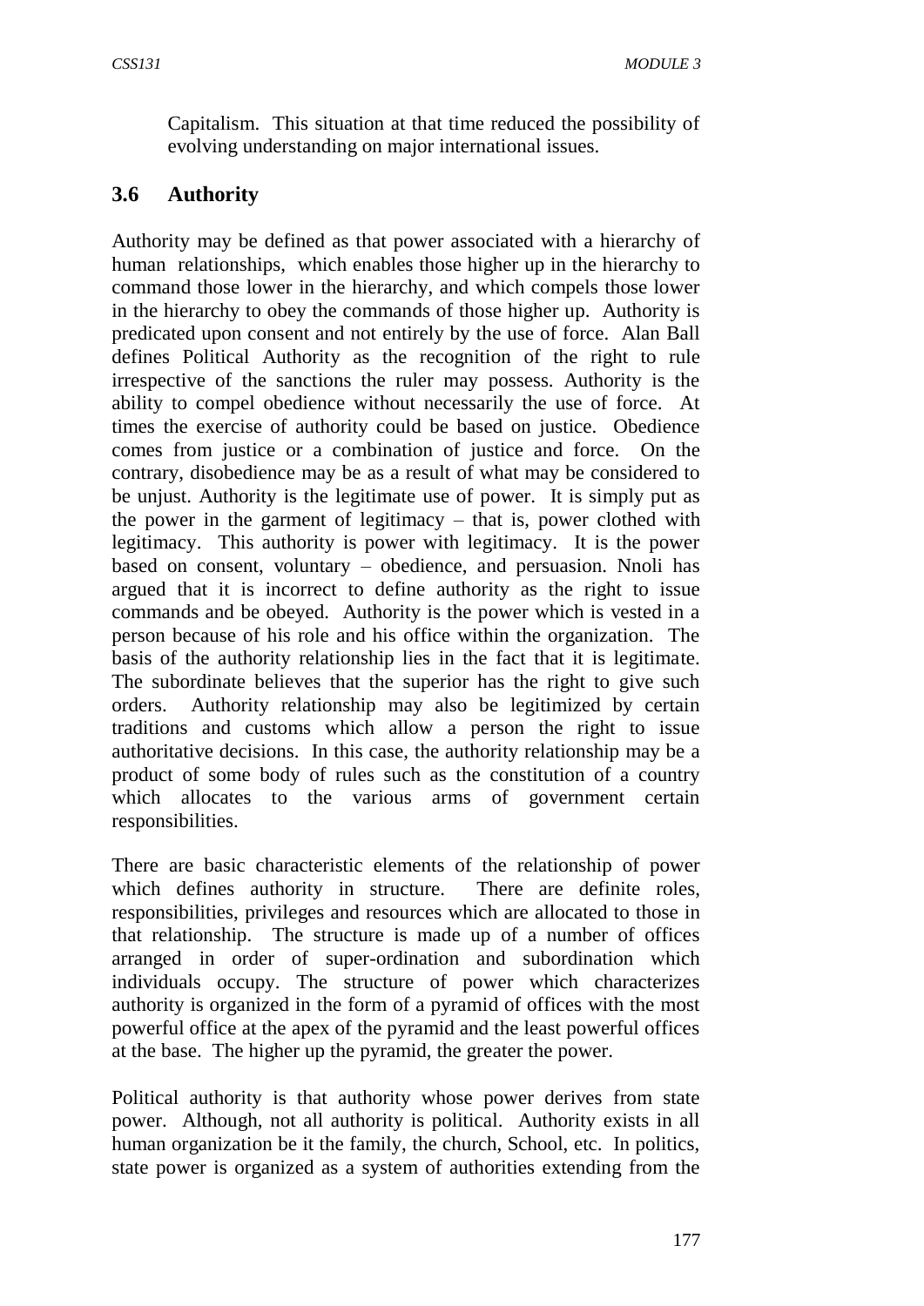Capitalism. This situation at that time reduced the possibility of evolving understanding on major international issues.

### 3.6 Authority

Authority may be defined as that power associated with a hierarchy of human relationships, which enables those higher up in the hierarchy to command those lower in the hierarchy, and which compels those lower in the hierarchy to obey the commands of those higher up. Authority is predicated upon consent and not entirely by the use of force. Alan Ball defines Political Authority as the recognition of the right to rule irrespective of the sanctions the ruler may possess. Authority is the ability to compel obedience without necessarily the use of force. At times the exercise of authority could be based on justice. Obedience comes from justice or a combination of justice and force. On the contrary, disobedience may be as a result of what may be considered to be unjust. Authority is the legitimate use of power. It is simply put as the power in the garment of legitimacy – that is, power clothed with legitimacy. This authority is power with legitimacy. It is the power based on consent, voluntary – obedience, and persuasion. Nnoli has argued that it is incorrect to define authority as the right to issue commands and be obeyed. Authority is the power which is vested in a person because of his role and his office within the organization. The basis of the authority relationship lies in the fact that it is legitimate. The subordinate believes that the superior has the right to give such orders. Authority relationship may also be legitimized by certain traditions and customs which allow a person the right to issue authoritative decisions. In this case, the authority relationship may be a product of some body of rules such as the constitution of a country which allocates to the various arms of government certain responsibilities.

There are basic characteristic elements of the relationship of power which defines authority in structure. There are definite roles, responsibilities, privileges and resources which are allocated to those in that relationship. The structure is made up of a number of offices arranged in order of super-ordination and subordination which individuals occupy. The structure of power which characterizes authority is organized in the form of a pyramid of offices with the most powerful office at the apex of the pyramid and the least powerful offices at the base. The higher up the pyramid, the greater the power.

Political authority is that authority whose power derives from state power. Although, not all authority is political. Authority exists in all human organization be it the family, the church, School, etc. In politics, state power is organized as a system of authorities extending from the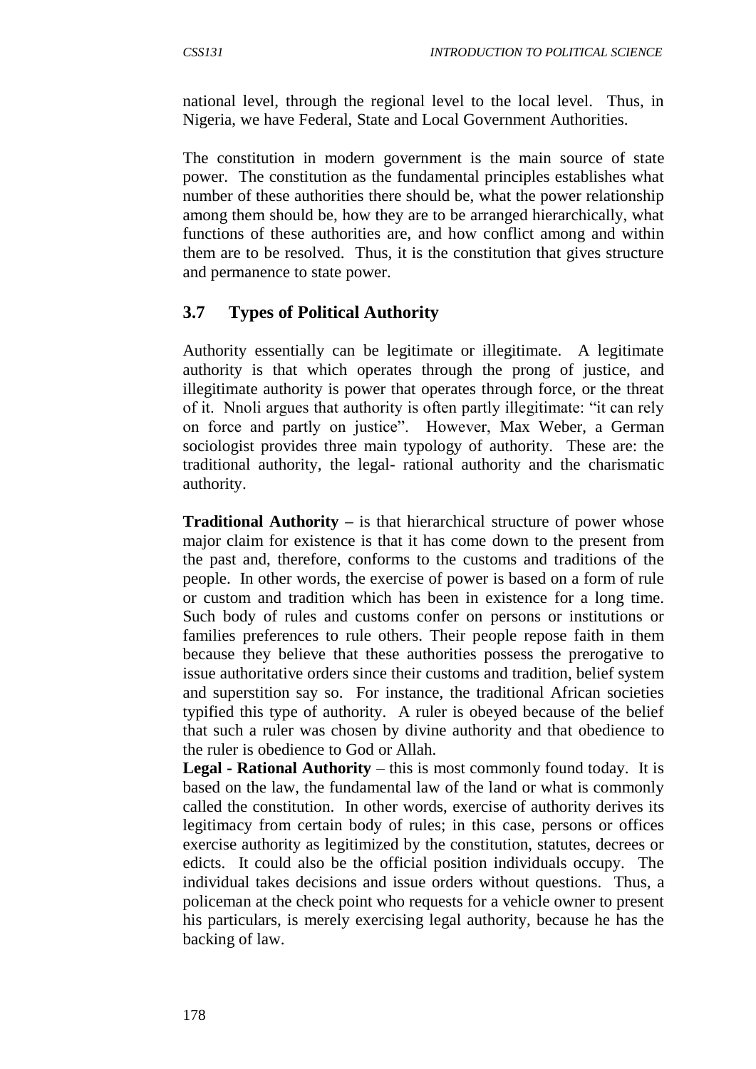national level, through the regional level to the local level. Thus, in Nigeria, we have Federal, State and Local Government Authorities.

The constitution in modern government is the main source of state power. The constitution as the fundamental principles establishes what number of these authorities there should be, what the power relationship among them should be, how they are to be arranged hierarchically, what functions of these authorities are, and how conflict among and within them are to be resolved. Thus, it is the constitution that gives structure and permanence to state power.

## 3.7 Types of Political Authority

Authority essentially can be legitimate or illegitimate. A legitimate authority is that which operates through the prong of justice, and illegitimate authority is power that operates through force, or the threat of it. Nnoli argues that authority is often partly illegitimate: "it can rely on force and partly on justice". However, Max Weber, a German sociologist provides three main typology of authority. These are: the traditional authority, the legal- rational authority and the charismatic authority.

**Traditional Authority –** is that hierarchical structure of power whose major claim for existence is that it has come down to the present from the past and, therefore, conforms to the customs and traditions of the people. In other words, the exercise of power is based on a form of rule or custom and tradition which has been in existence for a long time. Such body of rules and customs confer on persons or institutions or families preferences to rule others. Their people repose faith in them because they believe that these authorities possess the prerogative to issue authoritative orders since their customs and tradition, belief system and superstition say so. For instance, the traditional African societies typified this type of authority. A ruler is obeyed because of the belief that such a ruler was chosen by divine authority and that obedience to the ruler is obedience to God or Allah.

**Legal - Rational Authority** – this is most commonly found today. It is based on the law, the fundamental law of the land or what is commonly called the constitution. In other words, exercise of authority derives its legitimacy from certain body of rules; in this case, persons or offices exercise authority as legitimized by the constitution, statutes, decrees or edicts. It could also be the official position individuals occupy. The individual takes decisions and issue orders without questions. Thus, a policeman at the check point who requests for a vehicle owner to present his particulars, is merely exercising legal authority, because he has the backing of law.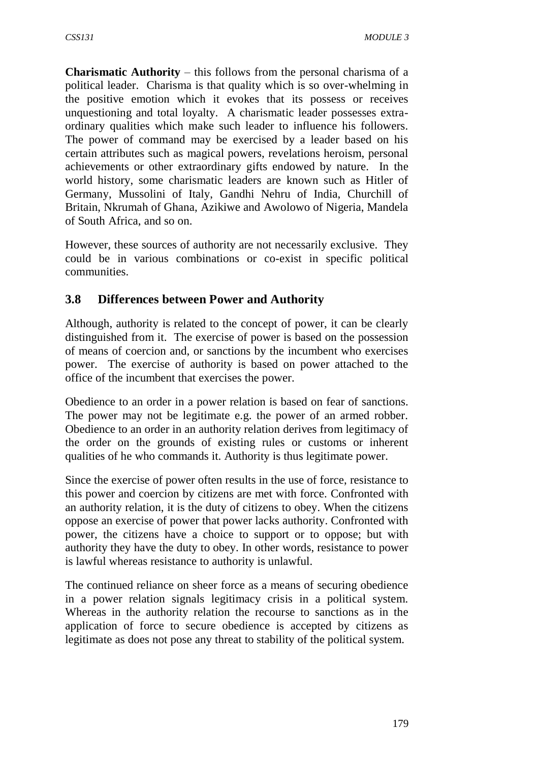**Charismatic Authority** – this follows from the personal charisma of a political leader. Charisma is that quality which is so over-whelming in the positive emotion which it evokes that its possess or receives unquestioning and total loyalty. A charismatic leader possesses extra-ordinary qualities which make such leader to influence his followers. The power of command may be exercised by a leader based on his certain attributes such as magical powers, revelations heroism, personal achievements or other extraordinary gifts endowed by nature. In the world history, some charismatic leaders are known such as Hitler of Germany, Mussolini of Italy, Gandhi Nehru of India, Churchill of Britain, Nkrumah of Ghana, Azikiwe and Awolowo of Nigeria, Mandela of South Africa, and so on.

However, these sources of authority are not necessarily exclusive. They could be in various combinations or co-exist in specific political communities.

## 3.8 Differences between Power and Authority

Although, authority is related to the concept of power, it can be clearly distinguished from it. The exercise of power is based on the possession of means of coercion and, or sanctions by the incumbent who exercises power. The exercise of authority is based on power attached to the office of the incumbent that exercises the power.

Obedience to an order in a power relation is based on fear of sanctions. The power may not be legitimate e.g. the power of an armed robber. Obedience to an order in an authority relation derives from legitimacy of the order on the grounds of existing rules or customs or inherent qualities of he who commands it. Authority is thus legitimate power.

Since the exercise of power often results in the use of force, resistance to this power and coercion by citizens are met with force. Confronted with an authority relation, it is the duty of citizens to obey. When the citizens oppose an exercise of power that power lacks authority. Confronted with power, the citizens have a choice to support or to oppose; but with authority they have the duty to obey. In other words, resistance to power is lawful whereas resistance to authority is unlawful.

The continued reliance on sheer force as a means of securing obedience in a power relation signals legitimacy crisis in a political system. Whereas in the authority relation the recourse to sanctions as in the application of force to secure obedience is accepted by citizens as legitimate as does not pose any threat to stability of the political system.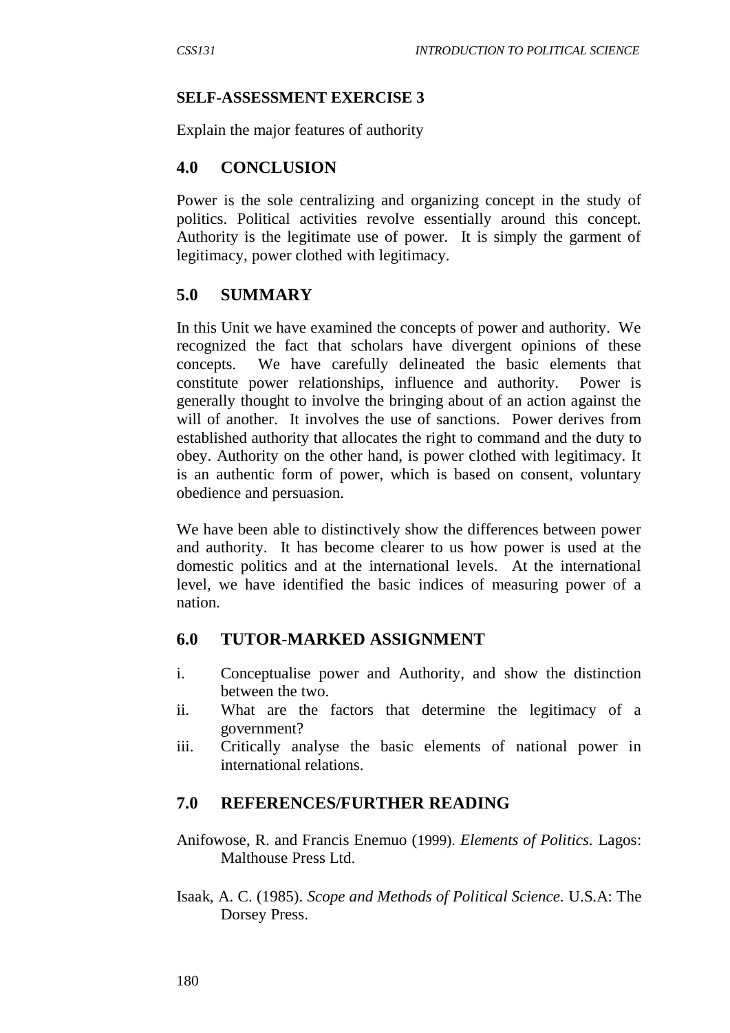**SELF-ASSESSMENT EXERCISE 3**

Explain the major features of authority

## 4.0 CONCLUSION

Power is the sole centralizing and organizing concept in the study of politics. Political activities revolve essentially around this concept. Authority is the legitimate use of power. It is simply the garment of legitimacy, power clothed with legitimacy.

## 5.0 SUMMARY

In this Unit we have examined the concepts of power and authority. We recognized the fact that scholars have divergent opinions of these concepts. We have carefully delineated the basic elements that constitute power relationships, influence and authority. Power is generally thought to involve the bringing about of an action against the will of another. It involves the use of sanctions. Power derives from established authority that allocates the right to command and the duty to obey. Authority on the other hand, is power clothed with legitimacy. It is an authentic form of power, which is based on consent, voluntary obedience and persuasion.

We have been able to distinctively show the differences between power and authority. It has become clearer to us how power is used at the domestic politics and at the international levels. At the international level, we have identified the basic indices of measuring power of a nation.

## 6.0 TUTOR-MARKED ASSIGNMENT

i. Conceptualise power and Authority, and show the distinction between the two.
ii. What are the factors that determine the legitimacy of a government?
iii. Critically analyse the basic elements of national power in international relations.

## 7.0 REFERENCES/FURTHER READING

Anifowose, R. and Francis Enemuo (1999). *Elements of Politics.* Lagos: Malthouse Press Ltd.

Isaak, A. C. (1985). *Scope and Methods of Political Science.* U.S.A: The Dorsey Press.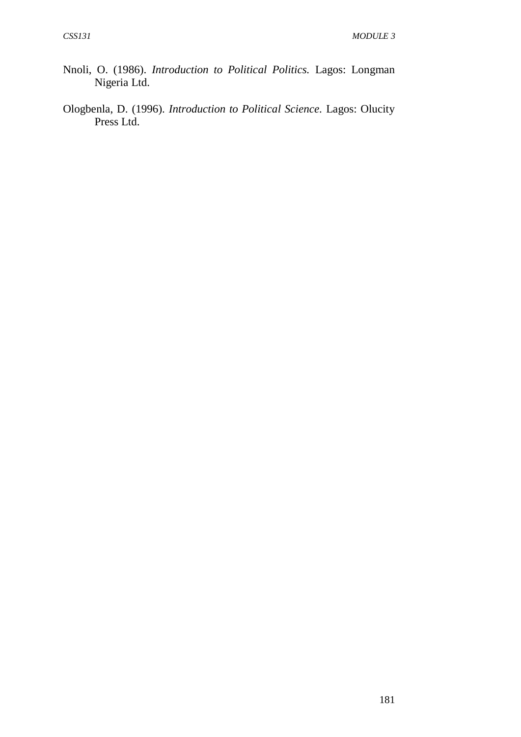Nnoli, O. (1986). *Introduction to Political Politics.* Lagos: Longman Nigeria Ltd.

Ologbenla, D. (1996). *Introduction to Political Science.* Lagos: Olucity Press Ltd.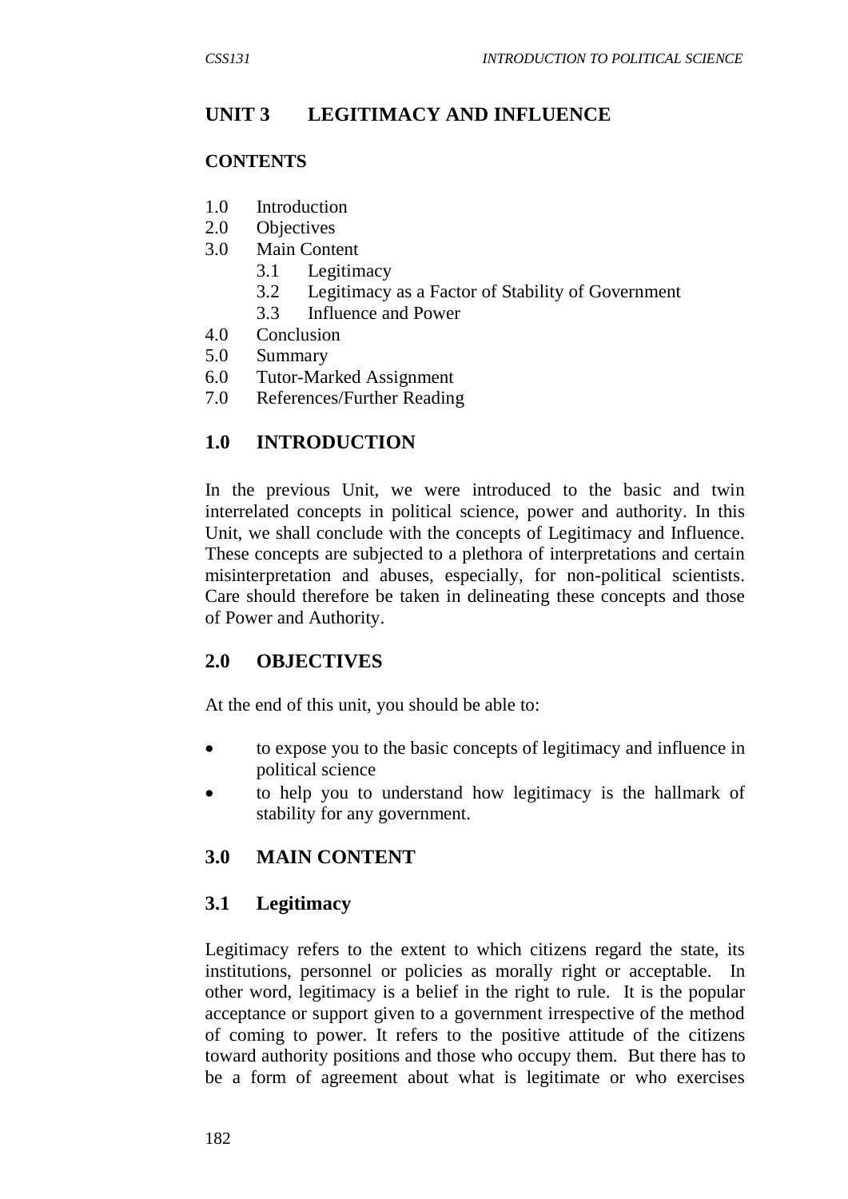# UNIT 3 LEGITIMACY AND INFLUENCE

**CONTENTS**

1.0 Introduction
2.0 Objectives
3.0 Main Content
  3.1 Legitimacy
  3.2 Legitimacy as a Factor of Stability of Government
  3.3 Influence and Power
4.0 Conclusion
5.0 Summary
6.0 Tutor-Marked Assignment
7.0 References/Further Reading

## 1.0 INTRODUCTION

In the previous Unit, we were introduced to the basic and twin interrelated concepts in political science, power and authority. In this Unit, we shall conclude with the concepts of Legitimacy and Influence. These concepts are subjected to a plethora of interpretations and certain misinterpretation and abuses, especially, for non-political scientists. Care should therefore be taken in delineating these concepts and those of Power and Authority.

## 2.0 OBJECTIVES

At the end of this unit, you should be able to:

- to expose you to the basic concepts of legitimacy and influence in political science
- to help you to understand how legitimacy is the hallmark of stability for any government.

## 3.0 MAIN CONTENT

### 3.1 Legitimacy

Legitimacy refers to the extent to which citizens regard the state, its institutions, personnel or policies as morally right or acceptable. In other word, legitimacy is a belief in the right to rule. It is the popular acceptance or support given to a government irrespective of the method of coming to power. It refers to the positive attitude of the citizens toward authority positions and those who occupy them. But there has to be a form of agreement about what is legitimate or who exercises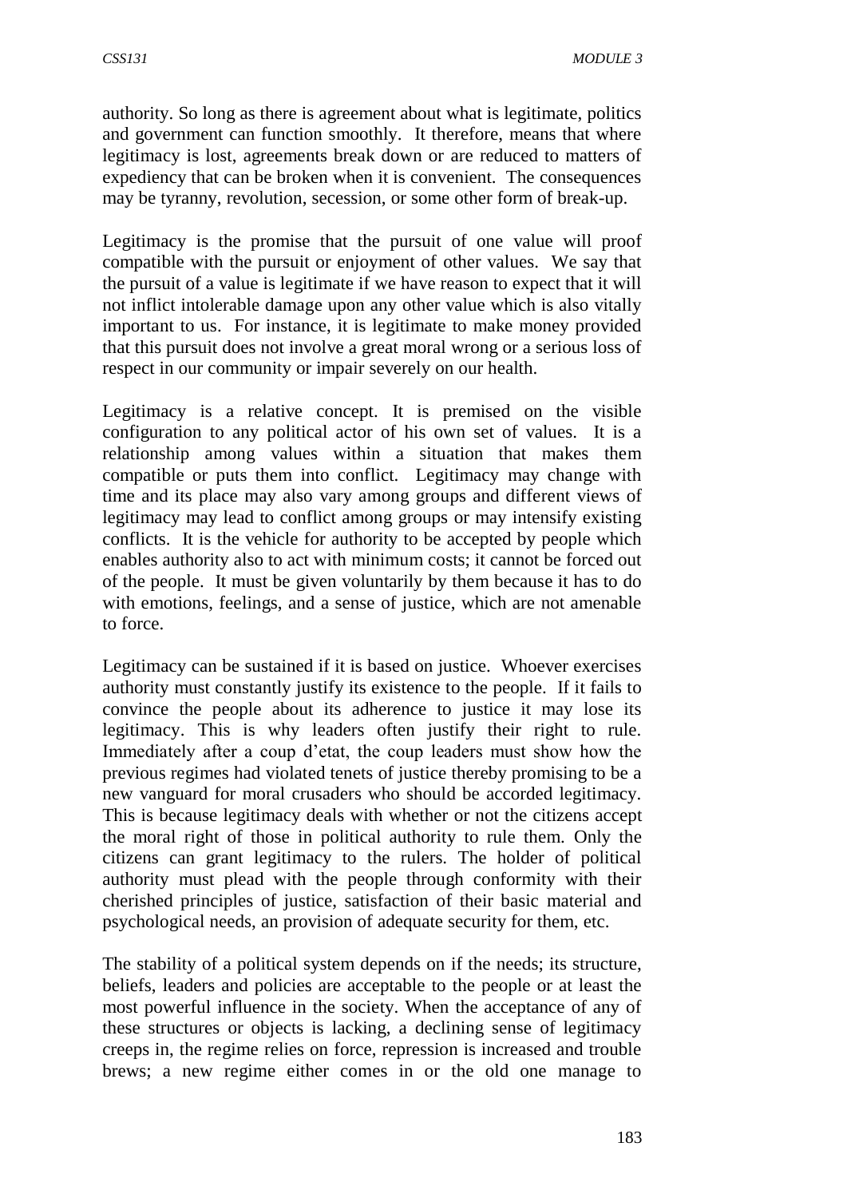authority. So long as there is agreement about what is legitimate, politics and government can function smoothly. It therefore, means that where legitimacy is lost, agreements break down or are reduced to matters of expediency that can be broken when it is convenient. The consequences may be tyranny, revolution, secession, or some other form of break-up.

Legitimacy is the promise that the pursuit of one value will proof compatible with the pursuit or enjoyment of other values. We say that the pursuit of a value is legitimate if we have reason to expect that it will not inflict intolerable damage upon any other value which is also vitally important to us. For instance, it is legitimate to make money provided that this pursuit does not involve a great moral wrong or a serious loss of respect in our community or impair severely on our health.

Legitimacy is a relative concept. It is premised on the visible configuration to any political actor of his own set of values. It is a relationship among values within a situation that makes them compatible or puts them into conflict. Legitimacy may change with time and its place may also vary among groups and different views of legitimacy may lead to conflict among groups or may intensify existing conflicts. It is the vehicle for authority to be accepted by people which enables authority also to act with minimum costs; it cannot be forced out of the people. It must be given voluntarily by them because it has to do with emotions, feelings, and a sense of justice, which are not amenable to force.

Legitimacy can be sustained if it is based on justice. Whoever exercises authority must constantly justify its existence to the people. If it fails to convince the people about its adherence to justice it may lose its legitimacy. This is why leaders often justify their right to rule. Immediately after a coup d'etat, the coup leaders must show how the previous regimes had violated tenets of justice thereby promising to be a new vanguard for moral crusaders who should be accorded legitimacy. This is because legitimacy deals with whether or not the citizens accept the moral right of those in political authority to rule them. Only the citizens can grant legitimacy to the rulers. The holder of political authority must plead with the people through conformity with their cherished principles of justice, satisfaction of their basic material and psychological needs, an provision of adequate security for them, etc.

The stability of a political system depends on if the needs; its structure, beliefs, leaders and policies are acceptable to the people or at least the most powerful influence in the society. When the acceptance of any of these structures or objects is lacking, a declining sense of legitimacy creeps in, the regime relies on force, repression is increased and trouble brews; a new regime either comes in or the old one manage to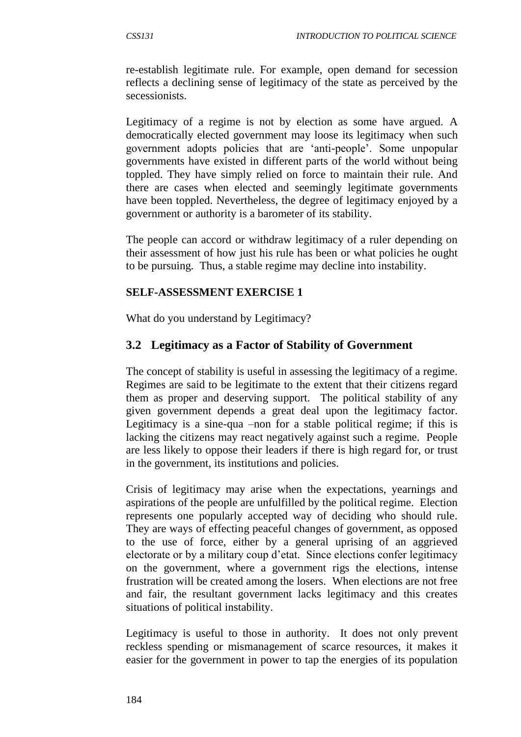re-establish legitimate rule. For example, open demand for secession reflects a declining sense of legitimacy of the state as perceived by the secessionists.

Legitimacy of a regime is not by election as some have argued. A democratically elected government may loose its legitimacy when such government adopts policies that are 'anti-people'. Some unpopular governments have existed in different parts of the world without being toppled. They have simply relied on force to maintain their rule. And there are cases when elected and seemingly legitimate governments have been toppled. Nevertheless, the degree of legitimacy enjoyed by a government or authority is a barometer of its stability.

The people can accord or withdraw legitimacy of a ruler depending on their assessment of how just his rule has been or what policies he ought to be pursuing. Thus, a stable regime may decline into instability.

**SELF-ASSESSMENT EXERCISE 1**

What do you understand by Legitimacy?

## 3.2 Legitimacy as a Factor of Stability of Government

The concept of stability is useful in assessing the legitimacy of a regime. Regimes are said to be legitimate to the extent that their citizens regard them as proper and deserving support. The political stability of any given government depends a great deal upon the legitimacy factor. Legitimacy is a sine-qua –non for a stable political regime; if this is lacking the citizens may react negatively against such a regime. People are less likely to oppose their leaders if there is high regard for, or trust in the government, its institutions and policies.

Crisis of legitimacy may arise when the expectations, yearnings and aspirations of the people are unfulfilled by the political regime. Election represents one popularly accepted way of deciding who should rule. They are ways of effecting peaceful changes of government, as opposed to the use of force, either by a general uprising of an aggrieved electorate or by a military coup d'etat. Since elections confer legitimacy on the government, where a government rigs the elections, intense frustration will be created among the losers. When elections are not free and fair, the resultant government lacks legitimacy and this creates situations of political instability.

Legitimacy is useful to those in authority. It does not only prevent reckless spending or mismanagement of scarce resources, it makes it easier for the government in power to tap the energies of its population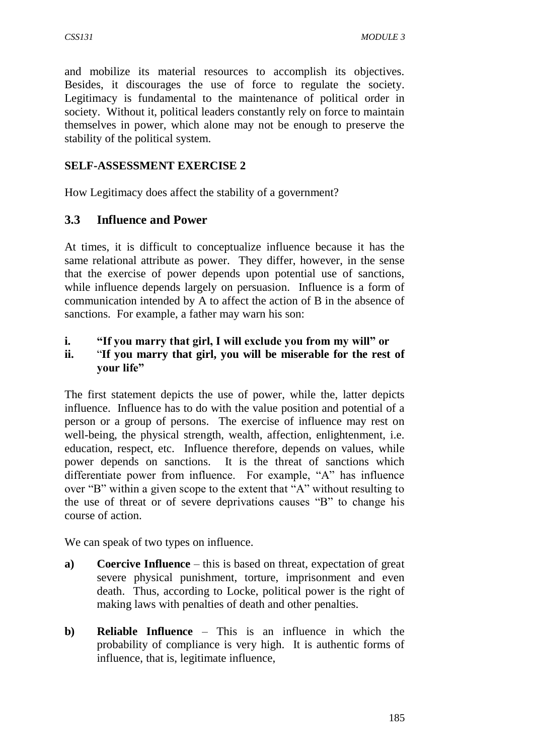and mobilize its material resources to accomplish its objectives. Besides, it discourages the use of force to regulate the society. Legitimacy is fundamental to the maintenance of political order in society. Without it, political leaders constantly rely on force to maintain themselves in power, which alone may not be enough to preserve the stability of the political system.

**SELF-ASSESSMENT EXERCISE 2**

How Legitimacy does affect the stability of a government?

## 3.3 Influence and Power

At times, it is difficult to conceptualize influence because it has the same relational attribute as power. They differ, however, in the sense that the exercise of power depends upon potential use of sanctions, while influence depends largely on persuasion. Influence is a form of communication intended by A to affect the action of B in the absence of sanctions. For example, a father may warn his son:

i. **"If you marry that girl, I will exclude you from my will" or**
ii. **"If you marry that girl, you will be miserable for the rest of your life"**

The first statement depicts the use of power, while the, latter depicts influence. Influence has to do with the value position and potential of a person or a group of persons. The exercise of influence may rest on well-being, the physical strength, wealth, affection, enlightenment, i.e. education, respect, etc. Influence therefore, depends on values, while power depends on sanctions. It is the threat of sanctions which differentiate power from influence. For example, "A" has influence over "B" within a given scope to the extent that "A" without resulting to the use of threat or of severe deprivations causes "B" to change his course of action.

We can speak of two types on influence.

a) **Coercive Influence** – this is based on threat, expectation of great severe physical punishment, torture, imprisonment and even death. Thus, according to Locke, political power is the right of making laws with penalties of death and other penalties.

b) **Reliable Influence** – This is an influence in which the probability of compliance is very high. It is authentic forms of influence, that is, legitimate influence,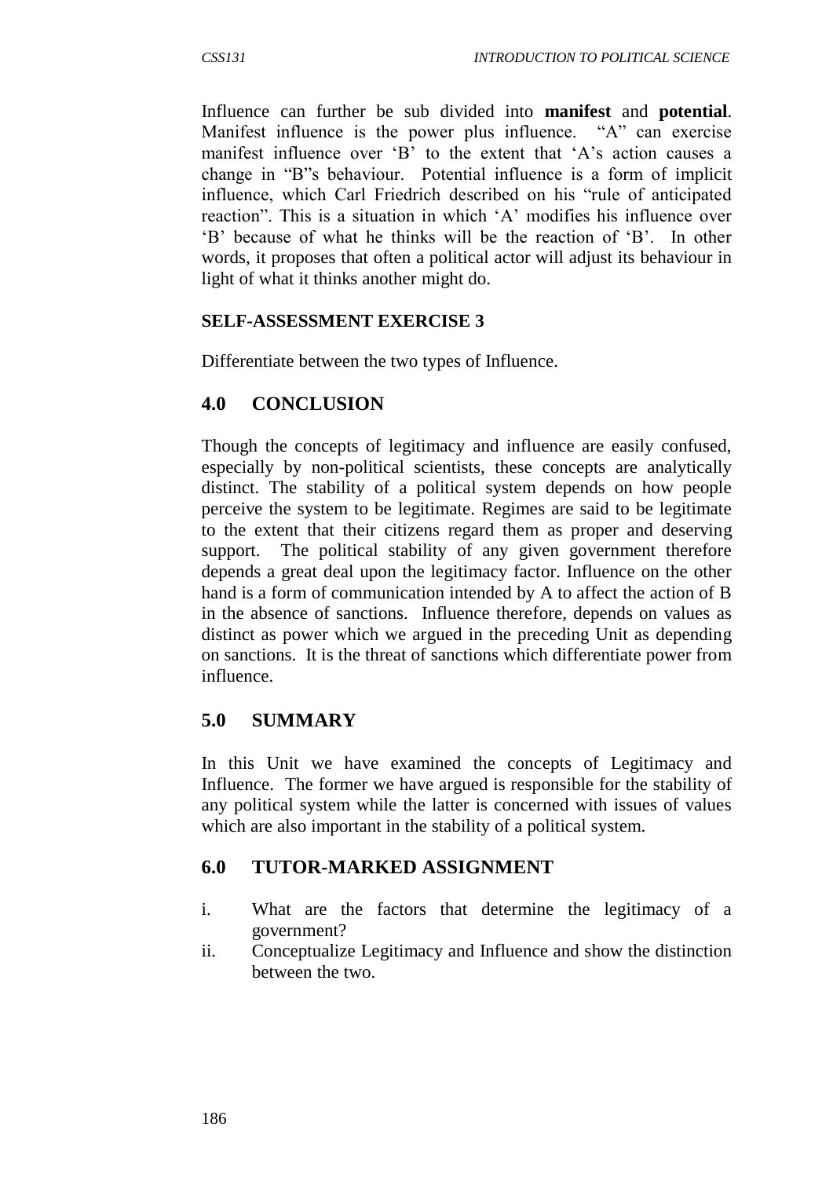Influence can further be sub divided into **manifest** and **potential**. Manifest influence is the power plus influence. "A" can exercise manifest influence over 'B' to the extent that 'A's action causes a change in "B"s behaviour. Potential influence is a form of implicit influence, which Carl Friedrich described on his "rule of anticipated reaction". This is a situation in which 'A' modifies his influence over 'B' because of what he thinks will be the reaction of 'B'. In other words, it proposes that often a political actor will adjust its behaviour in light of what it thinks another might do.

**SELF-ASSESSMENT EXERCISE 3**

Differentiate between the two types of Influence.

## 4.0 CONCLUSION

Though the concepts of legitimacy and influence are easily confused, especially by non-political scientists, these concepts are analytically distinct. The stability of a political system depends on how people perceive the system to be legitimate. Regimes are said to be legitimate to the extent that their citizens regard them as proper and deserving support. The political stability of any given government therefore depends a great deal upon the legitimacy factor. Influence on the other hand is a form of communication intended by A to affect the action of B in the absence of sanctions. Influence therefore, depends on values as distinct as power which we argued in the preceding Unit as depending on sanctions. It is the threat of sanctions which differentiate power from influence.

## 5.0 SUMMARY

In this Unit we have examined the concepts of Legitimacy and Influence. The former we have argued is responsible for the stability of any political system while the latter is concerned with issues of values which are also important in the stability of a political system.

## 6.0 TUTOR-MARKED ASSIGNMENT

i. What are the factors that determine the legitimacy of a government?
ii. Conceptualize Legitimacy and Influence and show the distinction between the two.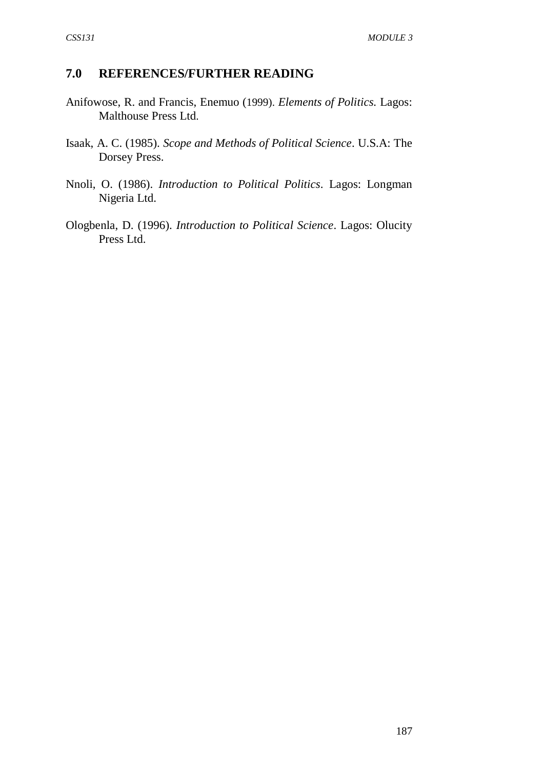## 7.0 REFERENCES/FURTHER READING

Anifowose, R. and Francis, Enemuo (1999). *Elements of Politics.* Lagos: Malthouse Press Ltd.

Isaak, A. C. (1985). *Scope and Methods of Political Science*. U.S.A: The Dorsey Press.

Nnoli, O. (1986). *Introduction to Political Politics*. Lagos: Longman Nigeria Ltd.

Ologbenla, D. (1996). *Introduction to Political Science*. Lagos: Olucity Press Ltd.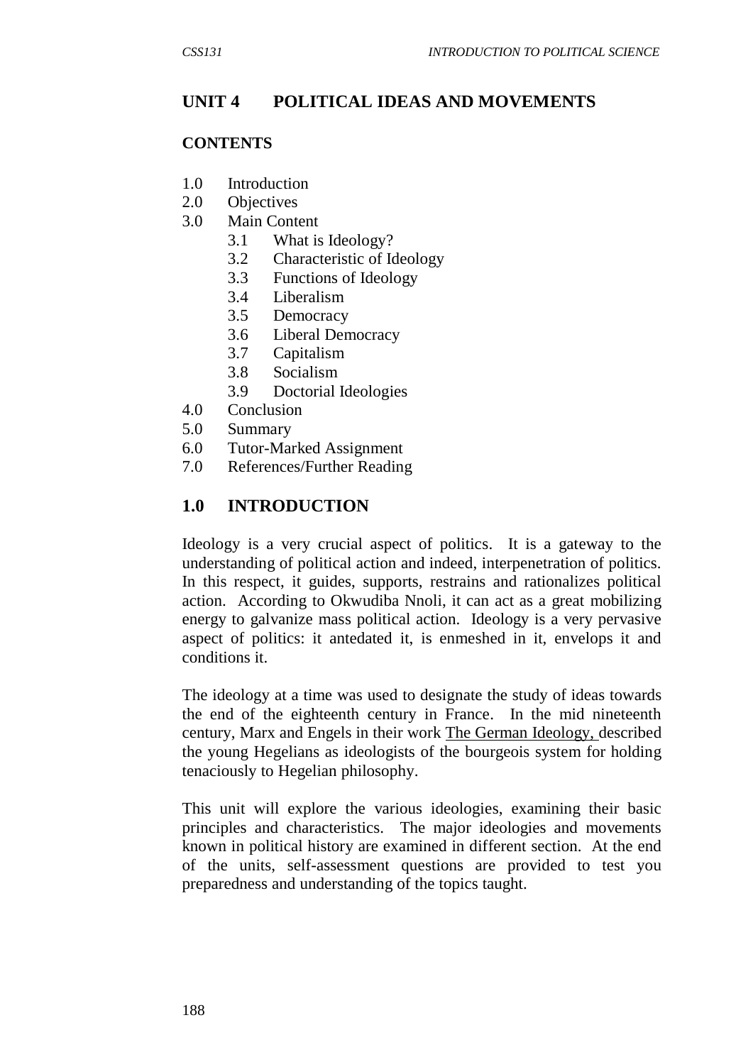## UNIT 4 POLITICAL IDEAS AND MOVEMENTS

### CONTENTS

1.0 Introduction
2.0 Objectives
3.0 Main Content
    3.1 What is Ideology?
    3.2 Characteristic of Ideology
    3.3 Functions of Ideology
    3.4 Liberalism
    3.5 Democracy
    3.6 Liberal Democracy
    3.7 Capitalism
    3.8 Socialism
    3.9 Doctorial Ideologies
4.0 Conclusion
5.0 Summary
6.0 Tutor-Marked Assignment
7.0 References/Further Reading

## 1.0 INTRODUCTION

Ideology is a very crucial aspect of politics. It is a gateway to the understanding of political action and indeed, interpenetration of politics. In this respect, it guides, supports, restrains and rationalizes political action. According to Okwudiba Nnoli, it can act as a great mobilizing energy to galvanize mass political action. Ideology is a very pervasive aspect of politics: it antedated it, is enmeshed in it, envelops it and conditions it.

The ideology at a time was used to designate the study of ideas towards the end of the eighteenth century in France. In the mid nineteenth century, Marx and Engels in their work The German Ideology, described the young Hegelians as ideologists of the bourgeois system for holding tenaciously to Hegelian philosophy.

This unit will explore the various ideologies, examining their basic principles and characteristics. The major ideologies and movements known in political history are examined in different section. At the end of the units, self-assessment questions are provided to test you preparedness and understanding of the topics taught.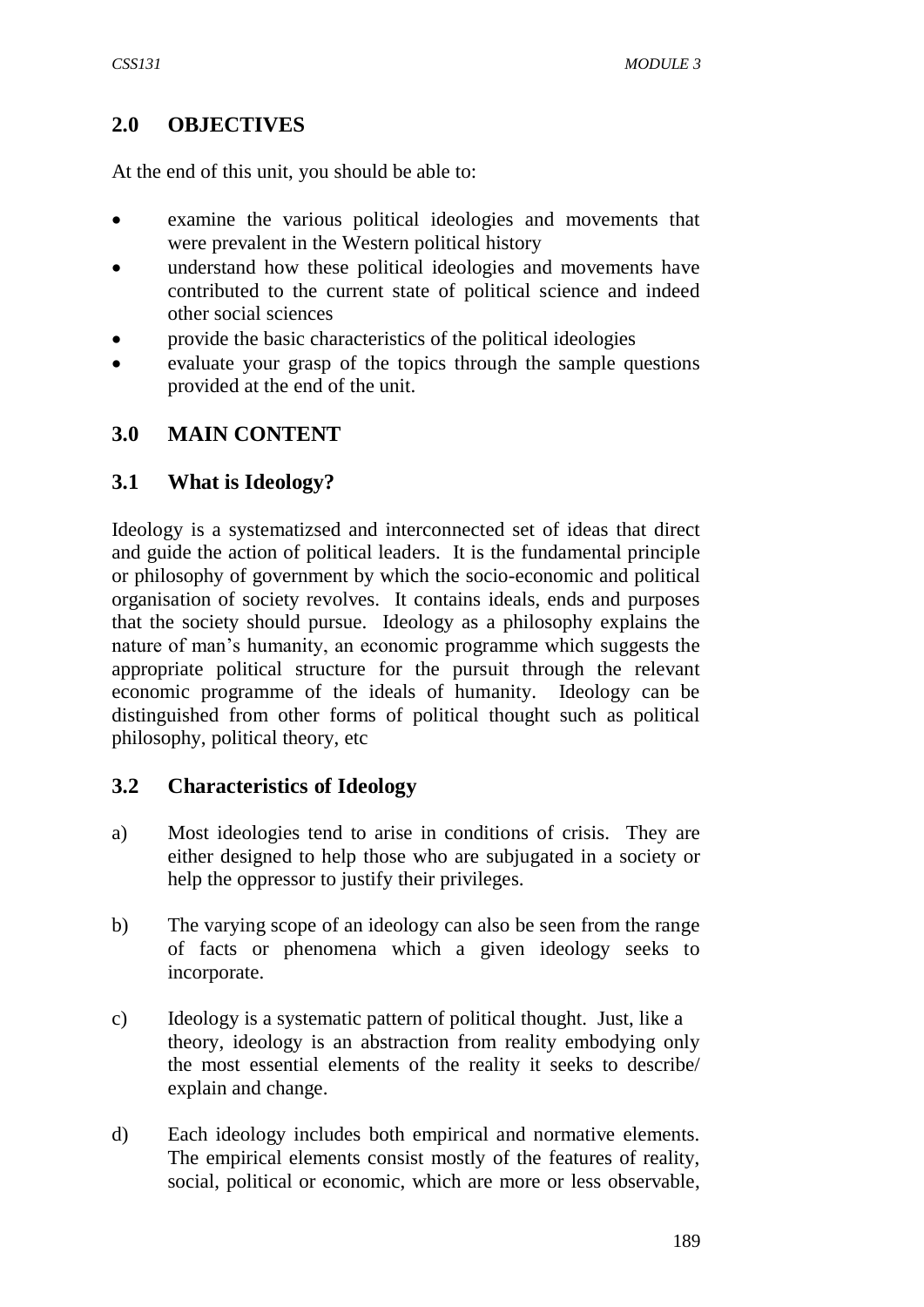## 2.0 OBJECTIVES

At the end of this unit, you should be able to:

- examine the various political ideologies and movements that were prevalent in the Western political history
- understand how these political ideologies and movements have contributed to the current state of political science and indeed other social sciences
- provide the basic characteristics of the political ideologies
- evaluate your grasp of the topics through the sample questions provided at the end of the unit.

## 3.0 MAIN CONTENT

### 3.1 What is Ideology?

Ideology is a systematizsed and interconnected set of ideas that direct and guide the action of political leaders. It is the fundamental principle or philosophy of government by which the socio-economic and political organisation of society revolves. It contains ideals, ends and purposes that the society should pursue. Ideology as a philosophy explains the nature of man's humanity, an economic programme which suggests the appropriate political structure for the pursuit through the relevant economic programme of the ideals of humanity. Ideology can be distinguished from other forms of political thought such as political philosophy, political theory, etc

### 3.2 Characteristics of Ideology

a) Most ideologies tend to arise in conditions of crisis. They are either designed to help those who are subjugated in a society or help the oppressor to justify their privileges.

b) The varying scope of an ideology can also be seen from the range of facts or phenomena which a given ideology seeks to incorporate.

c) Ideology is a systematic pattern of political thought. Just, like a theory, ideology is an abstraction from reality embodying only the most essential elements of the reality it seeks to describe/ explain and change.

d) Each ideology includes both empirical and normative elements. The empirical elements consist mostly of the features of reality, social, political or economic, which are more or less observable,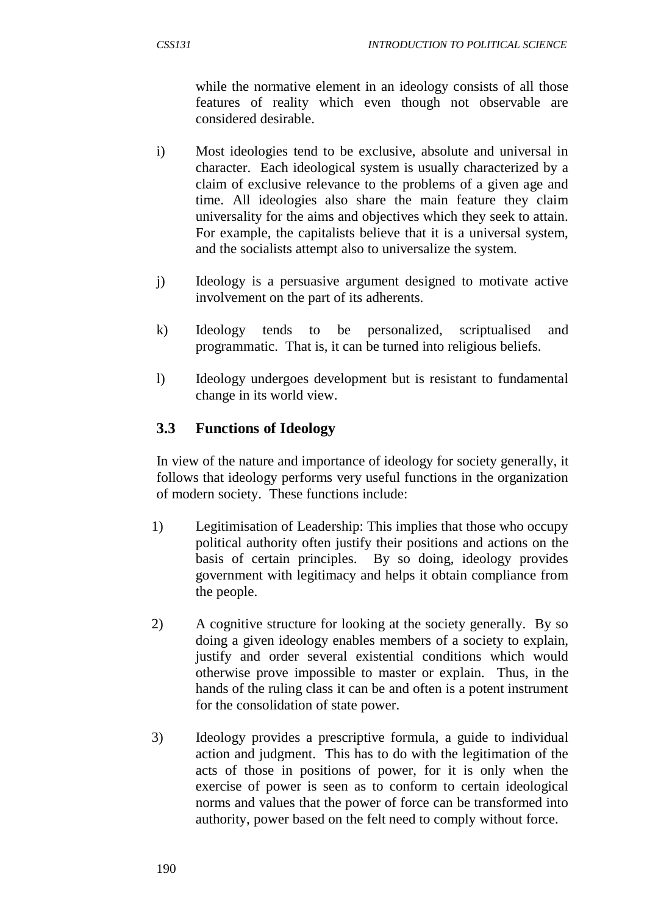while the normative element in an ideology consists of all those features of reality which even though not observable are considered desirable.

i) Most ideologies tend to be exclusive, absolute and universal in character. Each ideological system is usually characterized by a claim of exclusive relevance to the problems of a given age and time. All ideologies also share the main feature they claim universality for the aims and objectives which they seek to attain. For example, the capitalists believe that it is a universal system, and the socialists attempt also to universalize the system.

j) Ideology is a persuasive argument designed to motivate active involvement on the part of its adherents.

k) Ideology tends to be personalized, scriptualised and programmatic. That is, it can be turned into religious beliefs.

l) Ideology undergoes development but is resistant to fundamental change in its world view.

### 3.3 Functions of Ideology

In view of the nature and importance of ideology for society generally, it follows that ideology performs very useful functions in the organization of modern society. These functions include:

1) Legitimisation of Leadership: This implies that those who occupy political authority often justify their positions and actions on the basis of certain principles. By so doing, ideology provides government with legitimacy and helps it obtain compliance from the people.

2) A cognitive structure for looking at the society generally. By so doing a given ideology enables members of a society to explain, justify and order several existential conditions which would otherwise prove impossible to master or explain. Thus, in the hands of the ruling class it can be and often is a potent instrument for the consolidation of state power.

3) Ideology provides a prescriptive formula, a guide to individual action and judgment. This has to do with the legitimation of the acts of those in positions of power, for it is only when the exercise of power is seen as to conform to certain ideological norms and values that the power of force can be transformed into authority, power based on the felt need to comply without force.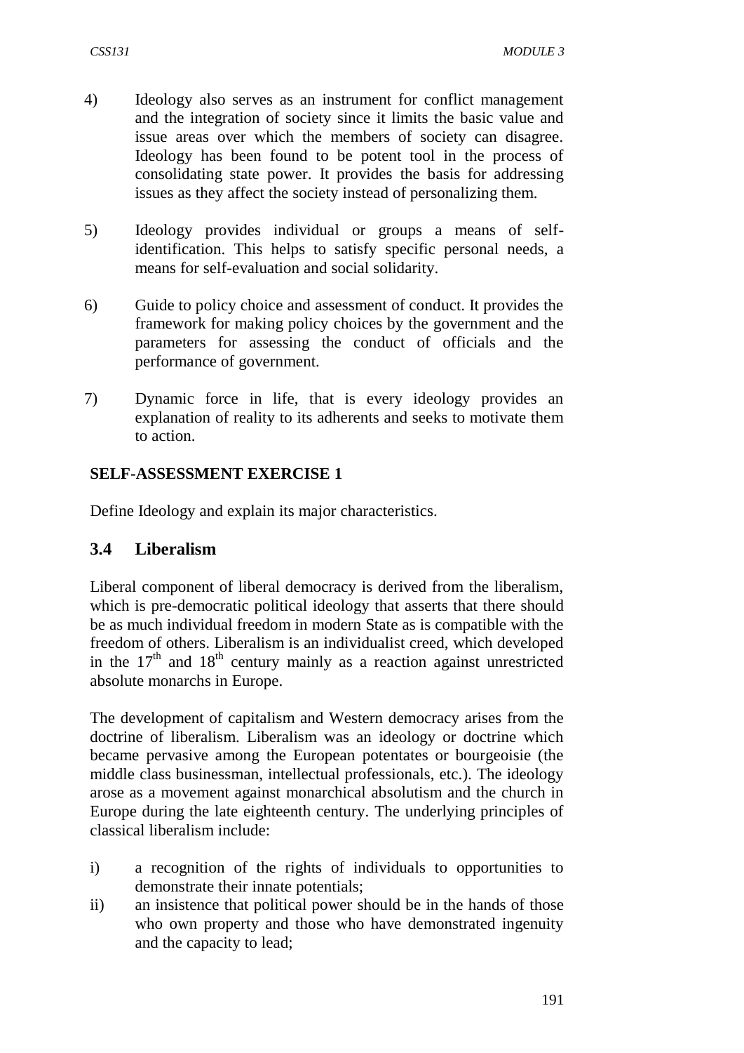4) Ideology also serves as an instrument for conflict management and the integration of society since it limits the basic value and issue areas over which the members of society can disagree. Ideology has been found to be potent tool in the process of consolidating state power. It provides the basis for addressing issues as they affect the society instead of personalizing them.

5) Ideology provides individual or groups a means of self-identification. This helps to satisfy specific personal needs, a means for self-evaluation and social solidarity.

6) Guide to policy choice and assessment of conduct. It provides the framework for making policy choices by the government and the parameters for assessing the conduct of officials and the performance of government.

7) Dynamic force in life, that is every ideology provides an explanation of reality to its adherents and seeks to motivate them to action.

**SELF-ASSESSMENT EXERCISE 1**

Define Ideology and explain its major characteristics.

## 3.4 Liberalism

Liberal component of liberal democracy is derived from the liberalism, which is pre-democratic political ideology that asserts that there should be as much individual freedom in modern State as is compatible with the freedom of others. Liberalism is an individualist creed, which developed in the 17th and 18th century mainly as a reaction against unrestricted absolute monarchs in Europe.

The development of capitalism and Western democracy arises from the doctrine of liberalism. Liberalism was an ideology or doctrine which became pervasive among the European potentates or bourgeoisie (the middle class businessman, intellectual professionals, etc.). The ideology arose as a movement against monarchical absolutism and the church in Europe during the late eighteenth century. The underlying principles of classical liberalism include:

i) a recognition of the rights of individuals to opportunities to demonstrate their innate potentials;
ii) an insistence that political power should be in the hands of those who own property and those who have demonstrated ingenuity and the capacity to lead;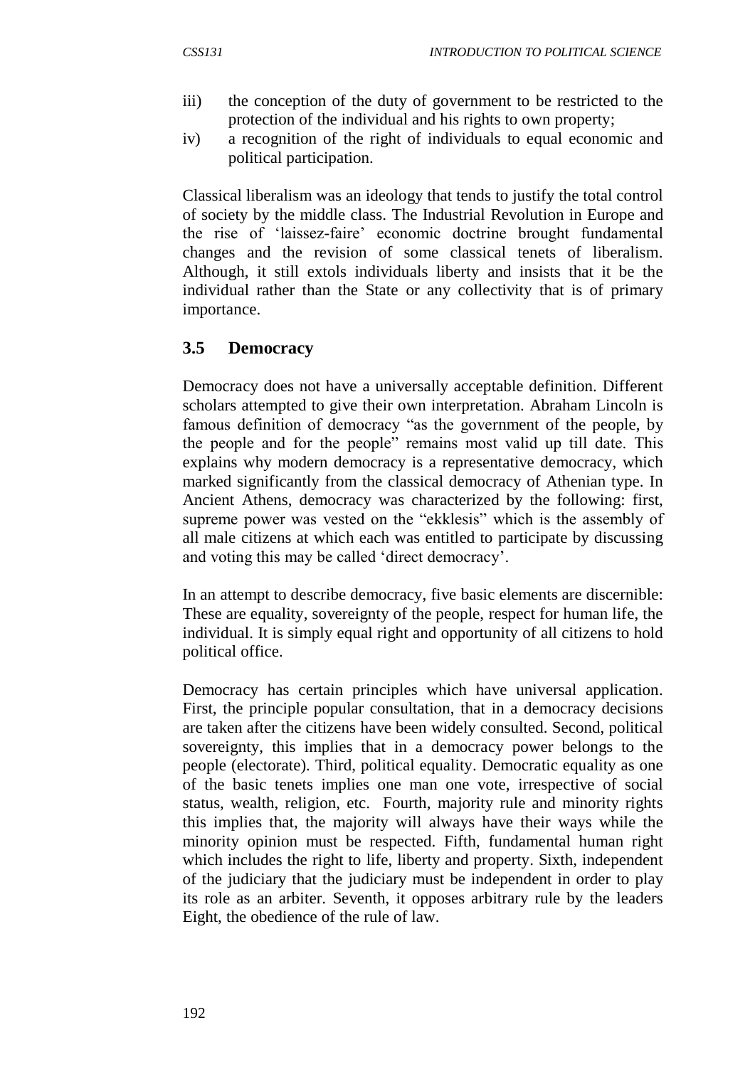iii) the conception of the duty of government to be restricted to the protection of the individual and his rights to own property;

iv) a recognition of the right of individuals to equal economic and political participation.

Classical liberalism was an ideology that tends to justify the total control of society by the middle class. The Industrial Revolution in Europe and the rise of 'laissez-faire' economic doctrine brought fundamental changes and the revision of some classical tenets of liberalism. Although, it still extols individuals liberty and insists that it be the individual rather than the State or any collectivity that is of primary importance.

## 3.5 Democracy

Democracy does not have a universally acceptable definition. Different scholars attempted to give their own interpretation. Abraham Lincoln is famous definition of democracy "as the government of the people, by the people and for the people" remains most valid up till date. This explains why modern democracy is a representative democracy, which marked significantly from the classical democracy of Athenian type. In Ancient Athens, democracy was characterized by the following: first, supreme power was vested on the "ekklesis" which is the assembly of all male citizens at which each was entitled to participate by discussing and voting this may be called 'direct democracy'.

In an attempt to describe democracy, five basic elements are discernible: These are equality, sovereignty of the people, respect for human life, the individual. It is simply equal right and opportunity of all citizens to hold political office.

Democracy has certain principles which have universal application. First, the principle popular consultation, that in a democracy decisions are taken after the citizens have been widely consulted. Second, political sovereignty, this implies that in a democracy power belongs to the people (electorate). Third, political equality. Democratic equality as one of the basic tenets implies one man one vote, irrespective of social status, wealth, religion, etc. Fourth, majority rule and minority rights this implies that, the majority will always have their ways while the minority opinion must be respected. Fifth, fundamental human right which includes the right to life, liberty and property. Sixth, independent of the judiciary that the judiciary must be independent in order to play its role as an arbiter. Seventh, it opposes arbitrary rule by the leaders Eight, the obedience of the rule of law.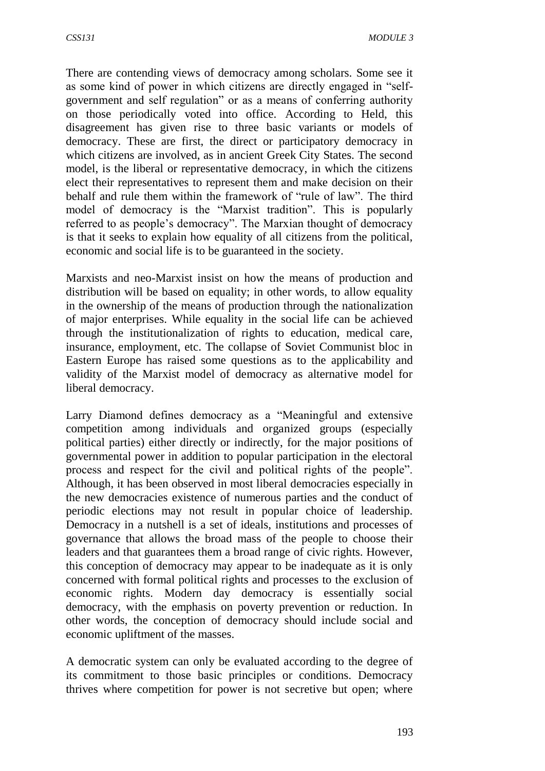There are contending views of democracy among scholars. Some see it as some kind of power in which citizens are directly engaged in "self-government and self regulation" or as a means of conferring authority on those periodically voted into office. According to Held, this disagreement has given rise to three basic variants or models of democracy. These are first, the direct or participatory democracy in which citizens are involved, as in ancient Greek City States. The second model, is the liberal or representative democracy, in which the citizens elect their representatives to represent them and make decision on their behalf and rule them within the framework of "rule of law". The third model of democracy is the "Marxist tradition". This is popularly referred to as people's democracy". The Marxian thought of democracy is that it seeks to explain how equality of all citizens from the political, economic and social life is to be guaranteed in the society.

Marxists and neo-Marxist insist on how the means of production and distribution will be based on equality; in other words, to allow equality in the ownership of the means of production through the nationalization of major enterprises. While equality in the social life can be achieved through the institutionalization of rights to education, medical care, insurance, employment, etc. The collapse of Soviet Communist bloc in Eastern Europe has raised some questions as to the applicability and validity of the Marxist model of democracy as alternative model for liberal democracy.

Larry Diamond defines democracy as a "Meaningful and extensive competition among individuals and organized groups (especially political parties) either directly or indirectly, for the major positions of governmental power in addition to popular participation in the electoral process and respect for the civil and political rights of the people". Although, it has been observed in most liberal democracies especially in the new democracies existence of numerous parties and the conduct of periodic elections may not result in popular choice of leadership. Democracy in a nutshell is a set of ideals, institutions and processes of governance that allows the broad mass of the people to choose their leaders and that guarantees them a broad range of civic rights. However, this conception of democracy may appear to be inadequate as it is only concerned with formal political rights and processes to the exclusion of economic rights. Modern day democracy is essentially social democracy, with the emphasis on poverty prevention or reduction. In other words, the conception of democracy should include social and economic upliftment of the masses.

A democratic system can only be evaluated according to the degree of its commitment to those basic principles or conditions. Democracy thrives where competition for power is not secretive but open; where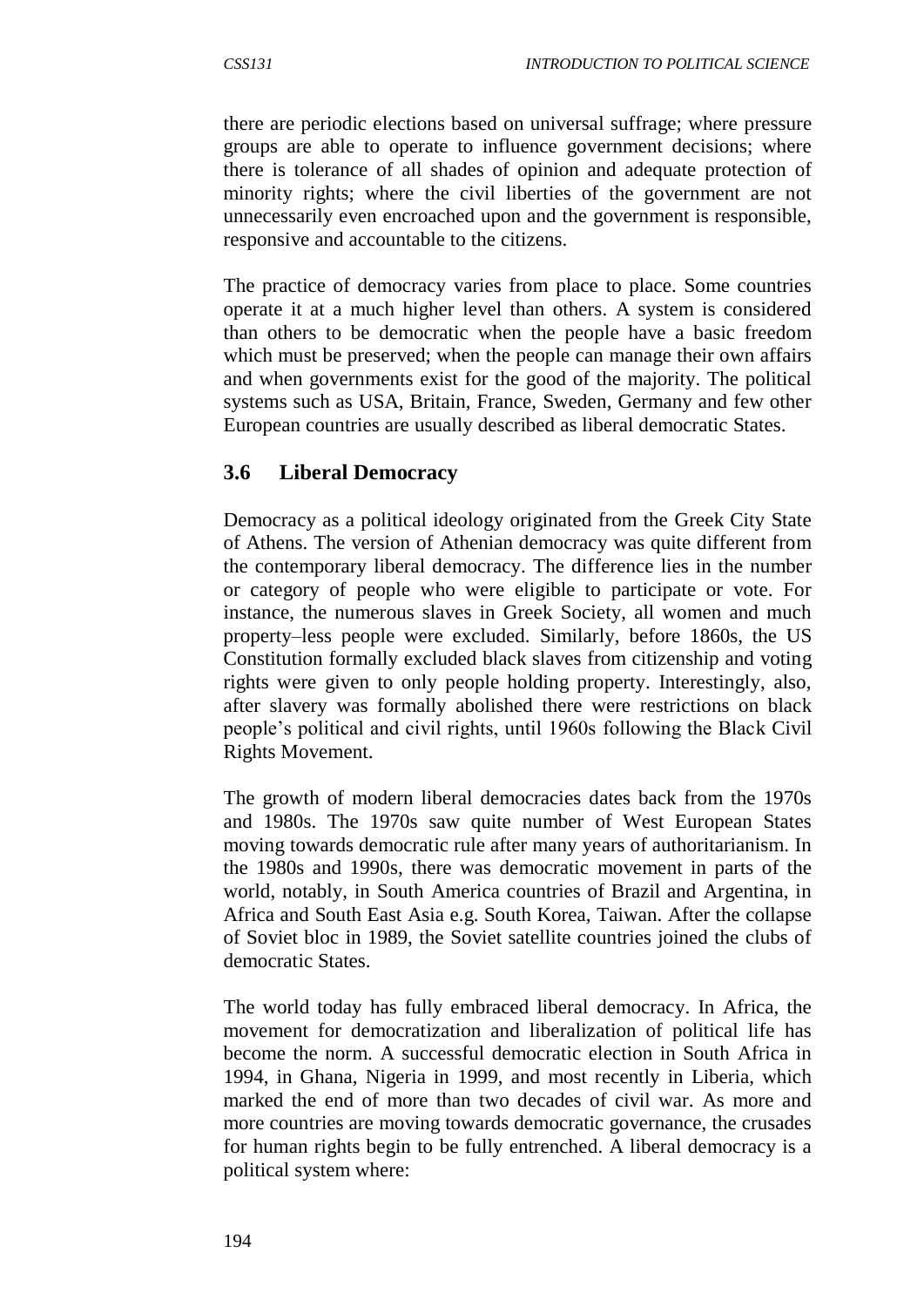there are periodic elections based on universal suffrage; where pressure groups are able to operate to influence government decisions; where there is tolerance of all shades of opinion and adequate protection of minority rights; where the civil liberties of the government are not unnecessarily even encroached upon and the government is responsible, responsive and accountable to the citizens.

The practice of democracy varies from place to place. Some countries operate it at a much higher level than others. A system is considered than others to be democratic when the people have a basic freedom which must be preserved; when the people can manage their own affairs and when governments exist for the good of the majority. The political systems such as USA, Britain, France, Sweden, Germany and few other European countries are usually described as liberal democratic States.

## 3.6 Liberal Democracy

Democracy as a political ideology originated from the Greek City State of Athens. The version of Athenian democracy was quite different from the contemporary liberal democracy. The difference lies in the number or category of people who were eligible to participate or vote. For instance, the numerous slaves in Greek Society, all women and much property–less people were excluded. Similarly, before 1860s, the US Constitution formally excluded black slaves from citizenship and voting rights were given to only people holding property. Interestingly, also, after slavery was formally abolished there were restrictions on black people's political and civil rights, until 1960s following the Black Civil Rights Movement.

The growth of modern liberal democracies dates back from the 1970s and 1980s. The 1970s saw quite number of West European States moving towards democratic rule after many years of authoritarianism. In the 1980s and 1990s, there was democratic movement in parts of the world, notably, in South America countries of Brazil and Argentina, in Africa and South East Asia e.g. South Korea, Taiwan. After the collapse of Soviet bloc in 1989, the Soviet satellite countries joined the clubs of democratic States.

The world today has fully embraced liberal democracy. In Africa, the movement for democratization and liberalization of political life has become the norm. A successful democratic election in South Africa in 1994, in Ghana, Nigeria in 1999, and most recently in Liberia, which marked the end of more than two decades of civil war. As more and more countries are moving towards democratic governance, the crusades for human rights begin to be fully entrenched. A liberal democracy is a political system where: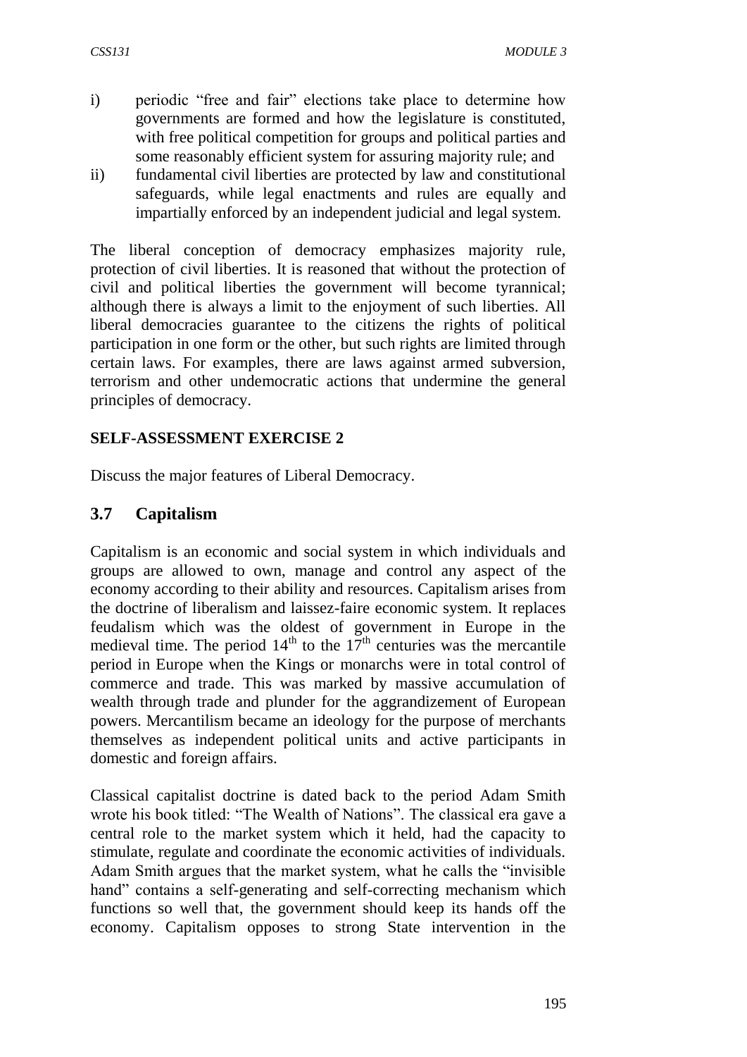i) periodic "free and fair" elections take place to determine how governments are formed and how the legislature is constituted, with free political competition for groups and political parties and some reasonably efficient system for assuring majority rule; and

ii) fundamental civil liberties are protected by law and constitutional safeguards, while legal enactments and rules are equally and impartially enforced by an independent judicial and legal system.

The liberal conception of democracy emphasizes majority rule, protection of civil liberties. It is reasoned that without the protection of civil and political liberties the government will become tyrannical; although there is always a limit to the enjoyment of such liberties. All liberal democracies guarantee to the citizens the rights of political participation in one form or the other, but such rights are limited through certain laws. For examples, there are laws against armed subversion, terrorism and other undemocratic actions that undermine the general principles of democracy.

**SELF-ASSESSMENT EXERCISE 2**

Discuss the major features of Liberal Democracy.

## 3.7 Capitalism

Capitalism is an economic and social system in which individuals and groups are allowed to own, manage and control any aspect of the economy according to their ability and resources. Capitalism arises from the doctrine of liberalism and laissez-faire economic system. It replaces feudalism which was the oldest of government in Europe in the medieval time. The period 14th to the 17th centuries was the mercantile period in Europe when the Kings or monarchs were in total control of commerce and trade. This was marked by massive accumulation of wealth through trade and plunder for the aggrandizement of European powers. Mercantilism became an ideology for the purpose of merchants themselves as independent political units and active participants in domestic and foreign affairs.

Classical capitalist doctrine is dated back to the period Adam Smith wrote his book titled: "The Wealth of Nations". The classical era gave a central role to the market system which it held, had the capacity to stimulate, regulate and coordinate the economic activities of individuals. Adam Smith argues that the market system, what he calls the "invisible hand" contains a self-generating and self-correcting mechanism which functions so well that, the government should keep its hands off the economy. Capitalism opposes to strong State intervention in the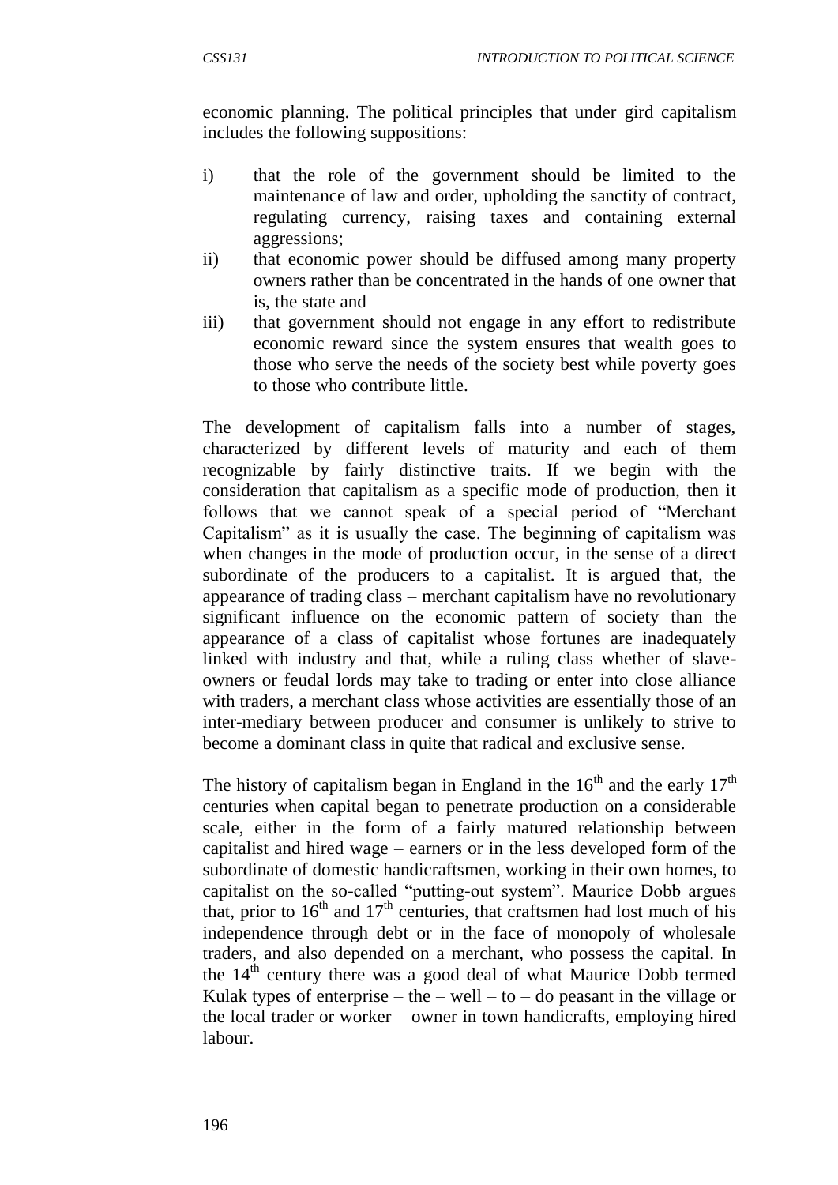economic planning. The political principles that under gird capitalism includes the following suppositions:

i) that the role of the government should be limited to the maintenance of law and order, upholding the sanctity of contract, regulating currency, raising taxes and containing external aggressions;
ii) that economic power should be diffused among many property owners rather than be concentrated in the hands of one owner that is, the state and
iii) that government should not engage in any effort to redistribute economic reward since the system ensures that wealth goes to those who serve the needs of the society best while poverty goes to those who contribute little.

The development of capitalism falls into a number of stages, characterized by different levels of maturity and each of them recognizable by fairly distinctive traits. If we begin with the consideration that capitalism as a specific mode of production, then it follows that we cannot speak of a special period of "Merchant Capitalism" as it is usually the case. The beginning of capitalism was when changes in the mode of production occur, in the sense of a direct subordinate of the producers to a capitalist. It is argued that, the appearance of trading class – merchant capitalism have no revolutionary significant influence on the economic pattern of society than the appearance of a class of capitalist whose fortunes are inadequately linked with industry and that, while a ruling class whether of slave-owners or feudal lords may take to trading or enter into close alliance with traders, a merchant class whose activities are essentially those of an inter-mediary between producer and consumer is unlikely to strive to become a dominant class in quite that radical and exclusive sense.

The history of capitalism began in England in the 16th and the early 17th centuries when capital began to penetrate production on a considerable scale, either in the form of a fairly matured relationship between capitalist and hired wage – earners or in the less developed form of the subordinate of domestic handicraftsmen, working in their own homes, to capitalist on the so-called "putting-out system". Maurice Dobb argues that, prior to 16th and 17th centuries, that craftsmen had lost much of his independence through debt or in the face of monopoly of wholesale traders, and also depended on a merchant, who possess the capital. In the 14th century there was a good deal of what Maurice Dobb termed Kulak types of enterprise – the – well – to – do peasant in the village or the local trader or worker – owner in town handicrafts, employing hired labour.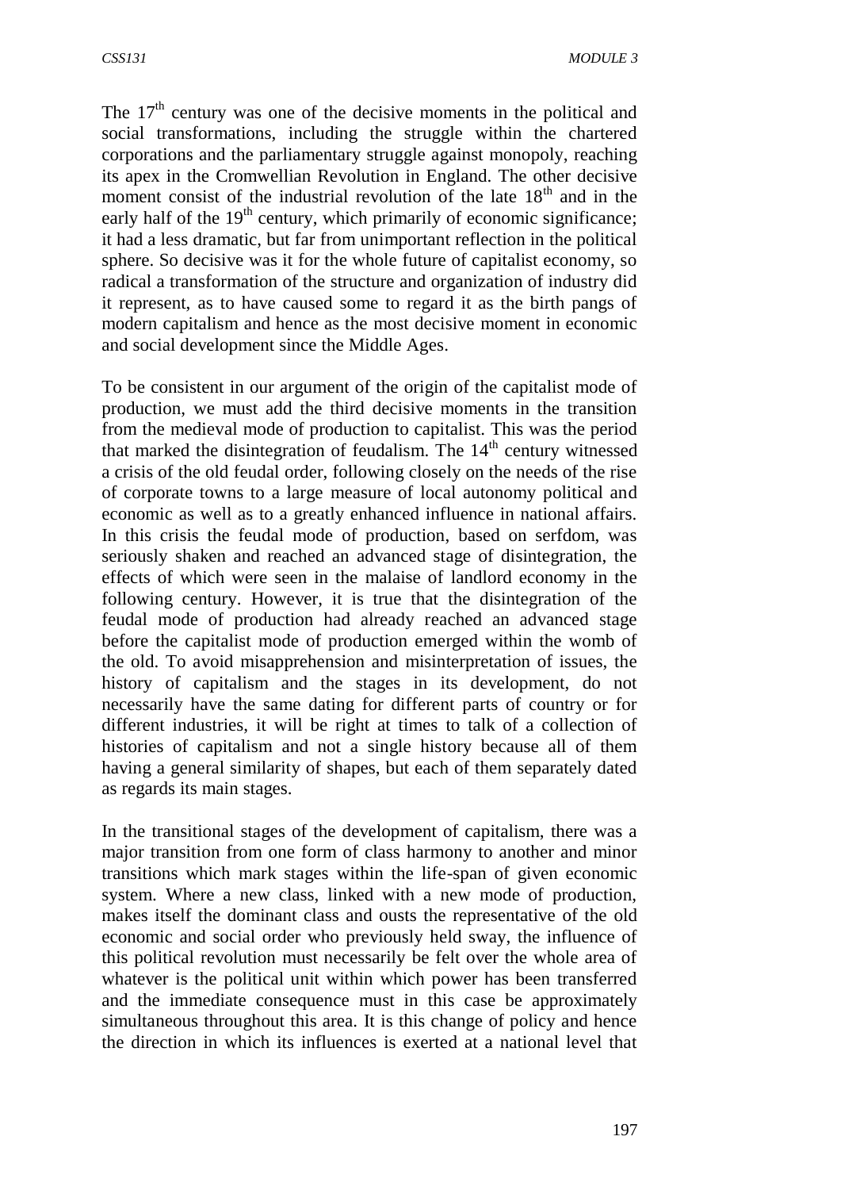The $17^{th}$ century was one of the decisive moments in the political and social transformations, including the struggle within the chartered corporations and the parliamentary struggle against monopoly, reaching its apex in the Cromwellian Revolution in England. The other decisive moment consist of the industrial revolution of the late $18^{th}$ and in the early half of the $19^{th}$ century, which primarily of economic significance; it had a less dramatic, but far from unimportant reflection in the political sphere. So decisive was it for the whole future of capitalist economy, so radical a transformation of the structure and organization of industry did it represent, as to have caused some to regard it as the birth pangs of modern capitalism and hence as the most decisive moment in economic and social development since the Middle Ages.

To be consistent in our argument of the origin of the capitalist mode of production, we must add the third decisive moments in the transition from the medieval mode of production to capitalist. This was the period that marked the disintegration of feudalism. The $14^{th}$ century witnessed a crisis of the old feudal order, following closely on the needs of the rise of corporate towns to a large measure of local autonomy political and economic as well as to a greatly enhanced influence in national affairs. In this crisis the feudal mode of production, based on serfdom, was seriously shaken and reached an advanced stage of disintegration, the effects of which were seen in the malaise of landlord economy in the following century. However, it is true that the disintegration of the feudal mode of production had already reached an advanced stage before the capitalist mode of production emerged within the womb of the old. To avoid misapprehension and misinterpretation of issues, the history of capitalism and the stages in its development, do not necessarily have the same dating for different parts of country or for different industries, it will be right at times to talk of a collection of histories of capitalism and not a single history because all of them having a general similarity of shapes, but each of them separately dated as regards its main stages.

In the transitional stages of the development of capitalism, there was a major transition from one form of class harmony to another and minor transitions which mark stages within the life-span of given economic system. Where a new class, linked with a new mode of production, makes itself the dominant class and ousts the representative of the old economic and social order who previously held sway, the influence of this political revolution must necessarily be felt over the whole area of whatever is the political unit within which power has been transferred and the immediate consequence must in this case be approximately simultaneous throughout this area. It is this change of policy and hence the direction in which its influences is exerted at a national level that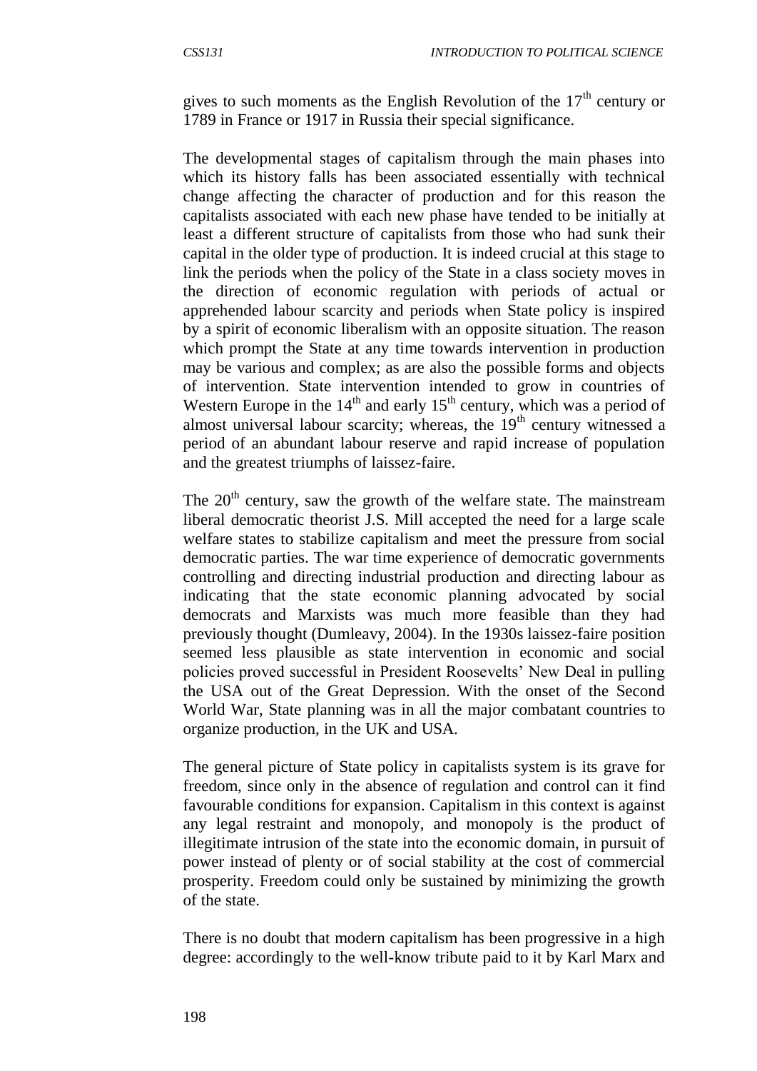gives to such moments as the English Revolution of the 17th century or 1789 in France or 1917 in Russia their special significance.

The developmental stages of capitalism through the main phases into which its history falls has been associated essentially with technical change affecting the character of production and for this reason the capitalists associated with each new phase have tended to be initially at least a different structure of capitalists from those who had sunk their capital in the older type of production. It is indeed crucial at this stage to link the periods when the policy of the State in a class society moves in the direction of economic regulation with periods of actual or apprehended labour scarcity and periods when State policy is inspired by a spirit of economic liberalism with an opposite situation. The reason which prompt the State at any time towards intervention in production may be various and complex; as are also the possible forms and objects of intervention. State intervention intended to grow in countries of Western Europe in the 14th and early 15th century, which was a period of almost universal labour scarcity; whereas, the 19th century witnessed a period of an abundant labour reserve and rapid increase of population and the greatest triumphs of laissez-faire.

The 20th century, saw the growth of the welfare state. The mainstream liberal democratic theorist J.S. Mill accepted the need for a large scale welfare states to stabilize capitalism and meet the pressure from social democratic parties. The war time experience of democratic governments controlling and directing industrial production and directing labour as indicating that the state economic planning advocated by social democrats and Marxists was much more feasible than they had previously thought (Dumleavy, 2004). In the 1930s laissez-faire position seemed less plausible as state intervention in economic and social policies proved successful in President Roosevelts' New Deal in pulling the USA out of the Great Depression. With the onset of the Second World War, State planning was in all the major combatant countries to organize production, in the UK and USA.

The general picture of State policy in capitalists system is its grave for freedom, since only in the absence of regulation and control can it find favourable conditions for expansion. Capitalism in this context is against any legal restraint and monopoly, and monopoly is the product of illegitimate intrusion of the state into the economic domain, in pursuit of power instead of plenty or of social stability at the cost of commercial prosperity. Freedom could only be sustained by minimizing the growth of the state.

There is no doubt that modern capitalism has been progressive in a high degree: accordingly to the well-know tribute paid to it by Karl Marx and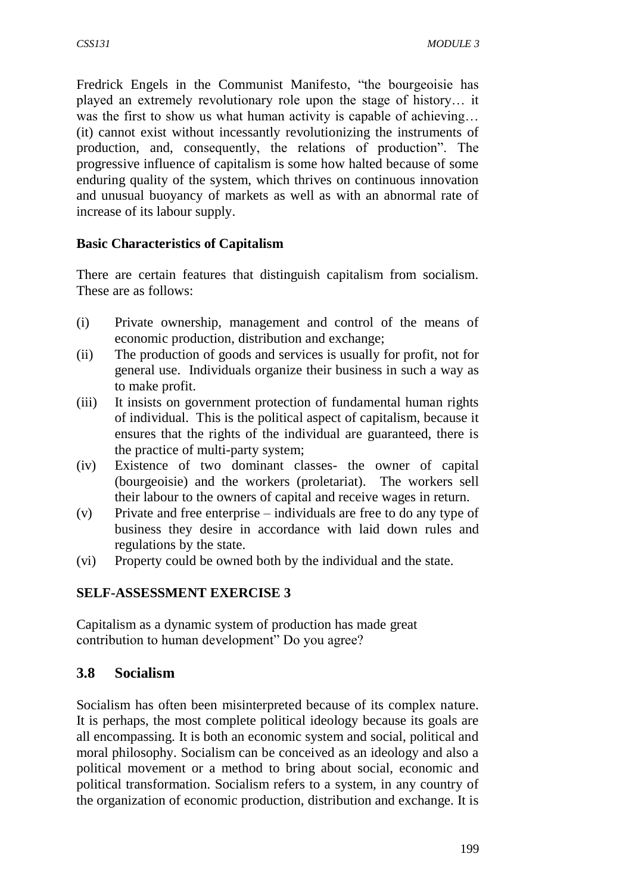Fredrick Engels in the Communist Manifesto, "the bourgeoisie has played an extremely revolutionary role upon the stage of history… it was the first to show us what human activity is capable of achieving… (it) cannot exist without incessantly revolutionizing the instruments of production, and, consequently, the relations of production". The progressive influence of capitalism is some how halted because of some enduring quality of the system, which thrives on continuous innovation and unusual buoyancy of markets as well as with an abnormal rate of increase of its labour supply.

**Basic Characteristics of Capitalism**

There are certain features that distinguish capitalism from socialism. These are as follows:

(i) Private ownership, management and control of the means of economic production, distribution and exchange;

(ii) The production of goods and services is usually for profit, not for general use. Individuals organize their business in such a way as to make profit.

(iii) It insists on government protection of fundamental human rights of individual. This is the political aspect of capitalism, because it ensures that the rights of the individual are guaranteed, there is the practice of multi-party system;

(iv) Existence of two dominant classes- the owner of capital (bourgeoisie) and the workers (proletariat). The workers sell their labour to the owners of capital and receive wages in return.

(v) Private and free enterprise – individuals are free to do any type of business they desire in accordance with laid down rules and regulations by the state.

(vi) Property could be owned both by the individual and the state.

**SELF-ASSESSMENT EXERCISE 3**

Capitalism as a dynamic system of production has made great contribution to human development" Do you agree?

## 3.8 Socialism

Socialism has often been misinterpreted because of its complex nature. It is perhaps, the most complete political ideology because its goals are all encompassing. It is both an economic system and social, political and moral philosophy. Socialism can be conceived as an ideology and also a political movement or a method to bring about social, economic and political transformation. Socialism refers to a system, in any country of the organization of economic production, distribution and exchange. It is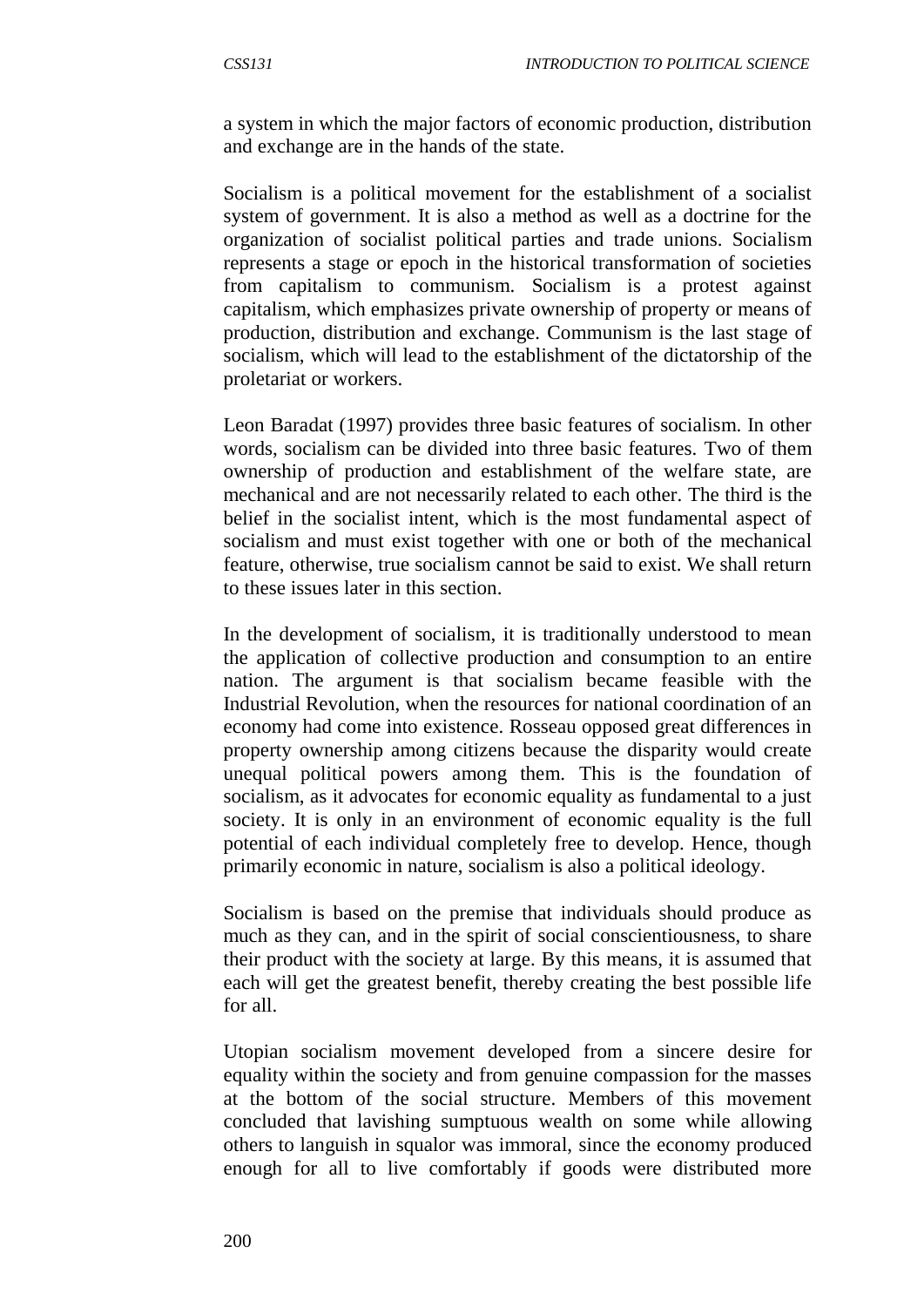a system in which the major factors of economic production, distribution and exchange are in the hands of the state.

Socialism is a political movement for the establishment of a socialist system of government. It is also a method as well as a doctrine for the organization of socialist political parties and trade unions. Socialism represents a stage or epoch in the historical transformation of societies from capitalism to communism. Socialism is a protest against capitalism, which emphasizes private ownership of property or means of production, distribution and exchange. Communism is the last stage of socialism, which will lead to the establishment of the dictatorship of the proletariat or workers.

Leon Baradat (1997) provides three basic features of socialism. In other words, socialism can be divided into three basic features. Two of them ownership of production and establishment of the welfare state, are mechanical and are not necessarily related to each other. The third is the belief in the socialist intent, which is the most fundamental aspect of socialism and must exist together with one or both of the mechanical feature, otherwise, true socialism cannot be said to exist. We shall return to these issues later in this section.

In the development of socialism, it is traditionally understood to mean the application of collective production and consumption to an entire nation. The argument is that socialism became feasible with the Industrial Revolution, when the resources for national coordination of an economy had come into existence. Rosseau opposed great differences in property ownership among citizens because the disparity would create unequal political powers among them. This is the foundation of socialism, as it advocates for economic equality as fundamental to a just society. It is only in an environment of economic equality is the full potential of each individual completely free to develop. Hence, though primarily economic in nature, socialism is also a political ideology.

Socialism is based on the premise that individuals should produce as much as they can, and in the spirit of social conscientiousness, to share their product with the society at large. By this means, it is assumed that each will get the greatest benefit, thereby creating the best possible life for all.

Utopian socialism movement developed from a sincere desire for equality within the society and from genuine compassion for the masses at the bottom of the social structure. Members of this movement concluded that lavishing sumptuous wealth on some while allowing others to languish in squalor was immoral, since the economy produced enough for all to live comfortably if goods were distributed more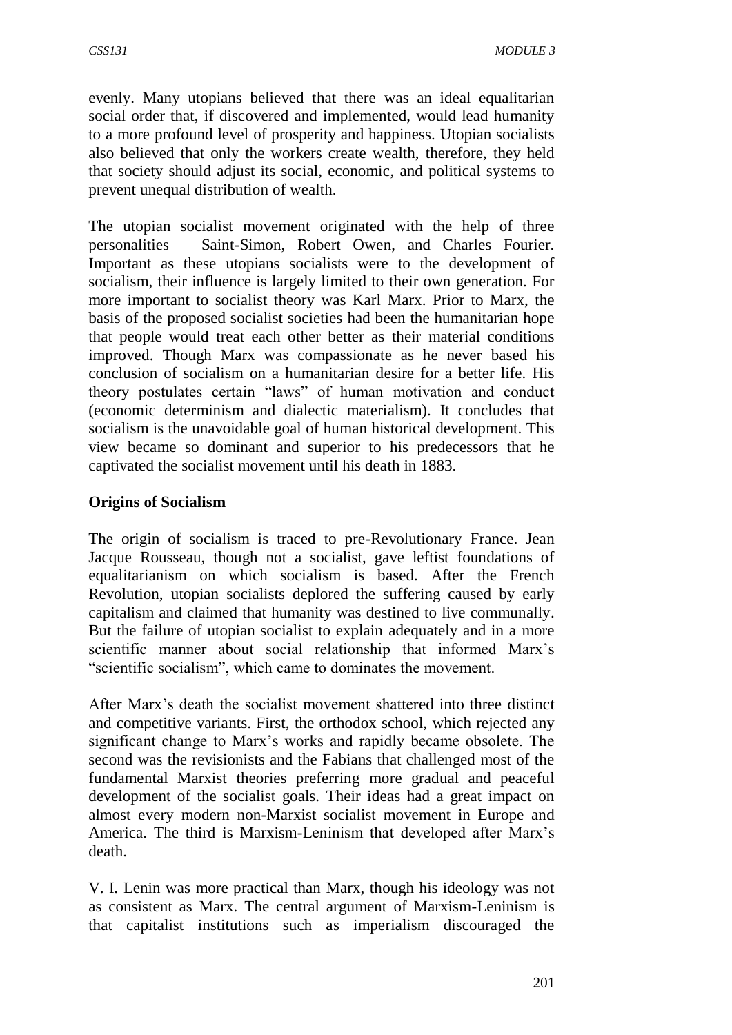evenly. Many utopians believed that there was an ideal equalitarian social order that, if discovered and implemented, would lead humanity to a more profound level of prosperity and happiness. Utopian socialists also believed that only the workers create wealth, therefore, they held that society should adjust its social, economic, and political systems to prevent unequal distribution of wealth.

The utopian socialist movement originated with the help of three personalities – Saint-Simon, Robert Owen, and Charles Fourier. Important as these utopians socialists were to the development of socialism, their influence is largely limited to their own generation. For more important to socialist theory was Karl Marx. Prior to Marx, the basis of the proposed socialist societies had been the humanitarian hope that people would treat each other better as their material conditions improved. Though Marx was compassionate as he never based his conclusion of socialism on a humanitarian desire for a better life. His theory postulates certain "laws" of human motivation and conduct (economic determinism and dialectic materialism). It concludes that socialism is the unavoidable goal of human historical development. This view became so dominant and superior to his predecessors that he captivated the socialist movement until his death in 1883.

**Origins of Socialism**

The origin of socialism is traced to pre-Revolutionary France. Jean Jacque Rousseau, though not a socialist, gave leftist foundations of equalitarianism on which socialism is based. After the French Revolution, utopian socialists deplored the suffering caused by early capitalism and claimed that humanity was destined to live communally. But the failure of utopian socialist to explain adequately and in a more scientific manner about social relationship that informed Marx's "scientific socialism", which came to dominates the movement.

After Marx's death the socialist movement shattered into three distinct and competitive variants. First, the orthodox school, which rejected any significant change to Marx's works and rapidly became obsolete. The second was the revisionists and the Fabians that challenged most of the fundamental Marxist theories preferring more gradual and peaceful development of the socialist goals. Their ideas had a great impact on almost every modern non-Marxist socialist movement in Europe and America. The third is Marxism-Leninism that developed after Marx's death.

V. I. Lenin was more practical than Marx, though his ideology was not as consistent as Marx. The central argument of Marxism-Leninism is that capitalist institutions such as imperialism discouraged the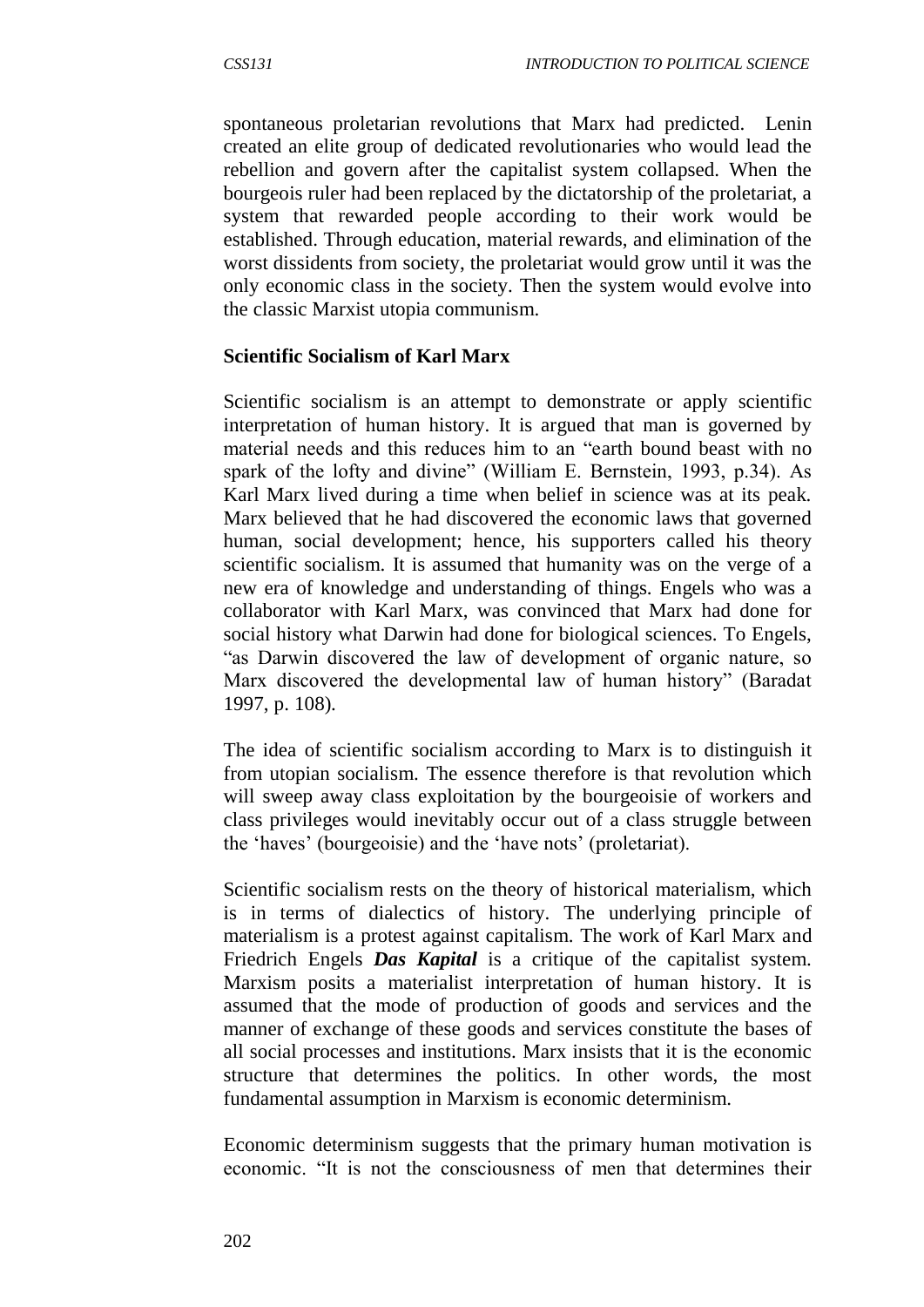spontaneous proletarian revolutions that Marx had predicted. Lenin created an elite group of dedicated revolutionaries who would lead the rebellion and govern after the capitalist system collapsed. When the bourgeois ruler had been replaced by the dictatorship of the proletariat, a system that rewarded people according to their work would be established. Through education, material rewards, and elimination of the worst dissidents from society, the proletariat would grow until it was the only economic class in the society. Then the system would evolve into the classic Marxist utopia communism.

**Scientific Socialism of Karl Marx**

Scientific socialism is an attempt to demonstrate or apply scientific interpretation of human history. It is argued that man is governed by material needs and this reduces him to an "earth bound beast with no spark of the lofty and divine" (William E. Bernstein, 1993, p.34). As Karl Marx lived during a time when belief in science was at its peak. Marx believed that he had discovered the economic laws that governed human, social development; hence, his supporters called his theory scientific socialism. It is assumed that humanity was on the verge of a new era of knowledge and understanding of things. Engels who was a collaborator with Karl Marx, was convinced that Marx had done for social history what Darwin had done for biological sciences. To Engels, "as Darwin discovered the law of development of organic nature, so Marx discovered the developmental law of human history" (Baradat 1997, p. 108).

The idea of scientific socialism according to Marx is to distinguish it from utopian socialism. The essence therefore is that revolution which will sweep away class exploitation by the bourgeoisie of workers and class privileges would inevitably occur out of a class struggle between the 'haves' (bourgeoisie) and the 'have nots' (proletariat).

Scientific socialism rests on the theory of historical materialism, which is in terms of dialectics of history. The underlying principle of materialism is a protest against capitalism. The work of Karl Marx and Friedrich Engels ***Das Kapital*** is a critique of the capitalist system. Marxism posits a materialist interpretation of human history. It is assumed that the mode of production of goods and services and the manner of exchange of these goods and services constitute the bases of all social processes and institutions. Marx insists that it is the economic structure that determines the politics. In other words, the most fundamental assumption in Marxism is economic determinism.

Economic determinism suggests that the primary human motivation is economic. "It is not the consciousness of men that determines their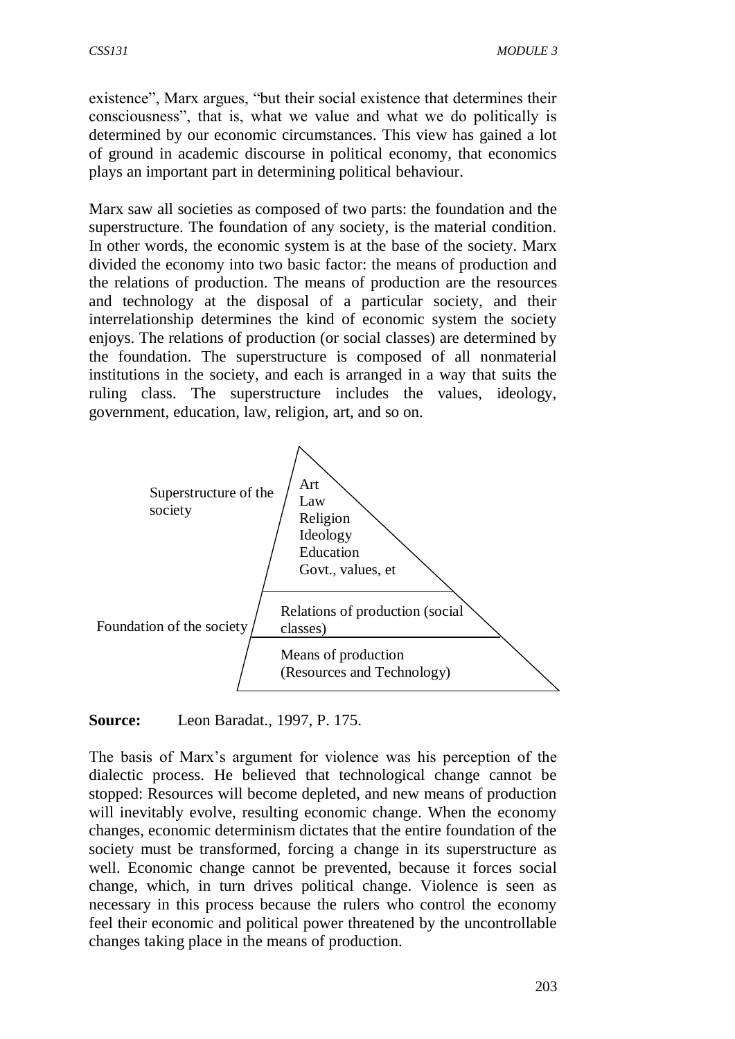existence", Marx argues, "but their social existence that determines their consciousness", that is, what we value and what we do politically is determined by our economic circumstances. This view has gained a lot of ground in academic discourse in political economy, that economics plays an important part in determining political behaviour.

Marx saw all societies as composed of two parts: the foundation and the superstructure. The foundation of any society, is the material condition. In other words, the economic system is at the base of the society. Marx divided the economy into two basic factor: the means of production and the relations of production. The means of production are the resources and technology at the disposal of a particular society, and their interrelationship determines the kind of economic system the society enjoys. The relations of production (or social classes) are determined by the foundation. The superstructure is composed of all nonmaterial institutions in the society, and each is arranged in a way that suits the ruling class. The superstructure includes the values, ideology, government, education, law, religion, art, and so on.

Superstructure of the society

- Art
- Law
- Religion
- Ideology
- Education
- Govt., values, et

Foundation of the society

- Relations of production (social classes)
- Means of production (Resources and Technology)

**Source:** Leon Baradat., 1997, P. 175.

The basis of Marx's argument for violence was his perception of the dialectic process. He believed that technological change cannot be stopped: Resources will become depleted, and new means of production will inevitably evolve, resulting economic change. When the economy changes, economic determinism dictates that the entire foundation of the society must be transformed, forcing a change in its superstructure as well. Economic change cannot be prevented, because it forces social change, which, in turn drives political change. Violence is seen as necessary in this process because the rulers who control the economy feel their economic and political power threatened by the uncontrollable changes taking place in the means of production.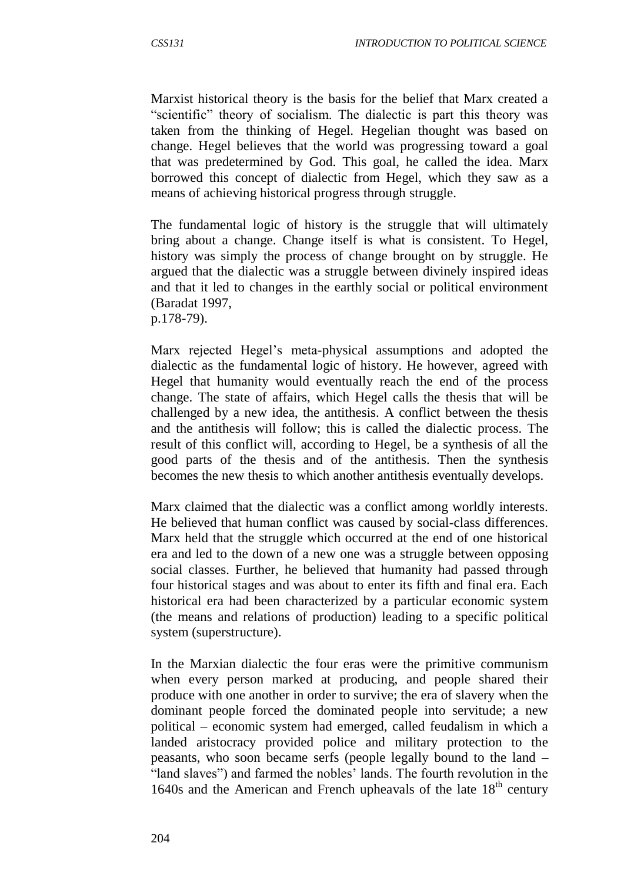Marxist historical theory is the basis for the belief that Marx created a "scientific" theory of socialism. The dialectic is part this theory was taken from the thinking of Hegel. Hegelian thought was based on change. Hegel believes that the world was progressing toward a goal that was predetermined by God. This goal, he called the idea. Marx borrowed this concept of dialectic from Hegel, which they saw as a means of achieving historical progress through struggle.

The fundamental logic of history is the struggle that will ultimately bring about a change. Change itself is what is consistent. To Hegel, history was simply the process of change brought on by struggle. He argued that the dialectic was a struggle between divinely inspired ideas and that it led to changes in the earthly social or political environment (Baradat 1997, p.178-79).

Marx rejected Hegel's meta-physical assumptions and adopted the dialectic as the fundamental logic of history. He however, agreed with Hegel that humanity would eventually reach the end of the process change. The state of affairs, which Hegel calls the thesis that will be challenged by a new idea, the antithesis. A conflict between the thesis and the antithesis will follow; this is called the dialectic process. The result of this conflict will, according to Hegel, be a synthesis of all the good parts of the thesis and of the antithesis. Then the synthesis becomes the new thesis to which another antithesis eventually develops.

Marx claimed that the dialectic was a conflict among worldly interests. He believed that human conflict was caused by social-class differences. Marx held that the struggle which occurred at the end of one historical era and led to the down of a new one was a struggle between opposing social classes. Further, he believed that humanity had passed through four historical stages and was about to enter its fifth and final era. Each historical era had been characterized by a particular economic system (the means and relations of production) leading to a specific political system (superstructure).

In the Marxian dialectic the four eras were the primitive communism when every person marked at producing, and people shared their produce with one another in order to survive; the era of slavery when the dominant people forced the dominated people into servitude; a new political – economic system had emerged, called feudalism in which a landed aristocracy provided police and military protection to the peasants, who soon became serfs (people legally bound to the land – "land slaves") and farmed the nobles' lands. The fourth revolution in the 1640s and the American and French upheavals of the late 18th century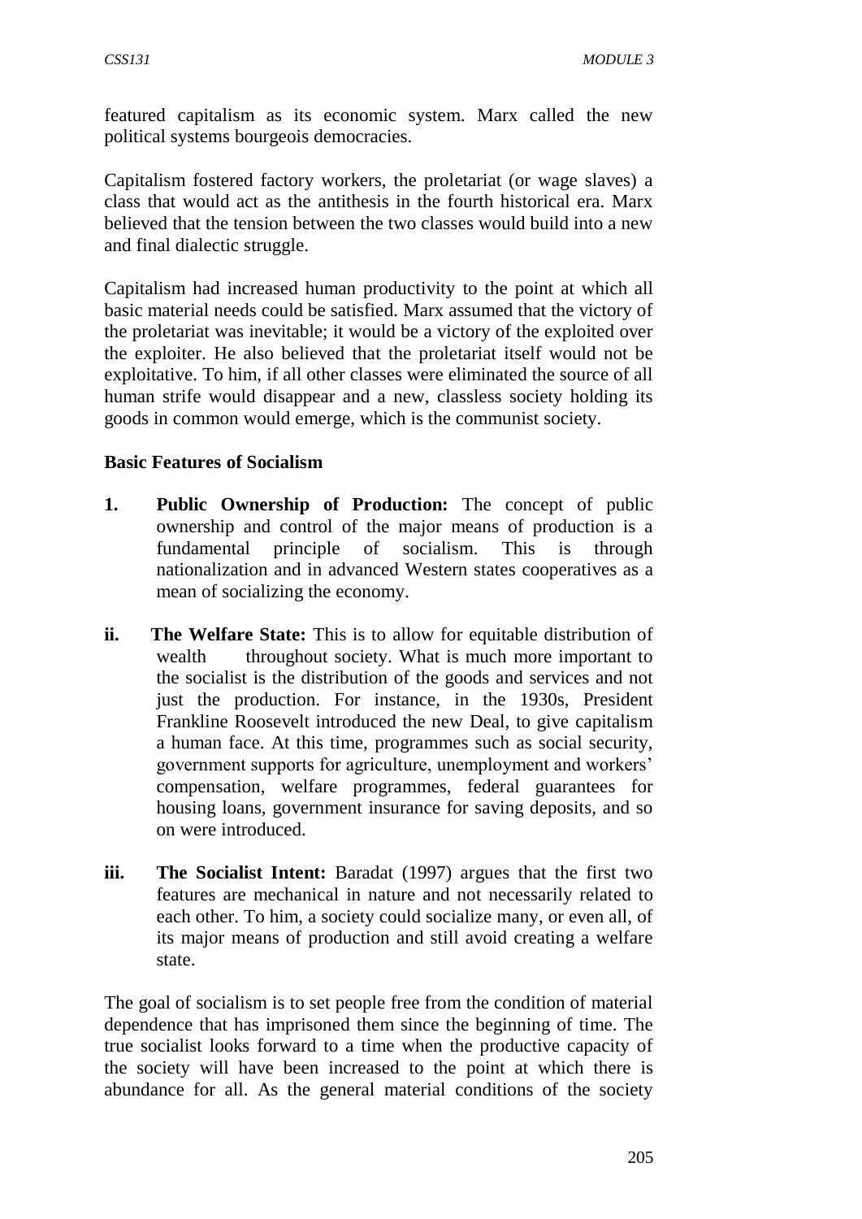featured capitalism as its economic system. Marx called the new political systems bourgeois democracies.

Capitalism fostered factory workers, the proletariat (or wage slaves) a class that would act as the antithesis in the fourth historical era. Marx believed that the tension between the two classes would build into a new and final dialectic struggle.

Capitalism had increased human productivity to the point at which all basic material needs could be satisfied. Marx assumed that the victory of the proletariat was inevitable; it would be a victory of the exploited over the exploiter. He also believed that the proletariat itself would not be exploitative. To him, if all other classes were eliminated the source of all human strife would disappear and a new, classless society holding its goods in common would emerge, which is the communist society.

**Basic Features of Socialism**

1. **Public Ownership of Production:** The concept of public ownership and control of the major means of production is a fundamental principle of socialism. This is through nationalization and in advanced Western states cooperatives as a mean of socializing the economy.

ii. **The Welfare State:** This is to allow for equitable distribution of wealth throughout society. What is much more important to the socialist is the distribution of the goods and services and not just the production. For instance, in the 1930s, President Frankline Roosevelt introduced the new Deal, to give capitalism a human face. At this time, programmes such as social security, government supports for agriculture, unemployment and workers' compensation, welfare programmes, federal guarantees for housing loans, government insurance for saving deposits, and so on were introduced.

iii. **The Socialist Intent:** Baradat (1997) argues that the first two features are mechanical in nature and not necessarily related to each other. To him, a society could socialize many, or even all, of its major means of production and still avoid creating a welfare state.

The goal of socialism is to set people free from the condition of material dependence that has imprisoned them since the beginning of time. The true socialist looks forward to a time when the productive capacity of the society will have been increased to the point at which there is abundance for all. As the general material conditions of the society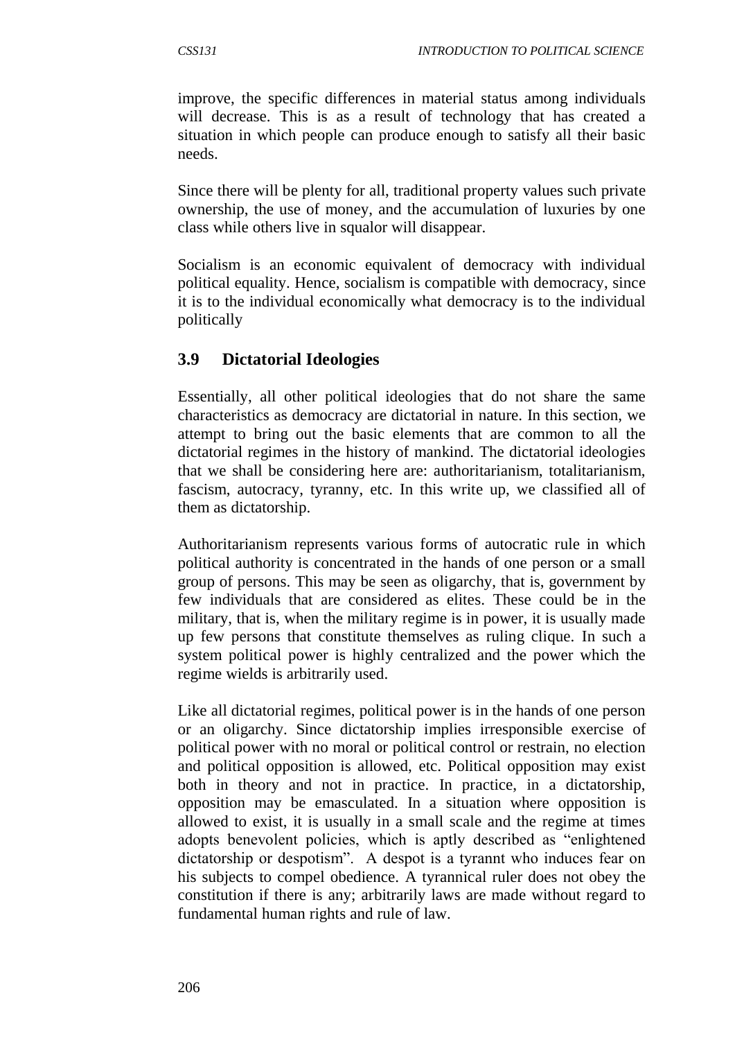improve, the specific differences in material status among individuals will decrease. This is as a result of technology that has created a situation in which people can produce enough to satisfy all their basic needs.

Since there will be plenty for all, traditional property values such private ownership, the use of money, and the accumulation of luxuries by one class while others live in squalor will disappear.

Socialism is an economic equivalent of democracy with individual political equality. Hence, socialism is compatible with democracy, since it is to the individual economically what democracy is to the individual politically

## 3.9 Dictatorial Ideologies

Essentially, all other political ideologies that do not share the same characteristics as democracy are dictatorial in nature. In this section, we attempt to bring out the basic elements that are common to all the dictatorial regimes in the history of mankind. The dictatorial ideologies that we shall be considering here are: authoritarianism, totalitarianism, fascism, autocracy, tyranny, etc. In this write up, we classified all of them as dictatorship.

Authoritarianism represents various forms of autocratic rule in which political authority is concentrated in the hands of one person or a small group of persons. This may be seen as oligarchy, that is, government by few individuals that are considered as elites. These could be in the military, that is, when the military regime is in power, it is usually made up few persons that constitute themselves as ruling clique. In such a system political power is highly centralized and the power which the regime wields is arbitrarily used.

Like all dictatorial regimes, political power is in the hands of one person or an oligarchy. Since dictatorship implies irresponsible exercise of political power with no moral or political control or restrain, no election and political opposition is allowed, etc. Political opposition may exist both in theory and not in practice. In practice, in a dictatorship, opposition may be emasculated. In a situation where opposition is allowed to exist, it is usually in a small scale and the regime at times adopts benevolent policies, which is aptly described as "enlightened dictatorship or despotism". A despot is a tyrannt who induces fear on his subjects to compel obedience. A tyrannical ruler does not obey the constitution if there is any; arbitrarily laws are made without regard to fundamental human rights and rule of law.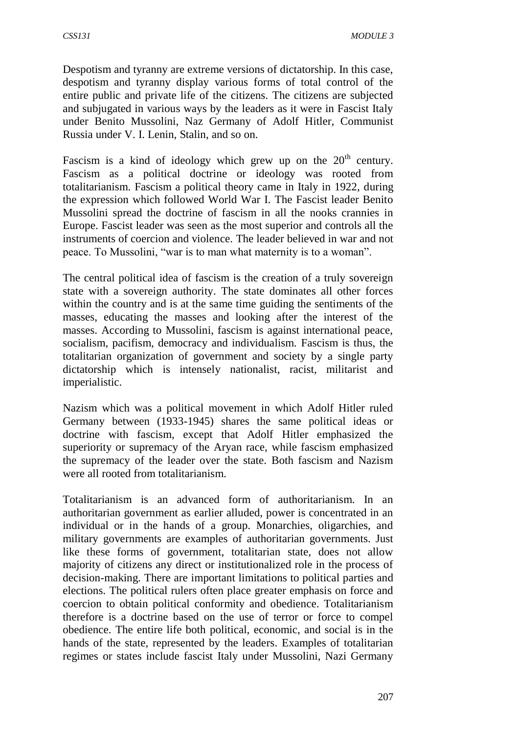Despotism and tyranny are extreme versions of dictatorship. In this case, despotism and tyranny display various forms of total control of the entire public and private life of the citizens. The citizens are subjected and subjugated in various ways by the leaders as it were in Fascist Italy under Benito Mussolini, Naz Germany of Adolf Hitler, Communist Russia under V. I. Lenin, Stalin, and so on.

Fascism is a kind of ideology which grew up on the 20th century. Fascism as a political doctrine or ideology was rooted from totalitarianism. Fascism a political theory came in Italy in 1922, during the expression which followed World War I. The Fascist leader Benito Mussolini spread the doctrine of fascism in all the nooks crannies in Europe. Fascist leader was seen as the most superior and controls all the instruments of coercion and violence. The leader believed in war and not peace. To Mussolini, "war is to man what maternity is to a woman".

The central political idea of fascism is the creation of a truly sovereign state with a sovereign authority. The state dominates all other forces within the country and is at the same time guiding the sentiments of the masses, educating the masses and looking after the interest of the masses. According to Mussolini, fascism is against international peace, socialism, pacifism, democracy and individualism. Fascism is thus, the totalitarian organization of government and society by a single party dictatorship which is intensely nationalist, racist, militarist and imperialistic.

Nazism which was a political movement in which Adolf Hitler ruled Germany between (1933-1945) shares the same political ideas or doctrine with fascism, except that Adolf Hitler emphasized the superiority or supremacy of the Aryan race, while fascism emphasized the supremacy of the leader over the state. Both fascism and Nazism were all rooted from totalitarianism.

Totalitarianism is an advanced form of authoritarianism. In an authoritarian government as earlier alluded, power is concentrated in an individual or in the hands of a group. Monarchies, oligarchies, and military governments are examples of authoritarian governments. Just like these forms of government, totalitarian state, does not allow majority of citizens any direct or institutionalized role in the process of decision-making. There are important limitations to political parties and elections. The political rulers often place greater emphasis on force and coercion to obtain political conformity and obedience. Totalitarianism therefore is a doctrine based on the use of terror or force to compel obedience. The entire life both political, economic, and social is in the hands of the state, represented by the leaders. Examples of totalitarian regimes or states include fascist Italy under Mussolini, Nazi Germany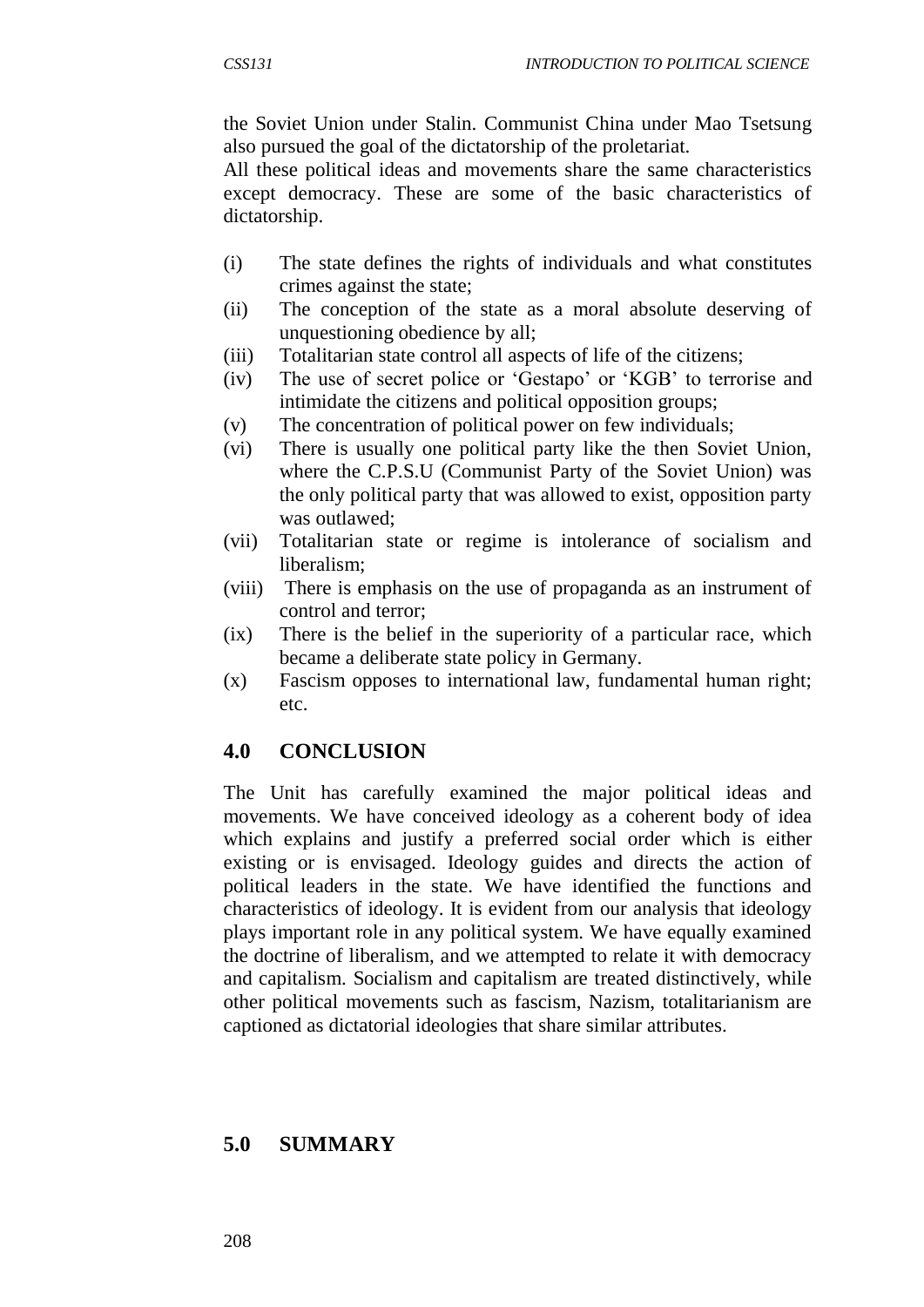the Soviet Union under Stalin. Communist China under Mao Tsetsung also pursued the goal of the dictatorship of the proletariat.

All these political ideas and movements share the same characteristics except democracy. These are some of the basic characteristics of dictatorship.

(i) The state defines the rights of individuals and what constitutes crimes against the state;

(ii) The conception of the state as a moral absolute deserving of unquestioning obedience by all;

(iii) Totalitarian state control all aspects of life of the citizens;

(iv) The use of secret police or 'Gestapo' or 'KGB' to terrorise and intimidate the citizens and political opposition groups;

(v) The concentration of political power on few individuals;

(vi) There is usually one political party like the then Soviet Union, where the C.P.S.U (Communist Party of the Soviet Union) was the only political party that was allowed to exist, opposition party was outlawed;

(vii) Totalitarian state or regime is intolerance of socialism and liberalism;

(viii) There is emphasis on the use of propaganda as an instrument of control and terror;

(ix) There is the belief in the superiority of a particular race, which became a deliberate state policy in Germany.

(x) Fascism opposes to international law, fundamental human right; etc.

## 4.0 CONCLUSION

The Unit has carefully examined the major political ideas and movements. We have conceived ideology as a coherent body of idea which explains and justify a preferred social order which is either existing or is envisaged. Ideology guides and directs the action of political leaders in the state. We have identified the functions and characteristics of ideology. It is evident from our analysis that ideology plays important role in any political system. We have equally examined the doctrine of liberalism, and we attempted to relate it with democracy and capitalism. Socialism and capitalism are treated distinctively, while other political movements such as fascism, Nazism, totalitarianism are captioned as dictatorial ideologies that share similar attributes.

## 5.0 SUMMARY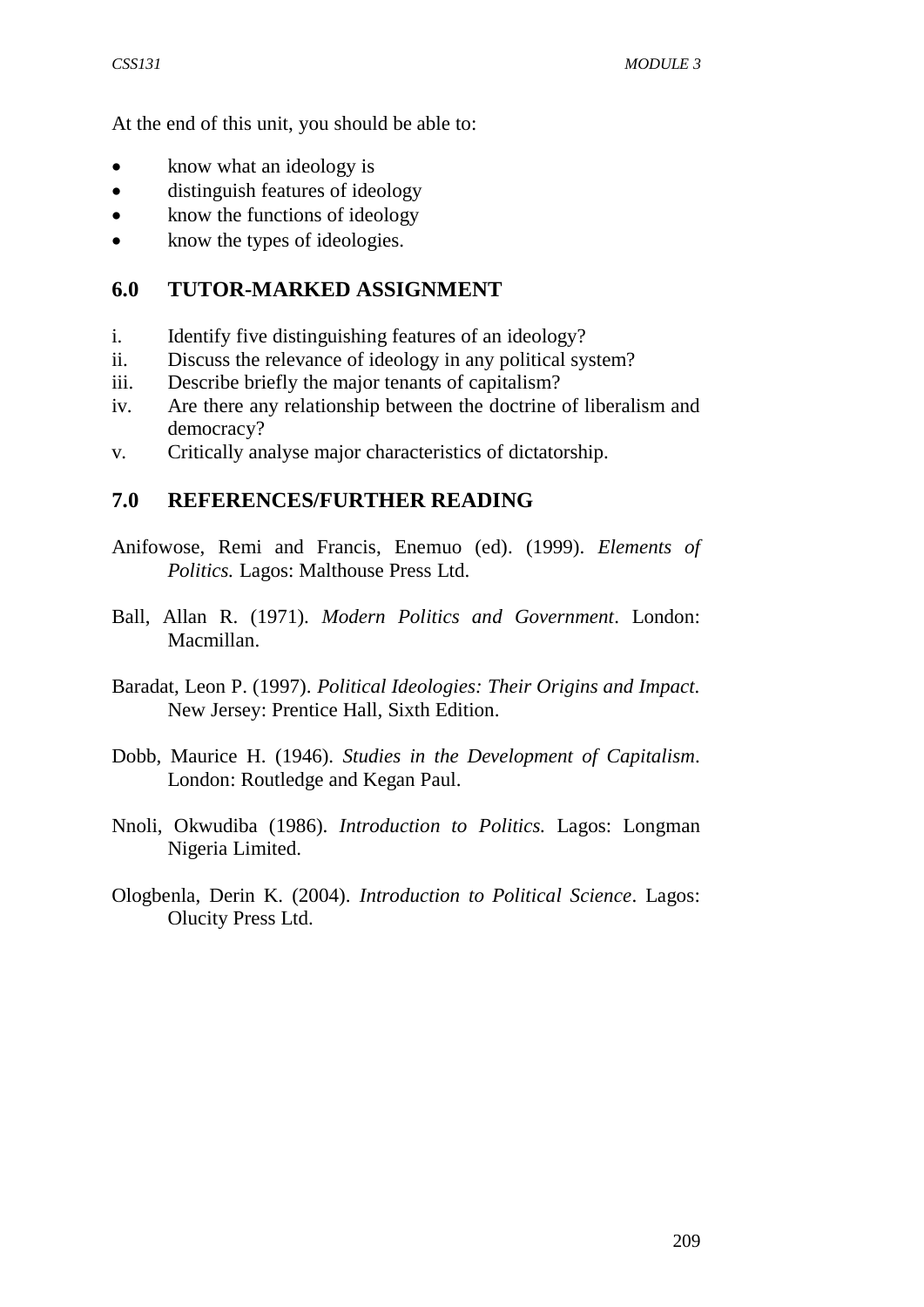At the end of this unit, you should be able to:

- know what an ideology is
- distinguish features of ideology
- know the functions of ideology
- know the types of ideologies.

## 6.0 TUTOR-MARKED ASSIGNMENT

i. Identify five distinguishing features of an ideology?
ii. Discuss the relevance of ideology in any political system?
iii. Describe briefly the major tenants of capitalism?
iv. Are there any relationship between the doctrine of liberalism and democracy?
v. Critically analyse major characteristics of dictatorship.

## 7.0 REFERENCES/FURTHER READING

Anifowose, Remi and Francis, Enemuo (ed). (1999). *Elements of Politics.* Lagos: Malthouse Press Ltd.

Ball, Allan R. (1971). *Modern Politics and Government*. London: Macmillan.

Baradat, Leon P. (1997). *Political Ideologies: Their Origins and Impact.* New Jersey: Prentice Hall, Sixth Edition.

Dobb, Maurice H. (1946). *Studies in the Development of Capitalism*. London: Routledge and Kegan Paul.

Nnoli, Okwudiba (1986). *Introduction to Politics.* Lagos: Longman Nigeria Limited.

Ologbenla, Derin K. (2004). *Introduction to Political Science*. Lagos: Olucity Press Ltd.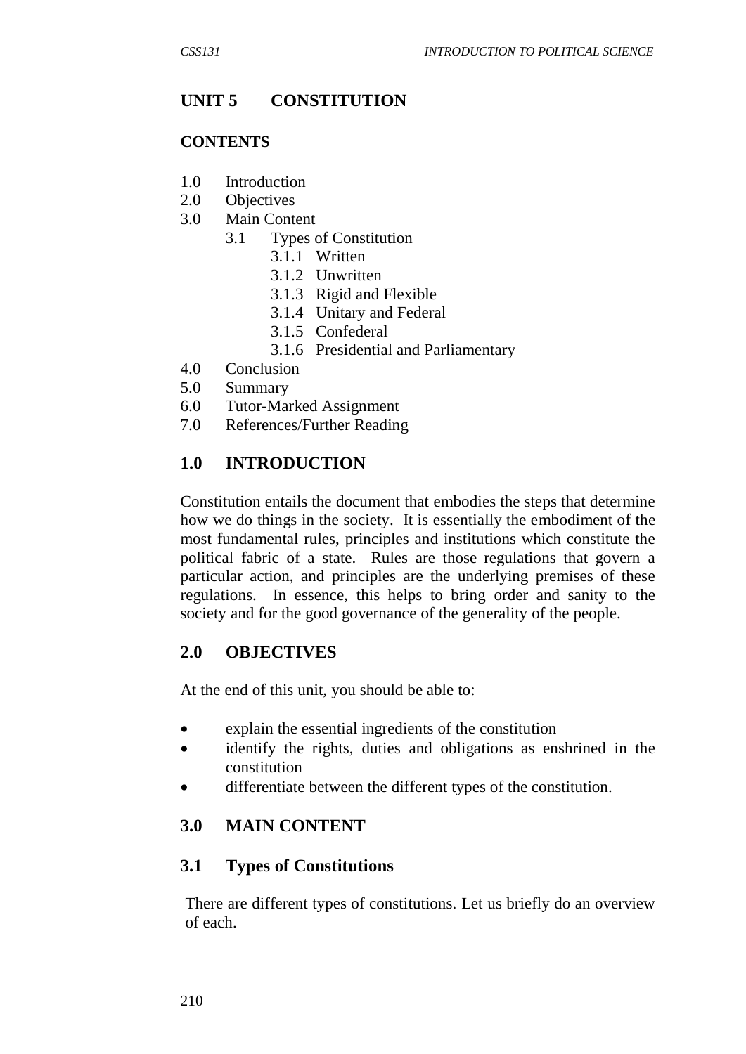## UNIT 5 CONSTITUTION

### CONTENTS

1.0 Introduction
2.0 Objectives
3.0 Main Content
    3.1 Types of Constitution
        3.1.1 Written
        3.1.2 Unwritten
        3.1.3 Rigid and Flexible
        3.1.4 Unitary and Federal
        3.1.5 Confederal
        3.1.6 Presidential and Parliamentary
4.0 Conclusion
5.0 Summary
6.0 Tutor-Marked Assignment
7.0 References/Further Reading

### 1.0 INTRODUCTION

Constitution entails the document that embodies the steps that determine how we do things in the society. It is essentially the embodiment of the most fundamental rules, principles and institutions which constitute the political fabric of a state. Rules are those regulations that govern a particular action, and principles are the underlying premises of these regulations. In essence, this helps to bring order and sanity to the society and for the good governance of the generality of the people.

### 2.0 OBJECTIVES

At the end of this unit, you should be able to:

- explain the essential ingredients of the constitution
- identify the rights, duties and obligations as enshrined in the constitution
- differentiate between the different types of the constitution.

### 3.0 MAIN CONTENT

### 3.1 Types of Constitutions

There are different types of constitutions. Let us briefly do an overview of each.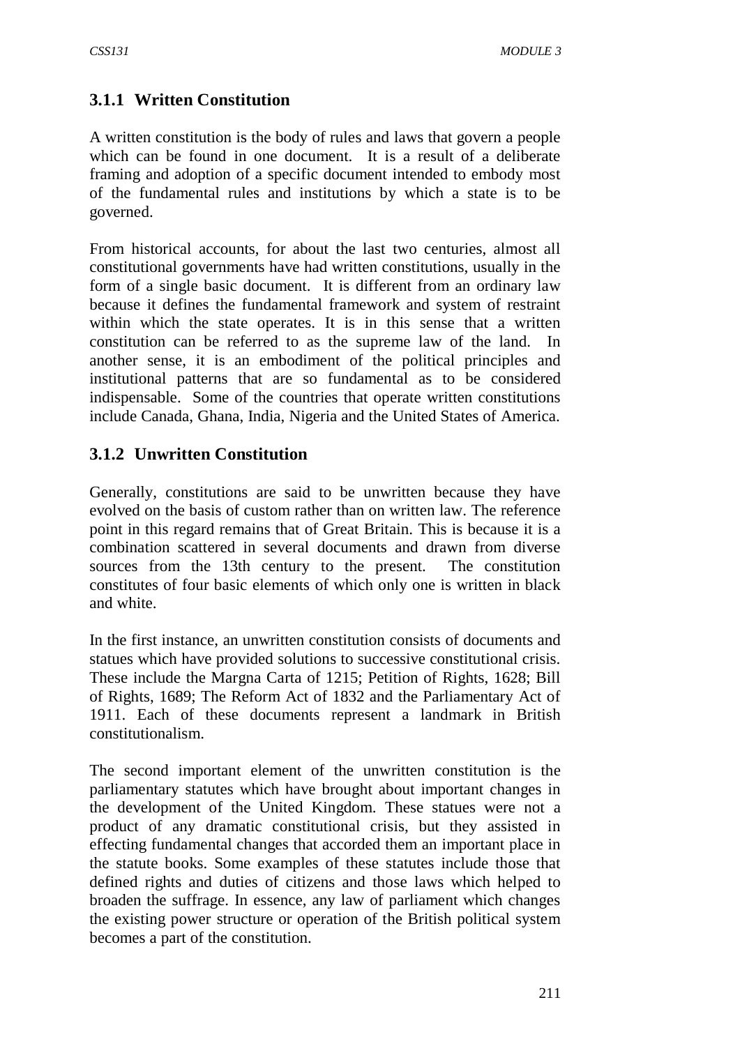### 3.1.1 Written Constitution

A written constitution is the body of rules and laws that govern a people which can be found in one document. It is a result of a deliberate framing and adoption of a specific document intended to embody most of the fundamental rules and institutions by which a state is to be governed.

From historical accounts, for about the last two centuries, almost all constitutional governments have had written constitutions, usually in the form of a single basic document. It is different from an ordinary law because it defines the fundamental framework and system of restraint within which the state operates. It is in this sense that a written constitution can be referred to as the supreme law of the land. In another sense, it is an embodiment of the political principles and institutional patterns that are so fundamental as to be considered indispensable. Some of the countries that operate written constitutions include Canada, Ghana, India, Nigeria and the United States of America.

### 3.1.2 Unwritten Constitution

Generally, constitutions are said to be unwritten because they have evolved on the basis of custom rather than on written law. The reference point in this regard remains that of Great Britain. This is because it is a combination scattered in several documents and drawn from diverse sources from the 13th century to the present. The constitution constitutes of four basic elements of which only one is written in black and white.

In the first instance, an unwritten constitution consists of documents and statues which have provided solutions to successive constitutional crisis. These include the Margna Carta of 1215; Petition of Rights, 1628; Bill of Rights, 1689; The Reform Act of 1832 and the Parliamentary Act of 1911. Each of these documents represent a landmark in British constitutionalism.

The second important element of the unwritten constitution is the parliamentary statutes which have brought about important changes in the development of the United Kingdom. These statues were not a product of any dramatic constitutional crisis, but they assisted in effecting fundamental changes that accorded them an important place in the statute books. Some examples of these statutes include those that defined rights and duties of citizens and those laws which helped to broaden the suffrage. In essence, any law of parliament which changes the existing power structure or operation of the British political system becomes a part of the constitution.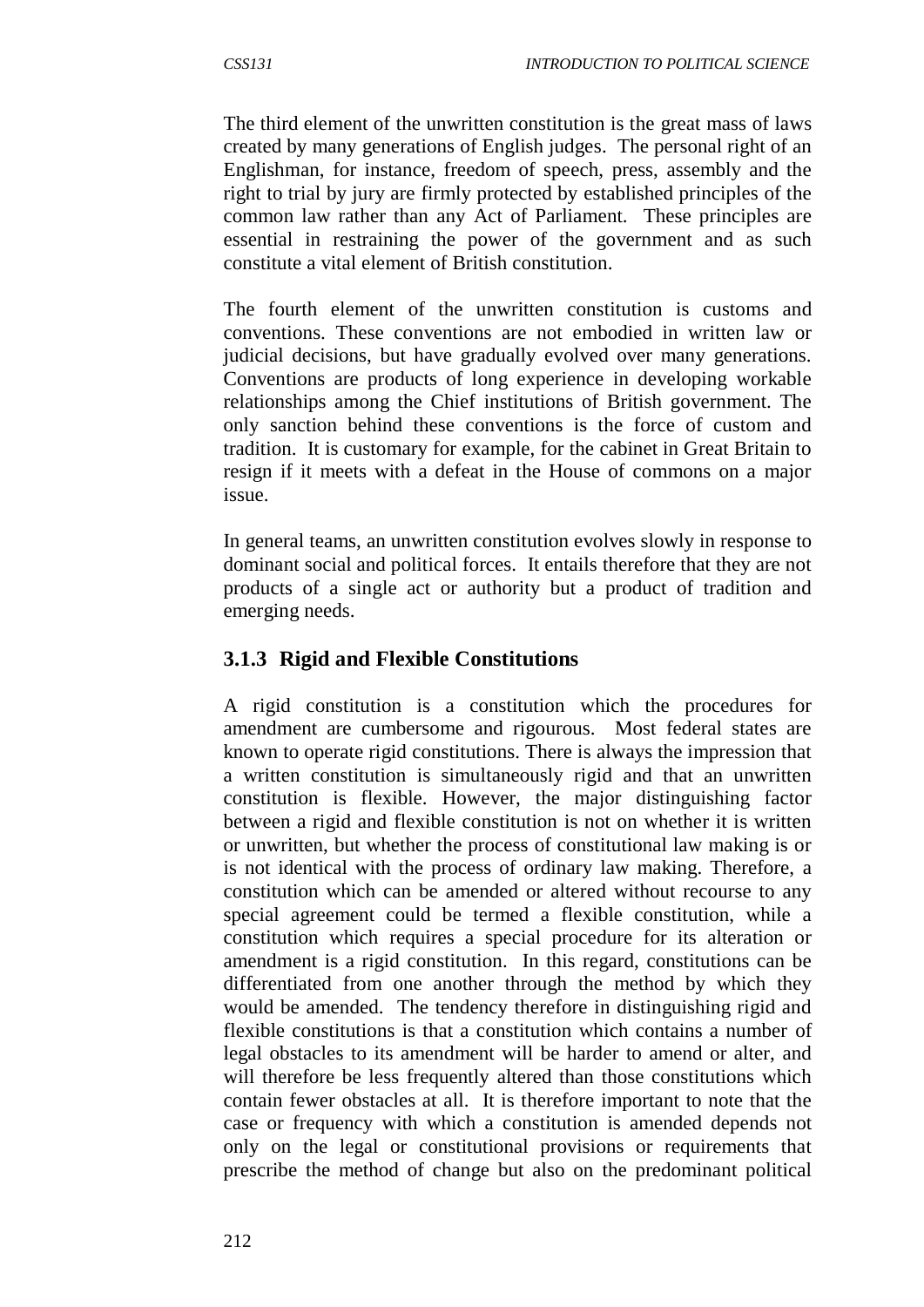The third element of the unwritten constitution is the great mass of laws created by many generations of English judges. The personal right of an Englishman, for instance, freedom of speech, press, assembly and the right to trial by jury are firmly protected by established principles of the common law rather than any Act of Parliament. These principles are essential in restraining the power of the government and as such constitute a vital element of British constitution.

The fourth element of the unwritten constitution is customs and conventions. These conventions are not embodied in written law or judicial decisions, but have gradually evolved over many generations. Conventions are products of long experience in developing workable relationships among the Chief institutions of British government. The only sanction behind these conventions is the force of custom and tradition. It is customary for example, for the cabinet in Great Britain to resign if it meets with a defeat in the House of commons on a major issue.

In general teams, an unwritten constitution evolves slowly in response to dominant social and political forces. It entails therefore that they are not products of a single act or authority but a product of tradition and emerging needs.

### 3.1.3 Rigid and Flexible Constitutions

A rigid constitution is a constitution which the procedures for amendment are cumbersome and rigourous. Most federal states are known to operate rigid constitutions. There is always the impression that a written constitution is simultaneously rigid and that an unwritten constitution is flexible. However, the major distinguishing factor between a rigid and flexible constitution is not on whether it is written or unwritten, but whether the process of constitutional law making is or is not identical with the process of ordinary law making. Therefore, a constitution which can be amended or altered without recourse to any special agreement could be termed a flexible constitution, while a constitution which requires a special procedure for its alteration or amendment is a rigid constitution. In this regard, constitutions can be differentiated from one another through the method by which they would be amended. The tendency therefore in distinguishing rigid and flexible constitutions is that a constitution which contains a number of legal obstacles to its amendment will be harder to amend or alter, and will therefore be less frequently altered than those constitutions which contain fewer obstacles at all. It is therefore important to note that the case or frequency with which a constitution is amended depends not only on the legal or constitutional provisions or requirements that prescribe the method of change but also on the predominant political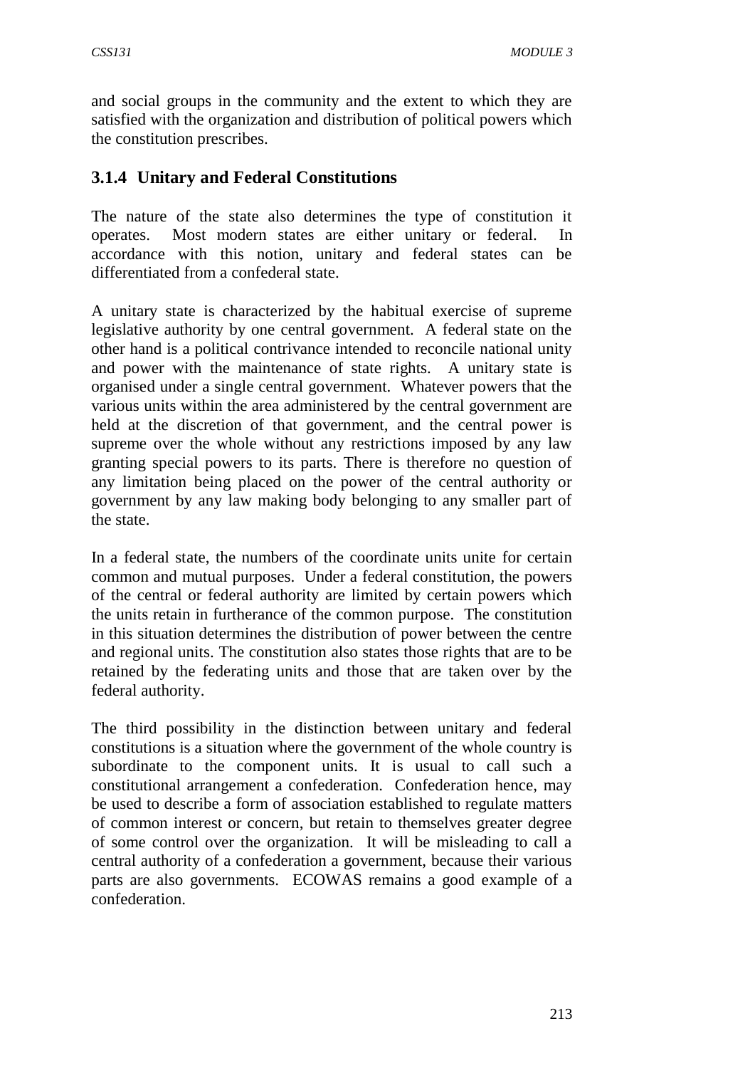and social groups in the community and the extent to which they are satisfied with the organization and distribution of political powers which the constitution prescribes.

### 3.1.4 Unitary and Federal Constitutions

The nature of the state also determines the type of constitution it operates. Most modern states are either unitary or federal. In accordance with this notion, unitary and federal states can be differentiated from a confederal state.

A unitary state is characterized by the habitual exercise of supreme legislative authority by one central government. A federal state on the other hand is a political contrivance intended to reconcile national unity and power with the maintenance of state rights. A unitary state is organised under a single central government. Whatever powers that the various units within the area administered by the central government are held at the discretion of that government, and the central power is supreme over the whole without any restrictions imposed by any law granting special powers to its parts. There is therefore no question of any limitation being placed on the power of the central authority or government by any law making body belonging to any smaller part of the state.

In a federal state, the numbers of the coordinate units unite for certain common and mutual purposes. Under a federal constitution, the powers of the central or federal authority are limited by certain powers which the units retain in furtherance of the common purpose. The constitution in this situation determines the distribution of power between the centre and regional units. The constitution also states those rights that are to be retained by the federating units and those that are taken over by the federal authority.

The third possibility in the distinction between unitary and federal constitutions is a situation where the government of the whole country is subordinate to the component units. It is usual to call such a constitutional arrangement a confederation. Confederation hence, may be used to describe a form of association established to regulate matters of common interest or concern, but retain to themselves greater degree of some control over the organization. It will be misleading to call a central authority of a confederation a government, because their various parts are also governments. ECOWAS remains a good example of a confederation.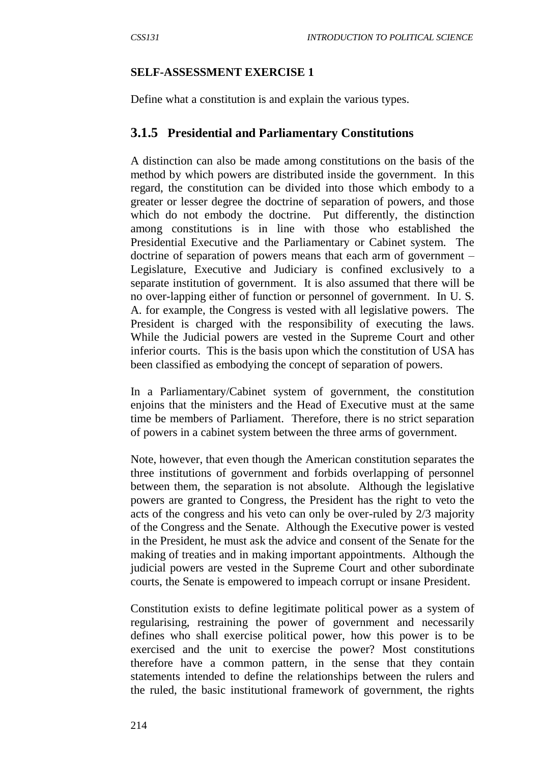**SELF-ASSESSMENT EXERCISE 1**

Define what a constitution is and explain the various types.

### 3.1.5 Presidential and Parliamentary Constitutions

A distinction can also be made among constitutions on the basis of the method by which powers are distributed inside the government. In this regard, the constitution can be divided into those which embody to a greater or lesser degree the doctrine of separation of powers, and those which do not embody the doctrine. Put differently, the distinction among constitutions is in line with those who established the Presidential Executive and the Parliamentary or Cabinet system. The doctrine of separation of powers means that each arm of government – Legislature, Executive and Judiciary is confined exclusively to a separate institution of government. It is also assumed that there will be no over-lapping either of function or personnel of government. In U. S. A. for example, the Congress is vested with all legislative powers. The President is charged with the responsibility of executing the laws. While the Judicial powers are vested in the Supreme Court and other inferior courts. This is the basis upon which the constitution of USA has been classified as embodying the concept of separation of powers.

In a Parliamentary/Cabinet system of government, the constitution enjoins that the ministers and the Head of Executive must at the same time be members of Parliament. Therefore, there is no strict separation of powers in a cabinet system between the three arms of government.

Note, however, that even though the American constitution separates the three institutions of government and forbids overlapping of personnel between them, the separation is not absolute. Although the legislative powers are granted to Congress, the President has the right to veto the acts of the congress and his veto can only be over-ruled by 2/3 majority of the Congress and the Senate. Although the Executive power is vested in the President, he must ask the advice and consent of the Senate for the making of treaties and in making important appointments. Although the judicial powers are vested in the Supreme Court and other subordinate courts, the Senate is empowered to impeach corrupt or insane President.

Constitution exists to define legitimate political power as a system of regularising, restraining the power of government and necessarily defines who shall exercise political power, how this power is to be exercised and the unit to exercise the power? Most constitutions therefore have a common pattern, in the sense that they contain statements intended to define the relationships between the rulers and the ruled, the basic institutional framework of government, the rights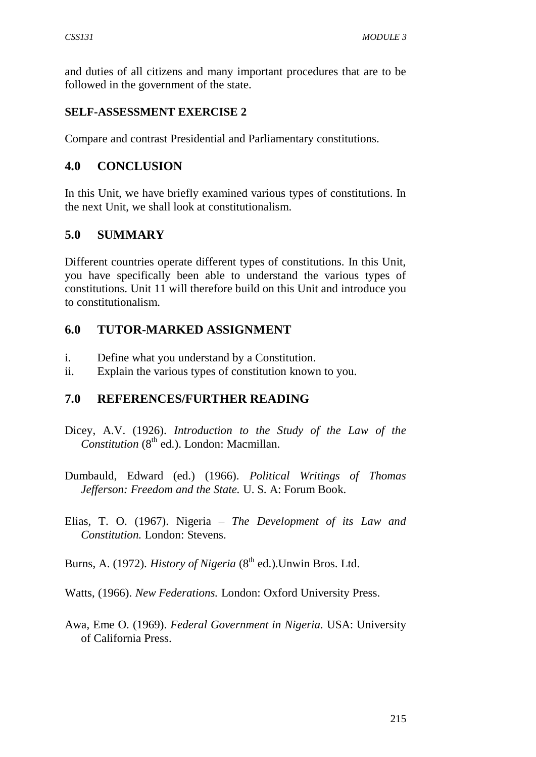and duties of all citizens and many important procedures that are to be followed in the government of the state.

**SELF-ASSESSMENT EXERCISE 2**

Compare and contrast Presidential and Parliamentary constitutions.

## 4.0 CONCLUSION

In this Unit, we have briefly examined various types of constitutions. In the next Unit, we shall look at constitutionalism.

## 5.0 SUMMARY

Different countries operate different types of constitutions. In this Unit, you have specifically been able to understand the various types of constitutions. Unit 11 will therefore build on this Unit and introduce you to constitutionalism.

## 6.0 TUTOR-MARKED ASSIGNMENT

i. Define what you understand by a Constitution.
ii. Explain the various types of constitution known to you.

## 7.0 REFERENCES/FURTHER READING

Dicey, A.V. (1926). *Introduction to the Study of the Law of the Constitution* (8th ed.). London: Macmillan.

Dumbauld, Edward (ed.) (1966). *Political Writings of Thomas Jefferson: Freedom and the State.* U. S. A: Forum Book.

Elias, T. O. (1967). Nigeria – *The Development of its Law and Constitution.* London: Stevens.

Burns, A. (1972). *History of Nigeria* (8th ed.).Unwin Bros. Ltd.

Watts, (1966). *New Federations.* London: Oxford University Press.

Awa, Eme O. (1969). *Federal Government in Nigeria.* USA: University of California Press.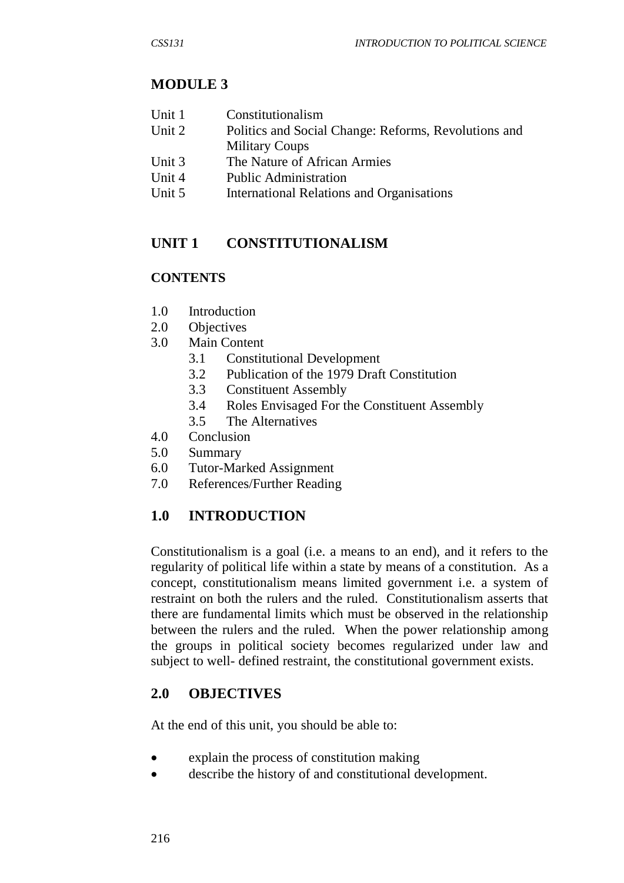# MODULE 3

| | |
|---|---|
| Unit 1 | Constitutionalism |
| Unit 2 | Politics and Social Change: Reforms, Revolutions and Military Coups |
| Unit 3 | The Nature of African Armies |
| Unit 4 | Public Administration |
| Unit 5 | International Relations and Organisations |

## UNIT 1 CONSTITUTIONALISM

### CONTENTS

- 1.0 Introduction
- 2.0 Objectives
- 3.0 Main Content
  - 3.1 Constitutional Development
  - 3.2 Publication of the 1979 Draft Constitution
  - 3.3 Constituent Assembly
  - 3.4 Roles Envisaged For the Constituent Assembly
  - 3.5 The Alternatives
- 4.0 Conclusion
- 5.0 Summary
- 6.0 Tutor-Marked Assignment
- 7.0 References/Further Reading

## 1.0 INTRODUCTION

Constitutionalism is a goal (i.e. a means to an end), and it refers to the regularity of political life within a state by means of a constitution. As a concept, constitutionalism means limited government i.e. a system of restraint on both the rulers and the ruled. Constitutionalism asserts that there are fundamental limits which must be observed in the relationship between the rulers and the ruled. When the power relationship among the groups in political society becomes regularized under law and subject to well- defined restraint, the constitutional government exists.

## 2.0 OBJECTIVES

At the end of this unit, you should be able to:

- explain the process of constitution making
- describe the history of and constitutional development.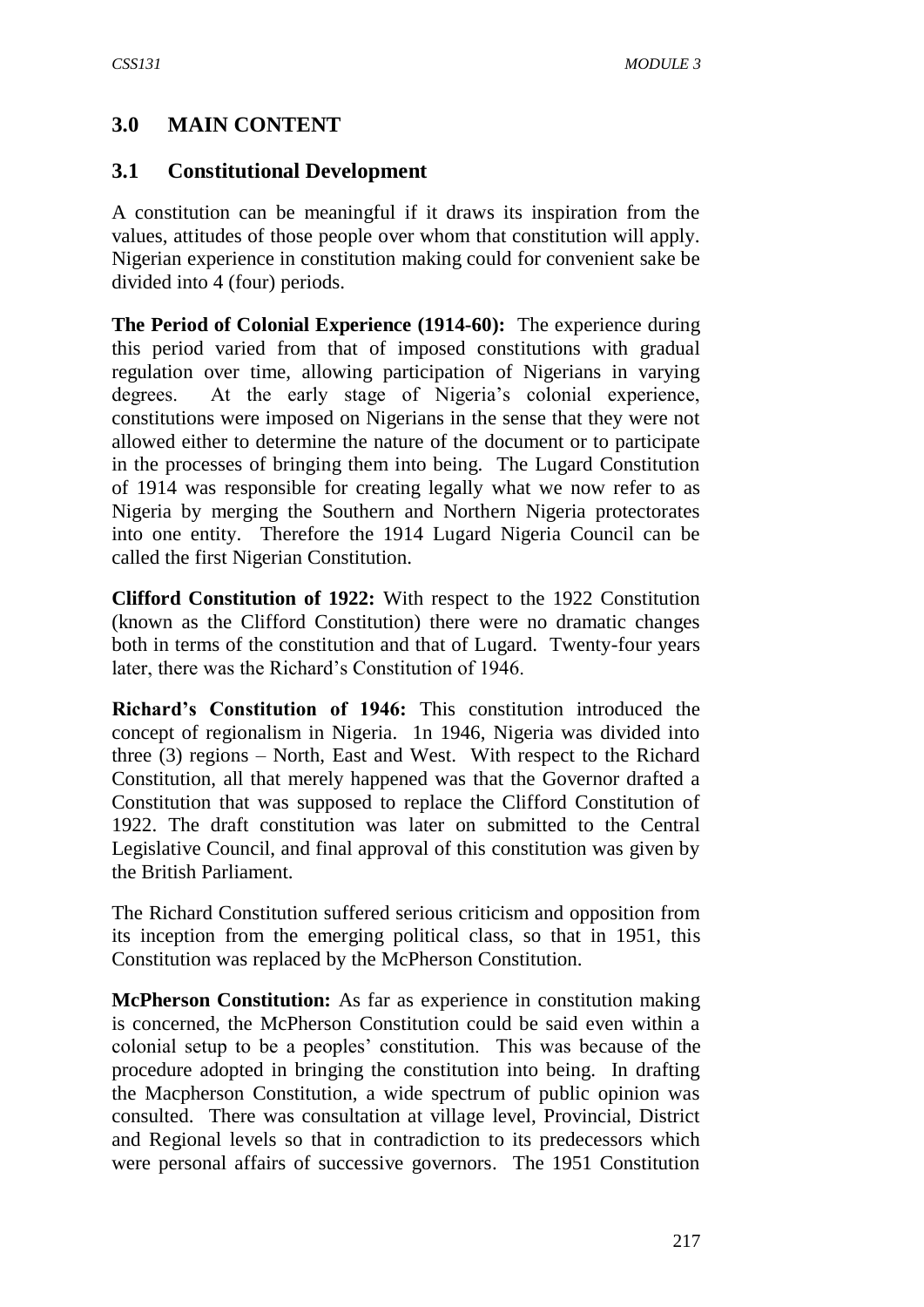## 3.0 MAIN CONTENT

### 3.1 Constitutional Development

A constitution can be meaningful if it draws its inspiration from the values, attitudes of those people over whom that constitution will apply. Nigerian experience in constitution making could for convenient sake be divided into 4 (four) periods.

**The Period of Colonial Experience (1914-60):** The experience during this period varied from that of imposed constitutions with gradual regulation over time, allowing participation of Nigerians in varying degrees. At the early stage of Nigeria's colonial experience, constitutions were imposed on Nigerians in the sense that they were not allowed either to determine the nature of the document or to participate in the processes of bringing them into being. The Lugard Constitution of 1914 was responsible for creating legally what we now refer to as Nigeria by merging the Southern and Northern Nigeria protectorates into one entity. Therefore the 1914 Lugard Nigeria Council can be called the first Nigerian Constitution.

**Clifford Constitution of 1922:** With respect to the 1922 Constitution (known as the Clifford Constitution) there were no dramatic changes both in terms of the constitution and that of Lugard. Twenty-four years later, there was the Richard's Constitution of 1946.

**Richard's Constitution of 1946:** This constitution introduced the concept of regionalism in Nigeria. 1n 1946, Nigeria was divided into three (3) regions – North, East and West. With respect to the Richard Constitution, all that merely happened was that the Governor drafted a Constitution that was supposed to replace the Clifford Constitution of 1922. The draft constitution was later on submitted to the Central Legislative Council, and final approval of this constitution was given by the British Parliament.

The Richard Constitution suffered serious criticism and opposition from its inception from the emerging political class, so that in 1951, this Constitution was replaced by the McPherson Constitution.

**McPherson Constitution:** As far as experience in constitution making is concerned, the McPherson Constitution could be said even within a colonial setup to be a peoples' constitution. This was because of the procedure adopted in bringing the constitution into being. In drafting the Macpherson Constitution, a wide spectrum of public opinion was consulted. There was consultation at village level, Provincial, District and Regional levels so that in contradiction to its predecessors which were personal affairs of successive governors. The 1951 Constitution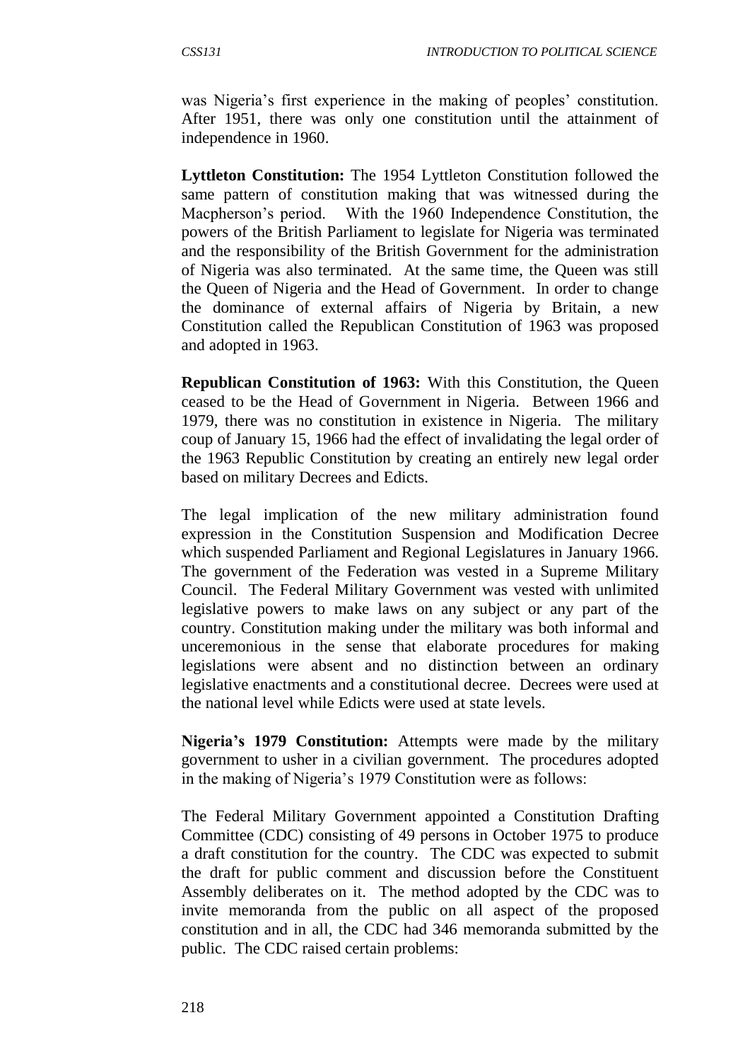was Nigeria's first experience in the making of peoples' constitution. After 1951, there was only one constitution until the attainment of independence in 1960.

**Lyttleton Constitution:** The 1954 Lyttleton Constitution followed the same pattern of constitution making that was witnessed during the Macpherson's period. With the 1960 Independence Constitution, the powers of the British Parliament to legislate for Nigeria was terminated and the responsibility of the British Government for the administration of Nigeria was also terminated. At the same time, the Queen was still the Queen of Nigeria and the Head of Government. In order to change the dominance of external affairs of Nigeria by Britain, a new Constitution called the Republican Constitution of 1963 was proposed and adopted in 1963.

**Republican Constitution of 1963:** With this Constitution, the Queen ceased to be the Head of Government in Nigeria. Between 1966 and 1979, there was no constitution in existence in Nigeria. The military coup of January 15, 1966 had the effect of invalidating the legal order of the 1963 Republic Constitution by creating an entirely new legal order based on military Decrees and Edicts.

The legal implication of the new military administration found expression in the Constitution Suspension and Modification Decree which suspended Parliament and Regional Legislatures in January 1966. The government of the Federation was vested in a Supreme Military Council. The Federal Military Government was vested with unlimited legislative powers to make laws on any subject or any part of the country. Constitution making under the military was both informal and unceremonious in the sense that elaborate procedures for making legislations were absent and no distinction between an ordinary legislative enactments and a constitutional decree. Decrees were used at the national level while Edicts were used at state levels.

**Nigeria's 1979 Constitution:** Attempts were made by the military government to usher in a civilian government. The procedures adopted in the making of Nigeria's 1979 Constitution were as follows:

The Federal Military Government appointed a Constitution Drafting Committee (CDC) consisting of 49 persons in October 1975 to produce a draft constitution for the country. The CDC was expected to submit the draft for public comment and discussion before the Constituent Assembly deliberates on it. The method adopted by the CDC was to invite memoranda from the public on all aspect of the proposed constitution and in all, the CDC had 346 memoranda submitted by the public. The CDC raised certain problems: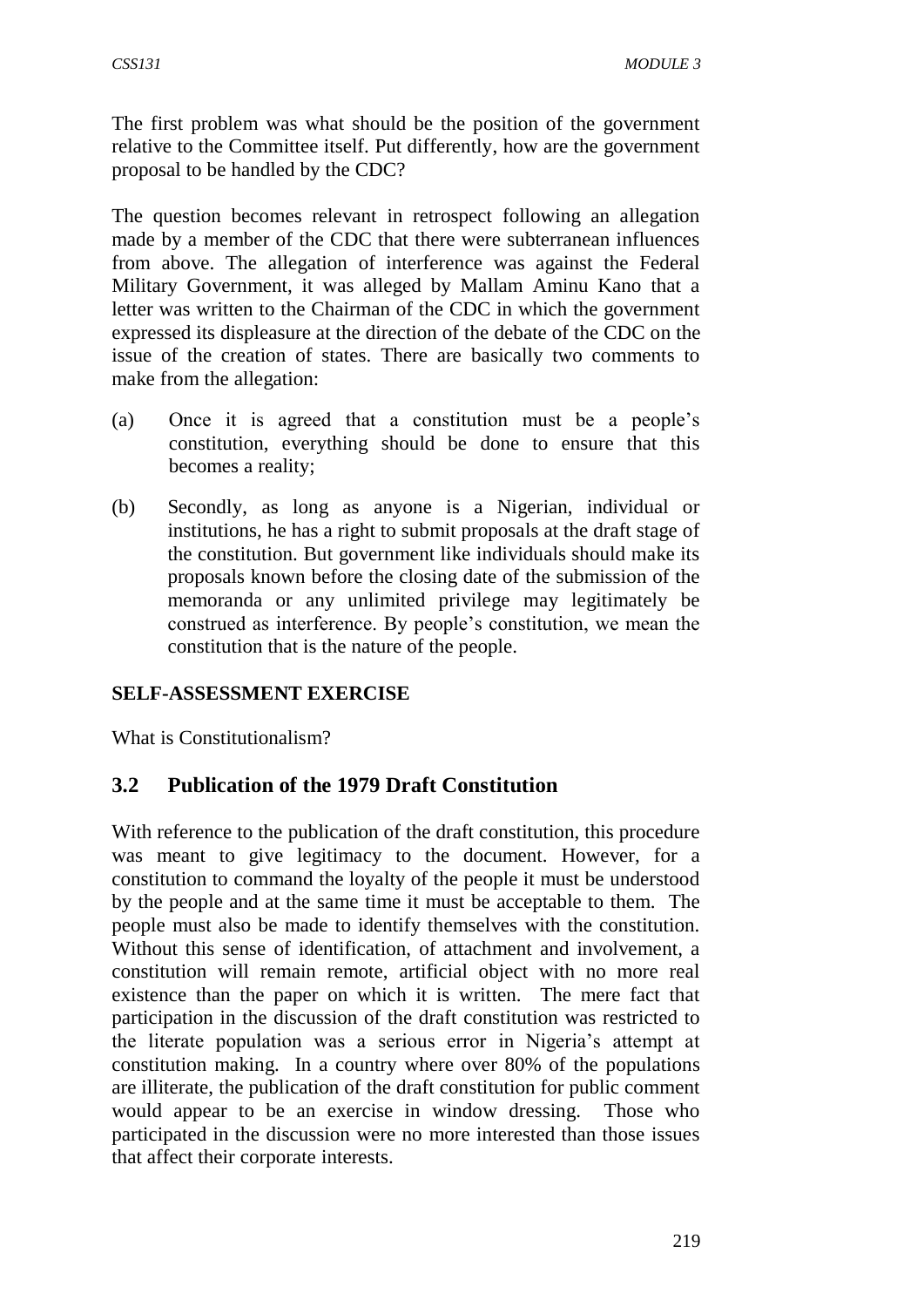The first problem was what should be the position of the government relative to the Committee itself. Put differently, how are the government proposal to be handled by the CDC?

The question becomes relevant in retrospect following an allegation made by a member of the CDC that there were subterranean influences from above. The allegation of interference was against the Federal Military Government, it was alleged by Mallam Aminu Kano that a letter was written to the Chairman of the CDC in which the government expressed its displeasure at the direction of the debate of the CDC on the issue of the creation of states. There are basically two comments to make from the allegation:

(a) Once it is agreed that a constitution must be a people's constitution, everything should be done to ensure that this becomes a reality;

(b) Secondly, as long as anyone is a Nigerian, individual or institutions, he has a right to submit proposals at the draft stage of the constitution. But government like individuals should make its proposals known before the closing date of the submission of the memoranda or any unlimited privilege may legitimately be construed as interference. By people's constitution, we mean the constitution that is the nature of the people.

**SELF-ASSESSMENT EXERCISE**

What is Constitutionalism?

## 3.2 Publication of the 1979 Draft Constitution

With reference to the publication of the draft constitution, this procedure was meant to give legitimacy to the document. However, for a constitution to command the loyalty of the people it must be understood by the people and at the same time it must be acceptable to them. The people must also be made to identify themselves with the constitution. Without this sense of identification, of attachment and involvement, a constitution will remain remote, artificial object with no more real existence than the paper on which it is written. The mere fact that participation in the discussion of the draft constitution was restricted to the literate population was a serious error in Nigeria's attempt at constitution making. In a country where over 80% of the populations are illiterate, the publication of the draft constitution for public comment would appear to be an exercise in window dressing. Those who participated in the discussion were no more interested than those issues that affect their corporate interests.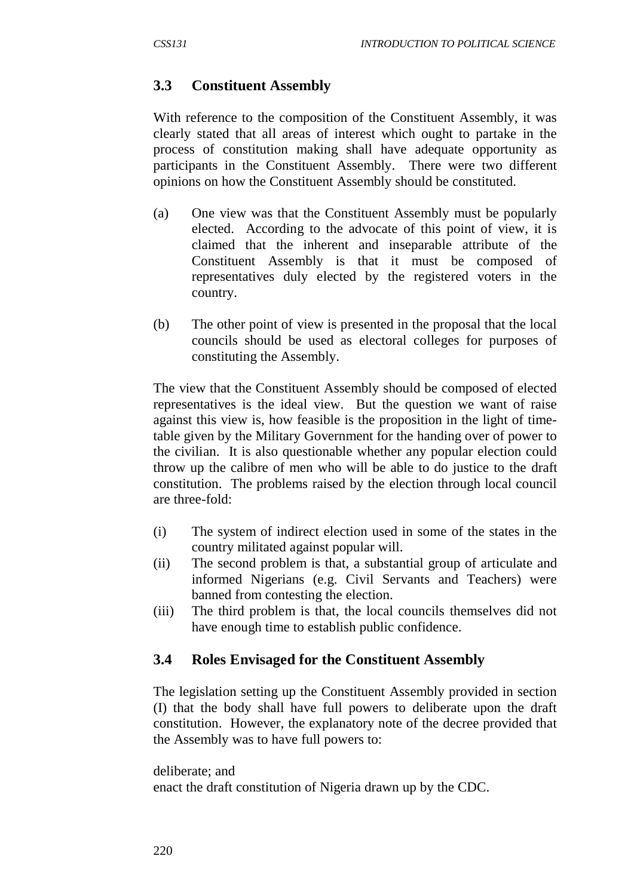## 3.3 Constituent Assembly

With reference to the composition of the Constituent Assembly, it was clearly stated that all areas of interest which ought to partake in the process of constitution making shall have adequate opportunity as participants in the Constituent Assembly. There were two different opinions on how the Constituent Assembly should be constituted.

(a) One view was that the Constituent Assembly must be popularly elected. According to the advocate of this point of view, it is claimed that the inherent and inseparable attribute of the Constituent Assembly is that it must be composed of representatives duly elected by the registered voters in the country.

(b) The other point of view is presented in the proposal that the local councils should be used as electoral colleges for purposes of constituting the Assembly.

The view that the Constituent Assembly should be composed of elected representatives is the ideal view. But the question we want of raise against this view is, how feasible is the proposition in the light of time-table given by the Military Government for the handing over of power to the civilian. It is also questionable whether any popular election could throw up the calibre of men who will be able to do justice to the draft constitution. The problems raised by the election through local council are three-fold:

(i) The system of indirect election used in some of the states in the country militated against popular will.
(ii) The second problem is that, a substantial group of articulate and informed Nigerians (e.g. Civil Servants and Teachers) were banned from contesting the election.
(iii) The third problem is that, the local councils themselves did not have enough time to establish public confidence.

## 3.4 Roles Envisaged for the Constituent Assembly

The legislation setting up the Constituent Assembly provided in section (I) that the body shall have full powers to deliberate upon the draft constitution. However, the explanatory note of the decree provided that the Assembly was to have full powers to:

deliberate; and
enact the draft constitution of Nigeria drawn up by the CDC.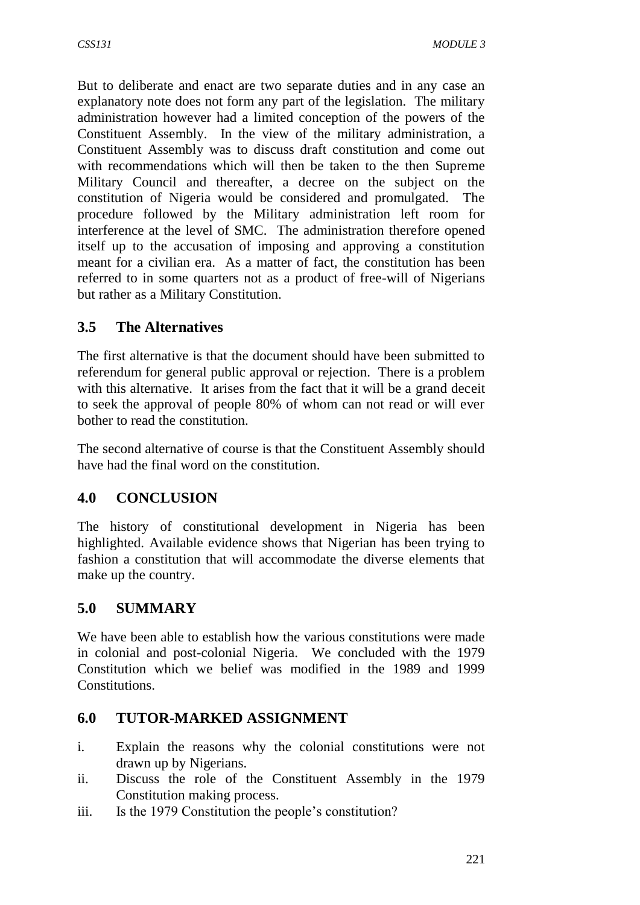But to deliberate and enact are two separate duties and in any case an explanatory note does not form any part of the legislation. The military administration however had a limited conception of the powers of the Constituent Assembly. In the view of the military administration, a Constituent Assembly was to discuss draft constitution and come out with recommendations which will then be taken to the then Supreme Military Council and thereafter, a decree on the subject on the constitution of Nigeria would be considered and promulgated. The procedure followed by the Military administration left room for interference at the level of SMC. The administration therefore opened itself up to the accusation of imposing and approving a constitution meant for a civilian era. As a matter of fact, the constitution has been referred to in some quarters not as a product of free-will of Nigerians but rather as a Military Constitution.

### 3.5 The Alternatives

The first alternative is that the document should have been submitted to referendum for general public approval or rejection. There is a problem with this alternative. It arises from the fact that it will be a grand deceit to seek the approval of people 80% of whom can not read or will ever bother to read the constitution.

The second alternative of course is that the Constituent Assembly should have had the final word on the constitution.

## 4.0 CONCLUSION

The history of constitutional development in Nigeria has been highlighted. Available evidence shows that Nigerian has been trying to fashion a constitution that will accommodate the diverse elements that make up the country.

## 5.0 SUMMARY

We have been able to establish how the various constitutions were made in colonial and post-colonial Nigeria. We concluded with the 1979 Constitution which we belief was modified in the 1989 and 1999 Constitutions.

## 6.0 TUTOR-MARKED ASSIGNMENT

i. Explain the reasons why the colonial constitutions were not drawn up by Nigerians.
ii. Discuss the role of the Constituent Assembly in the 1979 Constitution making process.
iii. Is the 1979 Constitution the people's constitution?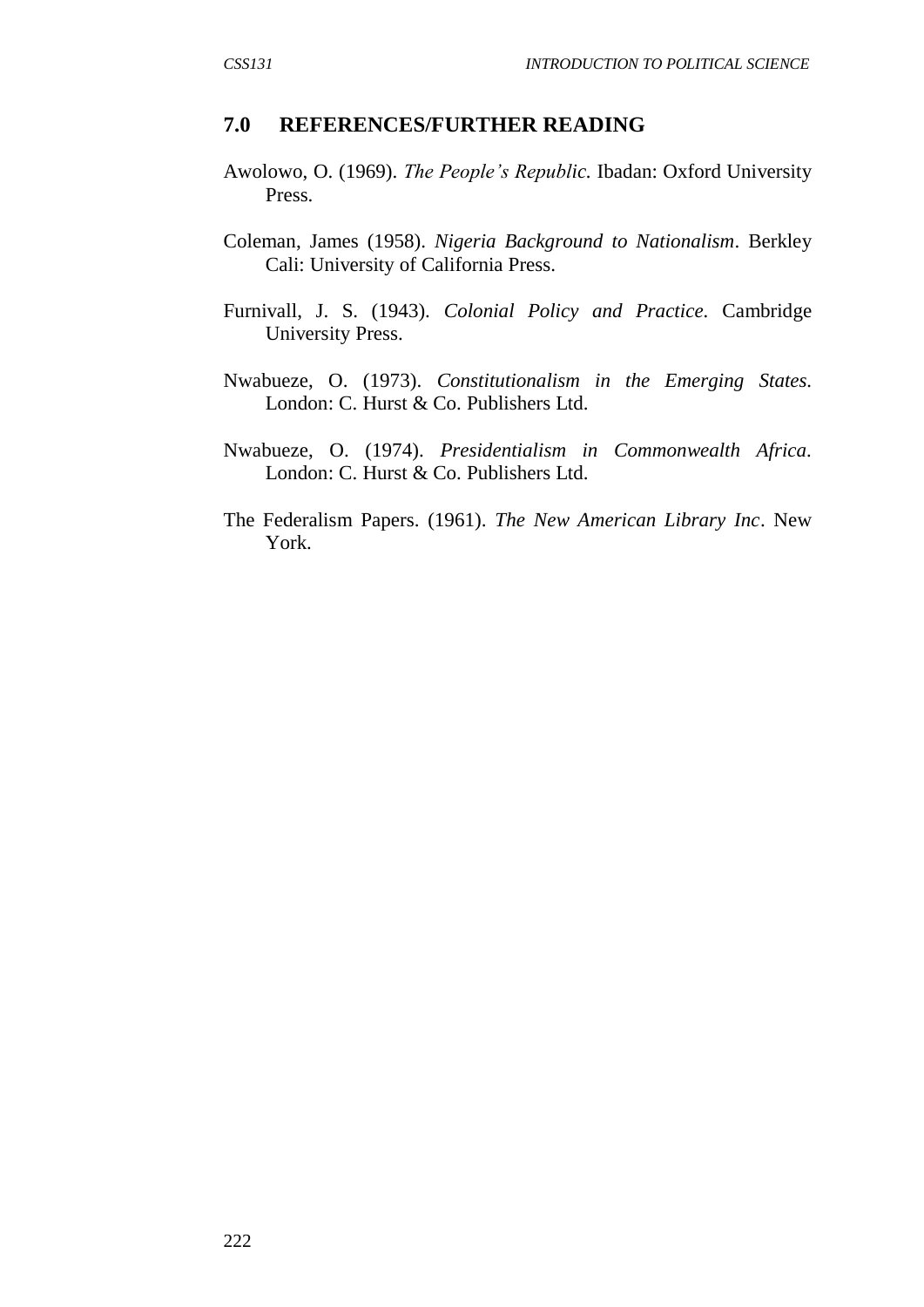## 7.0 REFERENCES/FURTHER READING

Awolowo, O. (1969). *The People's Republic.* Ibadan: Oxford University Press.

Coleman, James (1958). *Nigeria Background to Nationalism*. Berkley Cali: University of California Press.

Furnivall, J. S. (1943). *Colonial Policy and Practice.* Cambridge University Press.

Nwabueze, O. (1973). *Constitutionalism in the Emerging States.* London: C. Hurst & Co. Publishers Ltd.

Nwabueze, O. (1974). *Presidentialism in Commonwealth Africa.* London: C. Hurst & Co. Publishers Ltd.

The Federalism Papers. (1961). *The New American Library Inc*. New York.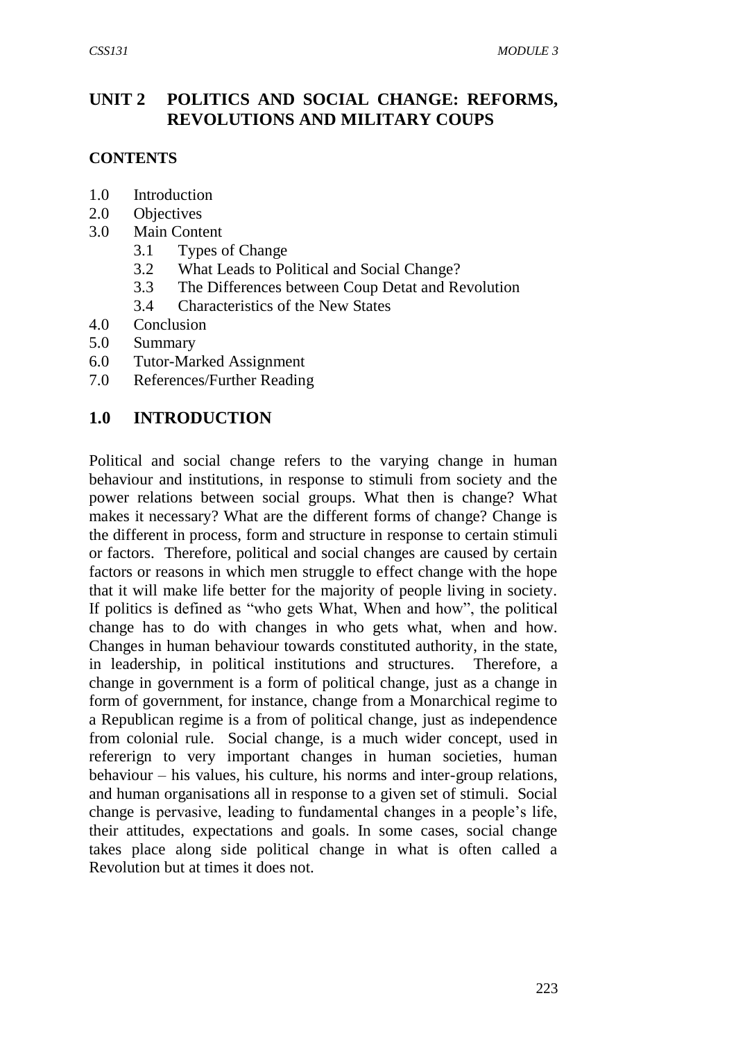## UNIT 2 POLITICS AND SOCIAL CHANGE: REFORMS, REVOLUTIONS AND MILITARY COUPS

### CONTENTS

1.0 Introduction
2.0 Objectives
3.0 Main Content
   - 3.1 Types of Change
   - 3.2 What Leads to Political and Social Change?
   - 3.3 The Differences between Coup Detat and Revolution
   - 3.4 Characteristics of the New States

4.0 Conclusion
5.0 Summary
6.0 Tutor-Marked Assignment
7.0 References/Further Reading

## 1.0 INTRODUCTION

Political and social change refers to the varying change in human behaviour and institutions, in response to stimuli from society and the power relations between social groups. What then is change? What makes it necessary? What are the different forms of change? Change is the different in process, form and structure in response to certain stimuli or factors. Therefore, political and social changes are caused by certain factors or reasons in which men struggle to effect change with the hope that it will make life better for the majority of people living in society. If politics is defined as "who gets What, When and how", the political change has to do with changes in who gets what, when and how. Changes in human behaviour towards constituted authority, in the state, in leadership, in political institutions and structures. Therefore, a change in government is a form of political change, just as a change in form of government, for instance, change from a Monarchical regime to a Republican regime is a from of political change, just as independence from colonial rule. Social change, is a much wider concept, used in refererign to very important changes in human societies, human behaviour – his values, his culture, his norms and inter-group relations, and human organisations all in response to a given set of stimuli. Social change is pervasive, leading to fundamental changes in a people's life, their attitudes, expectations and goals. In some cases, social change takes place along side political change in what is often called a Revolution but at times it does not.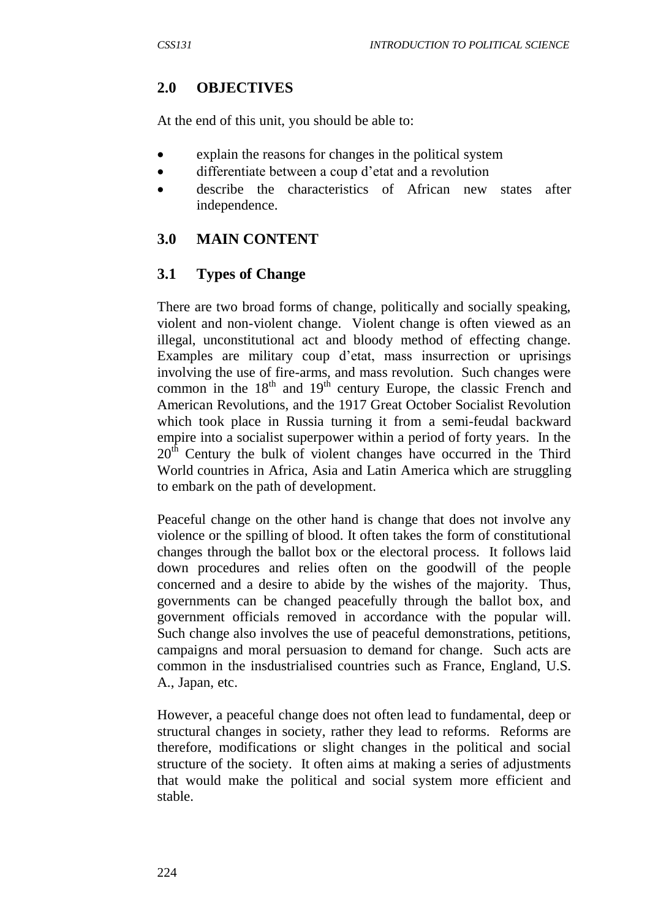## 2.0 OBJECTIVES

At the end of this unit, you should be able to:

- explain the reasons for changes in the political system
- differentiate between a coup d'etat and a revolution
- describe the characteristics of African new states after independence.

## 3.0 MAIN CONTENT

### 3.1 Types of Change

There are two broad forms of change, politically and socially speaking, violent and non-violent change. Violent change is often viewed as an illegal, unconstitutional act and bloody method of effecting change. Examples are military coup d'etat, mass insurrection or uprisings involving the use of fire-arms, and mass revolution. Such changes were common in the $18^{th}$ and $19^{th}$ century Europe, the classic French and American Revolutions, and the 1917 Great October Socialist Revolution which took place in Russia turning it from a semi-feudal backward empire into a socialist superpower within a period of forty years. In the $20^{th}$ Century the bulk of violent changes have occurred in the Third World countries in Africa, Asia and Latin America which are struggling to embark on the path of development.

Peaceful change on the other hand is change that does not involve any violence or the spilling of blood. It often takes the form of constitutional changes through the ballot box or the electoral process. It follows laid down procedures and relies often on the goodwill of the people concerned and a desire to abide by the wishes of the majority. Thus, governments can be changed peacefully through the ballot box, and government officials removed in accordance with the popular will. Such change also involves the use of peaceful demonstrations, petitions, campaigns and moral persuasion to demand for change. Such acts are common in the insdustrialised countries such as France, England, U.S. A., Japan, etc.

However, a peaceful change does not often lead to fundamental, deep or structural changes in society, rather they lead to reforms. Reforms are therefore, modifications or slight changes in the political and social structure of the society. It often aims at making a series of adjustments that would make the political and social system more efficient and stable.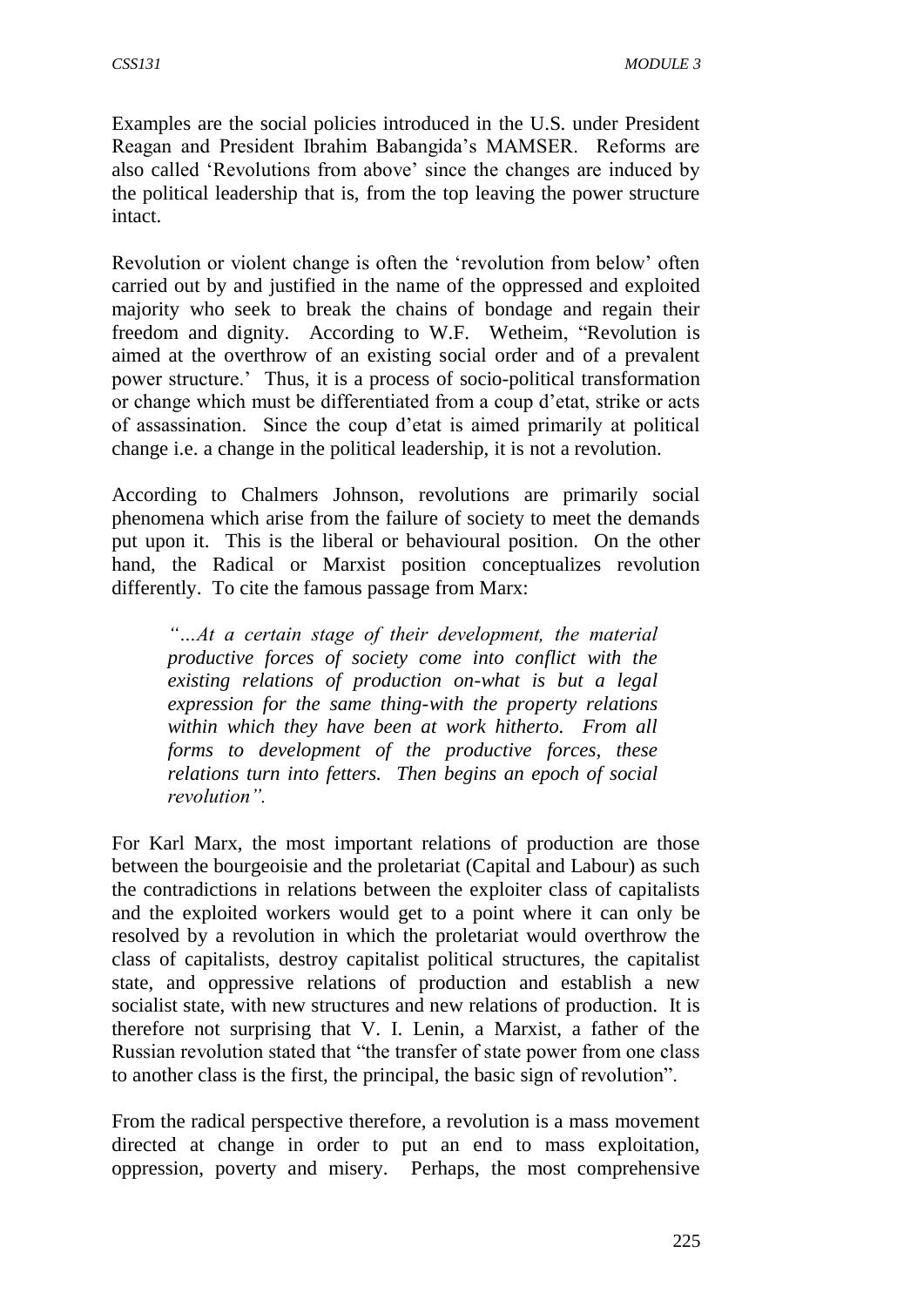Examples are the social policies introduced in the U.S. under President Reagan and President Ibrahim Babangida's MAMSER. Reforms are also called 'Revolutions from above' since the changes are induced by the political leadership that is, from the top leaving the power structure intact.

Revolution or violent change is often the 'revolution from below' often carried out by and justified in the name of the oppressed and exploited majority who seek to break the chains of bondage and regain their freedom and dignity. According to W.F. Wetheim, "Revolution is aimed at the overthrow of an existing social order and of a prevalent power structure.' Thus, it is a process of socio-political transformation or change which must be differentiated from a coup d'etat, strike or acts of assassination. Since the coup d'etat is aimed primarily at political change i.e. a change in the political leadership, it is not a revolution.

According to Chalmers Johnson, revolutions are primarily social phenomena which arise from the failure of society to meet the demands put upon it. This is the liberal or behavioural position. On the other hand, the Radical or Marxist position conceptualizes revolution differently. To cite the famous passage from Marx:

> *"…At a certain stage of their development, the material productive forces of society come into conflict with the existing relations of production on-what is but a legal expression for the same thing-with the property relations within which they have been at work hitherto. From all forms to development of the productive forces, these relations turn into fetters. Then begins an epoch of social revolution".*

For Karl Marx, the most important relations of production are those between the bourgeoisie and the proletariat (Capital and Labour) as such the contradictions in relations between the exploiter class of capitalists and the exploited workers would get to a point where it can only be resolved by a revolution in which the proletariat would overthrow the class of capitalists, destroy capitalist political structures, the capitalist state, and oppressive relations of production and establish a new socialist state, with new structures and new relations of production. It is therefore not surprising that V. I. Lenin, a Marxist, a father of the Russian revolution stated that "the transfer of state power from one class to another class is the first, the principal, the basic sign of revolution".

From the radical perspective therefore, a revolution is a mass movement directed at change in order to put an end to mass exploitation, oppression, poverty and misery. Perhaps, the most comprehensive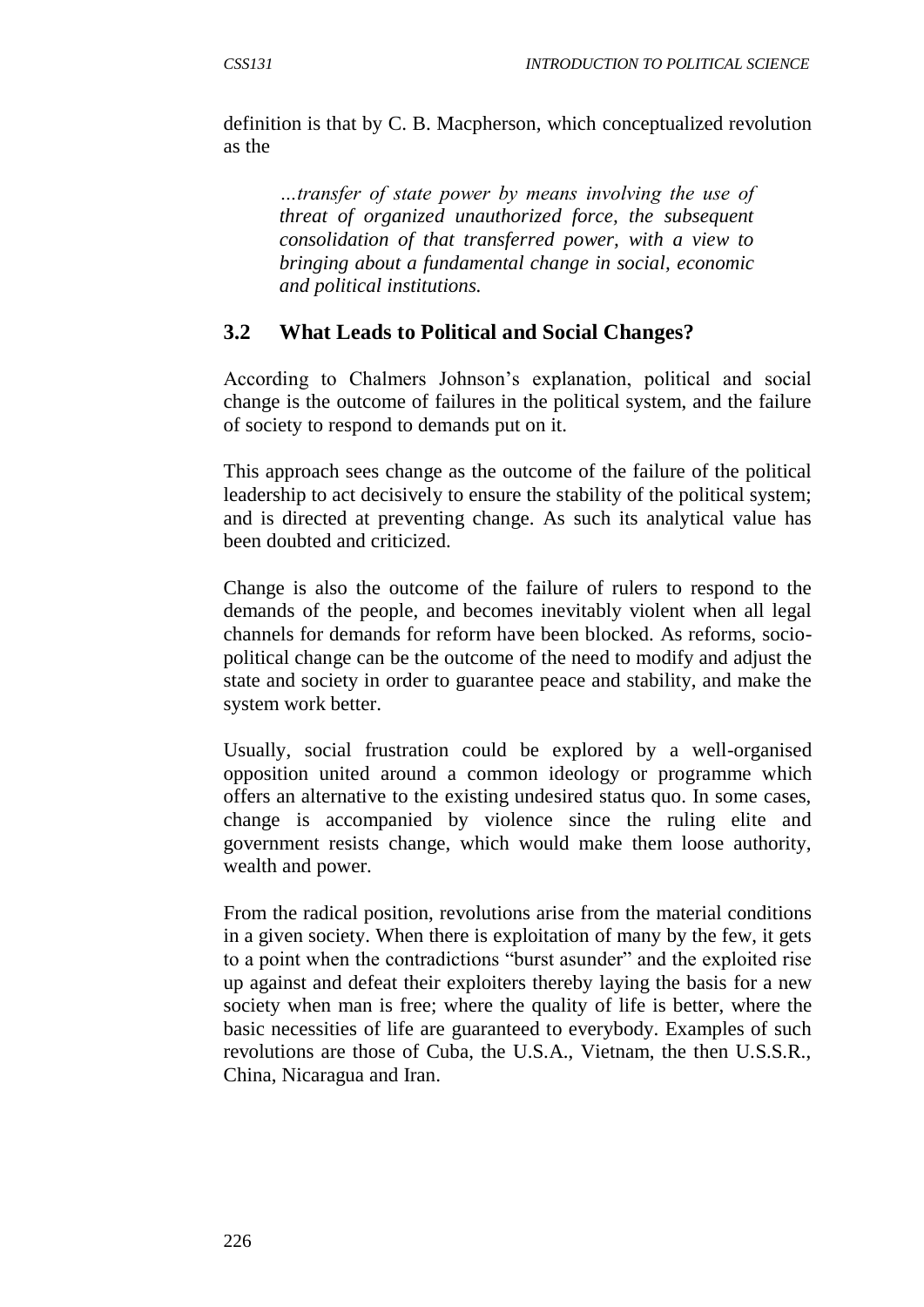definition is that by C. B. Macpherson, which conceptualized revolution as the

> *…transfer of state power by means involving the use of threat of organized unauthorized force, the subsequent consolidation of that transferred power, with a view to bringing about a fundamental change in social, economic and political institutions.*

## 3.2 What Leads to Political and Social Changes?

According to Chalmers Johnson's explanation, political and social change is the outcome of failures in the political system, and the failure of society to respond to demands put on it.

This approach sees change as the outcome of the failure of the political leadership to act decisively to ensure the stability of the political system; and is directed at preventing change. As such its analytical value has been doubted and criticized.

Change is also the outcome of the failure of rulers to respond to the demands of the people, and becomes inevitably violent when all legal channels for demands for reform have been blocked. As reforms, socio-political change can be the outcome of the need to modify and adjust the state and society in order to guarantee peace and stability, and make the system work better.

Usually, social frustration could be explored by a well-organised opposition united around a common ideology or programme which offers an alternative to the existing undesired status quo. In some cases, change is accompanied by violence since the ruling elite and government resists change, which would make them loose authority, wealth and power.

From the radical position, revolutions arise from the material conditions in a given society. When there is exploitation of many by the few, it gets to a point when the contradictions "burst asunder" and the exploited rise up against and defeat their exploiters thereby laying the basis for a new society when man is free; where the quality of life is better, where the basic necessities of life are guaranteed to everybody. Examples of such revolutions are those of Cuba, the U.S.A., Vietnam, the then U.S.S.R., China, Nicaragua and Iran.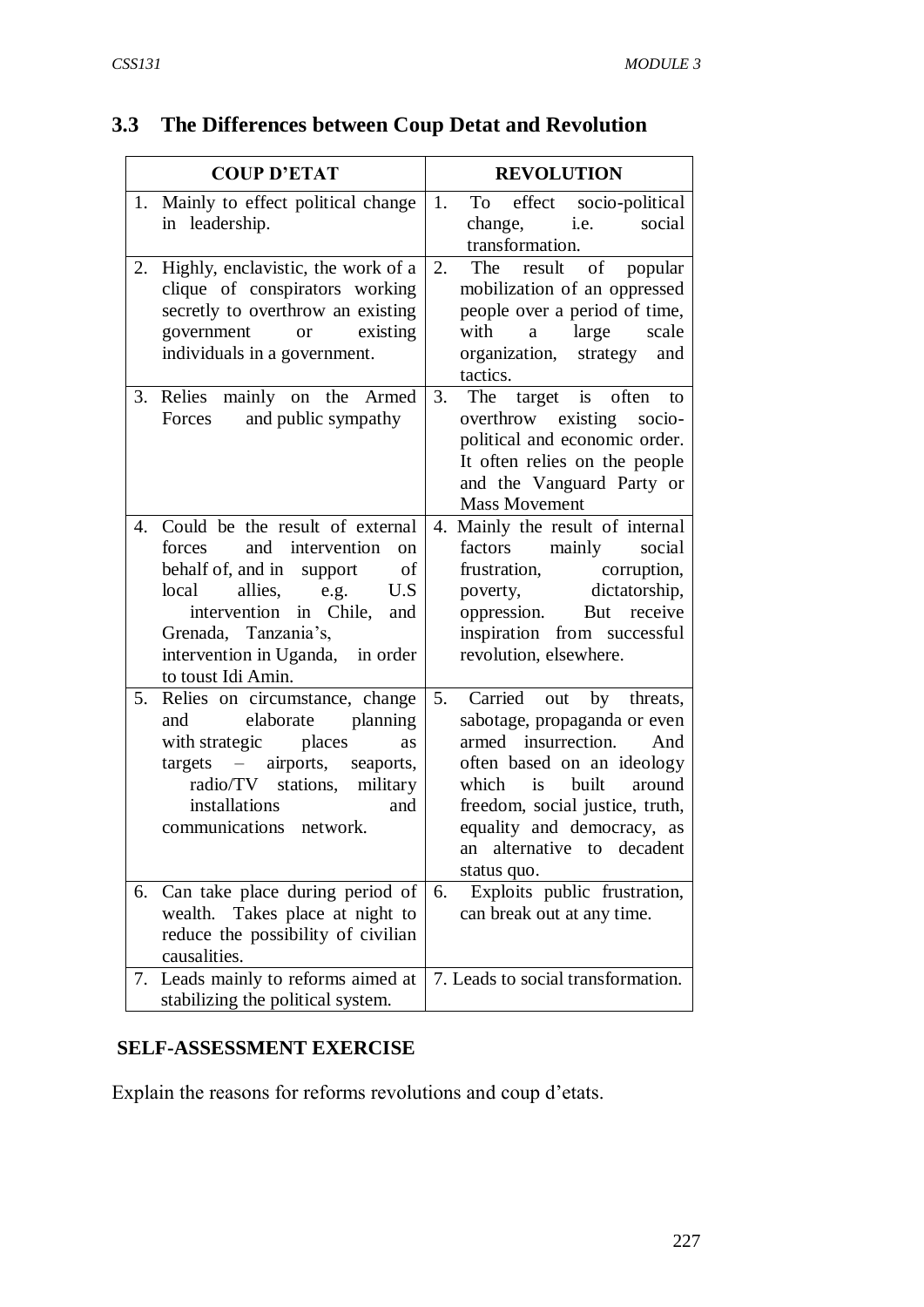## 3.3 The Differences between Coup Detat and Revolution

| COUP D'ETAT | REVOLUTION |
|---|---|
| 1. Mainly to effect political change in leadership. | 1. To effect socio-political change, i.e. social transformation. |
| 2. Highly, enclavistic, the work of a clique of conspirators working secretly to overthrow an existing government or existing individuals in a government. | 2. The result of popular mobilization of an oppressed people over a period of time, with a large scale organization, strategy and tactics. |
| 3. Relies mainly on the Armed Forces and public sympathy | 3. The target is often to overthrow existing socio-political and economic order. It often relies on the people and the Vanguard Party or Mass Movement |
| 4. Could be the result of external forces and intervention on behalf of, and in support of local allies, e.g. U.S intervention in Chile, and Grenada, Tanzania's, intervention in Uganda, in order to toust Idi Amin. | 4. Mainly the result of internal factors mainly social frustration, corruption, poverty, dictatorship, oppression. But receive inspiration from successful revolution, elsewhere. |
| 5. Relies on circumstance, change and elaborate planning with strategic places as targets – airports, seaports, radio/TV stations, military installations and communications network. | 5. Carried out by threats, sabotage, propaganda or even armed insurrection. And often based on an ideology which is built around freedom, social justice, truth, equality and democracy, as an alternative to decadent status quo. |
| 6. Can take place during period of wealth. Takes place at night to reduce the possibility of civilian causalities. | 6. Exploits public frustration, can break out at any time. |
| 7. Leads mainly to reforms aimed at stabilizing the political system. | 7. Leads to social transformation. |

**SELF-ASSESSMENT EXERCISE**

Explain the reasons for reforms revolutions and coup d'etats.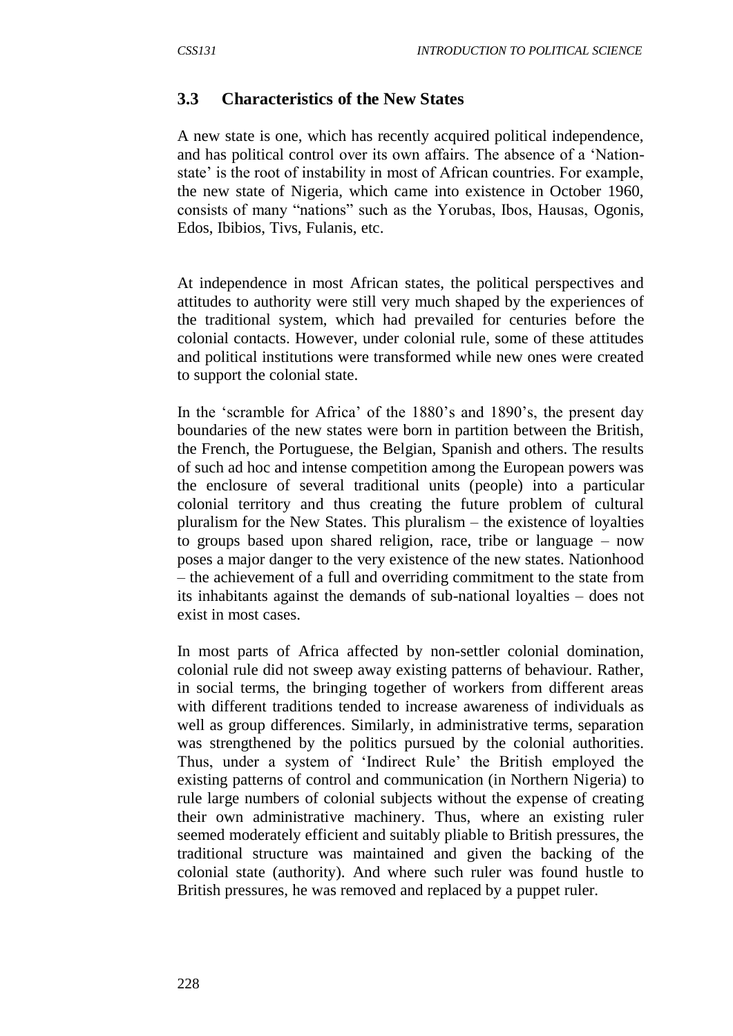### 3.3 Characteristics of the New States

A new state is one, which has recently acquired political independence, and has political control over its own affairs. The absence of a 'Nation-state' is the root of instability in most of African countries. For example, the new state of Nigeria, which came into existence in October 1960, consists of many "nations" such as the Yorubas, Ibos, Hausas, Ogonis, Edos, Ibibios, Tivs, Fulanis, etc.

At independence in most African states, the political perspectives and attitudes to authority were still very much shaped by the experiences of the traditional system, which had prevailed for centuries before the colonial contacts. However, under colonial rule, some of these attitudes and political institutions were transformed while new ones were created to support the colonial state.

In the 'scramble for Africa' of the 1880's and 1890's, the present day boundaries of the new states were born in partition between the British, the French, the Portuguese, the Belgian, Spanish and others. The results of such ad hoc and intense competition among the European powers was the enclosure of several traditional units (people) into a particular colonial territory and thus creating the future problem of cultural pluralism for the New States. This pluralism – the existence of loyalties to groups based upon shared religion, race, tribe or language – now poses a major danger to the very existence of the new states. Nationhood – the achievement of a full and overriding commitment to the state from its inhabitants against the demands of sub-national loyalties – does not exist in most cases.

In most parts of Africa affected by non-settler colonial domination, colonial rule did not sweep away existing patterns of behaviour. Rather, in social terms, the bringing together of workers from different areas with different traditions tended to increase awareness of individuals as well as group differences. Similarly, in administrative terms, separation was strengthened by the politics pursued by the colonial authorities. Thus, under a system of 'Indirect Rule' the British employed the existing patterns of control and communication (in Northern Nigeria) to rule large numbers of colonial subjects without the expense of creating their own administrative machinery. Thus, where an existing ruler seemed moderately efficient and suitably pliable to British pressures, the traditional structure was maintained and given the backing of the colonial state (authority). And where such ruler was found hustle to British pressures, he was removed and replaced by a puppet ruler.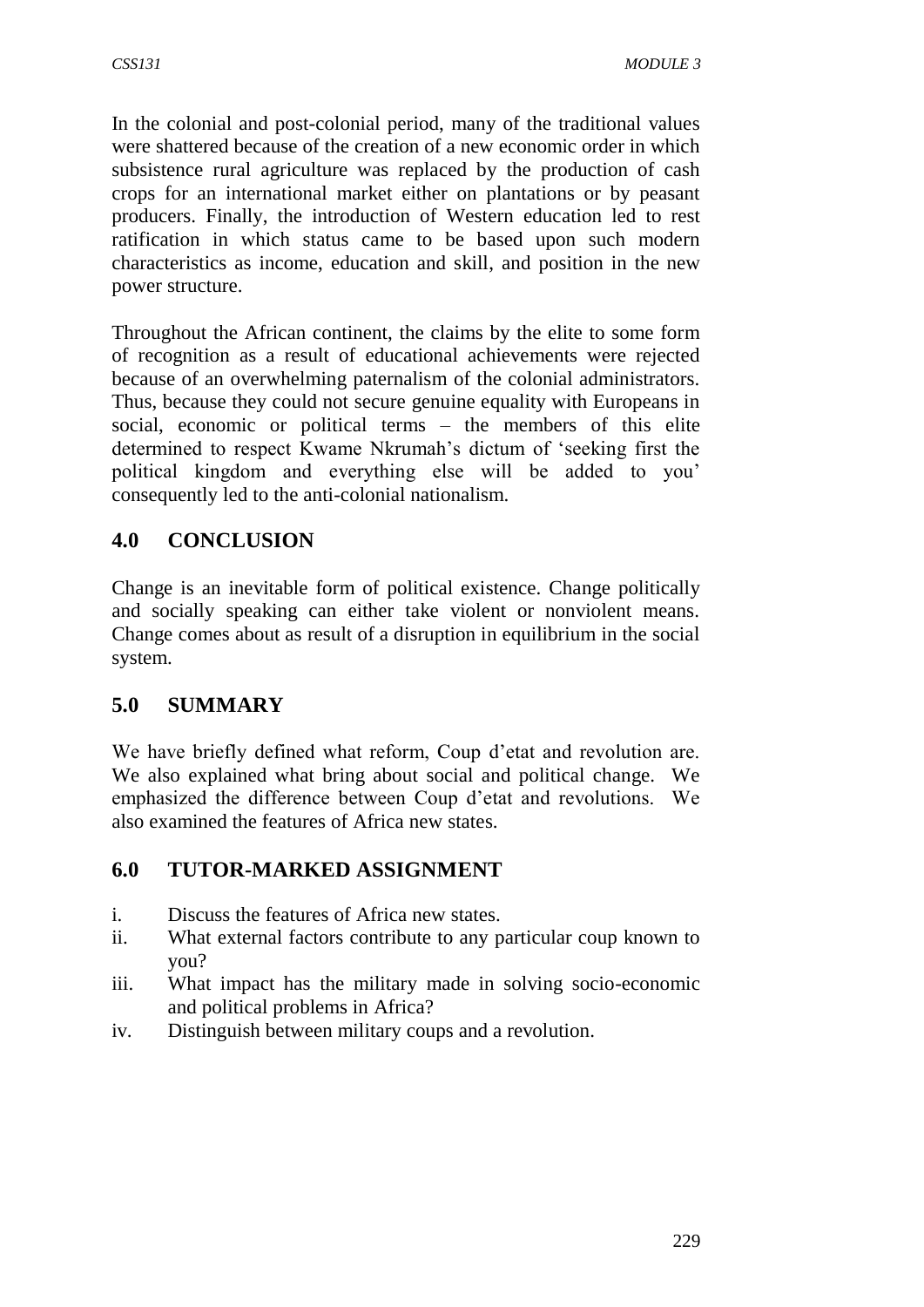In the colonial and post-colonial period, many of the traditional values were shattered because of the creation of a new economic order in which subsistence rural agriculture was replaced by the production of cash crops for an international market either on plantations or by peasant producers. Finally, the introduction of Western education led to rest ratification in which status came to be based upon such modern characteristics as income, education and skill, and position in the new power structure.

Throughout the African continent, the claims by the elite to some form of recognition as a result of educational achievements were rejected because of an overwhelming paternalism of the colonial administrators. Thus, because they could not secure genuine equality with Europeans in social, economic or political terms – the members of this elite determined to respect Kwame Nkrumah's dictum of 'seeking first the political kingdom and everything else will be added to you' consequently led to the anti-colonial nationalism.

## 4.0 CONCLUSION

Change is an inevitable form of political existence. Change politically and socially speaking can either take violent or nonviolent means. Change comes about as result of a disruption in equilibrium in the social system.

## 5.0 SUMMARY

We have briefly defined what reform, Coup d'etat and revolution are. We also explained what bring about social and political change. We emphasized the difference between Coup d'etat and revolutions. We also examined the features of Africa new states.

## 6.0 TUTOR-MARKED ASSIGNMENT

i. Discuss the features of Africa new states.
ii. What external factors contribute to any particular coup known to you?
iii. What impact has the military made in solving socio-economic and political problems in Africa?
iv. Distinguish between military coups and a revolution.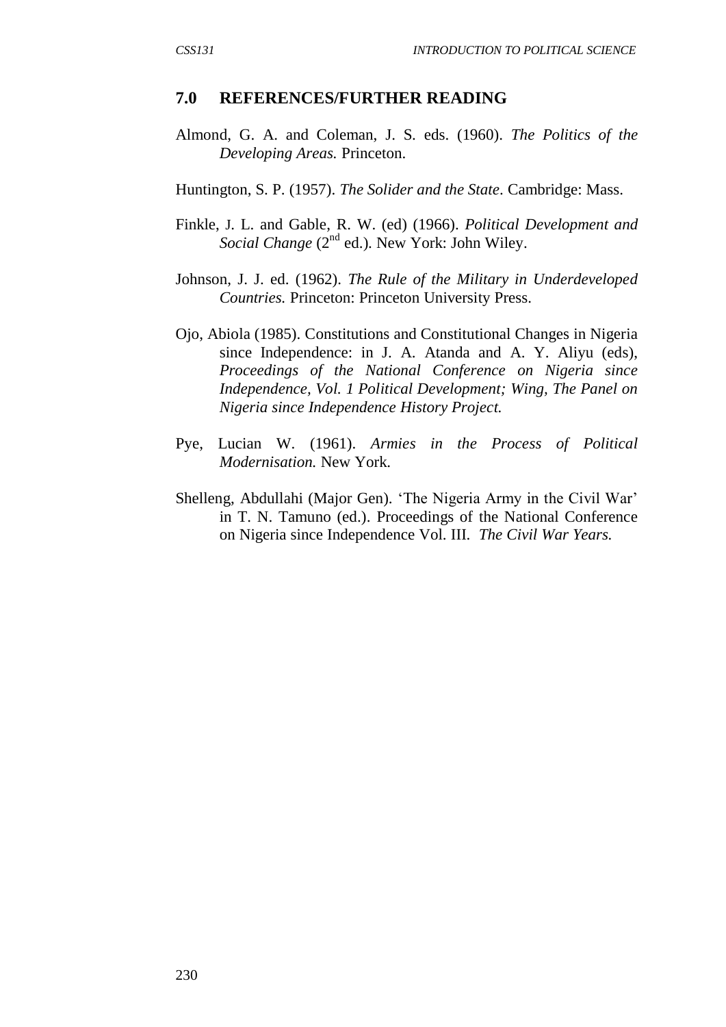## 7.0 REFERENCES/FURTHER READING

Almond, G. A. and Coleman, J. S. eds. (1960). *The Politics of the Developing Areas.* Princeton.

Huntington, S. P. (1957). *The Solider and the State*. Cambridge: Mass.

Finkle, J. L. and Gable, R. W. (ed) (1966). *Political Development and Social Change* (2nd ed.). New York: John Wiley.

Johnson, J. J. ed. (1962). *The Rule of the Military in Underdeveloped Countries.* Princeton: Princeton University Press.

Ojo, Abiola (1985). Constitutions and Constitutional Changes in Nigeria since Independence: in J. A. Atanda and A. Y. Aliyu (eds), *Proceedings of the National Conference on Nigeria since Independence, Vol. 1 Political Development; Wing, The Panel on Nigeria since Independence History Project.*

Pye, Lucian W. (1961). *Armies in the Process of Political Modernisation.* New York.

Shelleng, Abdullahi (Major Gen). 'The Nigeria Army in the Civil War' in T. N. Tamuno (ed.). Proceedings of the National Conference on Nigeria since Independence Vol. III. *The Civil War Years.*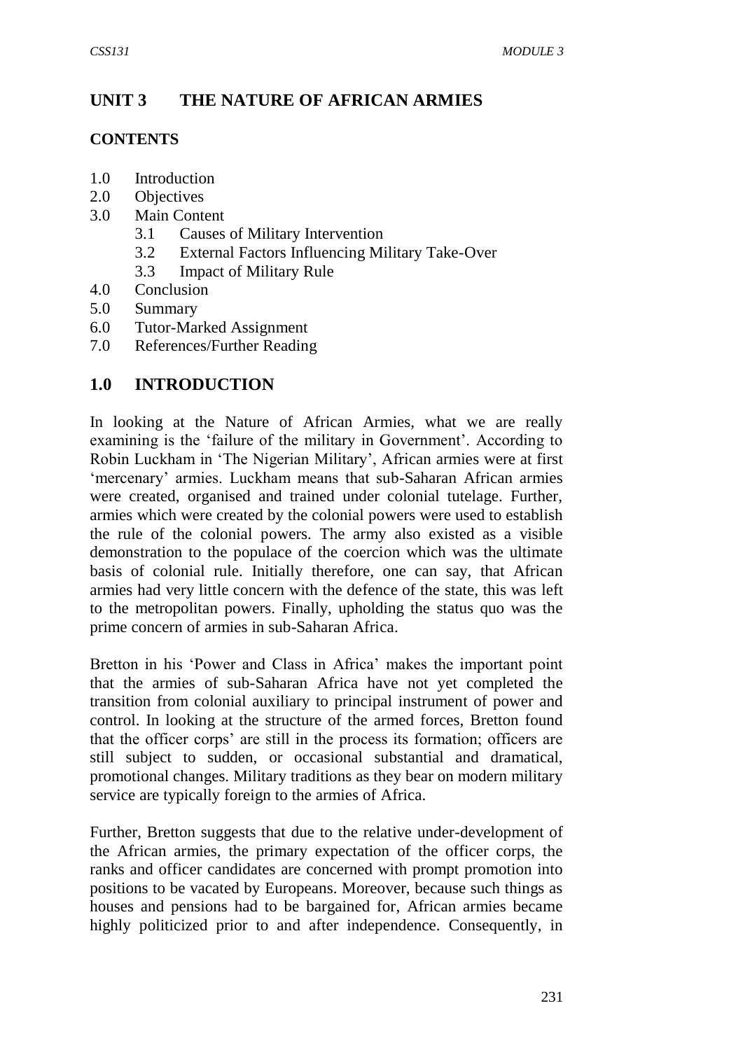## UNIT 3 THE NATURE OF AFRICAN ARMIES

### CONTENTS

1.0 Introduction
2.0 Objectives
3.0 Main Content
    3.1 Causes of Military Intervention
    3.2 External Factors Influencing Military Take-Over
    3.3 Impact of Military Rule
4.0 Conclusion
5.0 Summary
6.0 Tutor-Marked Assignment
7.0 References/Further Reading

## 1.0 INTRODUCTION

In looking at the Nature of African Armies, what we are really examining is the 'failure of the military in Government'. According to Robin Luckham in 'The Nigerian Military', African armies were at first 'mercenary' armies. Luckham means that sub-Saharan African armies were created, organised and trained under colonial tutelage. Further, armies which were created by the colonial powers were used to establish the rule of the colonial powers. The army also existed as a visible demonstration to the populace of the coercion which was the ultimate basis of colonial rule. Initially therefore, one can say, that African armies had very little concern with the defence of the state, this was left to the metropolitan powers. Finally, upholding the status quo was the prime concern of armies in sub-Saharan Africa.

Bretton in his 'Power and Class in Africa' makes the important point that the armies of sub-Saharan Africa have not yet completed the transition from colonial auxiliary to principal instrument of power and control. In looking at the structure of the armed forces, Bretton found that the officer corps' are still in the process its formation; officers are still subject to sudden, or occasional substantial and dramatical, promotional changes. Military traditions as they bear on modern military service are typically foreign to the armies of Africa.

Further, Bretton suggests that due to the relative under-development of the African armies, the primary expectation of the officer corps, the ranks and officer candidates are concerned with prompt promotion into positions to be vacated by Europeans. Moreover, because such things as houses and pensions had to be bargained for, African armies became highly politicized prior to and after independence. Consequently, in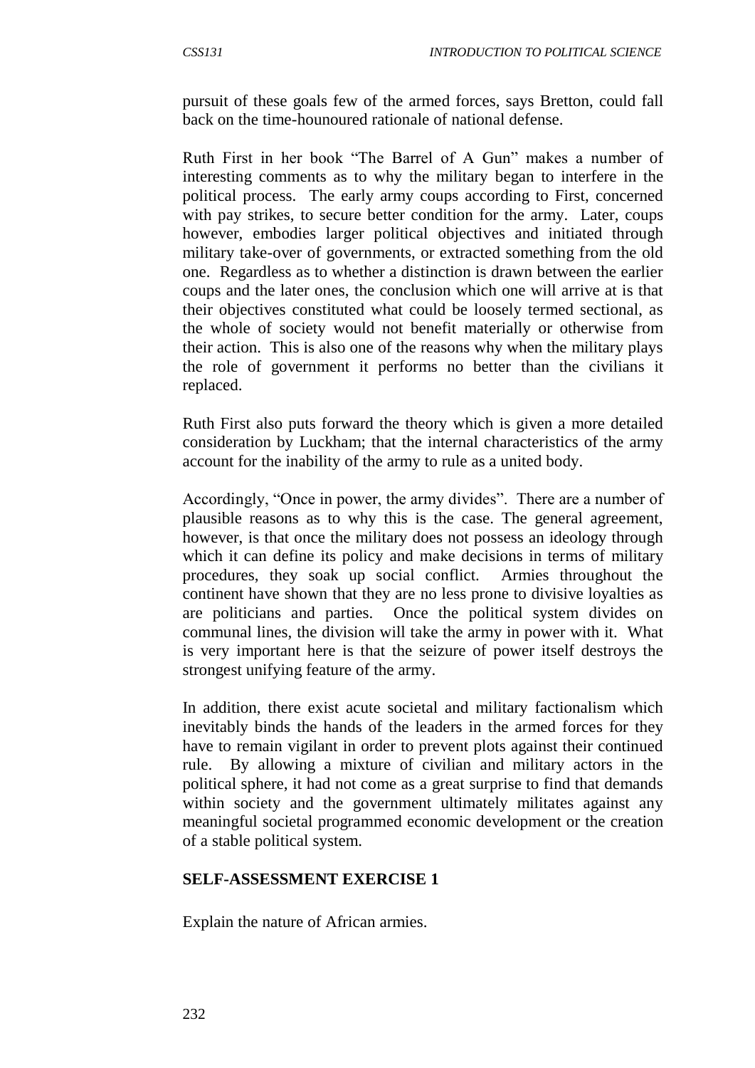pursuit of these goals few of the armed forces, says Bretton, could fall back on the time-hounoured rationale of national defense.

Ruth First in her book "The Barrel of A Gun" makes a number of interesting comments as to why the military began to interfere in the political process. The early army coups according to First, concerned with pay strikes, to secure better condition for the army. Later, coups however, embodies larger political objectives and initiated through military take-over of governments, or extracted something from the old one. Regardless as to whether a distinction is drawn between the earlier coups and the later ones, the conclusion which one will arrive at is that their objectives constituted what could be loosely termed sectional, as the whole of society would not benefit materially or otherwise from their action. This is also one of the reasons why when the military plays the role of government it performs no better than the civilians it replaced.

Ruth First also puts forward the theory which is given a more detailed consideration by Luckham; that the internal characteristics of the army account for the inability of the army to rule as a united body.

Accordingly, "Once in power, the army divides". There are a number of plausible reasons as to why this is the case. The general agreement, however, is that once the military does not possess an ideology through which it can define its policy and make decisions in terms of military procedures, they soak up social conflict. Armies throughout the continent have shown that they are no less prone to divisive loyalties as are politicians and parties. Once the political system divides on communal lines, the division will take the army in power with it. What is very important here is that the seizure of power itself destroys the strongest unifying feature of the army.

In addition, there exist acute societal and military factionalism which inevitably binds the hands of the leaders in the armed forces for they have to remain vigilant in order to prevent plots against their continued rule. By allowing a mixture of civilian and military actors in the political sphere, it had not come as a great surprise to find that demands within society and the government ultimately militates against any meaningful societal programmed economic development or the creation of a stable political system.

**SELF-ASSESSMENT EXERCISE 1**

Explain the nature of African armies.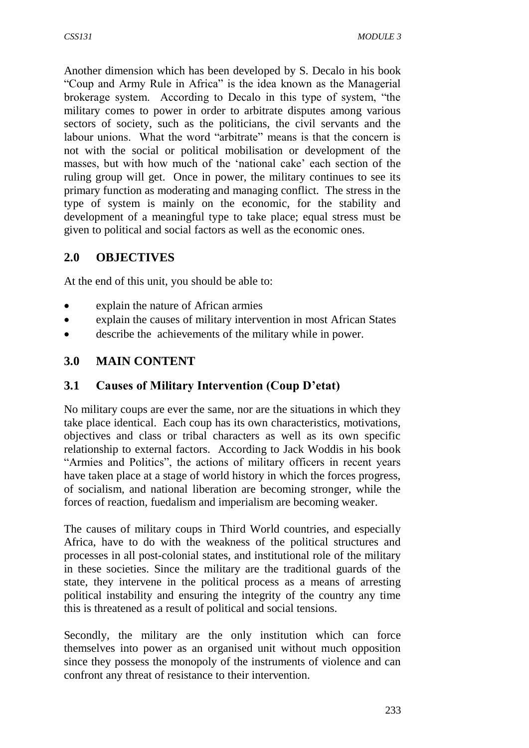Another dimension which has been developed by S. Decalo in his book "Coup and Army Rule in Africa" is the idea known as the Managerial brokerage system. According to Decalo in this type of system, "the military comes to power in order to arbitrate disputes among various sectors of society, such as the politicians, the civil servants and the labour unions. What the word "arbitrate" means is that the concern is not with the social or political mobilisation or development of the masses, but with how much of the 'national cake' each section of the ruling group will get. Once in power, the military continues to see its primary function as moderating and managing conflict. The stress in the type of system is mainly on the economic, for the stability and development of a meaningful type to take place; equal stress must be given to political and social factors as well as the economic ones.

## 2.0 OBJECTIVES

At the end of this unit, you should be able to:

- explain the nature of African armies
- explain the causes of military intervention in most African States
- describe the achievements of the military while in power.

## 3.0 MAIN CONTENT

### 3.1 Causes of Military Intervention (Coup D'etat)

No military coups are ever the same, nor are the situations in which they take place identical. Each coup has its own characteristics, motivations, objectives and class or tribal characters as well as its own specific relationship to external factors. According to Jack Woddis in his book "Armies and Politics", the actions of military officers in recent years have taken place at a stage of world history in which the forces progress, of socialism, and national liberation are becoming stronger, while the forces of reaction, fuedalism and imperialism are becoming weaker.

The causes of military coups in Third World countries, and especially Africa, have to do with the weakness of the political structures and processes in all post-colonial states, and institutional role of the military in these societies. Since the military are the traditional guards of the state, they intervene in the political process as a means of arresting political instability and ensuring the integrity of the country any time this is threatened as a result of political and social tensions.

Secondly, the military are the only institution which can force themselves into power as an organised unit without much opposition since they possess the monopoly of the instruments of violence and can confront any threat of resistance to their intervention.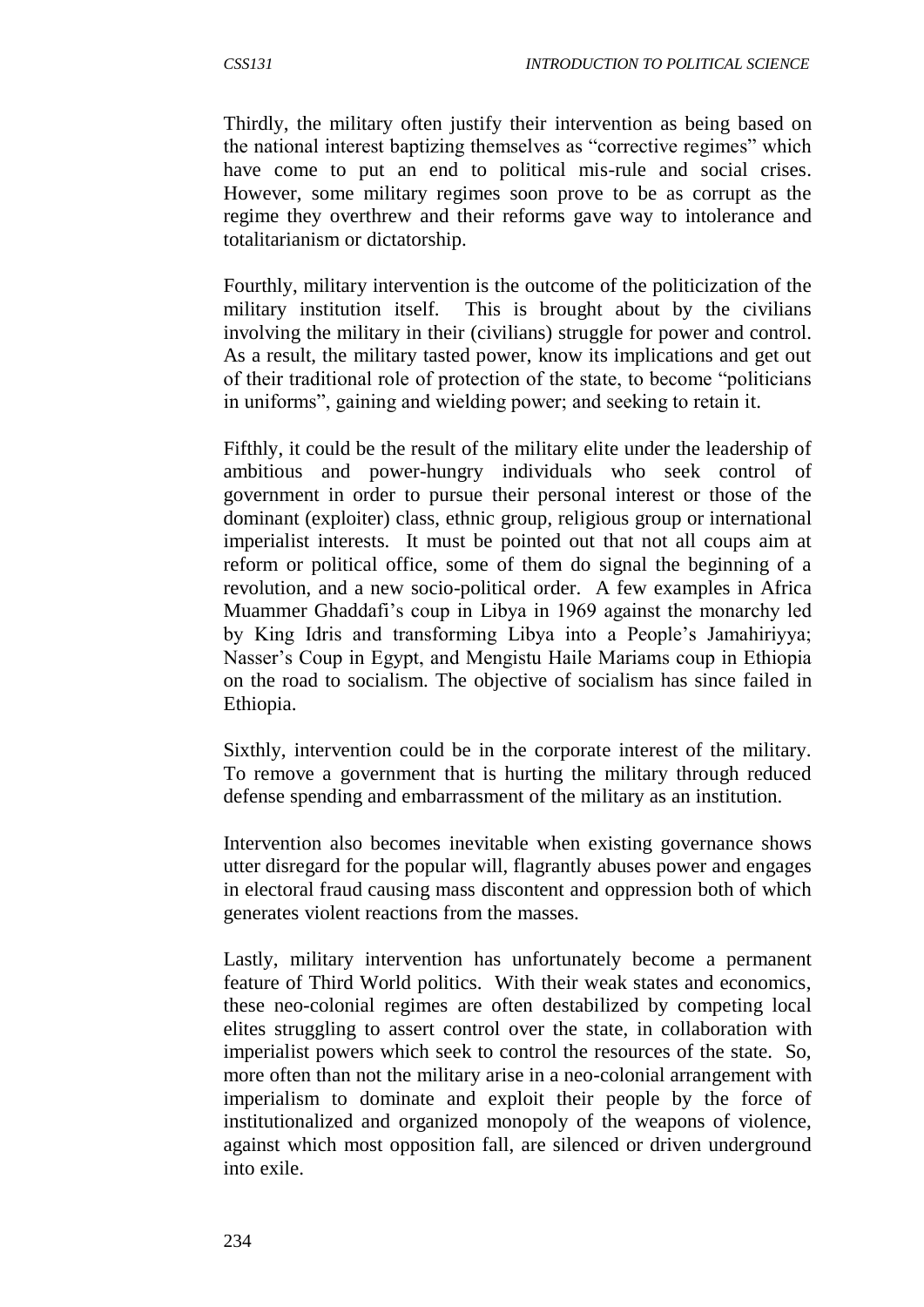Thirdly, the military often justify their intervention as being based on the national interest baptizing themselves as "corrective regimes" which have come to put an end to political mis-rule and social crises. However, some military regimes soon prove to be as corrupt as the regime they overthrew and their reforms gave way to intolerance and totalitarianism or dictatorship.

Fourthly, military intervention is the outcome of the politicization of the military institution itself. This is brought about by the civilians involving the military in their (civilians) struggle for power and control. As a result, the military tasted power, know its implications and get out of their traditional role of protection of the state, to become "politicians in uniforms", gaining and wielding power; and seeking to retain it.

Fifthly, it could be the result of the military elite under the leadership of ambitious and power-hungry individuals who seek control of government in order to pursue their personal interest or those of the dominant (exploiter) class, ethnic group, religious group or international imperialist interests. It must be pointed out that not all coups aim at reform or political office, some of them do signal the beginning of a revolution, and a new socio-political order. A few examples in Africa Muammer Ghaddafi's coup in Libya in 1969 against the monarchy led by King Idris and transforming Libya into a People's Jamahiriyya; Nasser's Coup in Egypt, and Mengistu Haile Mariams coup in Ethiopia on the road to socialism. The objective of socialism has since failed in Ethiopia.

Sixthly, intervention could be in the corporate interest of the military. To remove a government that is hurting the military through reduced defense spending and embarrassment of the military as an institution.

Intervention also becomes inevitable when existing governance shows utter disregard for the popular will, flagrantly abuses power and engages in electoral fraud causing mass discontent and oppression both of which generates violent reactions from the masses.

Lastly, military intervention has unfortunately become a permanent feature of Third World politics. With their weak states and economics, these neo-colonial regimes are often destabilized by competing local elites struggling to assert control over the state, in collaboration with imperialist powers which seek to control the resources of the state. So, more often than not the military arise in a neo-colonial arrangement with imperialism to dominate and exploit their people by the force of institutionalized and organized monopoly of the weapons of violence, against which most opposition fall, are silenced or driven underground into exile.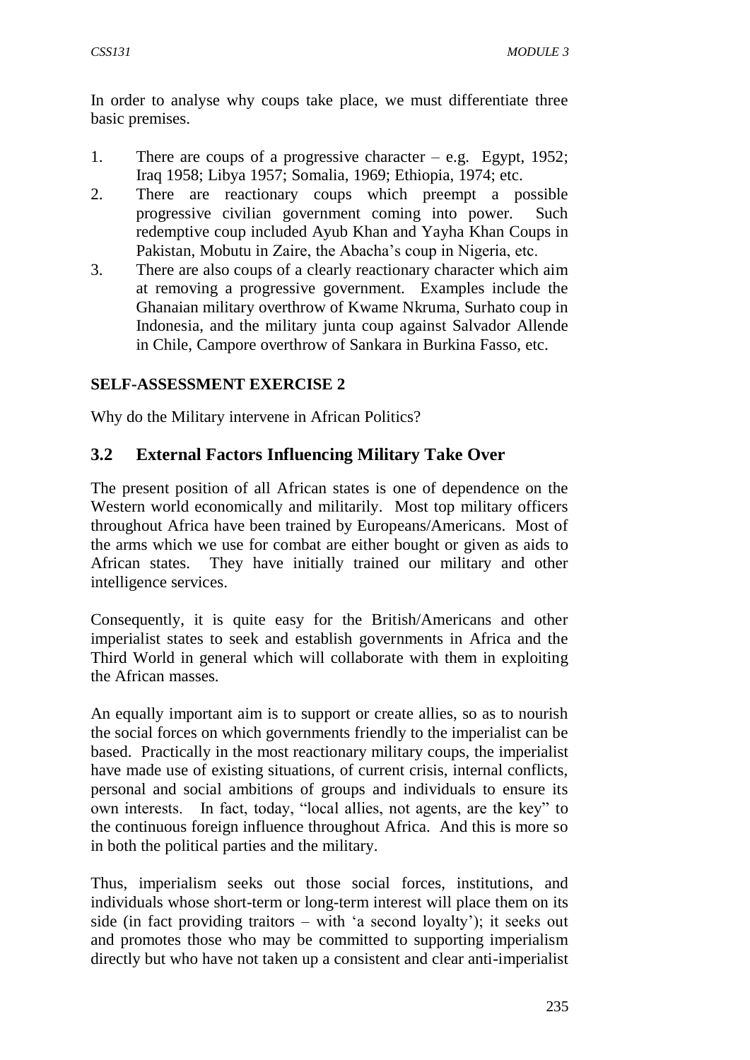In order to analyse why coups take place, we must differentiate three basic premises.

1. There are coups of a progressive character – e.g. Egypt, 1952; Iraq 1958; Libya 1957; Somalia, 1969; Ethiopia, 1974; etc.
2. There are reactionary coups which preempt a possible progressive civilian government coming into power. Such redemptive coup included Ayub Khan and Yayha Khan Coups in Pakistan, Mobutu in Zaire, the Abacha's coup in Nigeria, etc.
3. There are also coups of a clearly reactionary character which aim at removing a progressive government. Examples include the Ghanaian military overthrow of Kwame Nkruma, Surhato coup in Indonesia, and the military junta coup against Salvador Allende in Chile, Campore overthrow of Sankara in Burkina Fasso, etc.

**SELF-ASSESSMENT EXERCISE 2**

Why do the Military intervene in African Politics?

## 3.2 External Factors Influencing Military Take Over

The present position of all African states is one of dependence on the Western world economically and militarily. Most top military officers throughout Africa have been trained by Europeans/Americans. Most of the arms which we use for combat are either bought or given as aids to African states. They have initially trained our military and other intelligence services.

Consequently, it is quite easy for the British/Americans and other imperialist states to seek and establish governments in Africa and the Third World in general which will collaborate with them in exploiting the African masses.

An equally important aim is to support or create allies, so as to nourish the social forces on which governments friendly to the imperialist can be based. Practically in the most reactionary military coups, the imperialist have made use of existing situations, of current crisis, internal conflicts, personal and social ambitions of groups and individuals to ensure its own interests. In fact, today, "local allies, not agents, are the key" to the continuous foreign influence throughout Africa. And this is more so in both the political parties and the military.

Thus, imperialism seeks out those social forces, institutions, and individuals whose short-term or long-term interest will place them on its side (in fact providing traitors – with 'a second loyalty'); it seeks out and promotes those who may be committed to supporting imperialism directly but who have not taken up a consistent and clear anti-imperialist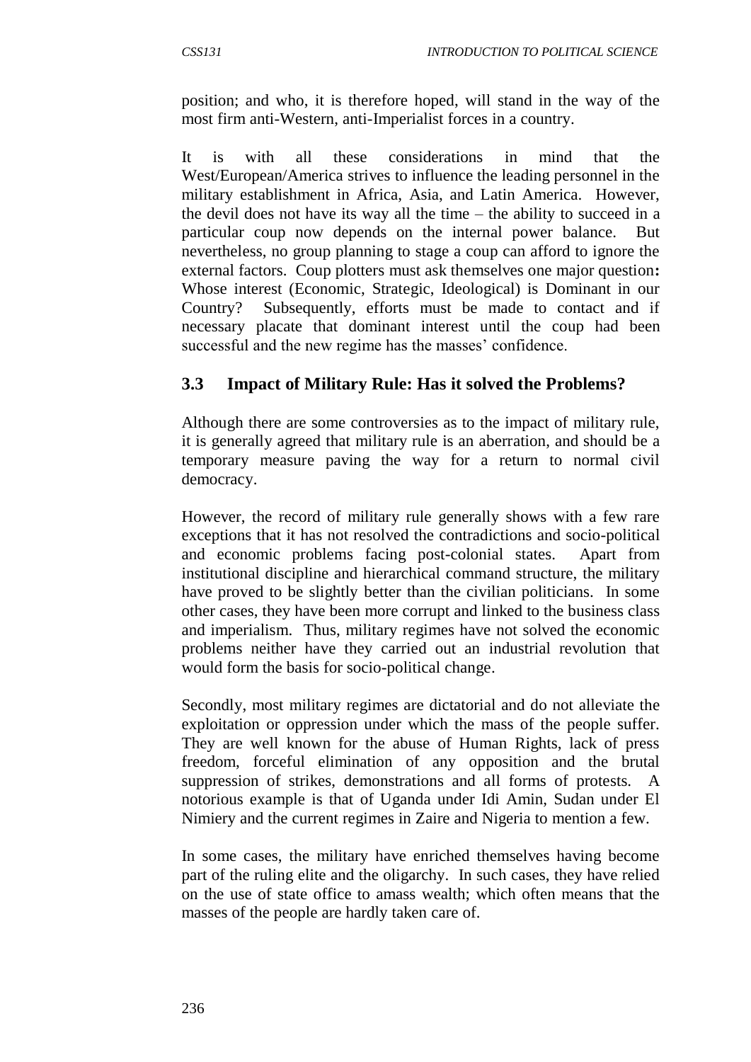position; and who, it is therefore hoped, will stand in the way of the most firm anti-Western, anti-Imperialist forces in a country.

It is with all these considerations in mind that the West/European/America strives to influence the leading personnel in the military establishment in Africa, Asia, and Latin America. However, the devil does not have its way all the time – the ability to succeed in a particular coup now depends on the internal power balance. But nevertheless, no group planning to stage a coup can afford to ignore the external factors. Coup plotters must ask themselves one major question**:** Whose interest (Economic, Strategic, Ideological) is Dominant in our Country? Subsequently, efforts must be made to contact and if necessary placate that dominant interest until the coup had been successful and the new regime has the masses' confidence.

### 3.3 Impact of Military Rule: Has it solved the Problems?

Although there are some controversies as to the impact of military rule, it is generally agreed that military rule is an aberration, and should be a temporary measure paving the way for a return to normal civil democracy.

However, the record of military rule generally shows with a few rare exceptions that it has not resolved the contradictions and socio-political and economic problems facing post-colonial states. Apart from institutional discipline and hierarchical command structure, the military have proved to be slightly better than the civilian politicians. In some other cases, they have been more corrupt and linked to the business class and imperialism. Thus, military regimes have not solved the economic problems neither have they carried out an industrial revolution that would form the basis for socio-political change.

Secondly, most military regimes are dictatorial and do not alleviate the exploitation or oppression under which the mass of the people suffer. They are well known for the abuse of Human Rights, lack of press freedom, forceful elimination of any opposition and the brutal suppression of strikes, demonstrations and all forms of protests. A notorious example is that of Uganda under Idi Amin, Sudan under El Nimiery and the current regimes in Zaire and Nigeria to mention a few.

In some cases, the military have enriched themselves having become part of the ruling elite and the oligarchy. In such cases, they have relied on the use of state office to amass wealth; which often means that the masses of the people are hardly taken care of.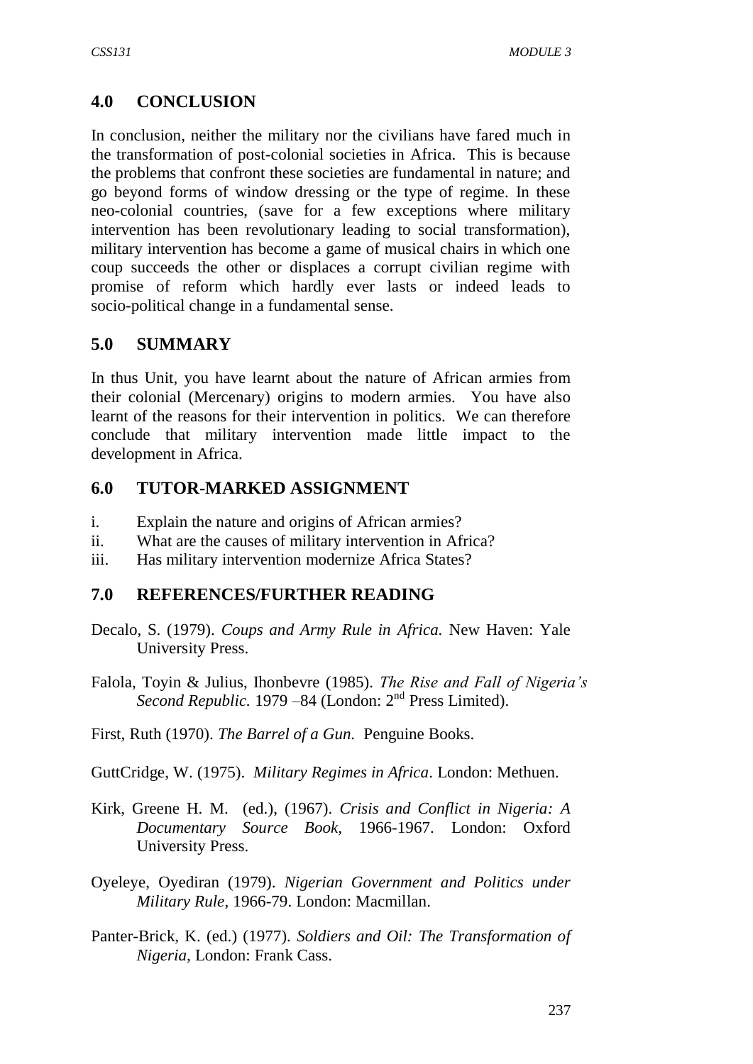## 4.0 CONCLUSION

In conclusion, neither the military nor the civilians have fared much in the transformation of post-colonial societies in Africa. This is because the problems that confront these societies are fundamental in nature; and go beyond forms of window dressing or the type of regime. In these neo-colonial countries, (save for a few exceptions where military intervention has been revolutionary leading to social transformation), military intervention has become a game of musical chairs in which one coup succeeds the other or displaces a corrupt civilian regime with promise of reform which hardly ever lasts or indeed leads to socio-political change in a fundamental sense.

## 5.0 SUMMARY

In thus Unit, you have learnt about the nature of African armies from their colonial (Mercenary) origins to modern armies. You have also learnt of the reasons for their intervention in politics. We can therefore conclude that military intervention made little impact to the development in Africa.

## 6.0 TUTOR-MARKED ASSIGNMENT

i. Explain the nature and origins of African armies?
ii. What are the causes of military intervention in Africa?
iii. Has military intervention modernize Africa States?

## 7.0 REFERENCES/FURTHER READING

Decalo, S. (1979). *Coups and Army Rule in Africa.* New Haven: Yale University Press.

Falola, Toyin & Julius, Ihonbevre (1985). *The Rise and Fall of Nigeria's Second Republic.* 1979 –84 (London: 2nd Press Limited).

First, Ruth (1970). *The Barrel of a Gun.* Penguine Books.

GuttCridge, W. (1975). *Military Regimes in Africa*. London: Methuen.

Kirk, Greene H. M. (ed.), (1967). *Crisis and Conflict in Nigeria: A Documentary Source Book,* 1966-1967. London: Oxford University Press.

Oyeleye, Oyediran (1979). *Nigerian Government and Politics under Military Rule*, 1966-79. London: Macmillan.

Panter-Brick, K. (ed.) (1977). *Soldiers and Oil: The Transformation of Nigeria,* London: Frank Cass.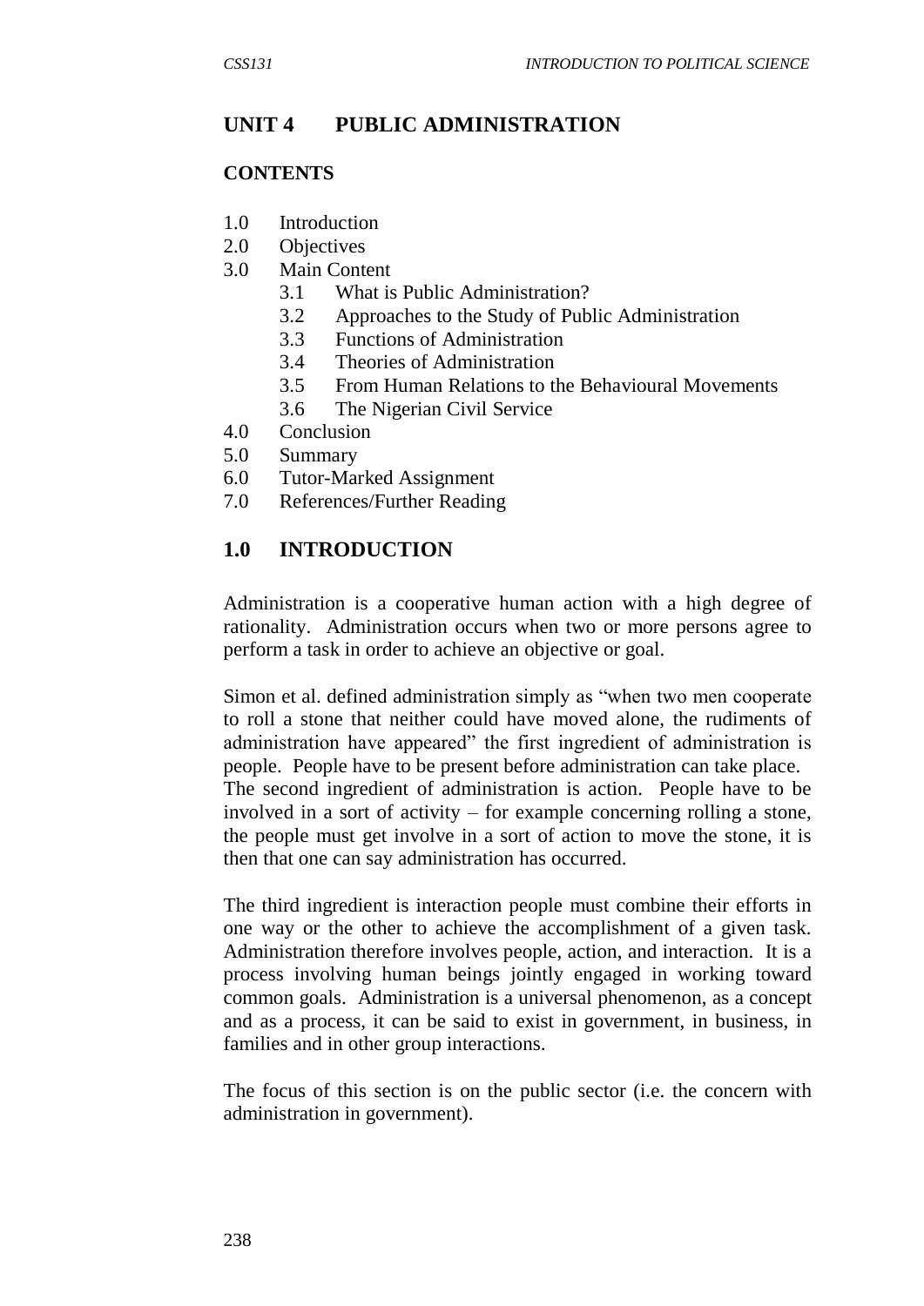## UNIT 4 PUBLIC ADMINISTRATION

### CONTENTS

1.0 Introduction
2.0 Objectives
3.0 Main Content
    3.1 What is Public Administration?
    3.2 Approaches to the Study of Public Administration
    3.3 Functions of Administration
    3.4 Theories of Administration
    3.5 From Human Relations to the Behavioural Movements
    3.6 The Nigerian Civil Service
4.0 Conclusion
5.0 Summary
6.0 Tutor-Marked Assignment
7.0 References/Further Reading

## 1.0 INTRODUCTION

Administration is a cooperative human action with a high degree of rationality. Administration occurs when two or more persons agree to perform a task in order to achieve an objective or goal.

Simon et al. defined administration simply as "when two men cooperate to roll a stone that neither could have moved alone, the rudiments of administration have appeared" the first ingredient of administration is people. People have to be present before administration can take place. The second ingredient of administration is action. People have to be involved in a sort of activity – for example concerning rolling a stone, the people must get involve in a sort of action to move the stone, it is then that one can say administration has occurred.

The third ingredient is interaction people must combine their efforts in one way or the other to achieve the accomplishment of a given task. Administration therefore involves people, action, and interaction. It is a process involving human beings jointly engaged in working toward common goals. Administration is a universal phenomenon, as a concept and as a process, it can be said to exist in government, in business, in families and in other group interactions.

The focus of this section is on the public sector (i.e. the concern with administration in government).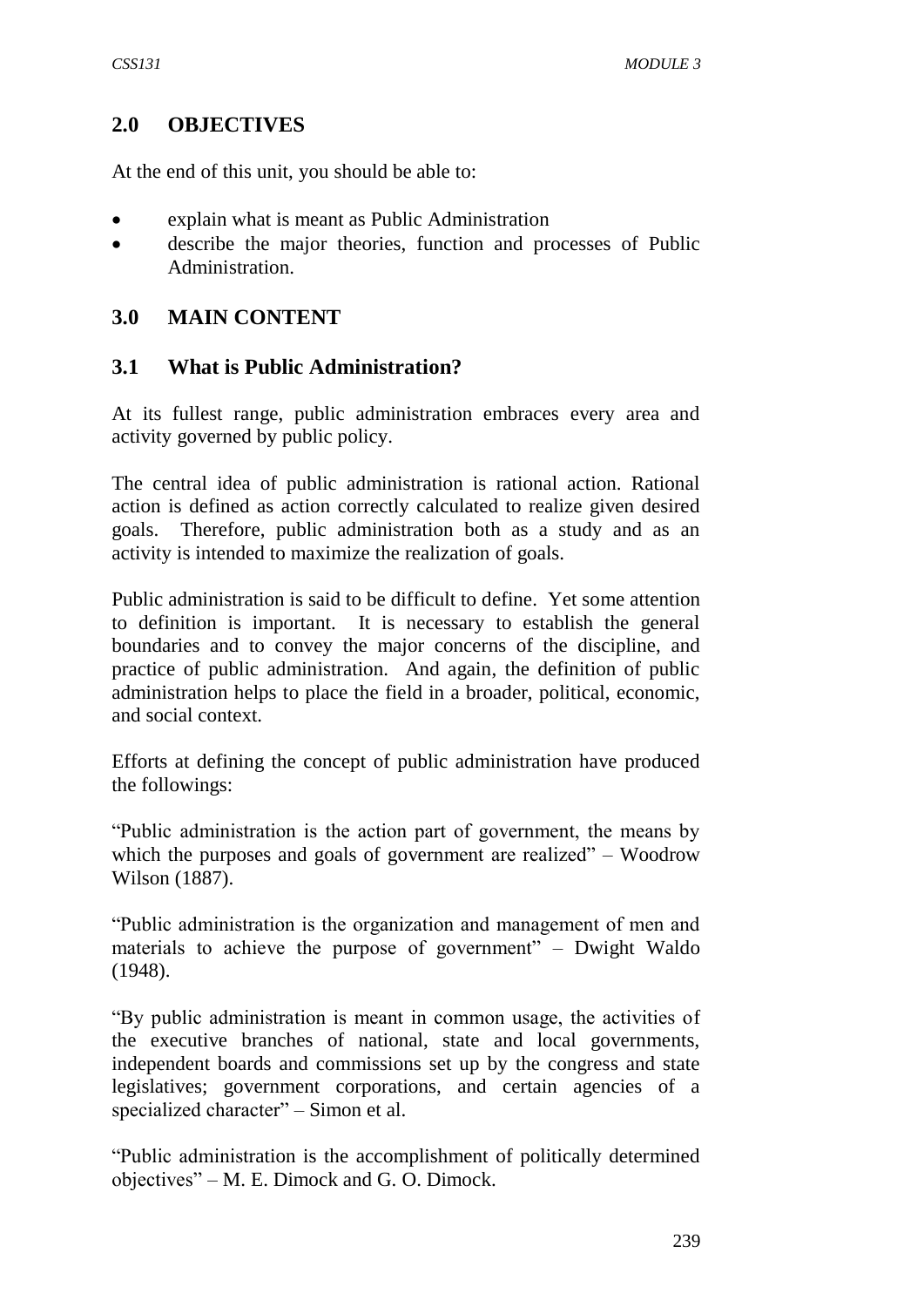## 2.0 OBJECTIVES

At the end of this unit, you should be able to:

- explain what is meant as Public Administration
- describe the major theories, function and processes of Public Administration.

## 3.0 MAIN CONTENT

### 3.1 What is Public Administration?

At its fullest range, public administration embraces every area and activity governed by public policy.

The central idea of public administration is rational action. Rational action is defined as action correctly calculated to realize given desired goals. Therefore, public administration both as a study and as an activity is intended to maximize the realization of goals.

Public administration is said to be difficult to define. Yet some attention to definition is important. It is necessary to establish the general boundaries and to convey the major concerns of the discipline, and practice of public administration. And again, the definition of public administration helps to place the field in a broader, political, economic, and social context.

Efforts at defining the concept of public administration have produced the followings:

"Public administration is the action part of government, the means by which the purposes and goals of government are realized" – Woodrow Wilson (1887).

"Public administration is the organization and management of men and materials to achieve the purpose of government" – Dwight Waldo (1948).

"By public administration is meant in common usage, the activities of the executive branches of national, state and local governments, independent boards and commissions set up by the congress and state legislatives; government corporations, and certain agencies of a specialized character" – Simon et al.

"Public administration is the accomplishment of politically determined objectives" – M. E. Dimock and G. O. Dimock.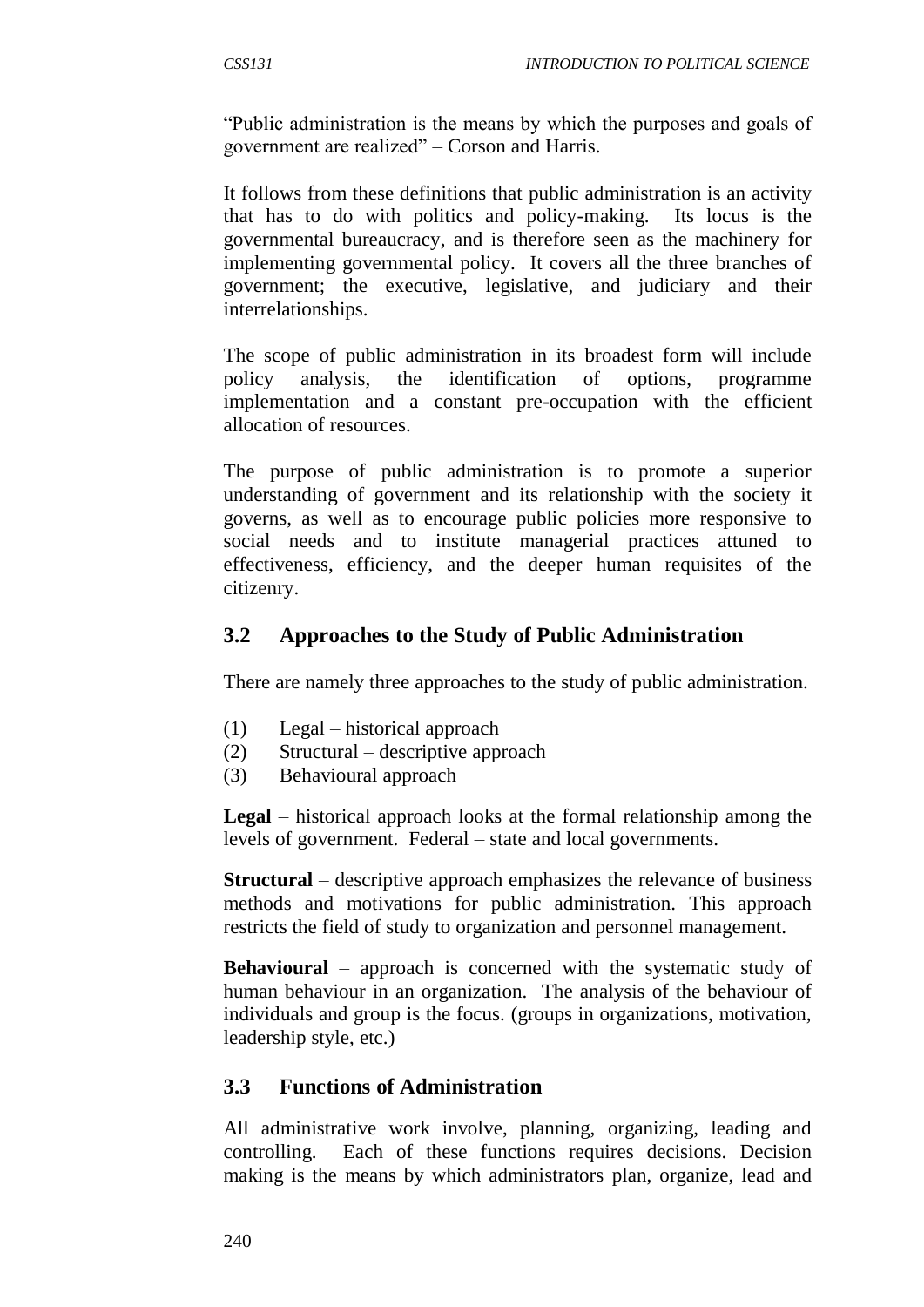"Public administration is the means by which the purposes and goals of government are realized" – Corson and Harris.

It follows from these definitions that public administration is an activity that has to do with politics and policy-making. Its locus is the governmental bureaucracy, and is therefore seen as the machinery for implementing governmental policy. It covers all the three branches of government; the executive, legislative, and judiciary and their interrelationships.

The scope of public administration in its broadest form will include policy analysis, the identification of options, programme implementation and a constant pre-occupation with the efficient allocation of resources.

The purpose of public administration is to promote a superior understanding of government and its relationship with the society it governs, as well as to encourage public policies more responsive to social needs and to institute managerial practices attuned to effectiveness, efficiency, and the deeper human requisites of the citizenry.

## 3.2 Approaches to the Study of Public Administration

There are namely three approaches to the study of public administration.

(1) Legal – historical approach
(2) Structural – descriptive approach
(3) Behavioural approach

**Legal** – historical approach looks at the formal relationship among the levels of government. Federal – state and local governments.

**Structural** – descriptive approach emphasizes the relevance of business methods and motivations for public administration. This approach restricts the field of study to organization and personnel management.

**Behavioural** – approach is concerned with the systematic study of human behaviour in an organization. The analysis of the behaviour of individuals and group is the focus. (groups in organizations, motivation, leadership style, etc.)

## 3.3 Functions of Administration

All administrative work involve, planning, organizing, leading and controlling. Each of these functions requires decisions. Decision making is the means by which administrators plan, organize, lead and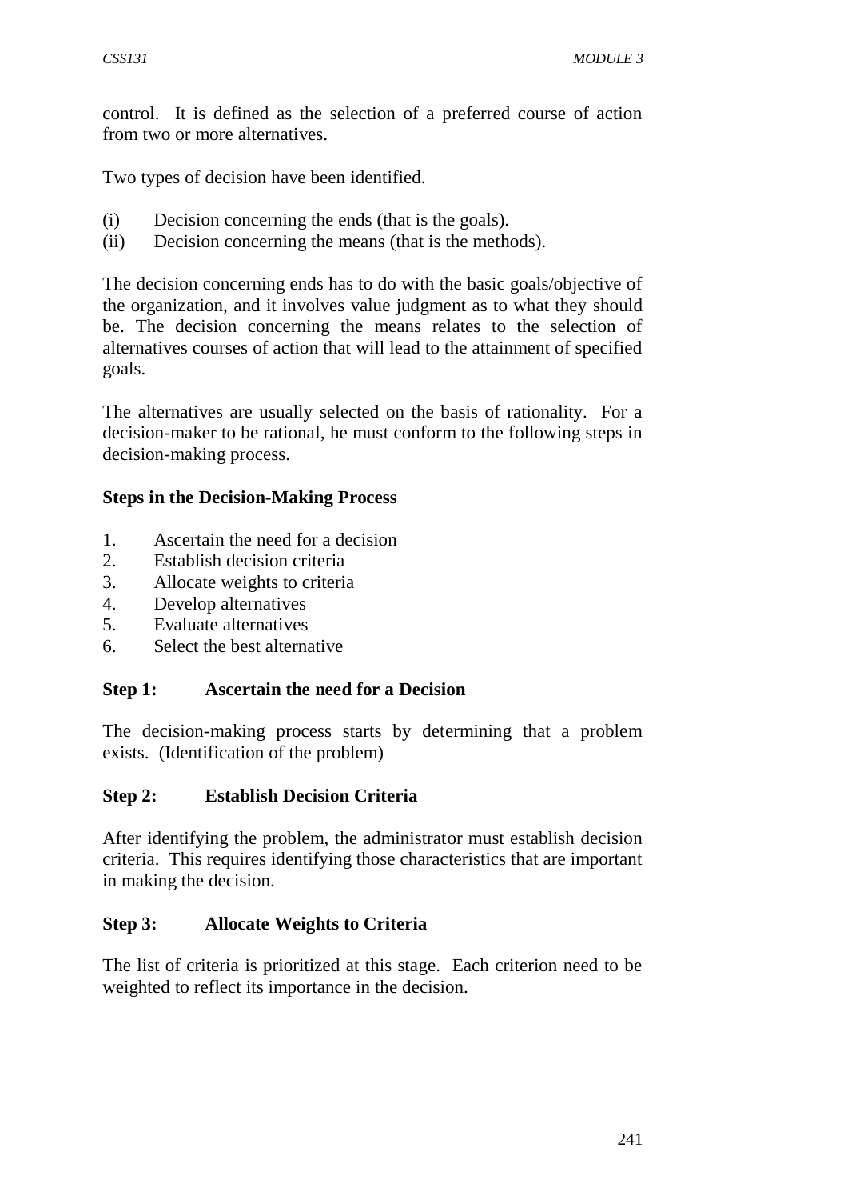control. It is defined as the selection of a preferred course of action from two or more alternatives.

Two types of decision have been identified.

(i) Decision concerning the ends (that is the goals).
(ii) Decision concerning the means (that is the methods).

The decision concerning ends has to do with the basic goals/objective of the organization, and it involves value judgment as to what they should be. The decision concerning the means relates to the selection of alternatives courses of action that will lead to the attainment of specified goals.

The alternatives are usually selected on the basis of rationality. For a decision-maker to be rational, he must conform to the following steps in decision-making process.

**Steps in the Decision-Making Process**

1. Ascertain the need for a decision
2. Establish decision criteria
3. Allocate weights to criteria
4. Develop alternatives
5. Evaluate alternatives
6. Select the best alternative

**Step 1: Ascertain the need for a Decision**

The decision-making process starts by determining that a problem exists. (Identification of the problem)

**Step 2: Establish Decision Criteria**

After identifying the problem, the administrator must establish decision criteria. This requires identifying those characteristics that are important in making the decision.

**Step 3: Allocate Weights to Criteria**

The list of criteria is prioritized at this stage. Each criterion need to be weighted to reflect its importance in the decision.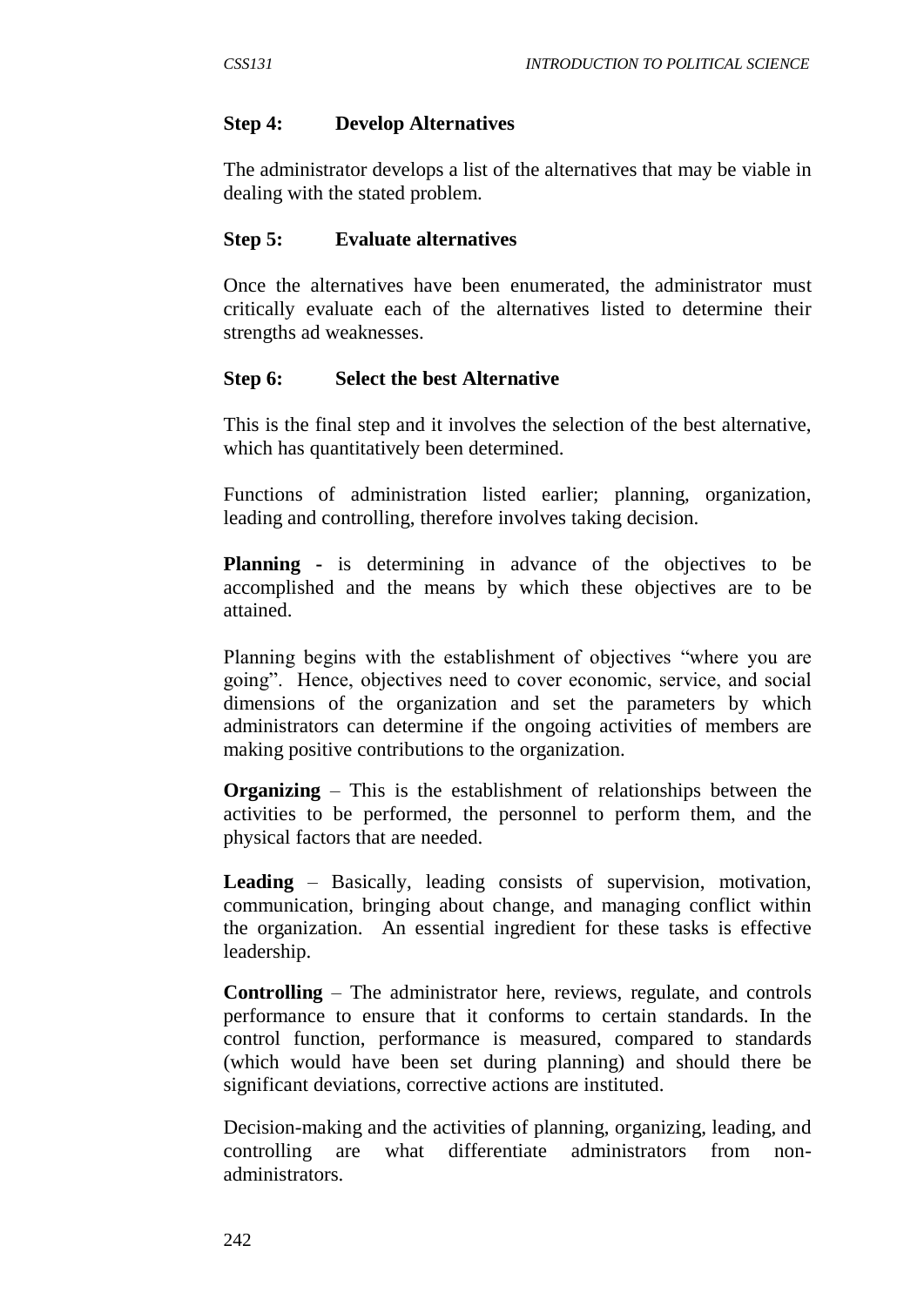**Step 4: Develop Alternatives**

The administrator develops a list of the alternatives that may be viable in dealing with the stated problem.

**Step 5: Evaluate alternatives**

Once the alternatives have been enumerated, the administrator must critically evaluate each of the alternatives listed to determine their strengths ad weaknesses.

**Step 6: Select the best Alternative**

This is the final step and it involves the selection of the best alternative, which has quantitatively been determined.

Functions of administration listed earlier; planning, organization, leading and controlling, therefore involves taking decision.

**Planning** - is determining in advance of the objectives to be accomplished and the means by which these objectives are to be attained.

Planning begins with the establishment of objectives "where you are going". Hence, objectives need to cover economic, service, and social dimensions of the organization and set the parameters by which administrators can determine if the ongoing activities of members are making positive contributions to the organization.

**Organizing** – This is the establishment of relationships between the activities to be performed, the personnel to perform them, and the physical factors that are needed.

**Leading** – Basically, leading consists of supervision, motivation, communication, bringing about change, and managing conflict within the organization. An essential ingredient for these tasks is effective leadership.

**Controlling** – The administrator here, reviews, regulate, and controls performance to ensure that it conforms to certain standards. In the control function, performance is measured, compared to standards (which would have been set during planning) and should there be significant deviations, corrective actions are instituted.

Decision-making and the activities of planning, organizing, leading, and controlling are what differentiate administrators from non-administrators.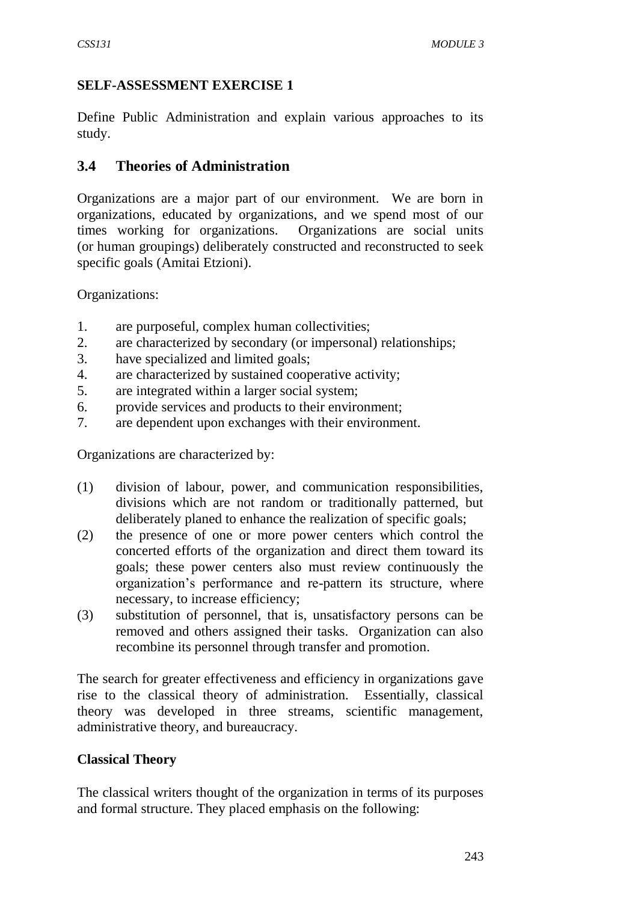**SELF-ASSESSMENT EXERCISE 1**

Define Public Administration and explain various approaches to its study.

## 3.4 Theories of Administration

Organizations are a major part of our environment. We are born in organizations, educated by organizations, and we spend most of our times working for organizations. Organizations are social units (or human groupings) deliberately constructed and reconstructed to seek specific goals (Amitai Etzioni).

Organizations:

1. are purposeful, complex human collectivities;
2. are characterized by secondary (or impersonal) relationships;
3. have specialized and limited goals;
4. are characterized by sustained cooperative activity;
5. are integrated within a larger social system;
6. provide services and products to their environment;
7. are dependent upon exchanges with their environment.

Organizations are characterized by:

(1) division of labour, power, and communication responsibilities, divisions which are not random or traditionally patterned, but deliberately planed to enhance the realization of specific goals;

(2) the presence of one or more power centers which control the concerted efforts of the organization and direct them toward its goals; these power centers also must review continuously the organization's performance and re-pattern its structure, where necessary, to increase efficiency;

(3) substitution of personnel, that is, unsatisfactory persons can be removed and others assigned their tasks. Organization can also recombine its personnel through transfer and promotion.

The search for greater effectiveness and efficiency in organizations gave rise to the classical theory of administration. Essentially, classical theory was developed in three streams, scientific management, administrative theory, and bureaucracy.

**Classical Theory**

The classical writers thought of the organization in terms of its purposes and formal structure. They placed emphasis on the following: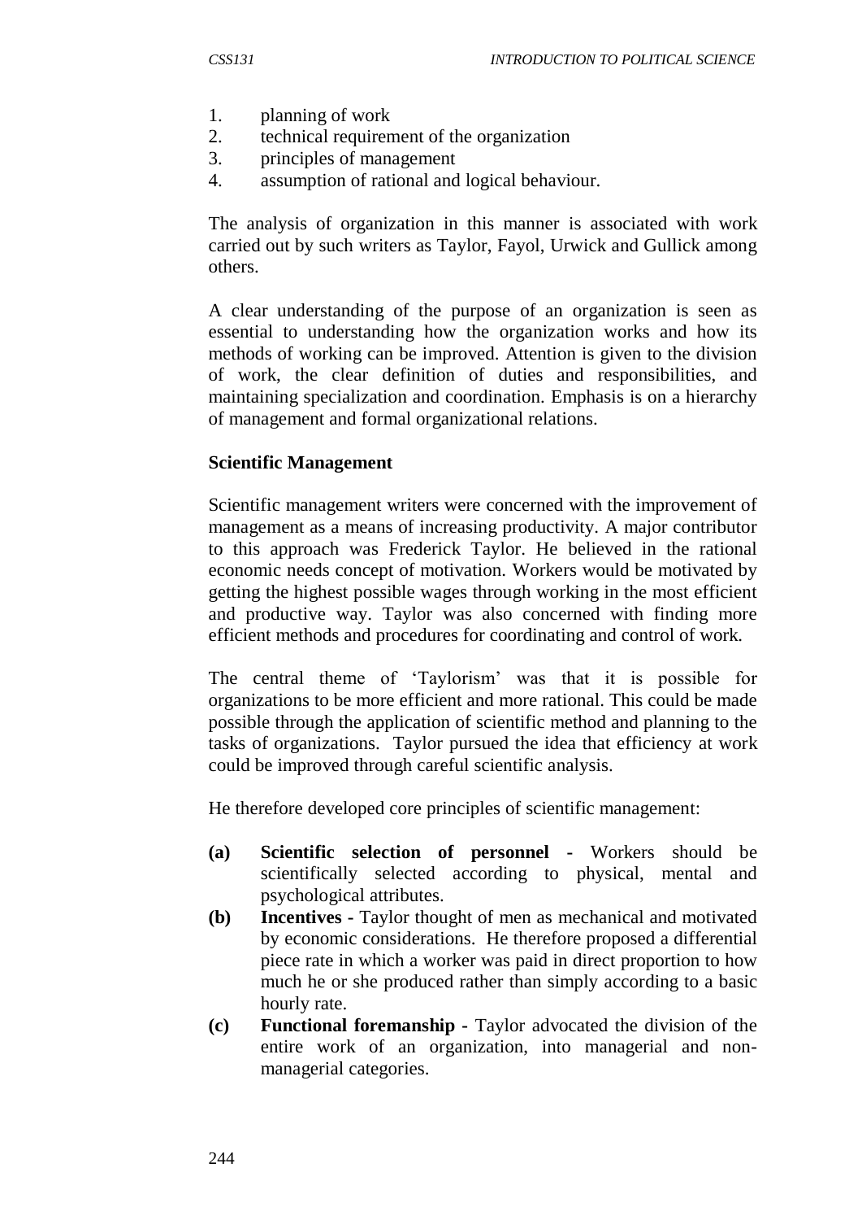1. planning of work
2. technical requirement of the organization
3. principles of management
4. assumption of rational and logical behaviour.

The analysis of organization in this manner is associated with work carried out by such writers as Taylor, Fayol, Urwick and Gullick among others.

A clear understanding of the purpose of an organization is seen as essential to understanding how the organization works and how its methods of working can be improved. Attention is given to the division of work, the clear definition of duties and responsibilities, and maintaining specialization and coordination. Emphasis is on a hierarchy of management and formal organizational relations.

**Scientific Management**

Scientific management writers were concerned with the improvement of management as a means of increasing productivity. A major contributor to this approach was Frederick Taylor. He believed in the rational economic needs concept of motivation. Workers would be motivated by getting the highest possible wages through working in the most efficient and productive way. Taylor was also concerned with finding more efficient methods and procedures for coordinating and control of work.

The central theme of 'Taylorism' was that it is possible for organizations to be more efficient and more rational. This could be made possible through the application of scientific method and planning to the tasks of organizations. Taylor pursued the idea that efficiency at work could be improved through careful scientific analysis.

He therefore developed core principles of scientific management:

- **(a) Scientific selection of personnel -** Workers should be scientifically selected according to physical, mental and psychological attributes.
- **(b) Incentives -** Taylor thought of men as mechanical and motivated by economic considerations. He therefore proposed a differential piece rate in which a worker was paid in direct proportion to how much he or she produced rather than simply according to a basic hourly rate.
- **(c) Functional foremanship -** Taylor advocated the division of the entire work of an organization, into managerial and non-managerial categories.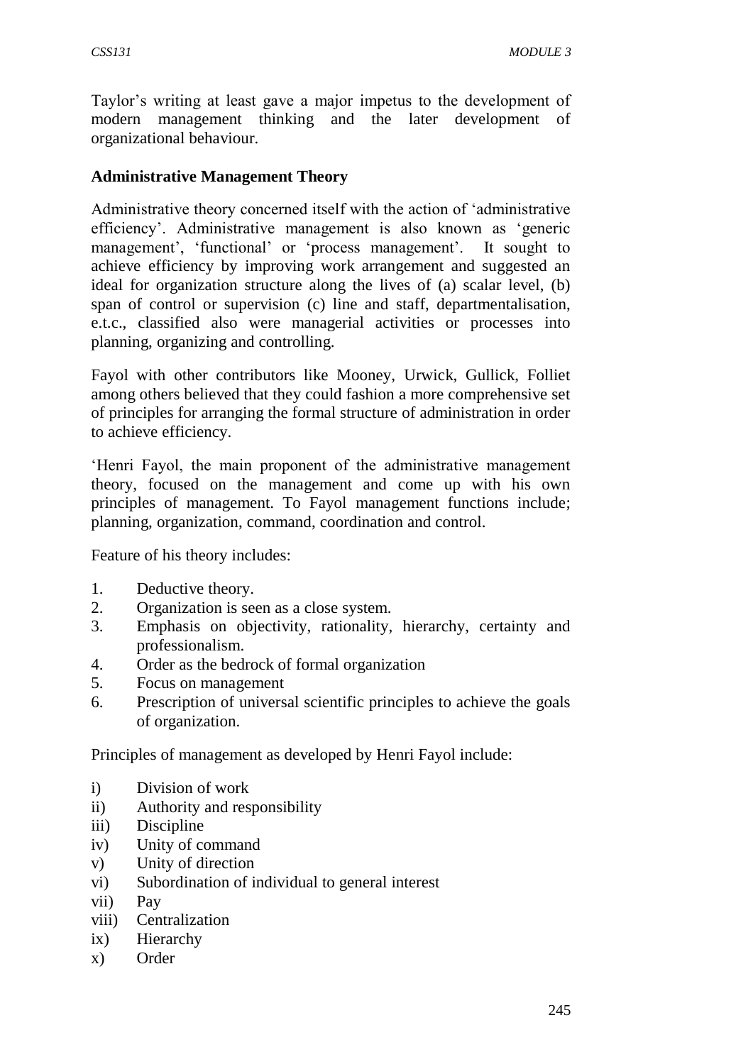Taylor's writing at least gave a major impetus to the development of modern management thinking and the later development of organizational behaviour.

**Administrative Management Theory**

Administrative theory concerned itself with the action of 'administrative efficiency'. Administrative management is also known as 'generic management', 'functional' or 'process management'. It sought to achieve efficiency by improving work arrangement and suggested an ideal for organization structure along the lives of (a) scalar level, (b) span of control or supervision (c) line and staff, departmentalisation, e.t.c., classified also were managerial activities or processes into planning, organizing and controlling.

Fayol with other contributors like Mooney, Urwick, Gullick, Folliet among others believed that they could fashion a more comprehensive set of principles for arranging the formal structure of administration in order to achieve efficiency.

'Henri Fayol, the main proponent of the administrative management theory, focused on the management and come up with his own principles of management. To Fayol management functions include; planning, organization, command, coordination and control.

Feature of his theory includes:

1. Deductive theory.
2. Organization is seen as a close system.
3. Emphasis on objectivity, rationality, hierarchy, certainty and professionalism.
4. Order as the bedrock of formal organization
5. Focus on management
6. Prescription of universal scientific principles to achieve the goals of organization.

Principles of management as developed by Henri Fayol include:

i) Division of work
ii) Authority and responsibility
iii) Discipline
iv) Unity of command
v) Unity of direction
vi) Subordination of individual to general interest
vii) Pay
viii) Centralization
ix) Hierarchy
x) Order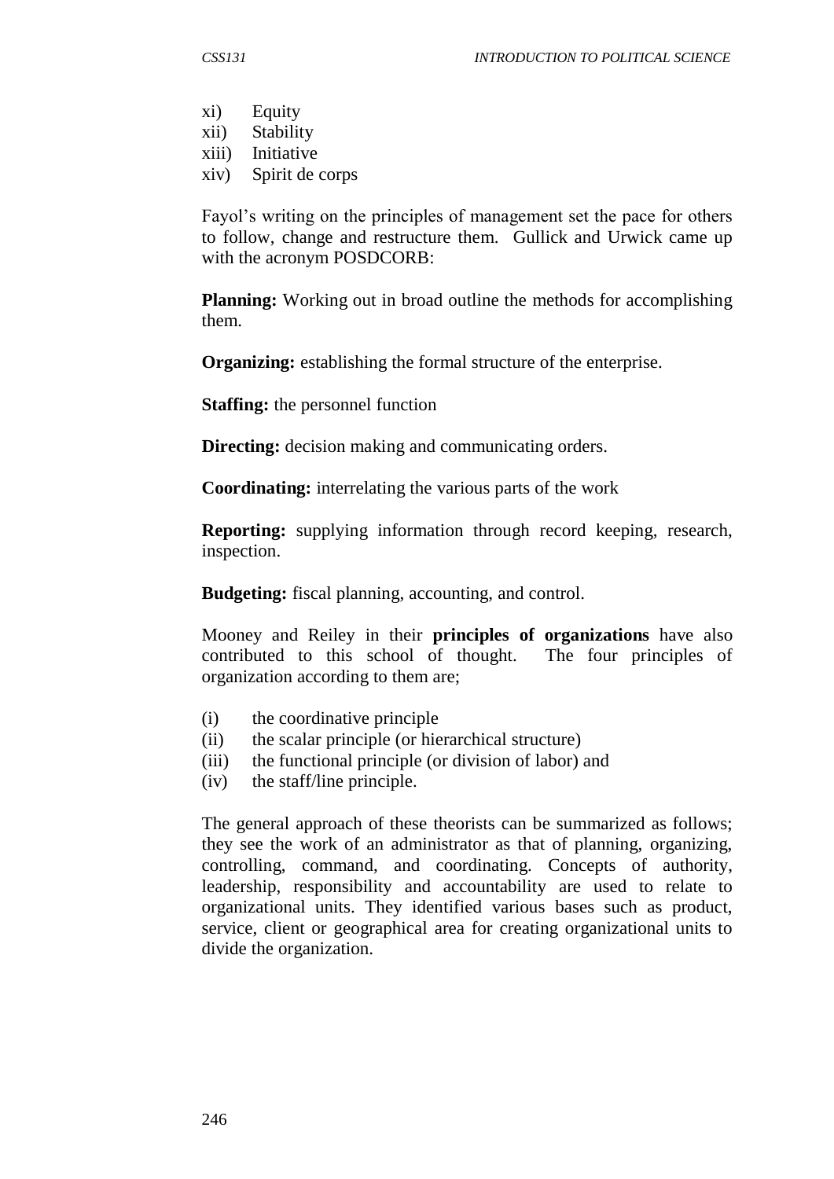xi) Equity
xii) Stability
xiii) Initiative
xiv) Spirit de corps

Fayol's writing on the principles of management set the pace for others to follow, change and restructure them. Gullick and Urwick came up with the acronym POSDCORB:

**Planning:** Working out in broad outline the methods for accomplishing them.

**Organizing:** establishing the formal structure of the enterprise.

**Staffing:** the personnel function

**Directing:** decision making and communicating orders.

**Coordinating:** interrelating the various parts of the work

**Reporting:** supplying information through record keeping, research, inspection.

**Budgeting:** fiscal planning, accounting, and control.

Mooney and Reiley in their **principles of organizations** have also contributed to this school of thought. The four principles of organization according to them are;

(i) the coordinative principle
(ii) the scalar principle (or hierarchical structure)
(iii) the functional principle (or division of labor) and
(iv) the staff/line principle.

The general approach of these theorists can be summarized as follows; they see the work of an administrator as that of planning, organizing, controlling, command, and coordinating. Concepts of authority, leadership, responsibility and accountability are used to relate to organizational units. They identified various bases such as product, service, client or geographical area for creating organizational units to divide the organization.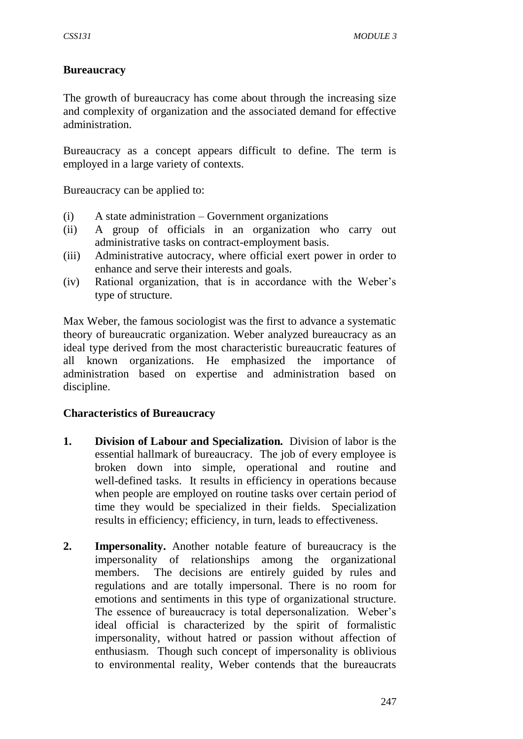**Bureaucracy**

The growth of bureaucracy has come about through the increasing size and complexity of organization and the associated demand for effective administration.

Bureaucracy as a concept appears difficult to define. The term is employed in a large variety of contexts.

Bureaucracy can be applied to:

(i) A state administration – Government organizations
(ii) A group of officials in an organization who carry out administrative tasks on contract-employment basis.
(iii) Administrative autocracy, where official exert power in order to enhance and serve their interests and goals.
(iv) Rational organization, that is in accordance with the Weber's type of structure.

Max Weber, the famous sociologist was the first to advance a systematic theory of bureaucratic organization. Weber analyzed bureaucracy as an ideal type derived from the most characteristic bureaucratic features of all known organizations. He emphasized the importance of administration based on expertise and administration based on discipline.

**Characteristics of Bureaucracy**

1. **Division of Labour and Specialization.** Division of labor is the essential hallmark of bureaucracy. The job of every employee is broken down into simple, operational and routine and well-defined tasks. It results in efficiency in operations because when people are employed on routine tasks over certain period of time they would be specialized in their fields. Specialization results in efficiency; efficiency, in turn, leads to effectiveness.

2. **Impersonality.** Another notable feature of bureaucracy is the impersonality of relationships among the organizational members. The decisions are entirely guided by rules and regulations and are totally impersonal. There is no room for emotions and sentiments in this type of organizational structure. The essence of bureaucracy is total depersonalization. Weber's ideal official is characterized by the spirit of formalistic impersonality, without hatred or passion without affection of enthusiasm. Though such concept of impersonality is oblivious to environmental reality, Weber contends that the bureaucrats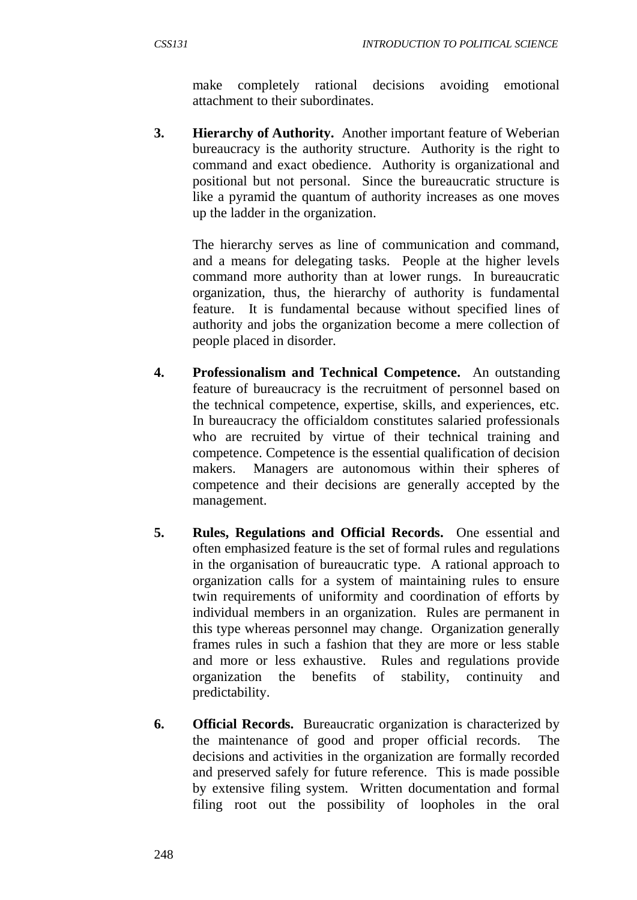make completely rational decisions avoiding emotional attachment to their subordinates.

3. **Hierarchy of Authority.** Another important feature of Weberian bureaucracy is the authority structure. Authority is the right to command and exact obedience. Authority is organizational and positional but not personal. Since the bureaucratic structure is like a pyramid the quantum of authority increases as one moves up the ladder in the organization.

   The hierarchy serves as line of communication and command, and a means for delegating tasks. People at the higher levels command more authority than at lower rungs. In bureaucratic organization, thus, the hierarchy of authority is fundamental feature. It is fundamental because without specified lines of authority and jobs the organization become a mere collection of people placed in disorder.

4. **Professionalism and Technical Competence.** An outstanding feature of bureaucracy is the recruitment of personnel based on the technical competence, expertise, skills, and experiences, etc. In bureaucracy the officialdom constitutes salaried professionals who are recruited by virtue of their technical training and competence. Competence is the essential qualification of decision makers. Managers are autonomous within their spheres of competence and their decisions are generally accepted by the management.

5. **Rules, Regulations and Official Records.** One essential and often emphasized feature is the set of formal rules and regulations in the organisation of bureaucratic type. A rational approach to organization calls for a system of maintaining rules to ensure twin requirements of uniformity and coordination of efforts by individual members in an organization. Rules are permanent in this type whereas personnel may change. Organization generally frames rules in such a fashion that they are more or less stable and more or less exhaustive. Rules and regulations provide organization the benefits of stability, continuity and predictability.

6. **Official Records.** Bureaucratic organization is characterized by the maintenance of good and proper official records. The decisions and activities in the organization are formally recorded and preserved safely for future reference. This is made possible by extensive filing system. Written documentation and formal filing root out the possibility of loopholes in the oral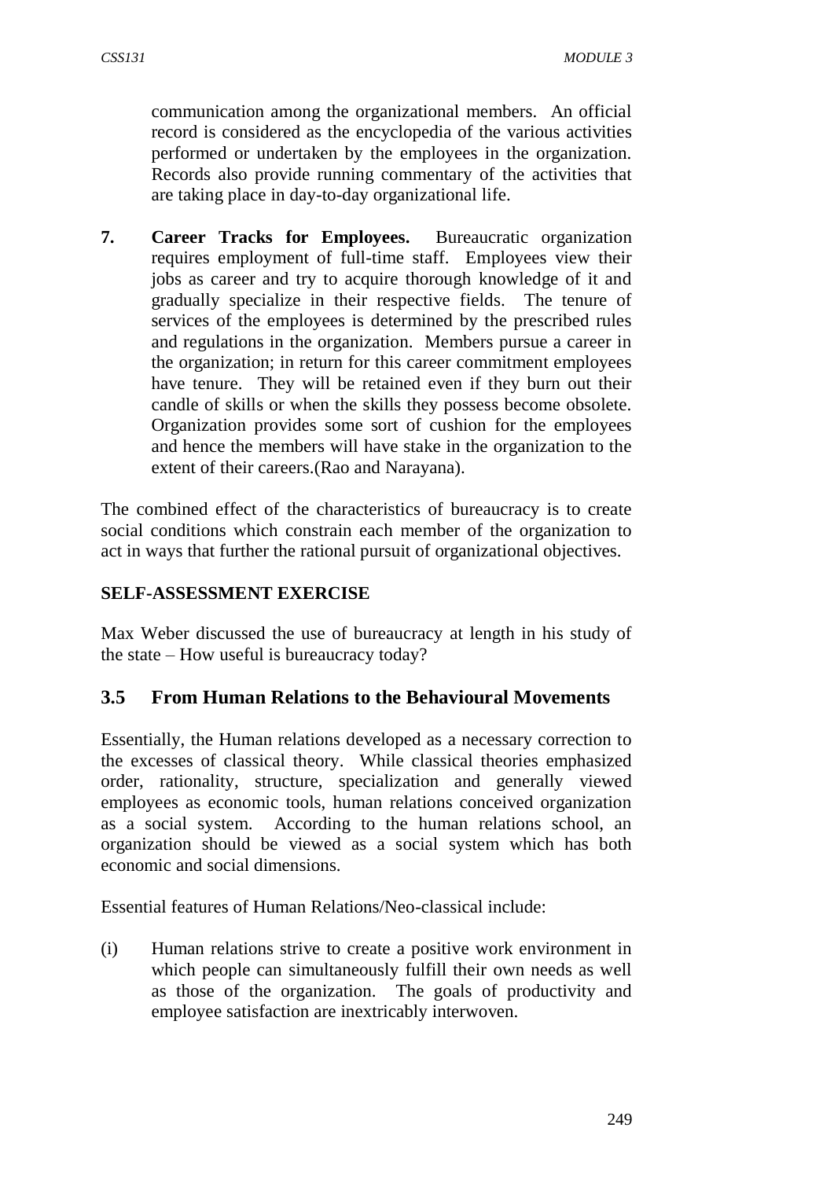communication among the organizational members. An official record is considered as the encyclopedia of the various activities performed or undertaken by the employees in the organization. Records also provide running commentary of the activities that are taking place in day-to-day organizational life.

7. **Career Tracks for Employees.** Bureaucratic organization requires employment of full-time staff. Employees view their jobs as career and try to acquire thorough knowledge of it and gradually specialize in their respective fields. The tenure of services of the employees is determined by the prescribed rules and regulations in the organization. Members pursue a career in the organization; in return for this career commitment employees have tenure. They will be retained even if they burn out their candle of skills or when the skills they possess become obsolete. Organization provides some sort of cushion for the employees and hence the members will have stake in the organization to the extent of their careers.(Rao and Narayana).

The combined effect of the characteristics of bureaucracy is to create social conditions which constrain each member of the organization to act in ways that further the rational pursuit of organizational objectives.

**SELF-ASSESSMENT EXERCISE**

Max Weber discussed the use of bureaucracy at length in his study of the state – How useful is bureaucracy today?

## 3.5 From Human Relations to the Behavioural Movements

Essentially, the Human relations developed as a necessary correction to the excesses of classical theory. While classical theories emphasized order, rationality, structure, specialization and generally viewed employees as economic tools, human relations conceived organization as a social system. According to the human relations school, an organization should be viewed as a social system which has both economic and social dimensions.

Essential features of Human Relations/Neo-classical include:

(i) Human relations strive to create a positive work environment in which people can simultaneously fulfill their own needs as well as those of the organization. The goals of productivity and employee satisfaction are inextricably interwoven.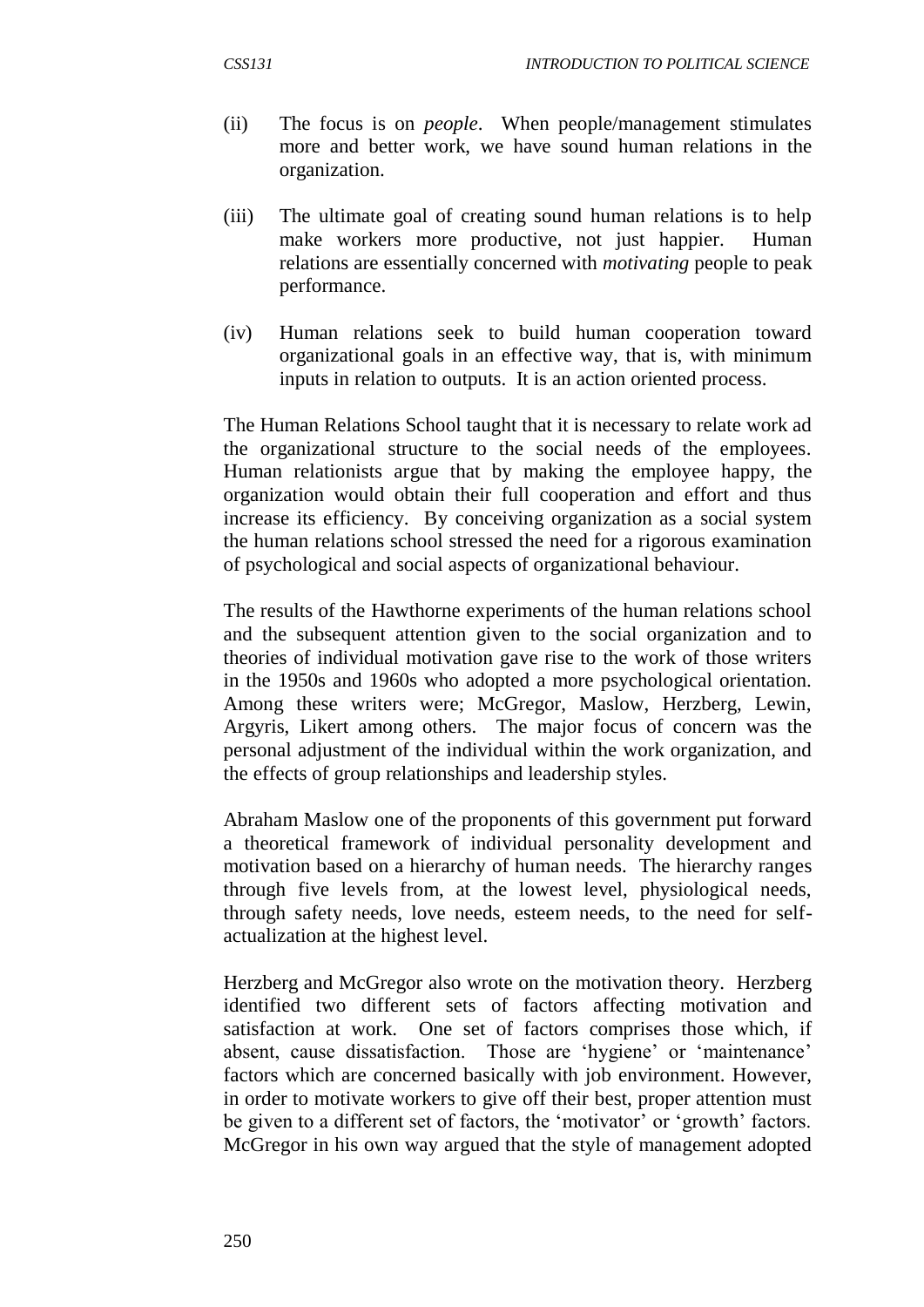(ii) The focus is on *people*. When people/management stimulates more and better work, we have sound human relations in the organization.

(iii) The ultimate goal of creating sound human relations is to help make workers more productive, not just happier. Human relations are essentially concerned with *motivating* people to peak performance.

(iv) Human relations seek to build human cooperation toward organizational goals in an effective way, that is, with minimum inputs in relation to outputs. It is an action oriented process.

The Human Relations School taught that it is necessary to relate work ad the organizational structure to the social needs of the employees. Human relationists argue that by making the employee happy, the organization would obtain their full cooperation and effort and thus increase its efficiency. By conceiving organization as a social system the human relations school stressed the need for a rigorous examination of psychological and social aspects of organizational behaviour.

The results of the Hawthorne experiments of the human relations school and the subsequent attention given to the social organization and to theories of individual motivation gave rise to the work of those writers in the 1950s and 1960s who adopted a more psychological orientation. Among these writers were; McGregor, Maslow, Herzberg, Lewin, Argyris, Likert among others. The major focus of concern was the personal adjustment of the individual within the work organization, and the effects of group relationships and leadership styles.

Abraham Maslow one of the proponents of this government put forward a theoretical framework of individual personality development and motivation based on a hierarchy of human needs. The hierarchy ranges through five levels from, at the lowest level, physiological needs, through safety needs, love needs, esteem needs, to the need for self-actualization at the highest level.

Herzberg and McGregor also wrote on the motivation theory. Herzberg identified two different sets of factors affecting motivation and satisfaction at work. One set of factors comprises those which, if absent, cause dissatisfaction. Those are 'hygiene' or 'maintenance' factors which are concerned basically with job environment. However, in order to motivate workers to give off their best, proper attention must be given to a different set of factors, the 'motivator' or 'growth' factors. McGregor in his own way argued that the style of management adopted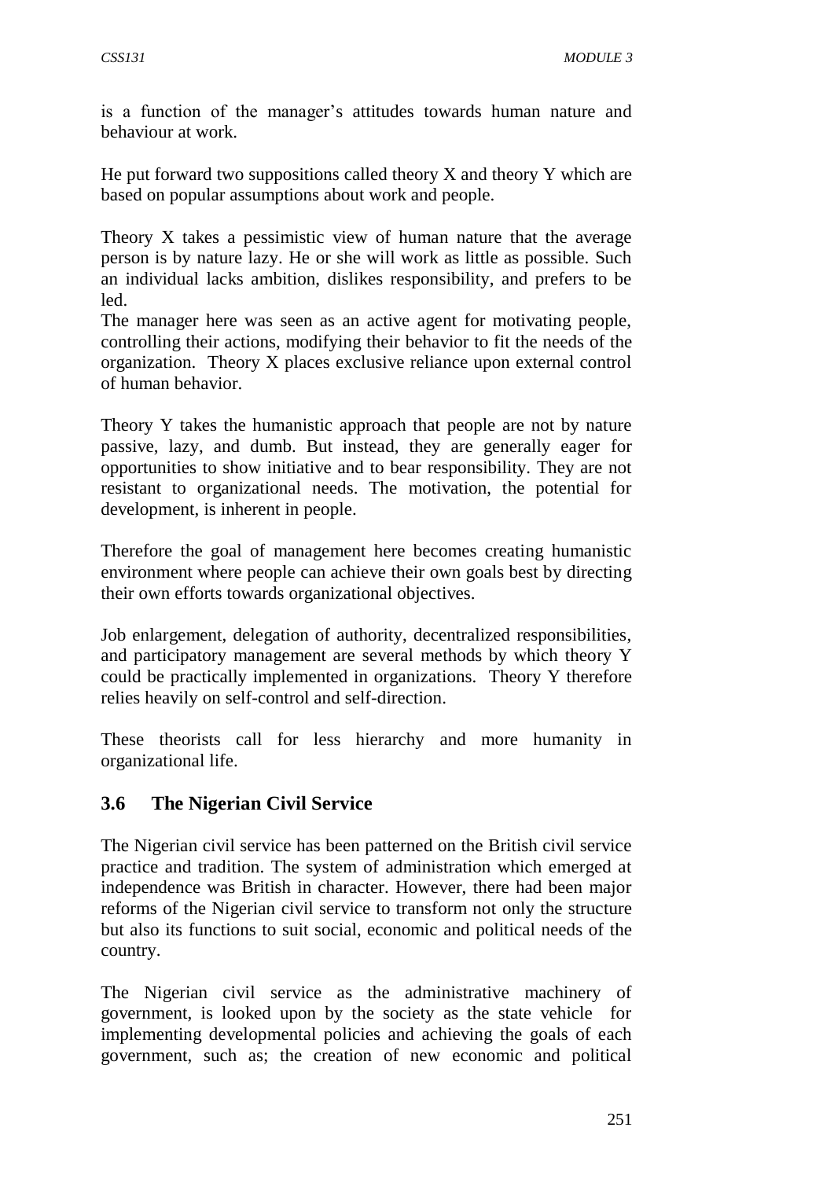is a function of the manager's attitudes towards human nature and behaviour at work.

He put forward two suppositions called theory X and theory Y which are based on popular assumptions about work and people.

Theory X takes a pessimistic view of human nature that the average person is by nature lazy. He or she will work as little as possible. Such an individual lacks ambition, dislikes responsibility, and prefers to be led.

The manager here was seen as an active agent for motivating people, controlling their actions, modifying their behavior to fit the needs of the organization. Theory X places exclusive reliance upon external control of human behavior.

Theory Y takes the humanistic approach that people are not by nature passive, lazy, and dumb. But instead, they are generally eager for opportunities to show initiative and to bear responsibility. They are not resistant to organizational needs. The motivation, the potential for development, is inherent in people.

Therefore the goal of management here becomes creating humanistic environment where people can achieve their own goals best by directing their own efforts towards organizational objectives.

Job enlargement, delegation of authority, decentralized responsibilities, and participatory management are several methods by which theory Y could be practically implemented in organizations. Theory Y therefore relies heavily on self-control and self-direction.

These theorists call for less hierarchy and more humanity in organizational life.

## 3.6 The Nigerian Civil Service

The Nigerian civil service has been patterned on the British civil service practice and tradition. The system of administration which emerged at independence was British in character. However, there had been major reforms of the Nigerian civil service to transform not only the structure but also its functions to suit social, economic and political needs of the country.

The Nigerian civil service as the administrative machinery of government, is looked upon by the society as the state vehicle for implementing developmental policies and achieving the goals of each government, such as; the creation of new economic and political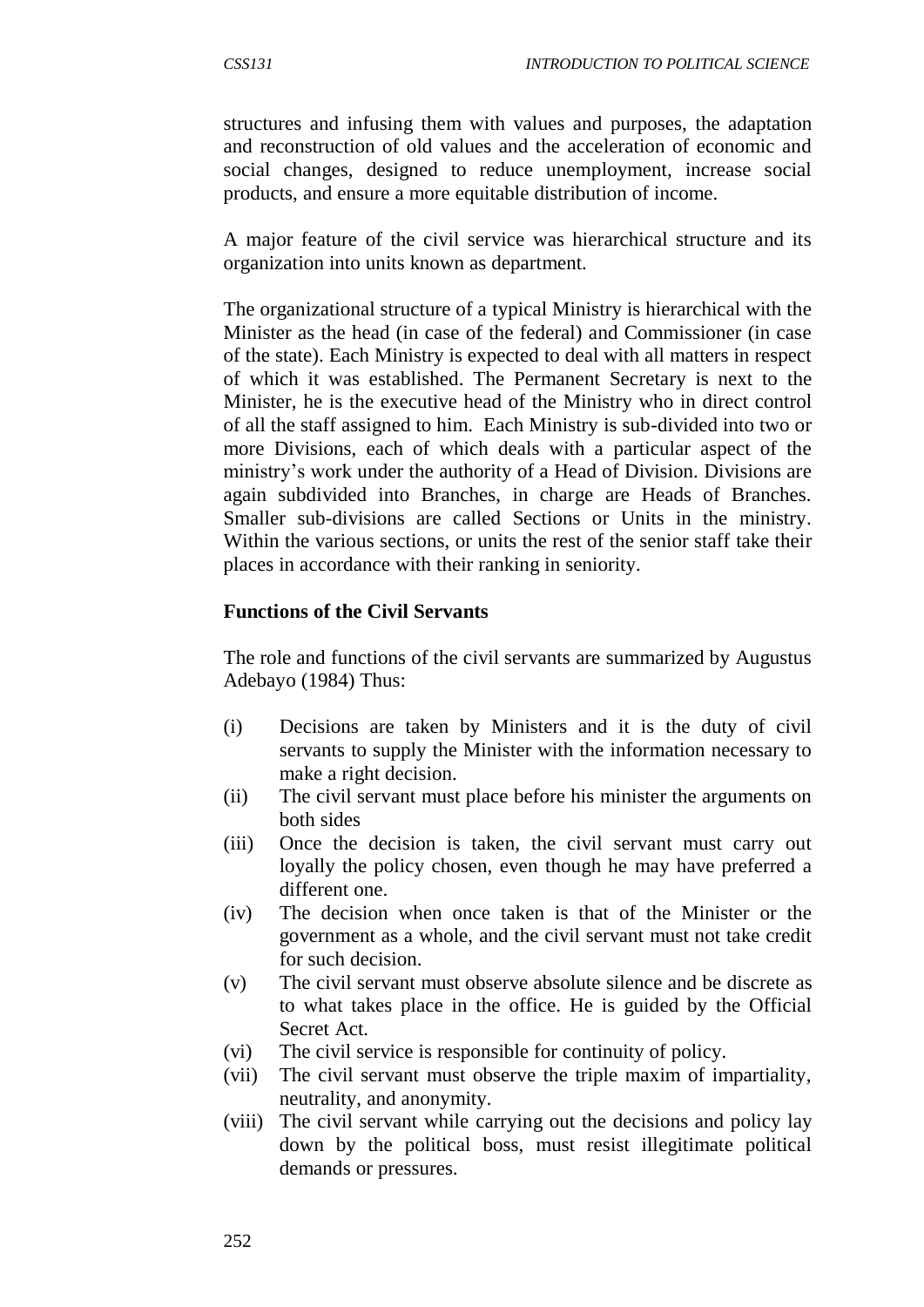structures and infusing them with values and purposes, the adaptation and reconstruction of old values and the acceleration of economic and social changes, designed to reduce unemployment, increase social products, and ensure a more equitable distribution of income.

A major feature of the civil service was hierarchical structure and its organization into units known as department.

The organizational structure of a typical Ministry is hierarchical with the Minister as the head (in case of the federal) and Commissioner (in case of the state). Each Ministry is expected to deal with all matters in respect of which it was established. The Permanent Secretary is next to the Minister, he is the executive head of the Ministry who in direct control of all the staff assigned to him. Each Ministry is sub-divided into two or more Divisions, each of which deals with a particular aspect of the ministry's work under the authority of a Head of Division. Divisions are again subdivided into Branches, in charge are Heads of Branches. Smaller sub-divisions are called Sections or Units in the ministry. Within the various sections, or units the rest of the senior staff take their places in accordance with their ranking in seniority.

**Functions of the Civil Servants**

The role and functions of the civil servants are summarized by Augustus Adebayo (1984) Thus:

(i) Decisions are taken by Ministers and it is the duty of civil servants to supply the Minister with the information necessary to make a right decision.
(ii) The civil servant must place before his minister the arguments on both sides
(iii) Once the decision is taken, the civil servant must carry out loyally the policy chosen, even though he may have preferred a different one.
(iv) The decision when once taken is that of the Minister or the government as a whole, and the civil servant must not take credit for such decision.
(v) The civil servant must observe absolute silence and be discrete as to what takes place in the office. He is guided by the Official Secret Act.
(vi) The civil service is responsible for continuity of policy.
(vii) The civil servant must observe the triple maxim of impartiality, neutrality, and anonymity.
(viii) The civil servant while carrying out the decisions and policy lay down by the political boss, must resist illegitimate political demands or pressures.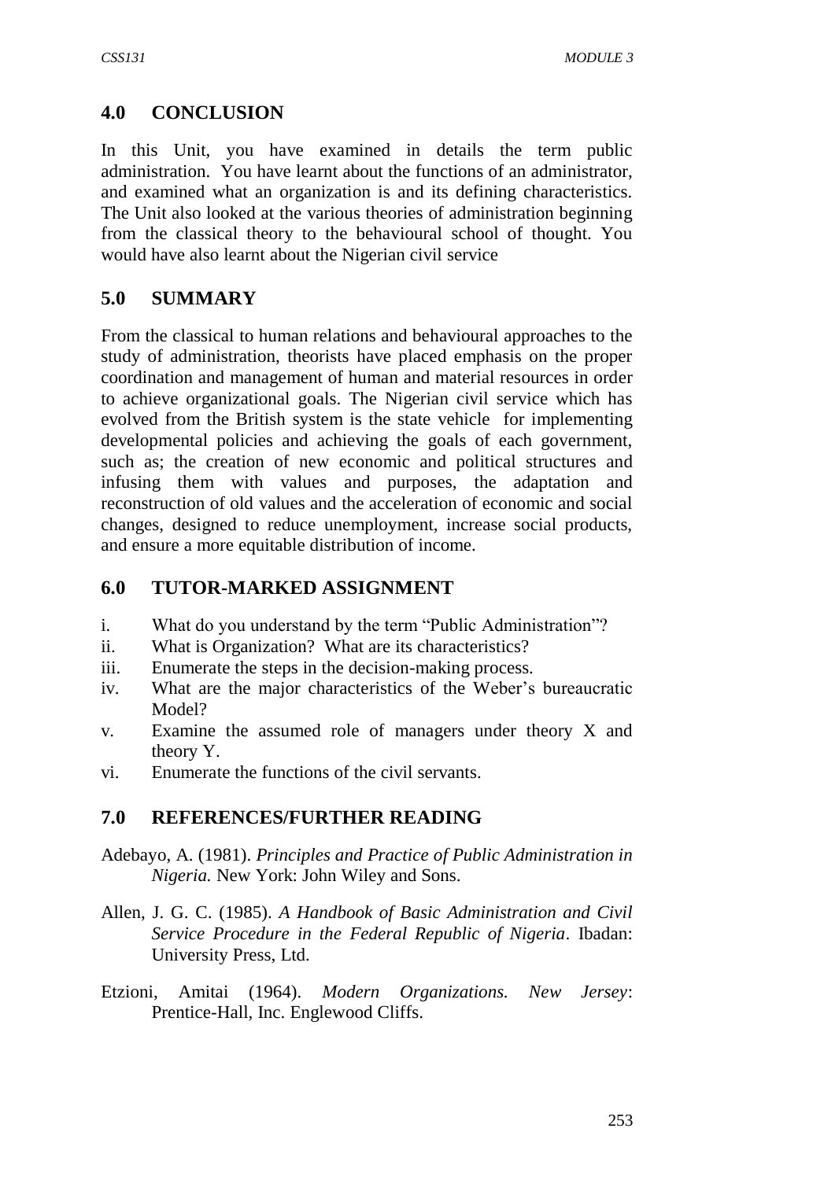## 4.0 CONCLUSION

In this Unit, you have examined in details the term public administration. You have learnt about the functions of an administrator, and examined what an organization is and its defining characteristics. The Unit also looked at the various theories of administration beginning from the classical theory to the behavioural school of thought. You would have also learnt about the Nigerian civil service

## 5.0 SUMMARY

From the classical to human relations and behavioural approaches to the study of administration, theorists have placed emphasis on the proper coordination and management of human and material resources in order to achieve organizational goals. The Nigerian civil service which has evolved from the British system is the state vehicle for implementing developmental policies and achieving the goals of each government, such as; the creation of new economic and political structures and infusing them with values and purposes, the adaptation and reconstruction of old values and the acceleration of economic and social changes, designed to reduce unemployment, increase social products, and ensure a more equitable distribution of income.

## 6.0 TUTOR-MARKED ASSIGNMENT

i. What do you understand by the term "Public Administration"?
ii. What is Organization? What are its characteristics?
iii. Enumerate the steps in the decision-making process.
iv. What are the major characteristics of the Weber's bureaucratic Model?
v. Examine the assumed role of managers under theory X and theory Y.
vi. Enumerate the functions of the civil servants.

## 7.0 REFERENCES/FURTHER READING

Adebayo, A. (1981). *Principles and Practice of Public Administration in Nigeria.* New York: John Wiley and Sons.

Allen, J. G. C. (1985). *A Handbook of Basic Administration and Civil Service Procedure in the Federal Republic of Nigeria*. Ibadan: University Press, Ltd.

Etzioni, Amitai (1964). *Modern Organizations. New Jersey*: Prentice-Hall, Inc. Englewood Cliffs.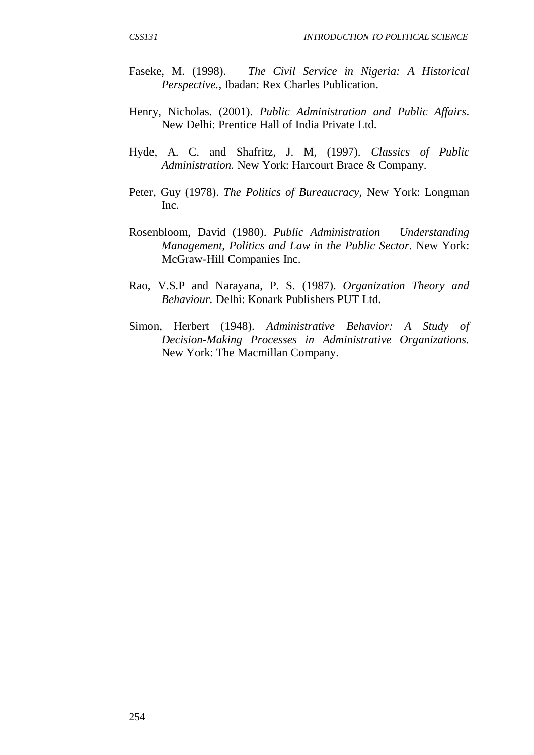Faseke, M. (1998). *The Civil Service in Nigeria: A Historical Perspective.*, Ibadan: Rex Charles Publication.

Henry, Nicholas. (2001). *Public Administration and Public Affairs*. New Delhi: Prentice Hall of India Private Ltd.

Hyde, A. C. and Shafritz, J. M, (1997). *Classics of Public Administration.* New York: Harcourt Brace & Company.

Peter, Guy (1978). *The Politics of Bureaucracy*, New York: Longman Inc.

Rosenbloom, David (1980). *Public Administration – Understanding Management, Politics and Law in the Public Sector.* New York: McGraw-Hill Companies Inc.

Rao, V.S.P and Narayana, P. S. (1987). *Organization Theory and Behaviour.* Delhi: Konark Publishers PUT Ltd.

Simon, Herbert (1948). *Administrative Behavior: A Study of Decision-Making Processes in Administrative Organizations.* New York: The Macmillan Company.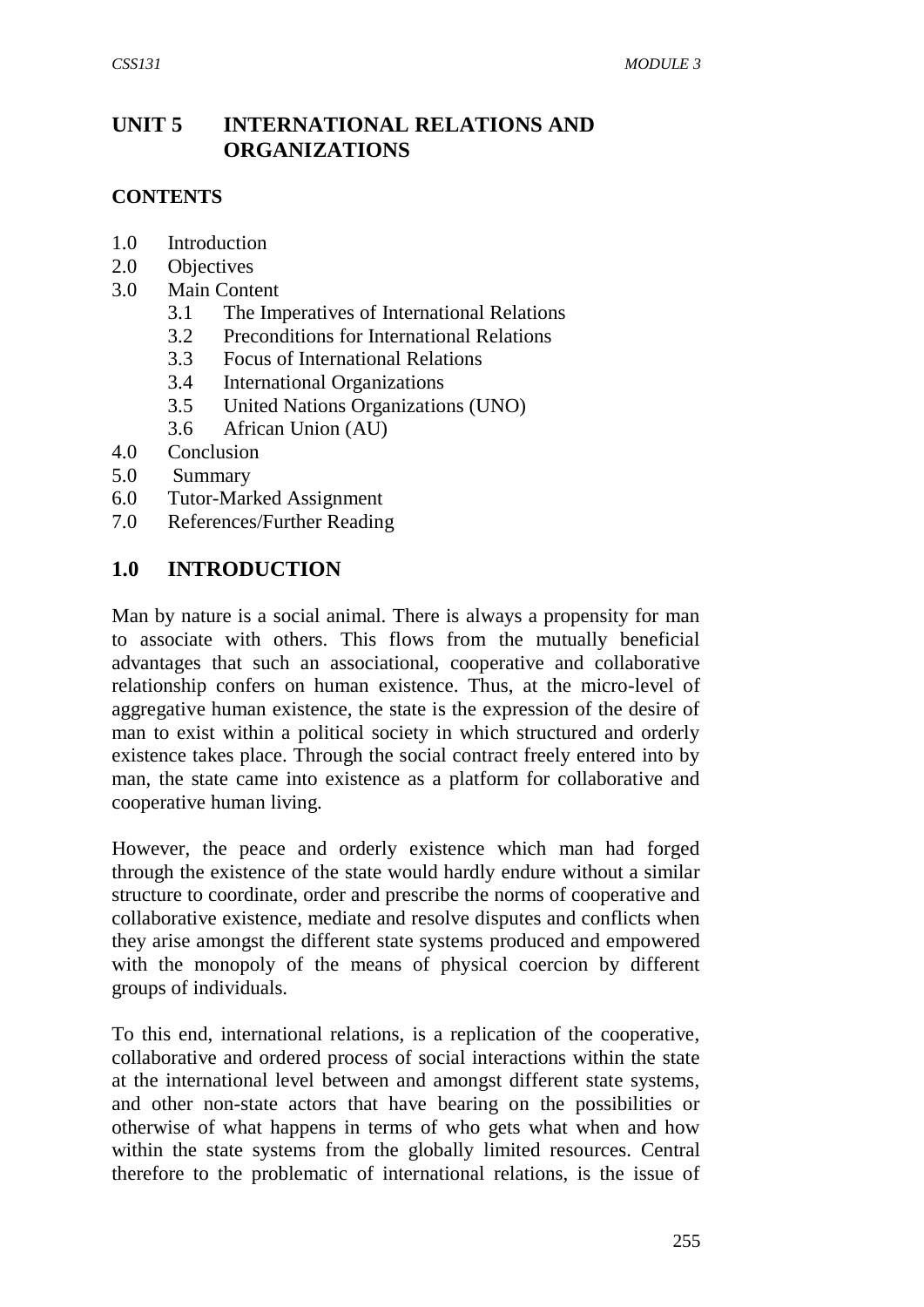# UNIT 5 INTERNATIONAL RELATIONS AND ORGANIZATIONS

## CONTENTS

1.0 Introduction
2.0 Objectives
3.0 Main Content
  3.1 The Imperatives of International Relations
  3.2 Preconditions for International Relations
  3.3 Focus of International Relations
  3.4 International Organizations
  3.5 United Nations Organizations (UNO)
  3.6 African Union (AU)
4.0 Conclusion
5.0 Summary
6.0 Tutor-Marked Assignment
7.0 References/Further Reading

## 1.0 INTRODUCTION

Man by nature is a social animal. There is always a propensity for man to associate with others. This flows from the mutually beneficial advantages that such an associational, cooperative and collaborative relationship confers on human existence. Thus, at the micro-level of aggregative human existence, the state is the expression of the desire of man to exist within a political society in which structured and orderly existence takes place. Through the social contract freely entered into by man, the state came into existence as a platform for collaborative and cooperative human living.

However, the peace and orderly existence which man had forged through the existence of the state would hardly endure without a similar structure to coordinate, order and prescribe the norms of cooperative and collaborative existence, mediate and resolve disputes and conflicts when they arise amongst the different state systems produced and empowered with the monopoly of the means of physical coercion by different groups of individuals.

To this end, international relations, is a replication of the cooperative, collaborative and ordered process of social interactions within the state at the international level between and amongst different state systems, and other non-state actors that have bearing on the possibilities or otherwise of what happens in terms of who gets what when and how within the state systems from the globally limited resources. Central therefore to the problematic of international relations, is the issue of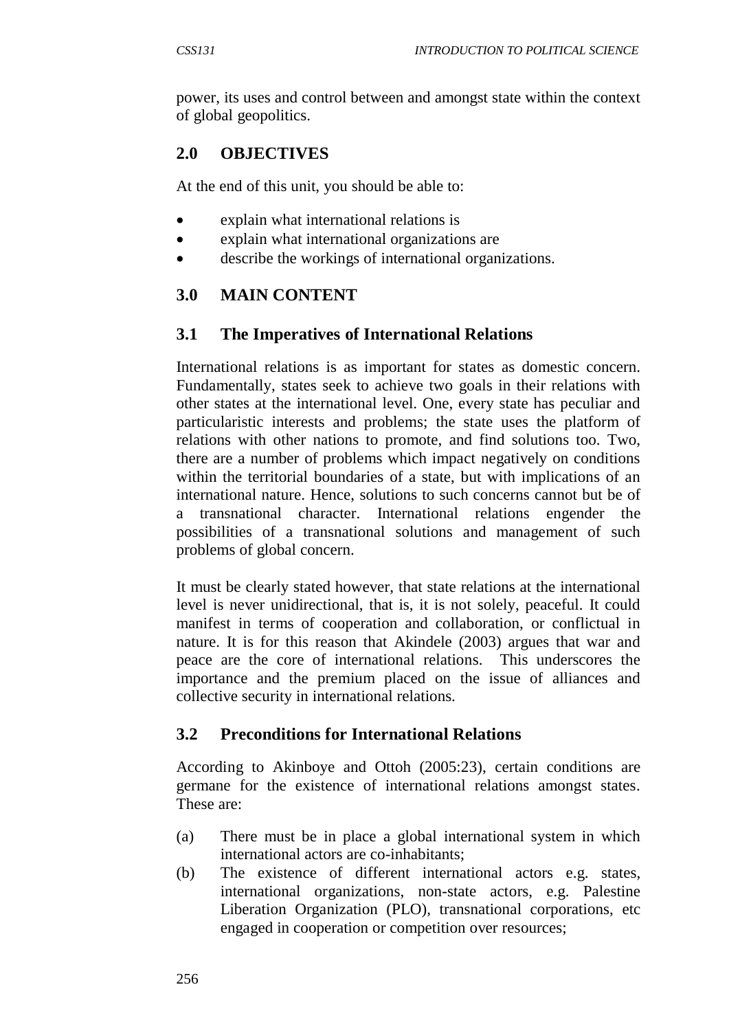power, its uses and control between and amongst state within the context of global geopolitics.

## 2.0 OBJECTIVES

At the end of this unit, you should be able to:

- explain what international relations is
- explain what international organizations are
- describe the workings of international organizations.

## 3.0 MAIN CONTENT

### 3.1 The Imperatives of International Relations

International relations is as important for states as domestic concern. Fundamentally, states seek to achieve two goals in their relations with other states at the international level. One, every state has peculiar and particularistic interests and problems; the state uses the platform of relations with other nations to promote, and find solutions too. Two, there are a number of problems which impact negatively on conditions within the territorial boundaries of a state, but with implications of an international nature. Hence, solutions to such concerns cannot but be of a transnational character. International relations engender the possibilities of a transnational solutions and management of such problems of global concern.

It must be clearly stated however, that state relations at the international level is never unidirectional, that is, it is not solely, peaceful. It could manifest in terms of cooperation and collaboration, or conflictual in nature. It is for this reason that Akindele (2003) argues that war and peace are the core of international relations. This underscores the importance and the premium placed on the issue of alliances and collective security in international relations.

### 3.2 Preconditions for International Relations

According to Akinboye and Ottoh (2005:23), certain conditions are germane for the existence of international relations amongst states. These are:

(a) There must be in place a global international system in which international actors are co-inhabitants;

(b) The existence of different international actors e.g. states, international organizations, non-state actors, e.g. Palestine Liberation Organization (PLO), transnational corporations, etc engaged in cooperation or competition over resources;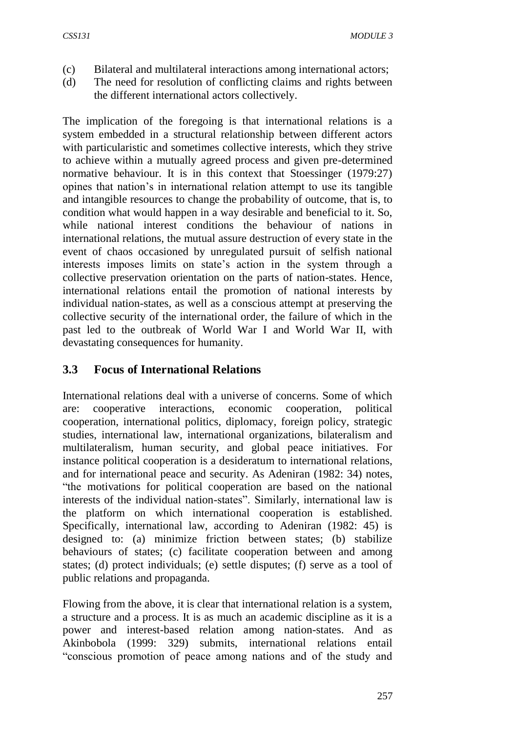(c) Bilateral and multilateral interactions among international actors;
(d) The need for resolution of conflicting claims and rights between the different international actors collectively.

The implication of the foregoing is that international relations is a system embedded in a structural relationship between different actors with particularistic and sometimes collective interests, which they strive to achieve within a mutually agreed process and given pre-determined normative behaviour. It is in this context that Stoessinger (1979:27) opines that nation's in international relation attempt to use its tangible and intangible resources to change the probability of outcome, that is, to condition what would happen in a way desirable and beneficial to it. So, while national interest conditions the behaviour of nations in international relations, the mutual assure destruction of every state in the event of chaos occasioned by unregulated pursuit of selfish national interests imposes limits on state's action in the system through a collective preservation orientation on the parts of nation-states. Hence, international relations entail the promotion of national interests by individual nation-states, as well as a conscious attempt at preserving the collective security of the international order, the failure of which in the past led to the outbreak of World War I and World War II, with devastating consequences for humanity.

## 3.3 Focus of International Relations

International relations deal with a universe of concerns. Some of which are: cooperative interactions, economic cooperation, political cooperation, international politics, diplomacy, foreign policy, strategic studies, international law, international organizations, bilateralism and multilateralism, human security, and global peace initiatives. For instance political cooperation is a desideratum to international relations, and for international peace and security. As Adeniran (1982: 34) notes, "the motivations for political cooperation are based on the national interests of the individual nation-states". Similarly, international law is the platform on which international cooperation is established. Specifically, international law, according to Adeniran (1982: 45) is designed to: (a) minimize friction between states; (b) stabilize behaviours of states; (c) facilitate cooperation between and among states; (d) protect individuals; (e) settle disputes; (f) serve as a tool of public relations and propaganda.

Flowing from the above, it is clear that international relation is a system, a structure and a process. It is as much an academic discipline as it is a power and interest-based relation among nation-states. And as Akinbobola (1999: 329) submits, international relations entail "conscious promotion of peace among nations and of the study and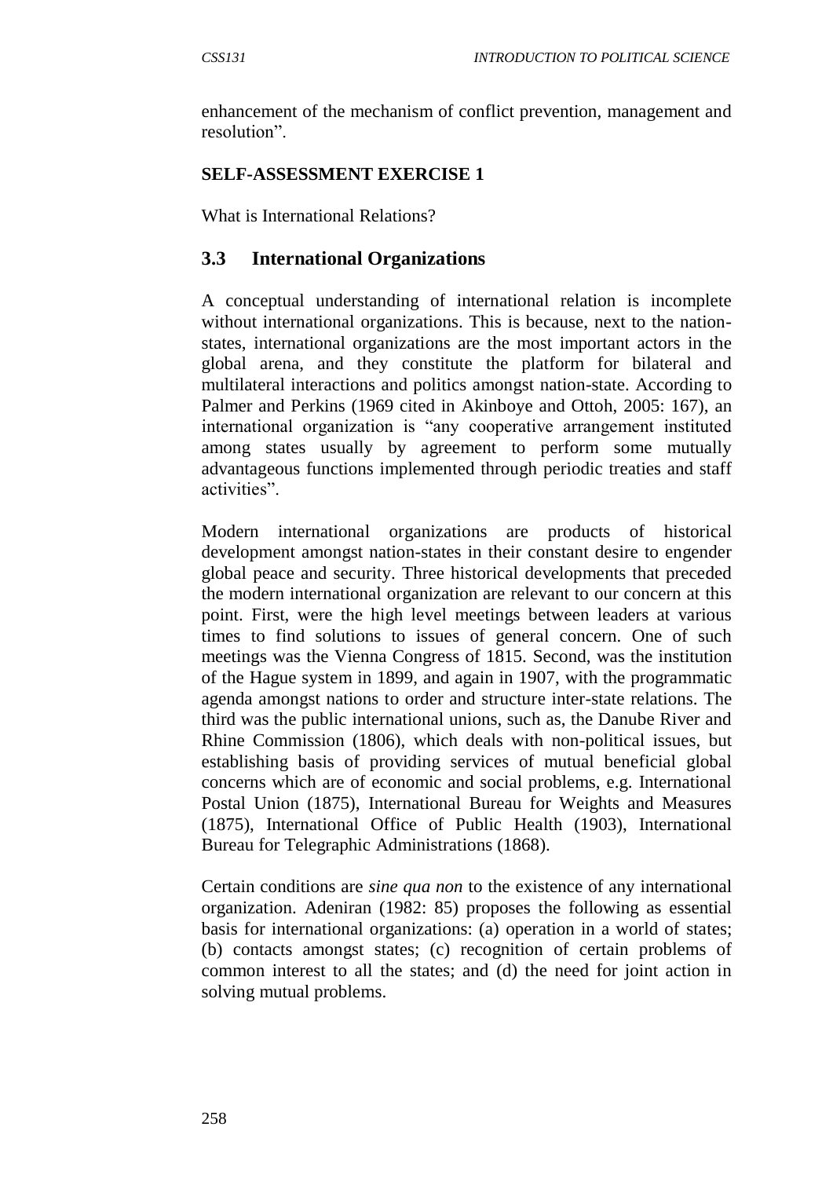enhancement of the mechanism of conflict prevention, management and resolution".

**SELF-ASSESSMENT EXERCISE 1**

What is International Relations?

## 3.3 International Organizations

A conceptual understanding of international relation is incomplete without international organizations. This is because, next to the nation-states, international organizations are the most important actors in the global arena, and they constitute the platform for bilateral and multilateral interactions and politics amongst nation-state. According to Palmer and Perkins (1969 cited in Akinboye and Ottoh, 2005: 167), an international organization is "any cooperative arrangement instituted among states usually by agreement to perform some mutually advantageous functions implemented through periodic treaties and staff activities".

Modern international organizations are products of historical development amongst nation-states in their constant desire to engender global peace and security. Three historical developments that preceded the modern international organization are relevant to our concern at this point. First, were the high level meetings between leaders at various times to find solutions to issues of general concern. One of such meetings was the Vienna Congress of 1815. Second, was the institution of the Hague system in 1899, and again in 1907, with the programmatic agenda amongst nations to order and structure inter-state relations. The third was the public international unions, such as, the Danube River and Rhine Commission (1806), which deals with non-political issues, but establishing basis of providing services of mutual beneficial global concerns which are of economic and social problems, e.g. International Postal Union (1875), International Bureau for Weights and Measures (1875), International Office of Public Health (1903), International Bureau for Telegraphic Administrations (1868).

Certain conditions are *sine qua non* to the existence of any international organization. Adeniran (1982: 85) proposes the following as essential basis for international organizations: (a) operation in a world of states; (b) contacts amongst states; (c) recognition of certain problems of common interest to all the states; and (d) the need for joint action in solving mutual problems.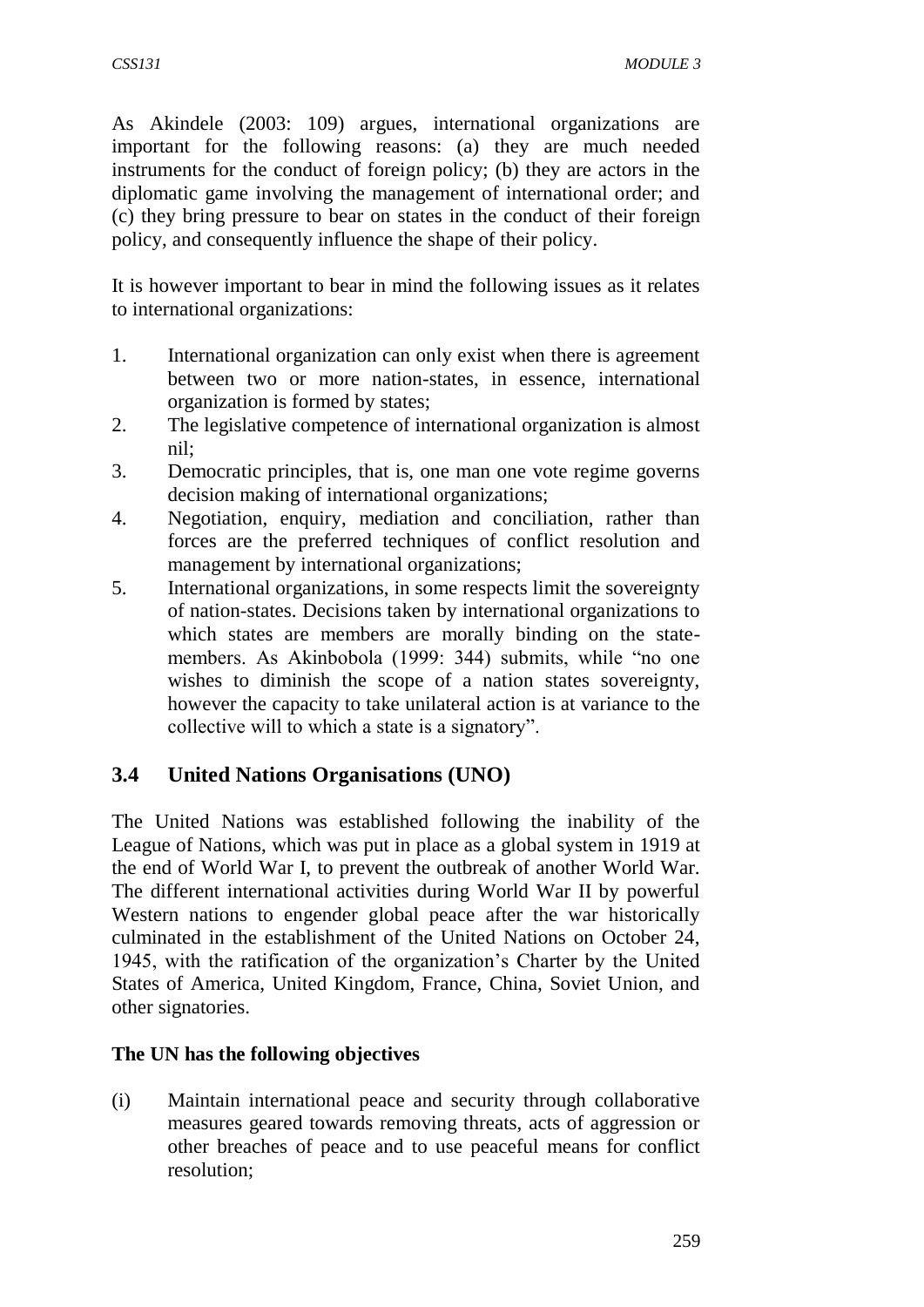As Akindele (2003: 109) argues, international organizations are important for the following reasons: (a) they are much needed instruments for the conduct of foreign policy; (b) they are actors in the diplomatic game involving the management of international order; and (c) they bring pressure to bear on states in the conduct of their foreign policy, and consequently influence the shape of their policy.

It is however important to bear in mind the following issues as it relates to international organizations:

1. International organization can only exist when there is agreement between two or more nation-states, in essence, international organization is formed by states;
2. The legislative competence of international organization is almost nil;
3. Democratic principles, that is, one man one vote regime governs decision making of international organizations;
4. Negotiation, enquiry, mediation and conciliation, rather than forces are the preferred techniques of conflict resolution and management by international organizations;
5. International organizations, in some respects limit the sovereignty of nation-states. Decisions taken by international organizations to which states are members are morally binding on the state-members. As Akinbobola (1999: 344) submits, while "no one wishes to diminish the scope of a nation states sovereignty, however the capacity to take unilateral action is at variance to the collective will to which a state is a signatory".

## 3.4 United Nations Organisations (UNO)

The United Nations was established following the inability of the League of Nations, which was put in place as a global system in 1919 at the end of World War I, to prevent the outbreak of another World War. The different international activities during World War II by powerful Western nations to engender global peace after the war historically culminated in the establishment of the United Nations on October 24, 1945, with the ratification of the organization's Charter by the United States of America, United Kingdom, France, China, Soviet Union, and other signatories.

**The UN has the following objectives**

(i) Maintain international peace and security through collaborative measures geared towards removing threats, acts of aggression or other breaches of peace and to use peaceful means for conflict resolution;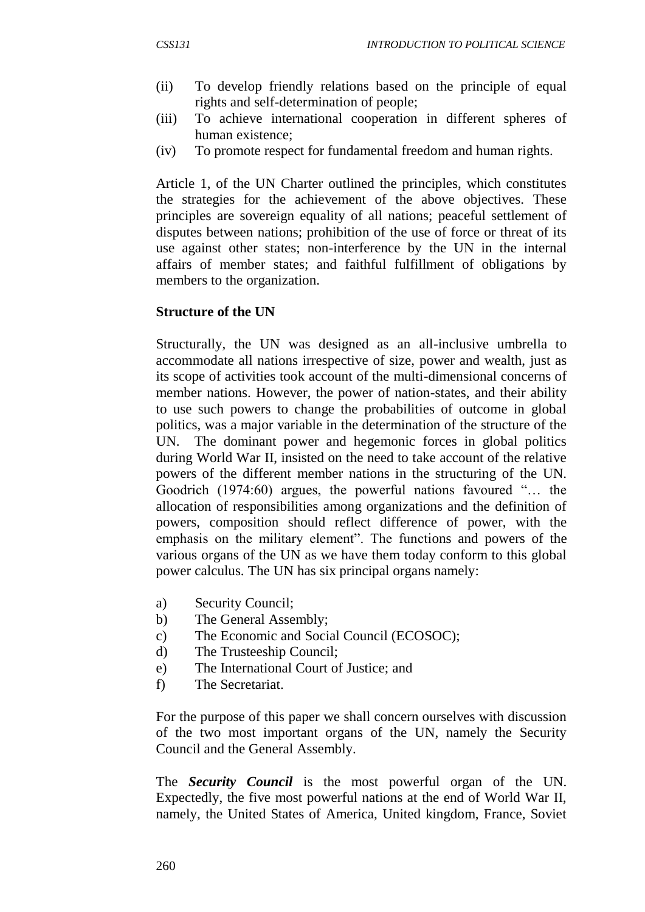(ii) To develop friendly relations based on the principle of equal rights and self-determination of people;

(iii) To achieve international cooperation in different spheres of human existence;

(iv) To promote respect for fundamental freedom and human rights.

Article 1, of the UN Charter outlined the principles, which constitutes the strategies for the achievement of the above objectives. These principles are sovereign equality of all nations; peaceful settlement of disputes between nations; prohibition of the use of force or threat of its use against other states; non-interference by the UN in the internal affairs of member states; and faithful fulfillment of obligations by members to the organization.

**Structure of the UN**

Structurally, the UN was designed as an all-inclusive umbrella to accommodate all nations irrespective of size, power and wealth, just as its scope of activities took account of the multi-dimensional concerns of member nations. However, the power of nation-states, and their ability to use such powers to change the probabilities of outcome in global politics, was a major variable in the determination of the structure of the UN. The dominant power and hegemonic forces in global politics during World War II, insisted on the need to take account of the relative powers of the different member nations in the structuring of the UN. Goodrich (1974:60) argues, the powerful nations favoured "… the allocation of responsibilities among organizations and the definition of powers, composition should reflect difference of power, with the emphasis on the military element". The functions and powers of the various organs of the UN as we have them today conform to this global power calculus. The UN has six principal organs namely:

a) Security Council;
b) The General Assembly;
c) The Economic and Social Council (ECOSOC);
d) The Trusteeship Council;
e) The International Court of Justice; and
f) The Secretariat.

For the purpose of this paper we shall concern ourselves with discussion of the two most important organs of the UN, namely the Security Council and the General Assembly.

The ***Security Council*** is the most powerful organ of the UN. Expectedly, the five most powerful nations at the end of World War II, namely, the United States of America, United kingdom, France, Soviet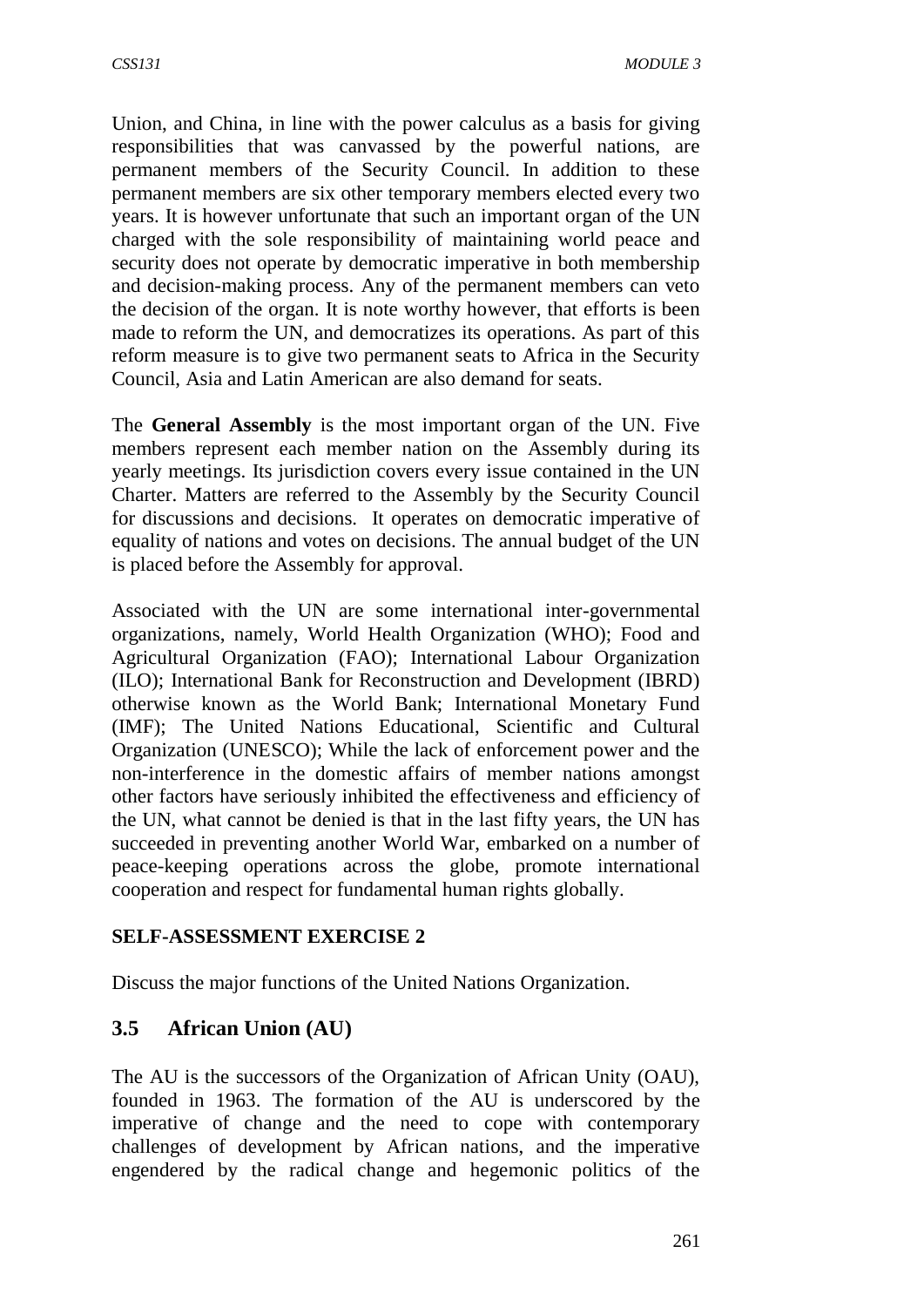Union, and China, in line with the power calculus as a basis for giving responsibilities that was canvassed by the powerful nations, are permanent members of the Security Council. In addition to these permanent members are six other temporary members elected every two years. It is however unfortunate that such an important organ of the UN charged with the sole responsibility of maintaining world peace and security does not operate by democratic imperative in both membership and decision-making process. Any of the permanent members can veto the decision of the organ. It is note worthy however, that efforts is been made to reform the UN, and democratizes its operations. As part of this reform measure is to give two permanent seats to Africa in the Security Council, Asia and Latin American are also demand for seats.

The **General Assembly** is the most important organ of the UN. Five members represent each member nation on the Assembly during its yearly meetings. Its jurisdiction covers every issue contained in the UN Charter. Matters are referred to the Assembly by the Security Council for discussions and decisions. It operates on democratic imperative of equality of nations and votes on decisions. The annual budget of the UN is placed before the Assembly for approval.

Associated with the UN are some international inter-governmental organizations, namely, World Health Organization (WHO); Food and Agricultural Organization (FAO); International Labour Organization (ILO); International Bank for Reconstruction and Development (IBRD) otherwise known as the World Bank; International Monetary Fund (IMF); The United Nations Educational, Scientific and Cultural Organization (UNESCO); While the lack of enforcement power and the non-interference in the domestic affairs of member nations amongst other factors have seriously inhibited the effectiveness and efficiency of the UN, what cannot be denied is that in the last fifty years, the UN has succeeded in preventing another World War, embarked on a number of peace-keeping operations across the globe, promote international cooperation and respect for fundamental human rights globally.

**SELF-ASSESSMENT EXERCISE 2**

Discuss the major functions of the United Nations Organization.

## 3.5 African Union (AU)

The AU is the successors of the Organization of African Unity (OAU), founded in 1963. The formation of the AU is underscored by the imperative of change and the need to cope with contemporary challenges of development by African nations, and the imperative engendered by the radical change and hegemonic politics of the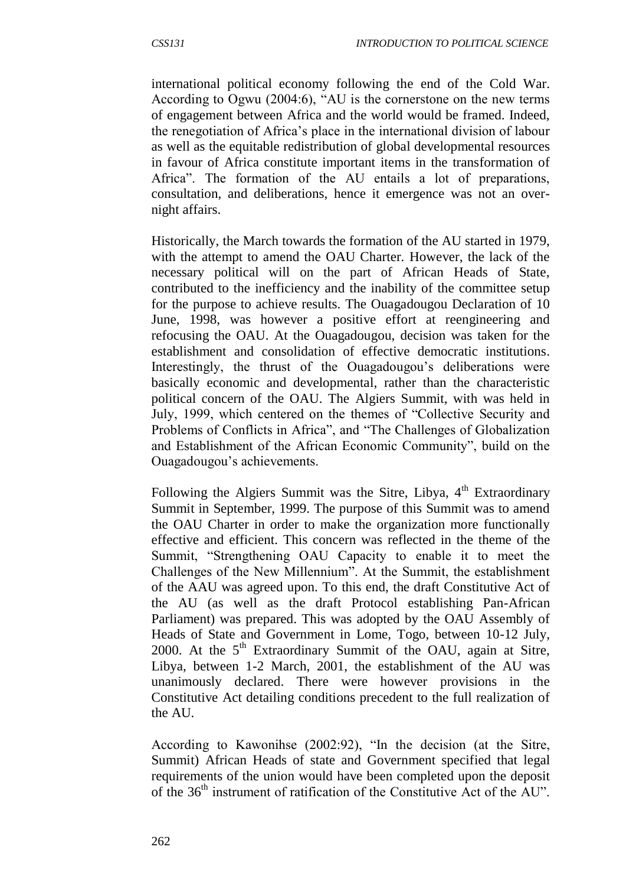international political economy following the end of the Cold War. According to Ogwu (2004:6), "AU is the cornerstone on the new terms of engagement between Africa and the world would be framed. Indeed, the renegotiation of Africa's place in the international division of labour as well as the equitable redistribution of global developmental resources in favour of Africa constitute important items in the transformation of Africa". The formation of the AU entails a lot of preparations, consultation, and deliberations, hence it emergence was not an over-night affairs.

Historically, the March towards the formation of the AU started in 1979, with the attempt to amend the OAU Charter. However, the lack of the necessary political will on the part of African Heads of State, contributed to the inefficiency and the inability of the committee setup for the purpose to achieve results. The Ouagadougou Declaration of 10 June, 1998, was however a positive effort at reengineering and refocusing the OAU. At the Ouagadougou, decision was taken for the establishment and consolidation of effective democratic institutions. Interestingly, the thrust of the Ouagadougou's deliberations were basically economic and developmental, rather than the characteristic political concern of the OAU. The Algiers Summit, with was held in July, 1999, which centered on the themes of "Collective Security and Problems of Conflicts in Africa", and "The Challenges of Globalization and Establishment of the African Economic Community", build on the Ouagadougou's achievements.

Following the Algiers Summit was the Sitre, Libya, 4th Extraordinary Summit in September, 1999. The purpose of this Summit was to amend the OAU Charter in order to make the organization more functionally effective and efficient. This concern was reflected in the theme of the Summit, "Strengthening OAU Capacity to enable it to meet the Challenges of the New Millennium". At the Summit, the establishment of the AAU was agreed upon. To this end, the draft Constitutive Act of the AU (as well as the draft Protocol establishing Pan-African Parliament) was prepared. This was adopted by the OAU Assembly of Heads of State and Government in Lome, Togo, between 10-12 July, 2000. At the 5th Extraordinary Summit of the OAU, again at Sitre, Libya, between 1-2 March, 2001, the establishment of the AU was unanimously declared. There were however provisions in the Constitutive Act detailing conditions precedent to the full realization of the AU.

According to Kawonihse (2002:92), "In the decision (at the Sitre, Summit) African Heads of state and Government specified that legal requirements of the union would have been completed upon the deposit of the 36th instrument of ratification of the Constitutive Act of the AU".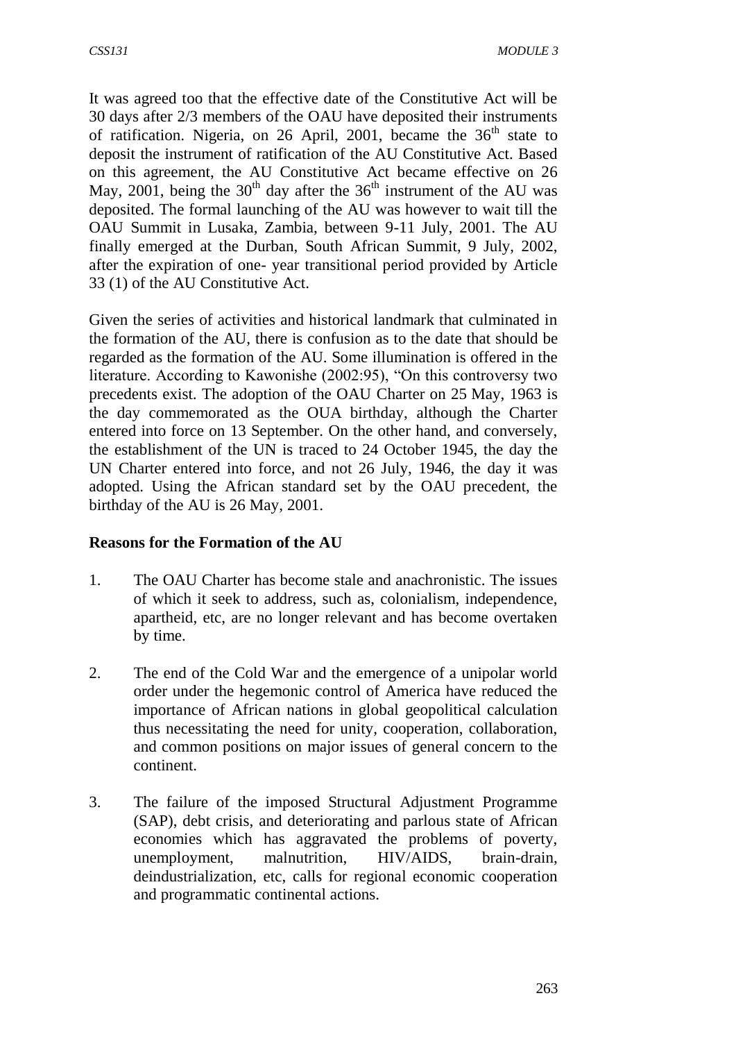It was agreed too that the effective date of the Constitutive Act will be 30 days after 2/3 members of the OAU have deposited their instruments of ratification. Nigeria, on 26 April, 2001, became the 36th state to deposit the instrument of ratification of the AU Constitutive Act. Based on this agreement, the AU Constitutive Act became effective on 26 May, 2001, being the 30th day after the 36th instrument of the AU was deposited. The formal launching of the AU was however to wait till the OAU Summit in Lusaka, Zambia, between 9-11 July, 2001. The AU finally emerged at the Durban, South African Summit, 9 July, 2002, after the expiration of one- year transitional period provided by Article 33 (1) of the AU Constitutive Act.

Given the series of activities and historical landmark that culminated in the formation of the AU, there is confusion as to the date that should be regarded as the formation of the AU. Some illumination is offered in the literature. According to Kawonishe (2002:95), "On this controversy two precedents exist. The adoption of the OAU Charter on 25 May, 1963 is the day commemorated as the OUA birthday, although the Charter entered into force on 13 September. On the other hand, and conversely, the establishment of the UN is traced to 24 October 1945, the day the UN Charter entered into force, and not 26 July, 1946, the day it was adopted. Using the African standard set by the OAU precedent, the birthday of the AU is 26 May, 2001.

**Reasons for the Formation of the AU**

1. The OAU Charter has become stale and anachronistic. The issues of which it seek to address, such as, colonialism, independence, apartheid, etc, are no longer relevant and has become overtaken by time.

2. The end of the Cold War and the emergence of a unipolar world order under the hegemonic control of America have reduced the importance of African nations in global geopolitical calculation thus necessitating the need for unity, cooperation, collaboration, and common positions on major issues of general concern to the continent.

3. The failure of the imposed Structural Adjustment Programme (SAP), debt crisis, and deteriorating and parlous state of African economies which has aggravated the problems of poverty, unemployment, malnutrition, HIV/AIDS, brain-drain, deindustrialization, etc, calls for regional economic cooperation and programmatic continental actions.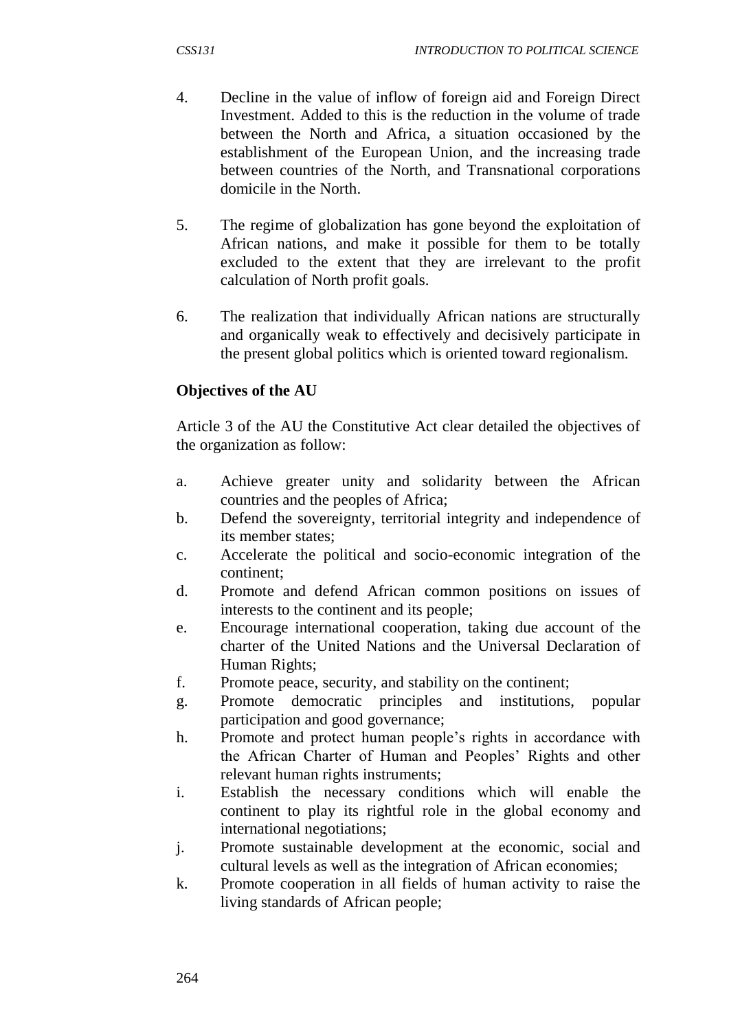4. Decline in the value of inflow of foreign aid and Foreign Direct Investment. Added to this is the reduction in the volume of trade between the North and Africa, a situation occasioned by the establishment of the European Union, and the increasing trade between countries of the North, and Transnational corporations domicile in the North.

5. The regime of globalization has gone beyond the exploitation of African nations, and make it possible for them to be totally excluded to the extent that they are irrelevant to the profit calculation of North profit goals.

6. The realization that individually African nations are structurally and organically weak to effectively and decisively participate in the present global politics which is oriented toward regionalism.

**Objectives of the AU**

Article 3 of the AU the Constitutive Act clear detailed the objectives of the organization as follow:

a. Achieve greater unity and solidarity between the African countries and the peoples of Africa;
b. Defend the sovereignty, territorial integrity and independence of its member states;
c. Accelerate the political and socio-economic integration of the continent;
d. Promote and defend African common positions on issues of interests to the continent and its people;
e. Encourage international cooperation, taking due account of the charter of the United Nations and the Universal Declaration of Human Rights;
f. Promote peace, security, and stability on the continent;
g. Promote democratic principles and institutions, popular participation and good governance;
h. Promote and protect human people's rights in accordance with the African Charter of Human and Peoples' Rights and other relevant human rights instruments;
i. Establish the necessary conditions which will enable the continent to play its rightful role in the global economy and international negotiations;
j. Promote sustainable development at the economic, social and cultural levels as well as the integration of African economies;
k. Promote cooperation in all fields of human activity to raise the living standards of African people;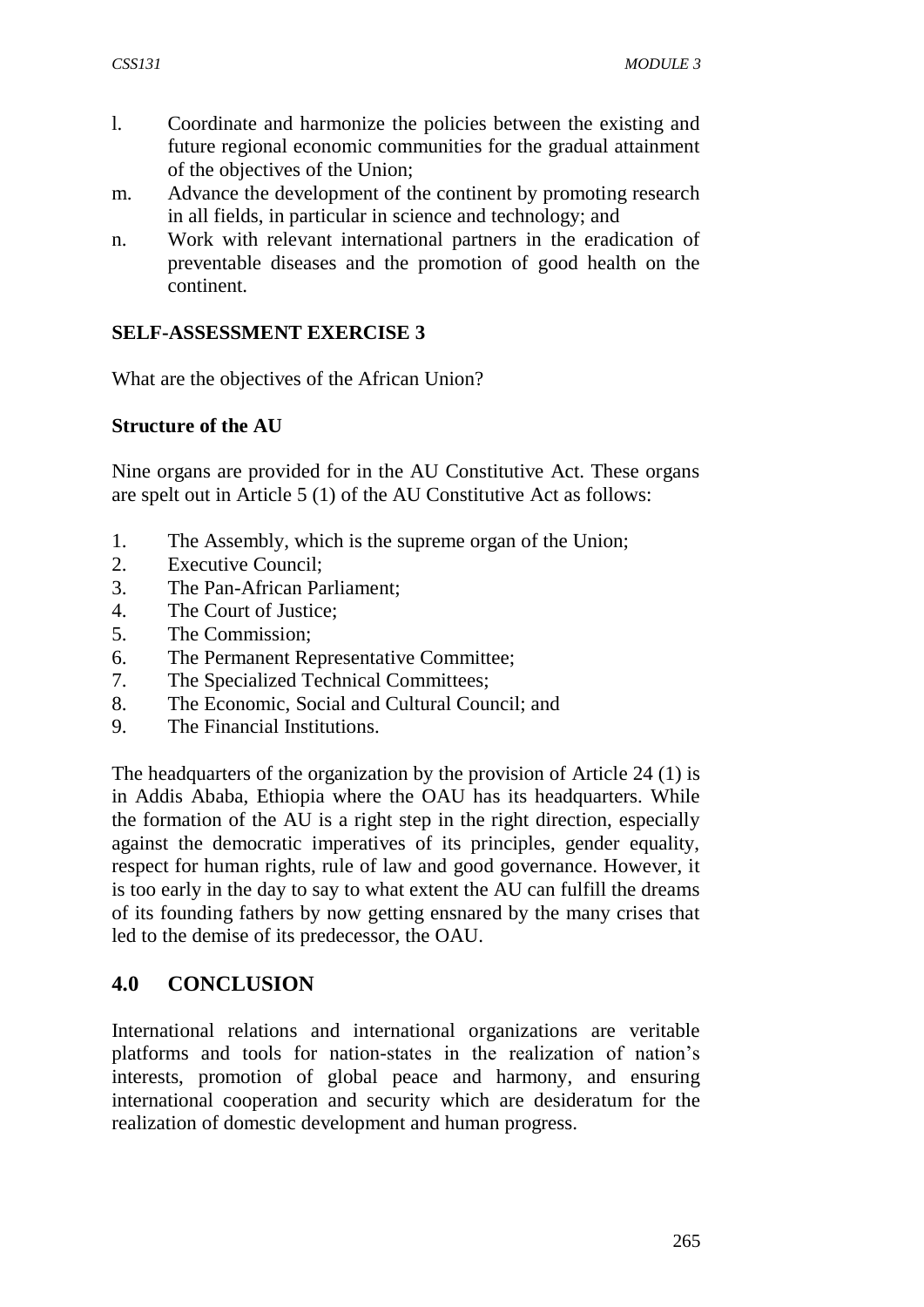l. Coordinate and harmonize the policies between the existing and future regional economic communities for the gradual attainment of the objectives of the Union;
m. Advance the development of the continent by promoting research in all fields, in particular in science and technology; and
n. Work with relevant international partners in the eradication of preventable diseases and the promotion of good health on the continent.

**SELF-ASSESSMENT EXERCISE 3**

What are the objectives of the African Union?

**Structure of the AU**

Nine organs are provided for in the AU Constitutive Act. These organs are spelt out in Article 5 (1) of the AU Constitutive Act as follows:

1. The Assembly, which is the supreme organ of the Union;
2. Executive Council;
3. The Pan-African Parliament;
4. The Court of Justice;
5. The Commission;
6. The Permanent Representative Committee;
7. The Specialized Technical Committees;
8. The Economic, Social and Cultural Council; and
9. The Financial Institutions.

The headquarters of the organization by the provision of Article 24 (1) is in Addis Ababa, Ethiopia where the OAU has its headquarters. While the formation of the AU is a right step in the right direction, especially against the democratic imperatives of its principles, gender equality, respect for human rights, rule of law and good governance. However, it is too early in the day to say to what extent the AU can fulfill the dreams of its founding fathers by now getting ensnared by the many crises that led to the demise of its predecessor, the OAU.

## 4.0 CONCLUSION

International relations and international organizations are veritable platforms and tools for nation-states in the realization of nation's interests, promotion of global peace and harmony, and ensuring international cooperation and security which are desideratum for the realization of domestic development and human progress.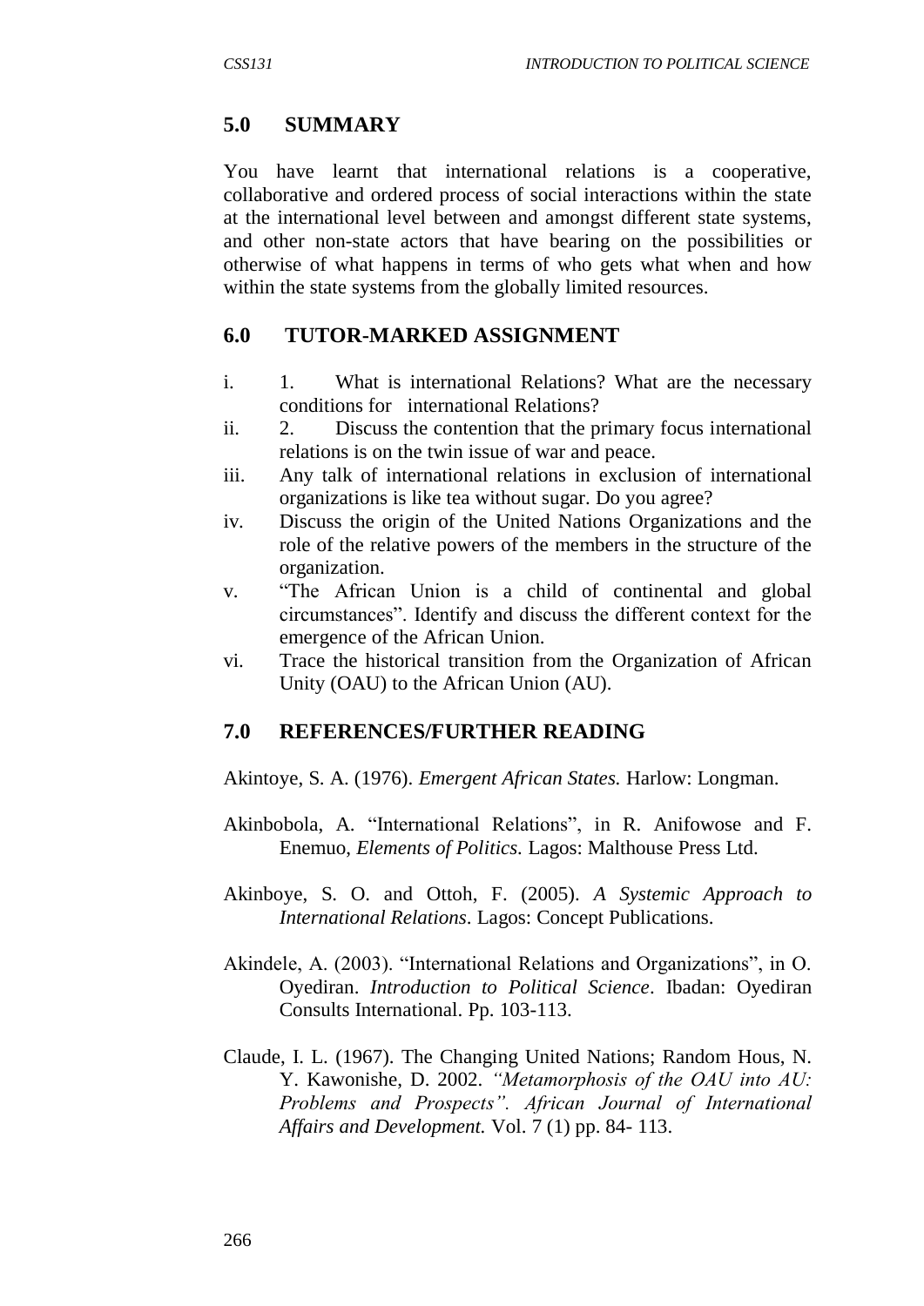## 5.0 SUMMARY

You have learnt that international relations is a cooperative, collaborative and ordered process of social interactions within the state at the international level between and amongst different state systems, and other non-state actors that have bearing on the possibilities or otherwise of what happens in terms of who gets what when and how within the state systems from the globally limited resources.

## 6.0 TUTOR-MARKED ASSIGNMENT

i. 1. What is international Relations? What are the necessary conditions for international Relations?
ii. 2. Discuss the contention that the primary focus international relations is on the twin issue of war and peace.
iii. Any talk of international relations in exclusion of international organizations is like tea without sugar. Do you agree?
iv. Discuss the origin of the United Nations Organizations and the role of the relative powers of the members in the structure of the organization.
v. "The African Union is a child of continental and global circumstances". Identify and discuss the different context for the emergence of the African Union.
vi. Trace the historical transition from the Organization of African Unity (OAU) to the African Union (AU).

## 7.0 REFERENCES/FURTHER READING

Akintoye, S. A. (1976). *Emergent African States.* Harlow: Longman.

Akinbobola, A. "International Relations", in R. Anifowose and F. Enemuo, *Elements of Politics.* Lagos: Malthouse Press Ltd.

Akinboye, S. O. and Ottoh, F. (2005). *A Systemic Approach to International Relations*. Lagos: Concept Publications.

Akindele, A. (2003). "International Relations and Organizations", in O. Oyediran. *Introduction to Political Science*. Ibadan: Oyediran Consults International. Pp. 103-113.

Claude, I. L. (1967). The Changing United Nations; Random Hous, N. Y. Kawonishe, D. 2002. *"Metamorphosis of the OAU into AU: Problems and Prospects". African Journal of International Affairs and Development.* Vol. 7 (1) pp. 84- 113.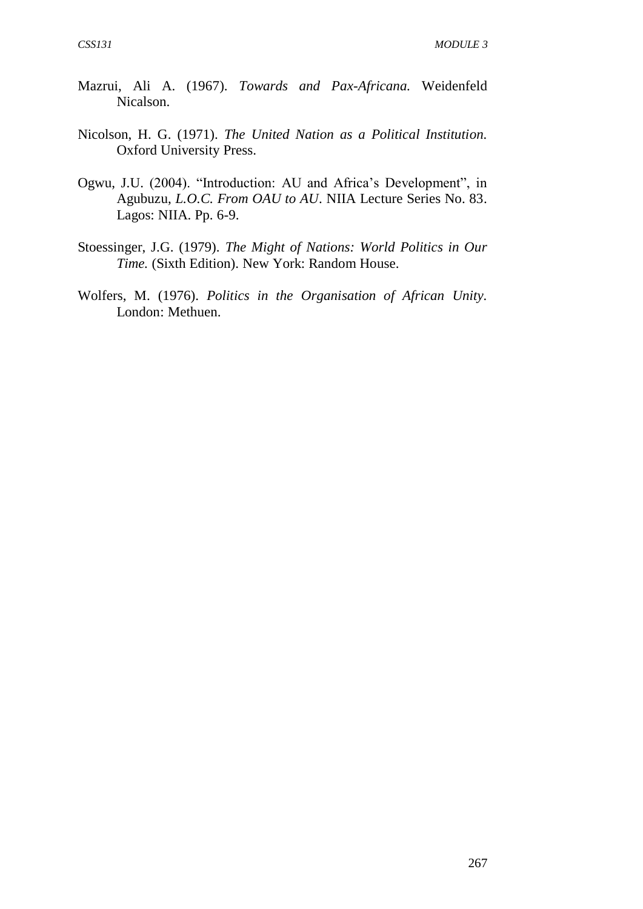Mazrui, Ali A. (1967). *Towards and Pax-Africana.* Weidenfeld Nicalson.

Nicolson, H. G. (1971). *The United Nation as a Political Institution.* Oxford University Press.

Ogwu, J.U. (2004). "Introduction: AU and Africa's Development", in Agubuzu, *L.O.C. From OAU to AU*. NIIA Lecture Series No. 83. Lagos: NIIA. Pp. 6-9.

Stoessinger, J.G. (1979). *The Might of Nations: World Politics in Our Time.* (Sixth Edition). New York: Random House.

Wolfers, M. (1976). *Politics in the Organisation of African Unity*. London: Methuen.